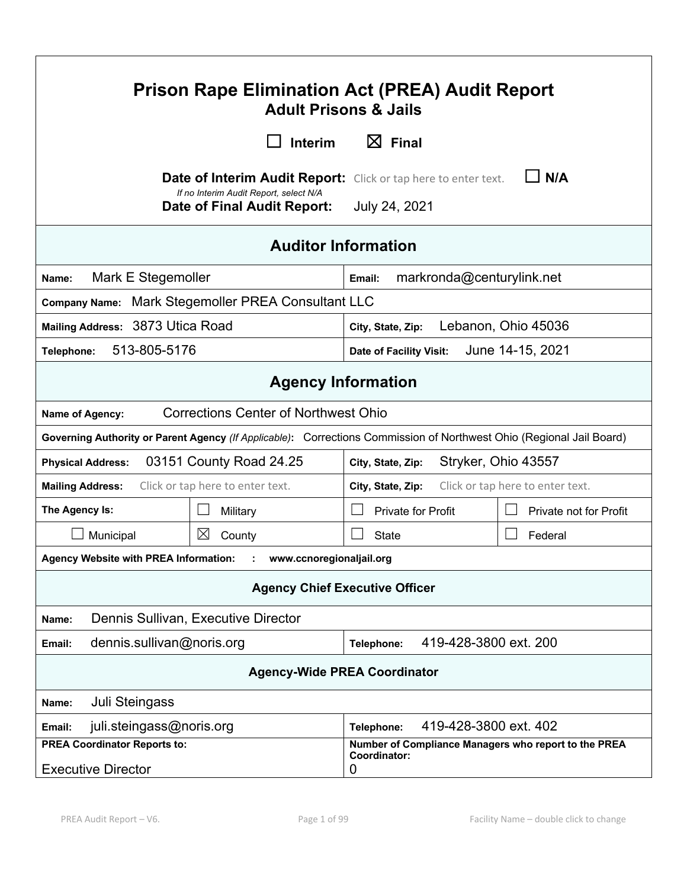# Prison Rape Elimination Act (PREA) Audit Report

## Adult Prisons & Jails

☐ Interim ☒ Final

**Date of Interim Audit Report:** Click or tap here to enter text. ☐ N/A

*If no Interim Audit Report, select N/A*

**Date of Final Audit Report:** July 24, 2021

## Auditor Information

| | |
|---|---|
| **Name:** Mark E Stegemoller | **Email:** markronda@centurylink.net |
| **Company Name:** Mark Stegemoller PREA Consultant LLC | |
| **Mailing Address:** 3873 Utica Road | **City, State, Zip:** Lebanon, Ohio 45036 |
| **Telephone:** 513-805-5176 | **Date of Facility Visit:** June 14-15, 2021 |

## Agency Information

| | | | |
|---|---|---|---|
| **Name of Agency:** Corrections Center of Northwest Ohio | | | |
| **Governing Authority or Parent Agency** *(If Applicable)*: Corrections Commission of Northwest Ohio (Regional Jail Board) | | | |
| **Physical Address:** 03151 County Road 24.25 | | **City, State, Zip:** Stryker, Ohio 43557 | |
| **Mailing Address:** Click or tap here to enter text. | | **City, State, Zip:** Click or tap here to enter text. | |
| **The Agency Is:** | ☐ Military | ☐ Private for Profit | ☐ Private not for Profit |
| ☐ Municipal | ☒ County | ☐ State | ☐ Federal |
| **Agency Website with PREA Information: : www.ccnoregionaljail.org** | | | |

### Agency Chief Executive Officer

| | |
|---|---|
| **Name:** Dennis Sullivan, Executive Director | |
| **Email:** dennis.sullivan@noris.org | **Telephone:** 419-428-3800 ext. 200 |

### Agency-Wide PREA Coordinator

| | |
|---|---|
| **Name:** Juli Steingass | |
| **Email:** juli.steingass@noris.org | **Telephone:** 419-428-3800 ext. 402 |
| **PREA Coordinator Reports to:** Executive Director | **Number of Compliance Managers who report to the PREA Coordinator:** 0 |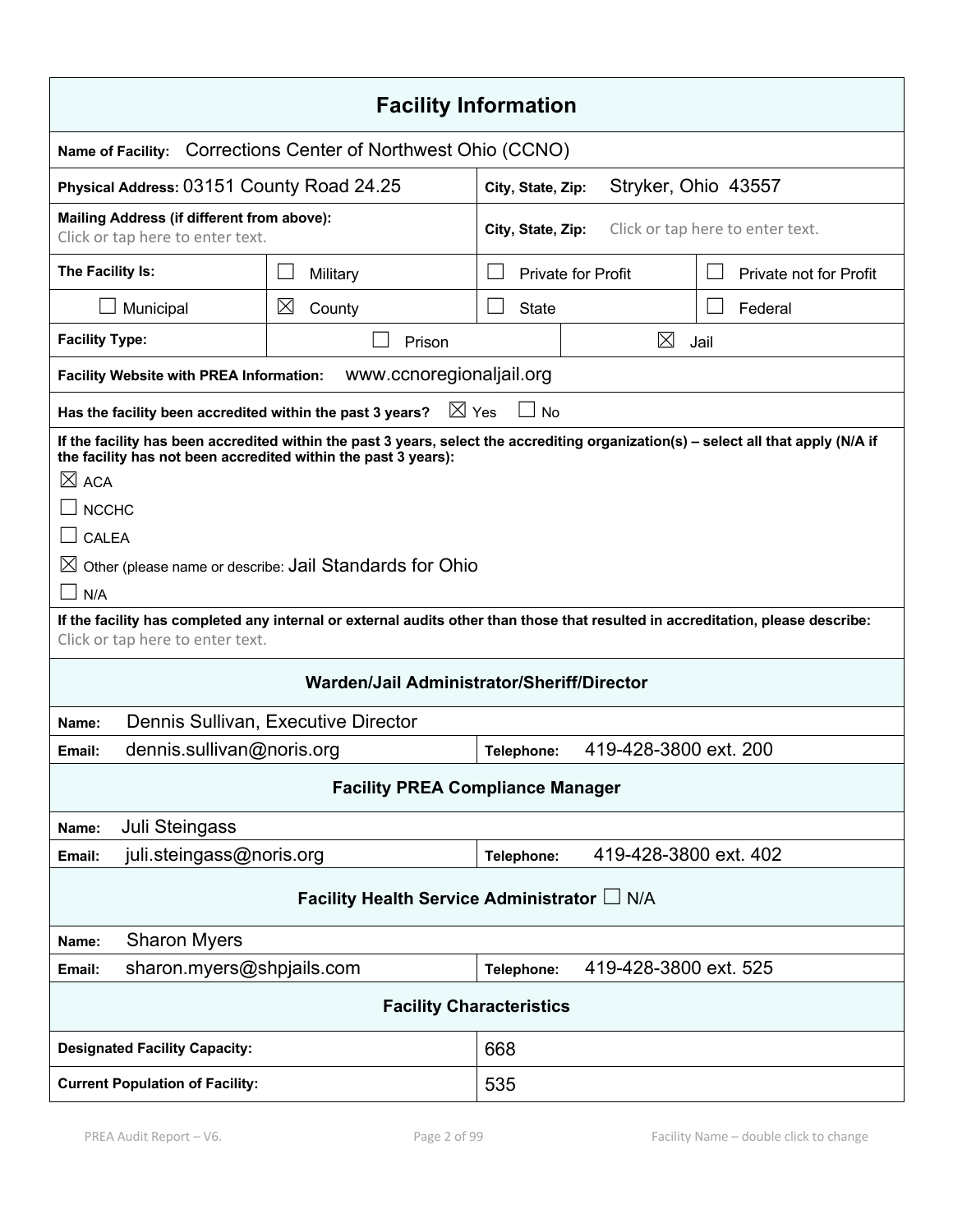## Facility Information

| | | | |
|---|---|---|---|
| **Name of Facility:** Corrections Center of Northwest Ohio (CCNO) | | | |
| **Physical Address:** 03151 County Road 24.25 | | **City, State, Zip:** Stryker, Ohio 43557 | |
| **Mailing Address (if different from above):** Click or tap here to enter text. | | **City, State, Zip:** Click or tap here to enter text. | |
| **The Facility Is:** | ☐ Military | ☐ Private for Profit | ☐ Private not for Profit |
| ☐ Municipal | ☒ County | ☐ State | ☐ Federal |
| **Facility Type:** | ☐ Prison | ☒ Jail | |
| **Facility Website with PREA Information:** www.ccnoregionaljail.org | | | |
| **Has the facility been accredited within the past 3 years?** ☒ Yes ☐ No | | | |

**If the facility has been accredited within the past 3 years, select the accrediting organization(s) – select all that apply (N/A if the facility has not been accredited within the past 3 years):**

☒ ACA

☐ NCCHC

☐ CALEA

☒ Other (please name or describe: Jail Standards for Ohio

☐ N/A

**If the facility has completed any internal or external audits other than those that resulted in accreditation, please describe:**
Click or tap here to enter text.

### Warden/Jail Administrator/Sheriff/Director

| | |
|---|---|
| **Name:** Dennis Sullivan, Executive Director | |
| **Email:** dennis.sullivan@noris.org | **Telephone:** 419-428-3800 ext. 200 |

### Facility PREA Compliance Manager

| | |
|---|---|
| **Name:** Juli Steingass | |
| **Email:** juli.steingass@noris.org | **Telephone:** 419-428-3800 ext. 402 |

### Facility Health Service Administrator ☐ N/A

| | |
|---|---|
| **Name:** Sharon Myers | |
| **Email:** sharon.myers@shpjails.com | **Telephone:** 419-428-3800 ext. 525 |

### Facility Characteristics

| | |
|---|---|
| **Designated Facility Capacity:** | 668 |
| **Current Population of Facility:** | 535 |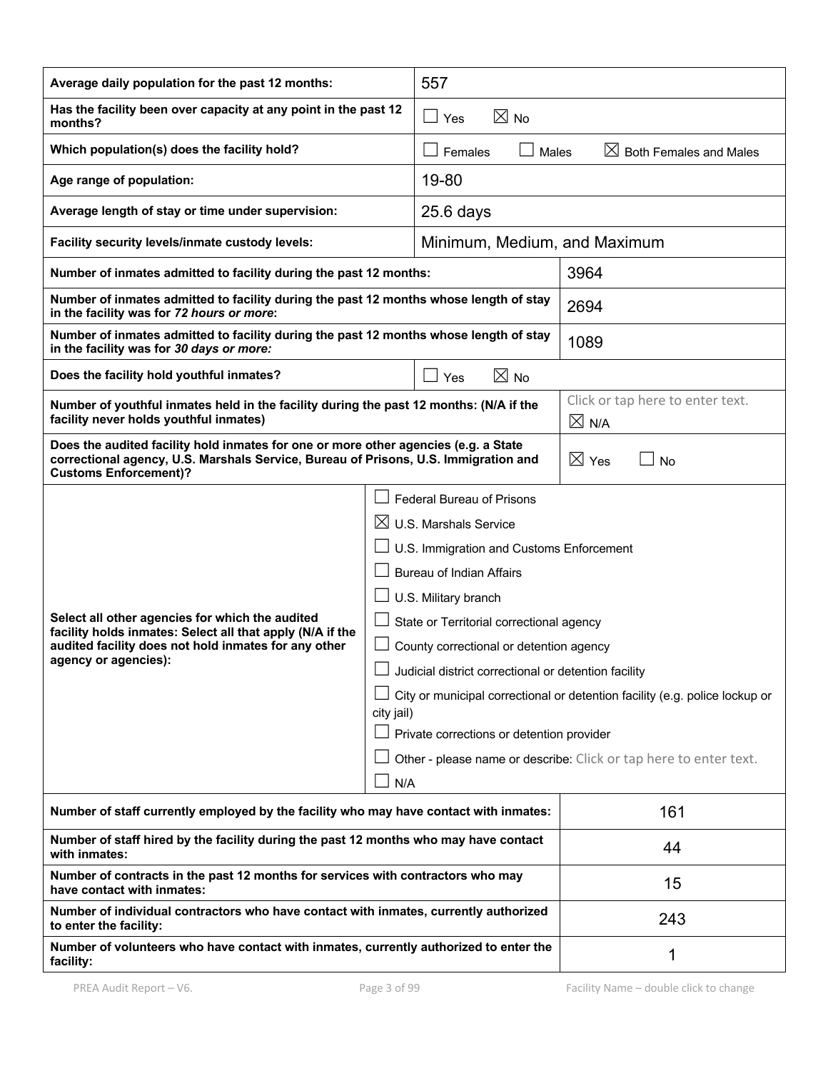| | |
|---|---|
| **Average daily population for the past 12 months:** | 557 |
| **Has the facility been over capacity at any point in the past 12 months?** | ☐ Yes ☒ No |
| **Which population(s) does the facility hold?** | ☐ Females ☐ Males ☒ Both Females and Males |
| **Age range of population:** | 19-80 |
| **Average length of stay or time under supervision:** | 25.6 days |
| **Facility security levels/inmate custody levels:** | Minimum, Medium, and Maximum |
| **Number of inmates admitted to facility during the past 12 months:** | 3964 |
| **Number of inmates admitted to facility during the past 12 months whose length of stay in the facility was for *72 hours or more*:** | 2694 |
| **Number of inmates admitted to facility during the past 12 months whose length of stay in the facility was for *30 days or more:*** | 1089 |
| **Does the facility hold youthful inmates?** | ☐ Yes ☒ No |
| **Number of youthful inmates held in the facility during the past 12 months: (N/A if the facility never holds youthful inmates)** | Click or tap here to enter text. ☒ N/A |
| **Does the audited facility hold inmates for one or more other agencies (e.g. a State correctional agency, U.S. Marshals Service, Bureau of Prisons, U.S. Immigration and Customs Enforcement)?** | ☒ Yes ☐ No |
| **Select all other agencies for which the audited facility holds inmates: Select all that apply (N/A if the audited facility does not hold inmates for any other agency or agencies):** | ☐ Federal Bureau of Prisons<br>☒ U.S. Marshals Service<br>☐ U.S. Immigration and Customs Enforcement<br>☐ Bureau of Indian Affairs<br>☐ U.S. Military branch<br>☐ State or Territorial correctional agency<br>☐ County correctional or detention agency<br>☐ Judicial district correctional or detention facility<br>☐ City or municipal correctional or detention facility (e.g. police lockup or city jail)<br>☐ Private corrections or detention provider<br>☐ Other - please name or describe: Click or tap here to enter text.<br>☐ N/A |
| **Number of staff currently employed by the facility who may have contact with inmates:** | 161 |
| **Number of staff hired by the facility during the past 12 months who may have contact with inmates:** | 44 |
| **Number of contracts in the past 12 months for services with contractors who may have contact with inmates:** | 15 |
| **Number of individual contractors who have contact with inmates, currently authorized to enter the facility:** | 243 |
| **Number of volunteers who have contact with inmates, currently authorized to enter the facility:** | 1 |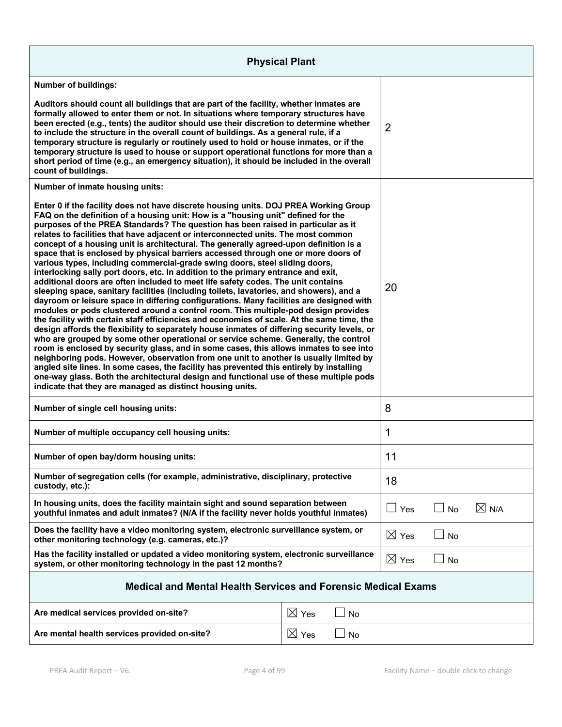## Physical Plant

| Question | Response |
|---|---|
| **Number of buildings:**<br><br>**Auditors should count all buildings that are part of the facility, whether inmates are formally allowed to enter them or not. In situations where temporary structures have been erected (e.g., tents) the auditor should use their discretion to determine whether to include the structure in the overall count of buildings. As a general rule, if a temporary structure is regularly or routinely used to hold or house inmates, or if the temporary structure is used to house or support operational functions for more than a short period of time (e.g., an emergency situation), it should be included in the overall count of buildings.** | 2 |
| **Number of inmate housing units:**<br><br>**Enter 0 if the facility does not have discrete housing units. DOJ PREA Working Group FAQ on the definition of a housing unit: How is a "housing unit" defined for the purposes of the PREA Standards? The question has been raised in particular as it relates to facilities that have adjacent or interconnected units. The most common concept of a housing unit is architectural. The generally agreed-upon definition is a space that is enclosed by physical barriers accessed through one or more doors of various types, including commercial-grade swing doors, steel sliding doors, interlocking sally port doors, etc. In addition to the primary entrance and exit, additional doors are often included to meet life safety codes. The unit contains sleeping space, sanitary facilities (including toilets, lavatories, and showers), and a dayroom or leisure space in differing configurations. Many facilities are designed with modules or pods clustered around a control room. This multiple-pod design provides the facility with certain staff efficiencies and economies of scale. At the same time, the design affords the flexibility to separately house inmates of differing security levels, or who are grouped by some other operational or service scheme. Generally, the control room is enclosed by security glass, and in some cases, this allows inmates to see into neighboring pods. However, observation from one unit to another is usually limited by angled site lines. In some cases, the facility has prevented this entirely by installing one-way glass. Both the architectural design and functional use of these multiple pods indicate that they are managed as distinct housing units.** | 20 |
| **Number of single cell housing units:** | 8 |
| **Number of multiple occupancy cell housing units:** | 1 |
| **Number of open bay/dorm housing units:** | 11 |
| **Number of segregation cells (for example, administrative, disciplinary, protective custody, etc.):** | 18 |
| **In housing units, does the facility maintain sight and sound separation between youthful inmates and adult inmates? (N/A if the facility never holds youthful inmates)** | ☐ Yes ☐ No ☒ N/A |
| **Does the facility have a video monitoring system, electronic surveillance system, or other monitoring technology (e.g. cameras, etc.)?** | ☒ Yes ☐ No |
| **Has the facility installed or updated a video monitoring system, electronic surveillance system, or other monitoring technology in the past 12 months?** | ☒ Yes ☐ No |

## Medical and Mental Health Services and Forensic Medical Exams

| Question | Response |
|---|---|
| **Are medical services provided on-site?** | ☒ Yes ☐ No |
| **Are mental health services provided on-site?** | ☒ Yes ☐ No |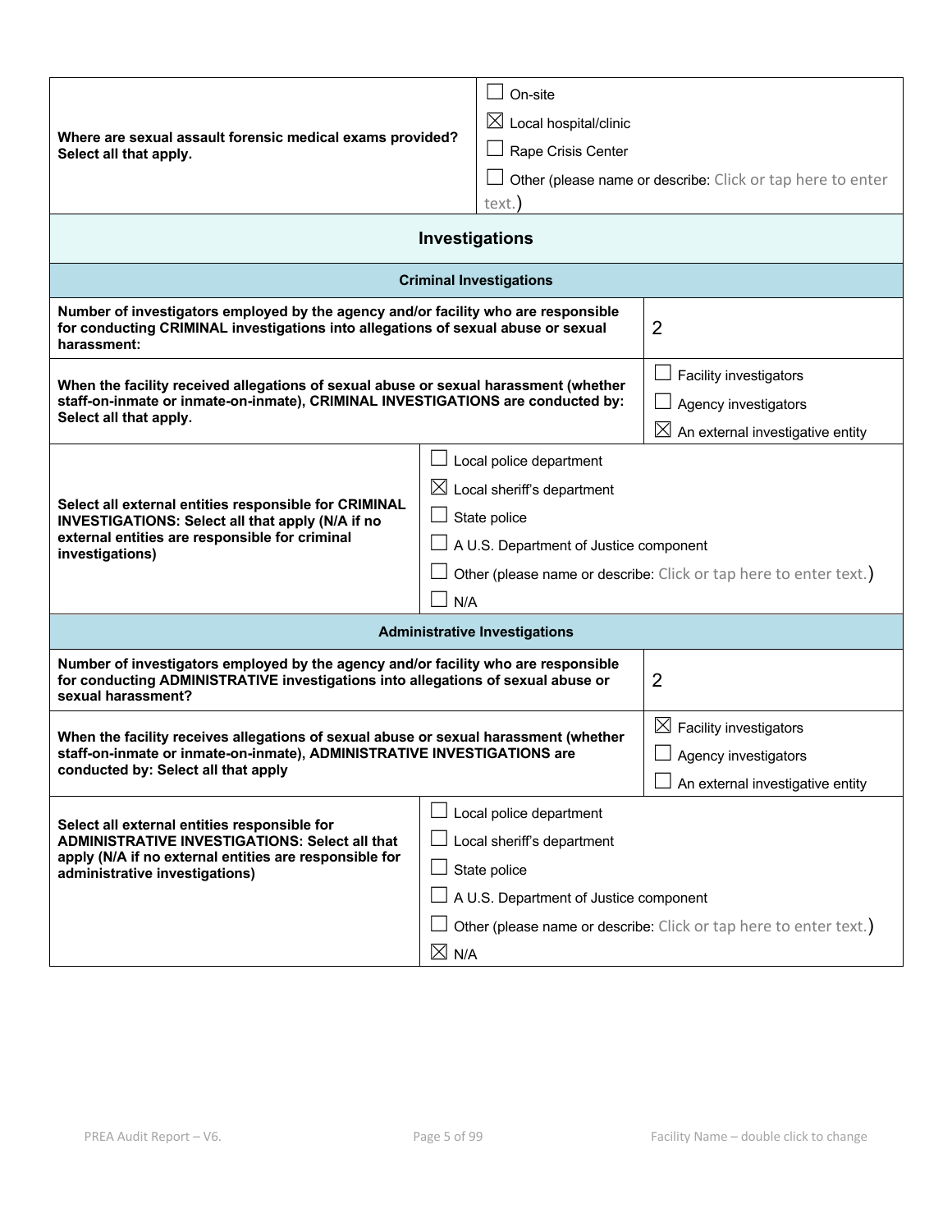| Where are sexual assault forensic medical exams provided? Select all that apply. | ☐ On-site<br>☒ Local hospital/clinic<br>☐ Rape Crisis Center<br>☐ Other (please name or describe: Click or tap here to enter text.) |
|---|---|

## Investigations

### Criminal Investigations

| | |
|---|---|
| **Number of investigators employed by the agency and/or facility who are responsible for conducting CRIMINAL investigations into allegations of sexual abuse or sexual harassment:** | 2 |
| **When the facility received allegations of sexual abuse or sexual harassment (whether staff-on-inmate or inmate-on-inmate), CRIMINAL INVESTIGATIONS are conducted by: Select all that apply.** | ☐ Facility investigators<br>☐ Agency investigators<br>☒ An external investigative entity |
| **Select all external entities responsible for CRIMINAL INVESTIGATIONS: Select all that apply (N/A if no external entities are responsible for criminal investigations)** | ☐ Local police department<br>☒ Local sheriff's department<br>☐ State police<br>☐ A U.S. Department of Justice component<br>☐ Other (please name or describe: Click or tap here to enter text.)<br>☐ N/A |

### Administrative Investigations

| | |
|---|---|
| **Number of investigators employed by the agency and/or facility who are responsible for conducting ADMINISTRATIVE investigations into allegations of sexual abuse or sexual harassment?** | 2 |
| **When the facility receives allegations of sexual abuse or sexual harassment (whether staff-on-inmate or inmate-on-inmate), ADMINISTRATIVE INVESTIGATIONS are conducted by: Select all that apply** | ☒ Facility investigators<br>☐ Agency investigators<br>☐ An external investigative entity |
| **Select all external entities responsible for ADMINISTRATIVE INVESTIGATIONS: Select all that apply (N/A if no external entities are responsible for administrative investigations)** | ☐ Local police department<br>☐ Local sheriff's department<br>☐ State police<br>☐ A U.S. Department of Justice component<br>☐ Other (please name or describe: Click or tap here to enter text.)<br>☒ N/A |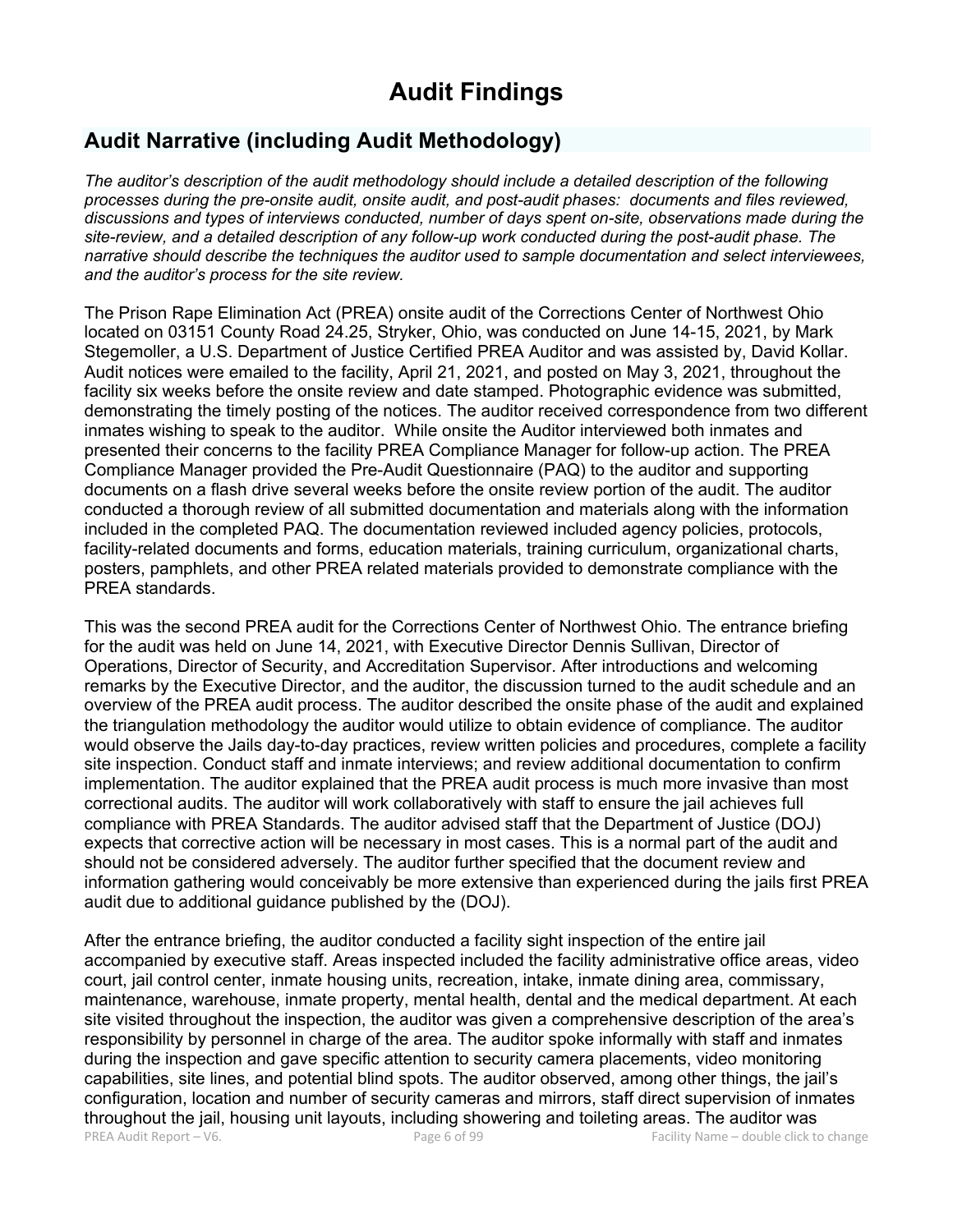# Audit Findings

## Audit Narrative (including Audit Methodology)

*The auditor's description of the audit methodology should include a detailed description of the following processes during the pre-onsite audit, onsite audit, and post-audit phases: documents and files reviewed, discussions and types of interviews conducted, number of days spent on-site, observations made during the site-review, and a detailed description of any follow-up work conducted during the post-audit phase. The narrative should describe the techniques the auditor used to sample documentation and select interviewees, and the auditor's process for the site review.*

The Prison Rape Elimination Act (PREA) onsite audit of the Corrections Center of Northwest Ohio located on 03151 County Road 24.25, Stryker, Ohio, was conducted on June 14-15, 2021, by Mark Stegemoller, a U.S. Department of Justice Certified PREA Auditor and was assisted by, David Kollar. Audit notices were emailed to the facility, April 21, 2021, and posted on May 3, 2021, throughout the facility six weeks before the onsite review and date stamped. Photographic evidence was submitted, demonstrating the timely posting of the notices. The auditor received correspondence from two different inmates wishing to speak to the auditor. While onsite the Auditor interviewed both inmates and presented their concerns to the facility PREA Compliance Manager for follow-up action. The PREA Compliance Manager provided the Pre-Audit Questionnaire (PAQ) to the auditor and supporting documents on a flash drive several weeks before the onsite review portion of the audit. The auditor conducted a thorough review of all submitted documentation and materials along with the information included in the completed PAQ. The documentation reviewed included agency policies, protocols, facility-related documents and forms, education materials, training curriculum, organizational charts, posters, pamphlets, and other PREA related materials provided to demonstrate compliance with the PREA standards.

This was the second PREA audit for the Corrections Center of Northwest Ohio. The entrance briefing for the audit was held on June 14, 2021, with Executive Director Dennis Sullivan, Director of Operations, Director of Security, and Accreditation Supervisor. After introductions and welcoming remarks by the Executive Director, and the auditor, the discussion turned to the audit schedule and an overview of the PREA audit process. The auditor described the onsite phase of the audit and explained the triangulation methodology the auditor would utilize to obtain evidence of compliance. The auditor would observe the Jails day-to-day practices, review written policies and procedures, complete a facility site inspection. Conduct staff and inmate interviews; and review additional documentation to confirm implementation. The auditor explained that the PREA audit process is much more invasive than most correctional audits. The auditor will work collaboratively with staff to ensure the jail achieves full compliance with PREA Standards. The auditor advised staff that the Department of Justice (DOJ) expects that corrective action will be necessary in most cases. This is a normal part of the audit and should not be considered adversely. The auditor further specified that the document review and information gathering would conceivably be more extensive than experienced during the jails first PREA audit due to additional guidance published by the (DOJ).

After the entrance briefing, the auditor conducted a facility sight inspection of the entire jail accompanied by executive staff. Areas inspected included the facility administrative office areas, video court, jail control center, inmate housing units, recreation, intake, inmate dining area, commissary, maintenance, warehouse, inmate property, mental health, dental and the medical department. At each site visited throughout the inspection, the auditor was given a comprehensive description of the area's responsibility by personnel in charge of the area. The auditor spoke informally with staff and inmates during the inspection and gave specific attention to security camera placements, video monitoring capabilities, site lines, and potential blind spots. The auditor observed, among other things, the jail's configuration, location and number of security cameras and mirrors, staff direct supervision of inmates throughout the jail, housing unit layouts, including showering and toileting areas. The auditor was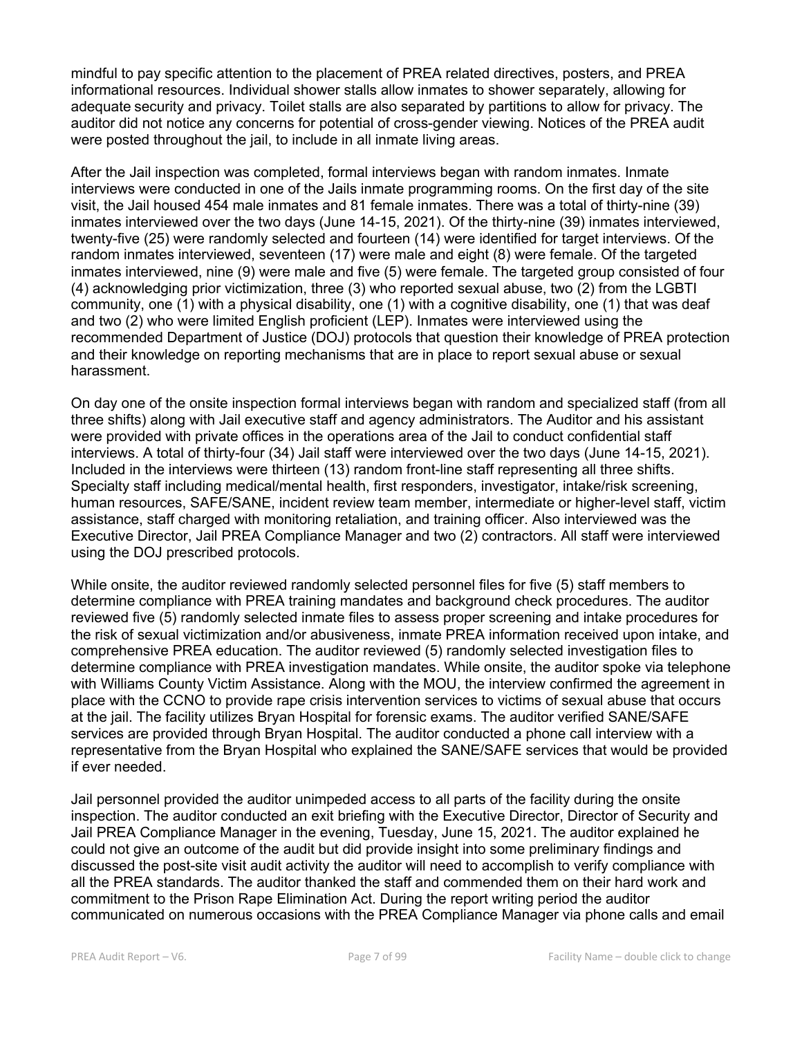mindful to pay specific attention to the placement of PREA related directives, posters, and PREA informational resources. Individual shower stalls allow inmates to shower separately, allowing for adequate security and privacy. Toilet stalls are also separated by partitions to allow for privacy. The auditor did not notice any concerns for potential of cross-gender viewing. Notices of the PREA audit were posted throughout the jail, to include in all inmate living areas.

After the Jail inspection was completed, formal interviews began with random inmates. Inmate interviews were conducted in one of the Jails inmate programming rooms. On the first day of the site visit, the Jail housed 454 male inmates and 81 female inmates. There was a total of thirty-nine (39) inmates interviewed over the two days (June 14-15, 2021). Of the thirty-nine (39) inmates interviewed, twenty-five (25) were randomly selected and fourteen (14) were identified for target interviews. Of the random inmates interviewed, seventeen (17) were male and eight (8) were female. Of the targeted inmates interviewed, nine (9) were male and five (5) were female. The targeted group consisted of four (4) acknowledging prior victimization, three (3) who reported sexual abuse, two (2) from the LGBTI community, one (1) with a physical disability, one (1) with a cognitive disability, one (1) that was deaf and two (2) who were limited English proficient (LEP). Inmates were interviewed using the recommended Department of Justice (DOJ) protocols that question their knowledge of PREA protection and their knowledge on reporting mechanisms that are in place to report sexual abuse or sexual harassment.

On day one of the onsite inspection formal interviews began with random and specialized staff (from all three shifts) along with Jail executive staff and agency administrators. The Auditor and his assistant were provided with private offices in the operations area of the Jail to conduct confidential staff interviews. A total of thirty-four (34) Jail staff were interviewed over the two days (June 14-15, 2021). Included in the interviews were thirteen (13) random front-line staff representing all three shifts. Specialty staff including medical/mental health, first responders, investigator, intake/risk screening, human resources, SAFE/SANE, incident review team member, intermediate or higher-level staff, victim assistance, staff charged with monitoring retaliation, and training officer. Also interviewed was the Executive Director, Jail PREA Compliance Manager and two (2) contractors. All staff were interviewed using the DOJ prescribed protocols.

While onsite, the auditor reviewed randomly selected personnel files for five (5) staff members to determine compliance with PREA training mandates and background check procedures. The auditor reviewed five (5) randomly selected inmate files to assess proper screening and intake procedures for the risk of sexual victimization and/or abusiveness, inmate PREA information received upon intake, and comprehensive PREA education. The auditor reviewed (5) randomly selected investigation files to determine compliance with PREA investigation mandates. While onsite, the auditor spoke via telephone with Williams County Victim Assistance. Along with the MOU, the interview confirmed the agreement in place with the CCNO to provide rape crisis intervention services to victims of sexual abuse that occurs at the jail. The facility utilizes Bryan Hospital for forensic exams. The auditor verified SANE/SAFE services are provided through Bryan Hospital. The auditor conducted a phone call interview with a representative from the Bryan Hospital who explained the SANE/SAFE services that would be provided if ever needed.

Jail personnel provided the auditor unimpeded access to all parts of the facility during the onsite inspection. The auditor conducted an exit briefing with the Executive Director, Director of Security and Jail PREA Compliance Manager in the evening, Tuesday, June 15, 2021. The auditor explained he could not give an outcome of the audit but did provide insight into some preliminary findings and discussed the post-site visit audit activity the auditor will need to accomplish to verify compliance with all the PREA standards. The auditor thanked the staff and commended them on their hard work and commitment to the Prison Rape Elimination Act. During the report writing period the auditor communicated on numerous occasions with the PREA Compliance Manager via phone calls and email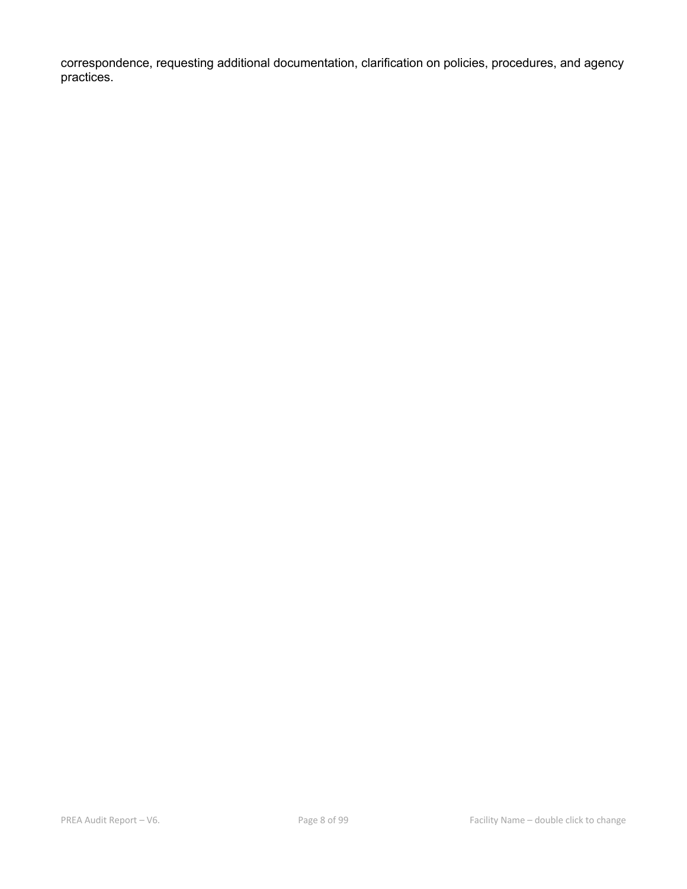correspondence, requesting additional documentation, clarification on policies, procedures, and agency practices.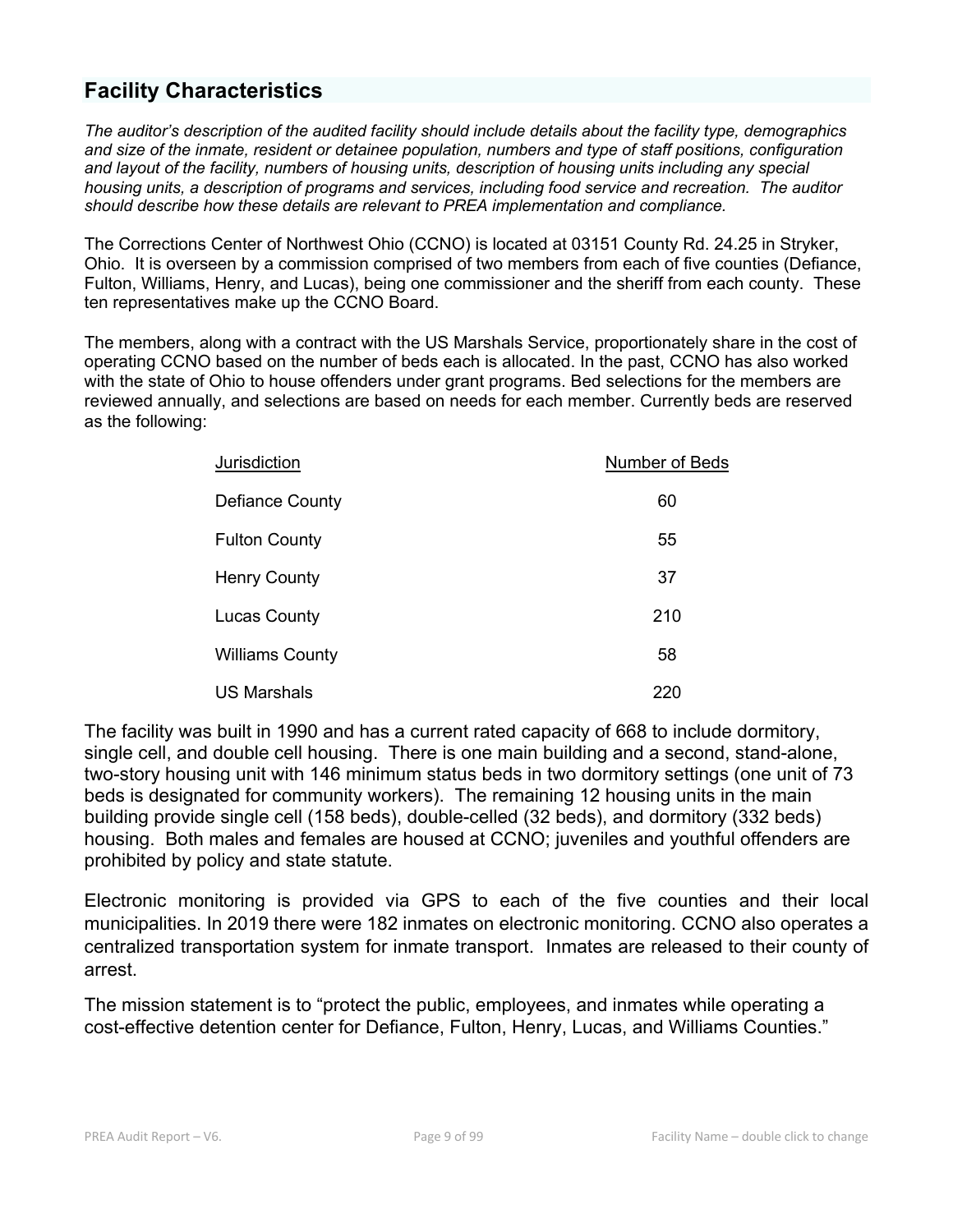## Facility Characteristics

*The auditor's description of the audited facility should include details about the facility type, demographics and size of the inmate, resident or detainee population, numbers and type of staff positions, configuration and layout of the facility, numbers of housing units, description of housing units including any special housing units, a description of programs and services, including food service and recreation. The auditor should describe how these details are relevant to PREA implementation and compliance.*

The Corrections Center of Northwest Ohio (CCNO) is located at 03151 County Rd. 24.25 in Stryker, Ohio. It is overseen by a commission comprised of two members from each of five counties (Defiance, Fulton, Williams, Henry, and Lucas), being one commissioner and the sheriff from each county. These ten representatives make up the CCNO Board.

The members, along with a contract with the US Marshals Service, proportionately share in the cost of operating CCNO based on the number of beds each is allocated. In the past, CCNO has also worked with the state of Ohio to house offenders under grant programs. Bed selections for the members are reviewed annually, and selections are based on needs for each member. Currently beds are reserved as the following:

| Jurisdiction | Number of Beds |
|---|---|
| Defiance County | 60 |
| Fulton County | 55 |
| Henry County | 37 |
| Lucas County | 210 |
| Williams County | 58 |
| US Marshals | 220 |

The facility was built in 1990 and has a current rated capacity of 668 to include dormitory, single cell, and double cell housing. There is one main building and a second, stand-alone, two-story housing unit with 146 minimum status beds in two dormitory settings (one unit of 73 beds is designated for community workers). The remaining 12 housing units in the main building provide single cell (158 beds), double-celled (32 beds), and dormitory (332 beds) housing. Both males and females are housed at CCNO; juveniles and youthful offenders are prohibited by policy and state statute.

Electronic monitoring is provided via GPS to each of the five counties and their local municipalities. In 2019 there were 182 inmates on electronic monitoring. CCNO also operates a centralized transportation system for inmate transport. Inmates are released to their county of arrest.

The mission statement is to "protect the public, employees, and inmates while operating a cost-effective detention center for Defiance, Fulton, Henry, Lucas, and Williams Counties."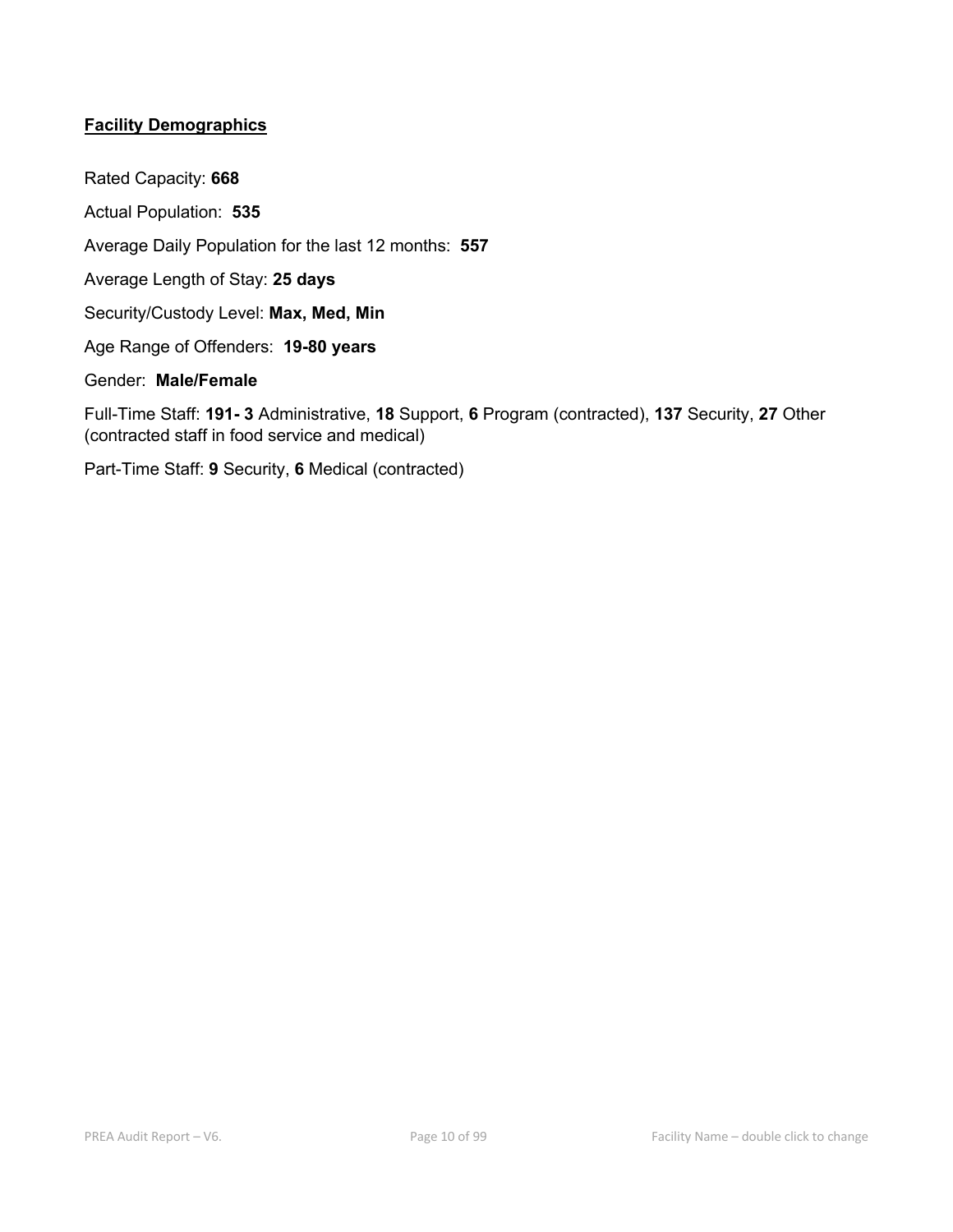## Facility Demographics

Rated Capacity: **668**

Actual Population: **535**

Average Daily Population for the last 12 months: **557**

Average Length of Stay: **25 days**

Security/Custody Level: **Max, Med, Min**

Age Range of Offenders: **19-80 years**

Gender: **Male/Female**

Full-Time Staff: **191- 3** Administrative, **18** Support, **6** Program (contracted), **137** Security, **27** Other (contracted staff in food service and medical)

Part-Time Staff: **9** Security, **6** Medical (contracted)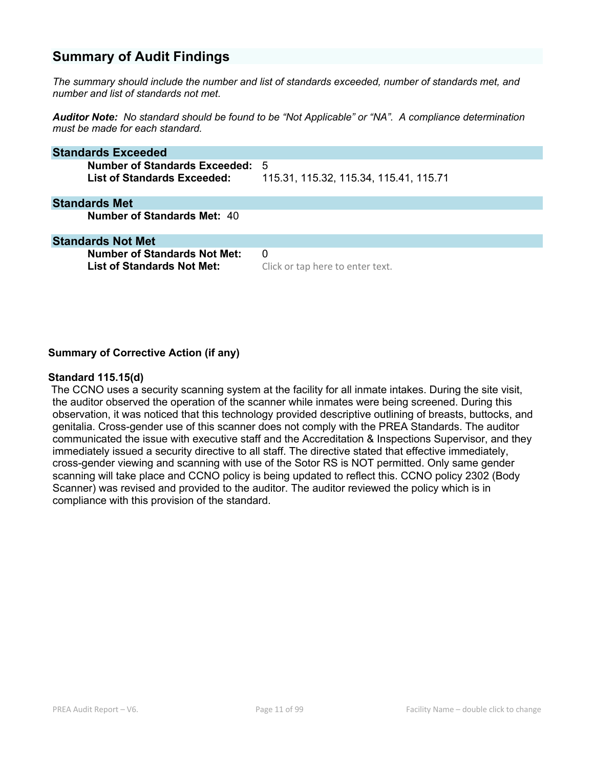## Summary of Audit Findings

*The summary should include the number and list of standards exceeded, number of standards met, and number and list of standards not met.*

***Auditor Note:** No standard should be found to be "Not Applicable" or "NA". A compliance determination must be made for each standard.*

### Standards Exceeded

**Number of Standards Exceeded:** 5

**List of Standards Exceeded:** 115.31, 115.32, 115.34, 115.41, 115.71

### Standards Met

**Number of Standards Met:** 40

### Standards Not Met

**Number of Standards Not Met:** 0

**List of Standards Not Met:** Click or tap here to enter text.

**Summary of Corrective Action (if any)**

**Standard 115.15(d)**

The CCNO uses a security scanning system at the facility for all inmate intakes. During the site visit, the auditor observed the operation of the scanner while inmates were being screened. During this observation, it was noticed that this technology provided descriptive outlining of breasts, buttocks, and genitalia. Cross-gender use of this scanner does not comply with the PREA Standards. The auditor communicated the issue with executive staff and the Accreditation & Inspections Supervisor, and they immediately issued a security directive to all staff. The directive stated that effective immediately, cross-gender viewing and scanning with use of the Sotor RS is NOT permitted. Only same gender scanning will take place and CCNO policy is being updated to reflect this. CCNO policy 2302 (Body Scanner) was revised and provided to the auditor. The auditor reviewed the policy which is in compliance with this provision of the standard.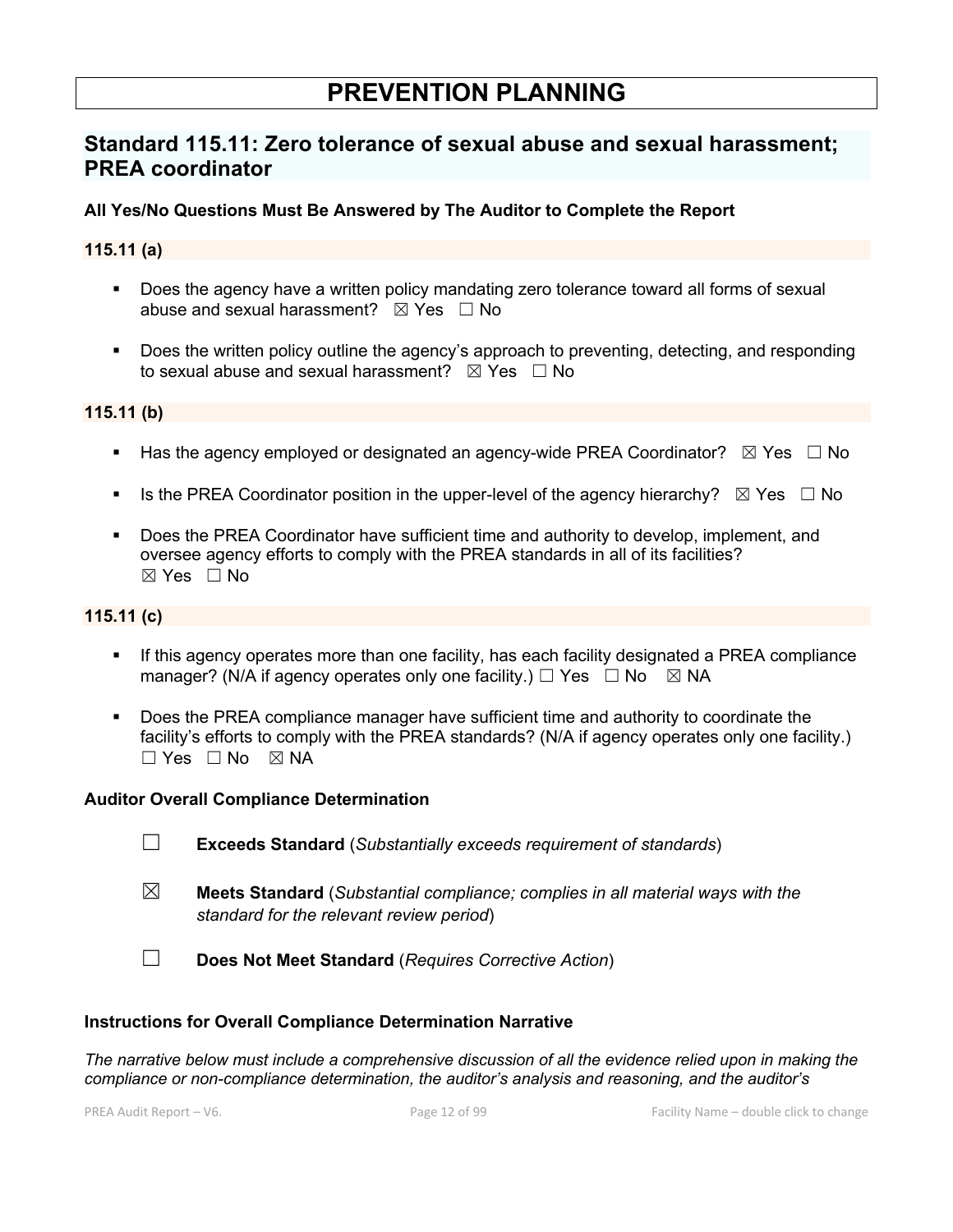# PREVENTION PLANNING

## Standard 115.11: Zero tolerance of sexual abuse and sexual harassment; PREA coordinator

**All Yes/No Questions Must Be Answered by The Auditor to Complete the Report**

### 115.11 (a)

- Does the agency have a written policy mandating zero tolerance toward all forms of sexual abuse and sexual harassment? ☒ Yes ☐ No
- Does the written policy outline the agency's approach to preventing, detecting, and responding to sexual abuse and sexual harassment? ☒ Yes ☐ No

### 115.11 (b)

- Has the agency employed or designated an agency-wide PREA Coordinator? ☒ Yes ☐ No
- Is the PREA Coordinator position in the upper-level of the agency hierarchy? ☒ Yes ☐ No
- Does the PREA Coordinator have sufficient time and authority to develop, implement, and oversee agency efforts to comply with the PREA standards in all of its facilities? ☒ Yes ☐ No

### 115.11 (c)

- If this agency operates more than one facility, has each facility designated a PREA compliance manager? (N/A if agency operates only one facility.) ☐ Yes ☐ No ☒ NA
- Does the PREA compliance manager have sufficient time and authority to coordinate the facility's efforts to comply with the PREA standards? (N/A if agency operates only one facility.) ☐ Yes ☐ No ☒ NA

### Auditor Overall Compliance Determination

☐ **Exceeds Standard** (*Substantially exceeds requirement of standards*)

☒ **Meets Standard** (*Substantial compliance; complies in all material ways with the standard for the relevant review period*)

☐ **Does Not Meet Standard** (*Requires Corrective Action*)

### Instructions for Overall Compliance Determination Narrative

*The narrative below must include a comprehensive discussion of all the evidence relied upon in making the compliance or non-compliance determination, the auditor's analysis and reasoning, and the auditor's*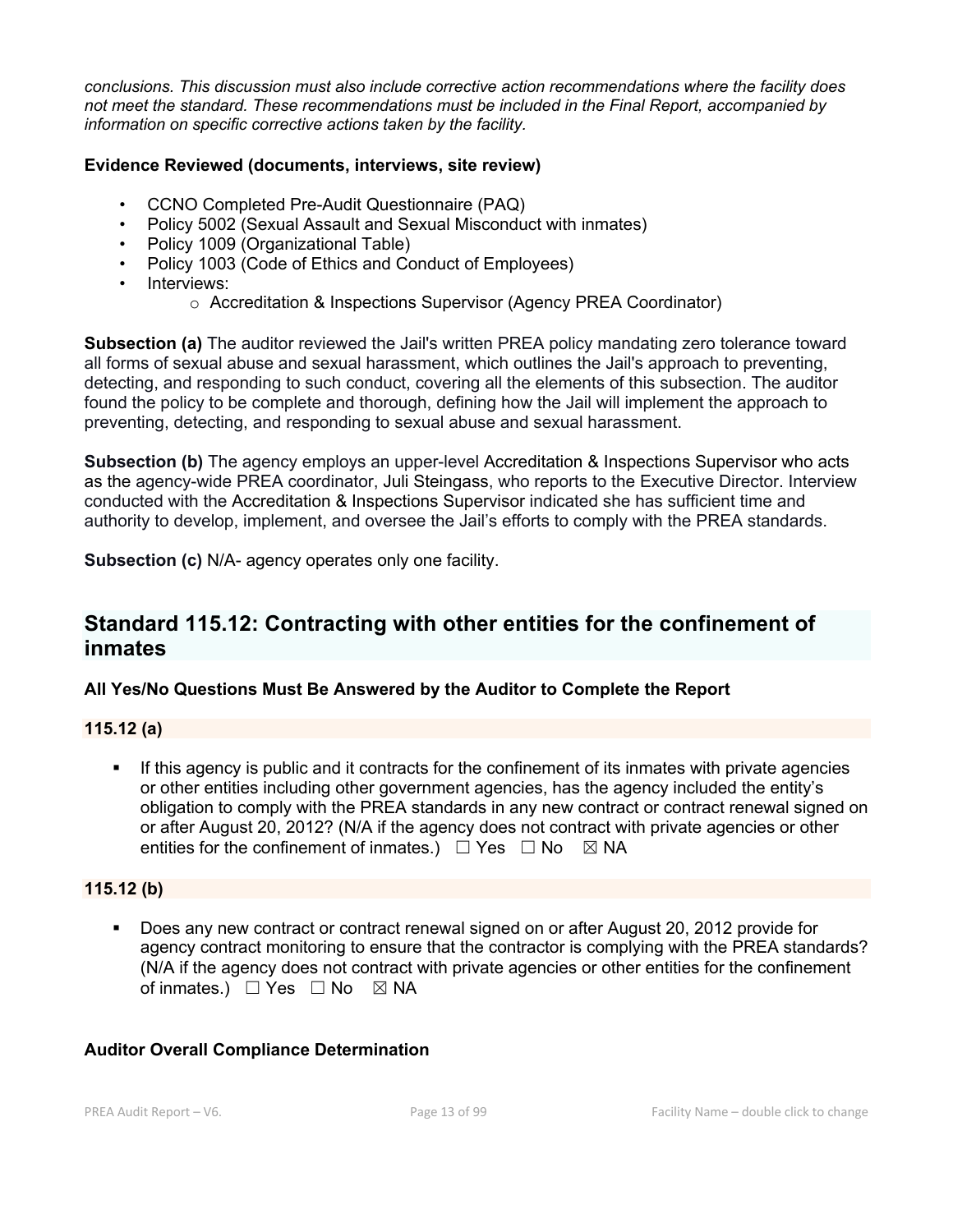*conclusions. This discussion must also include corrective action recommendations where the facility does not meet the standard. These recommendations must be included in the Final Report, accompanied by information on specific corrective actions taken by the facility.*

**Evidence Reviewed (documents, interviews, site review)**

- CCNO Completed Pre-Audit Questionnaire (PAQ)
- Policy 5002 (Sexual Assault and Sexual Misconduct with inmates)
- Policy 1009 (Organizational Table)
- Policy 1003 (Code of Ethics and Conduct of Employees)
- Interviews:
  - Accreditation & Inspections Supervisor (Agency PREA Coordinator)

**Subsection (a)** The auditor reviewed the Jail's written PREA policy mandating zero tolerance toward all forms of sexual abuse and sexual harassment, which outlines the Jail's approach to preventing, detecting, and responding to such conduct, covering all the elements of this subsection. The auditor found the policy to be complete and thorough, defining how the Jail will implement the approach to preventing, detecting, and responding to sexual abuse and sexual harassment.

**Subsection (b)** The agency employs an upper-level Accreditation & Inspections Supervisor who acts as the agency-wide PREA coordinator, Juli Steingass, who reports to the Executive Director. Interview conducted with the Accreditation & Inspections Supervisor indicated she has sufficient time and authority to develop, implement, and oversee the Jail's efforts to comply with the PREA standards.

**Subsection (c)** N/A- agency operates only one facility.

## Standard 115.12: Contracting with other entities for the confinement of inmates

**All Yes/No Questions Must Be Answered by the Auditor to Complete the Report**

### 115.12 (a)

- If this agency is public and it contracts for the confinement of its inmates with private agencies or other entities including other government agencies, has the agency included the entity's obligation to comply with the PREA standards in any new contract or contract renewal signed on or after August 20, 2012? (N/A if the agency does not contract with private agencies or other entities for the confinement of inmates.) ☐ Yes ☐ No ☒ NA

### 115.12 (b)

- Does any new contract or contract renewal signed on or after August 20, 2012 provide for agency contract monitoring to ensure that the contractor is complying with the PREA standards? (N/A if the agency does not contract with private agencies or other entities for the confinement of inmates.) ☐ Yes ☐ No ☒ NA

**Auditor Overall Compliance Determination**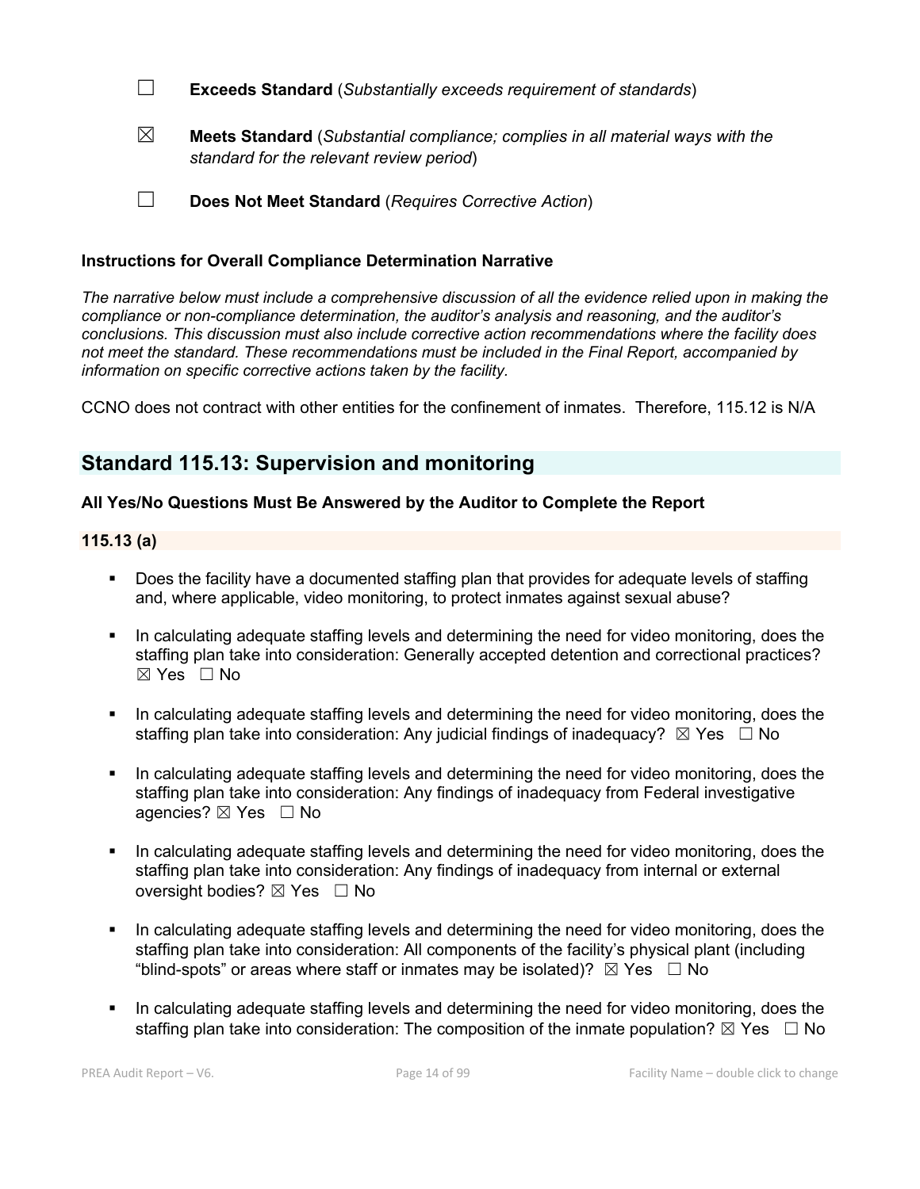☐ **Exceeds Standard** (*Substantially exceeds requirement of standards*)

☒ **Meets Standard** (*Substantial compliance; complies in all material ways with the standard for the relevant review period*)

☐ **Does Not Meet Standard** (*Requires Corrective Action*)

### Instructions for Overall Compliance Determination Narrative

*The narrative below must include a comprehensive discussion of all the evidence relied upon in making the compliance or non-compliance determination, the auditor's analysis and reasoning, and the auditor's conclusions. This discussion must also include corrective action recommendations where the facility does not meet the standard. These recommendations must be included in the Final Report, accompanied by information on specific corrective actions taken by the facility.*

CCNO does not contract with other entities for the confinement of inmates. Therefore, 115.12 is N/A

## Standard 115.13: Supervision and monitoring

### All Yes/No Questions Must Be Answered by the Auditor to Complete the Report

### 115.13 (a)

- Does the facility have a documented staffing plan that provides for adequate levels of staffing and, where applicable, video monitoring, to protect inmates against sexual abuse?
- In calculating adequate staffing levels and determining the need for video monitoring, does the staffing plan take into consideration: Generally accepted detention and correctional practices? ☒ Yes ☐ No
- In calculating adequate staffing levels and determining the need for video monitoring, does the staffing plan take into consideration: Any judicial findings of inadequacy? ☒ Yes ☐ No
- In calculating adequate staffing levels and determining the need for video monitoring, does the staffing plan take into consideration: Any findings of inadequacy from Federal investigative agencies? ☒ Yes ☐ No
- In calculating adequate staffing levels and determining the need for video monitoring, does the staffing plan take into consideration: Any findings of inadequacy from internal or external oversight bodies? ☒ Yes ☐ No
- In calculating adequate staffing levels and determining the need for video monitoring, does the staffing plan take into consideration: All components of the facility's physical plant (including "blind-spots" or areas where staff or inmates may be isolated)? ☒ Yes ☐ No
- In calculating adequate staffing levels and determining the need for video monitoring, does the staffing plan take into consideration: The composition of the inmate population? ☒ Yes ☐ No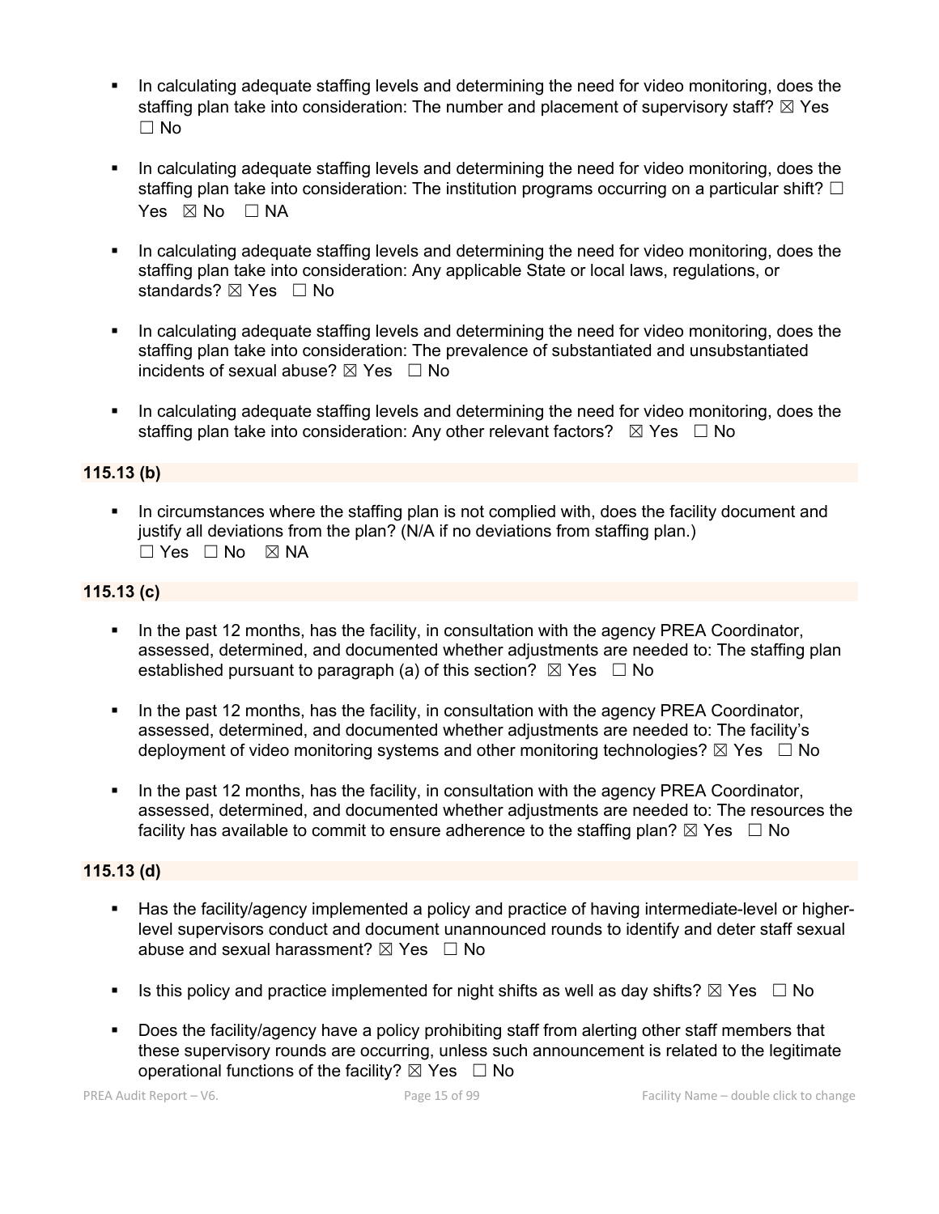- In calculating adequate staffing levels and determining the need for video monitoring, does the staffing plan take into consideration: The number and placement of supervisory staff? ☒ Yes ☐ No

- In calculating adequate staffing levels and determining the need for video monitoring, does the staffing plan take into consideration: The institution programs occurring on a particular shift? ☐ Yes ☒ No ☐ NA

- In calculating adequate staffing levels and determining the need for video monitoring, does the staffing plan take into consideration: Any applicable State or local laws, regulations, or standards? ☒ Yes ☐ No

- In calculating adequate staffing levels and determining the need for video monitoring, does the staffing plan take into consideration: The prevalence of substantiated and unsubstantiated incidents of sexual abuse? ☒ Yes ☐ No

- In calculating adequate staffing levels and determining the need for video monitoring, does the staffing plan take into consideration: Any other relevant factors? ☒ Yes ☐ No

### 115.13 (b)

- In circumstances where the staffing plan is not complied with, does the facility document and justify all deviations from the plan? (N/A if no deviations from staffing plan.) ☐ Yes ☐ No ☒ NA

### 115.13 (c)

- In the past 12 months, has the facility, in consultation with the agency PREA Coordinator, assessed, determined, and documented whether adjustments are needed to: The staffing plan established pursuant to paragraph (a) of this section? ☒ Yes ☐ No

- In the past 12 months, has the facility, in consultation with the agency PREA Coordinator, assessed, determined, and documented whether adjustments are needed to: The facility's deployment of video monitoring systems and other monitoring technologies? ☒ Yes ☐ No

- In the past 12 months, has the facility, in consultation with the agency PREA Coordinator, assessed, determined, and documented whether adjustments are needed to: The resources the facility has available to commit to ensure adherence to the staffing plan? ☒ Yes ☐ No

### 115.13 (d)

- Has the facility/agency implemented a policy and practice of having intermediate-level or higher-level supervisors conduct and document unannounced rounds to identify and deter staff sexual abuse and sexual harassment? ☒ Yes ☐ No

- Is this policy and practice implemented for night shifts as well as day shifts? ☒ Yes ☐ No

- Does the facility/agency have a policy prohibiting staff from alerting other staff members that these supervisory rounds are occurring, unless such announcement is related to the legitimate operational functions of the facility? ☒ Yes ☐ No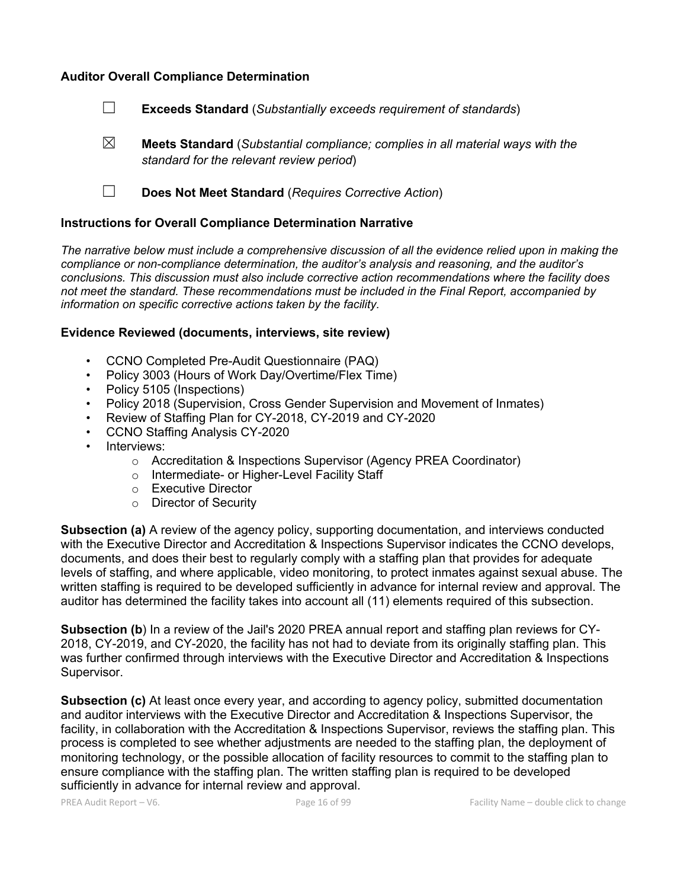**Auditor Overall Compliance Determination**

☐ **Exceeds Standard** (*Substantially exceeds requirement of standards*)

☒ **Meets Standard** (*Substantial compliance; complies in all material ways with the standard for the relevant review period*)

☐ **Does Not Meet Standard** (*Requires Corrective Action*)

**Instructions for Overall Compliance Determination Narrative**

*The narrative below must include a comprehensive discussion of all the evidence relied upon in making the compliance or non-compliance determination, the auditor's analysis and reasoning, and the auditor's conclusions. This discussion must also include corrective action recommendations where the facility does not meet the standard. These recommendations must be included in the Final Report, accompanied by information on specific corrective actions taken by the facility.*

**Evidence Reviewed (documents, interviews, site review)**

- CCNO Completed Pre-Audit Questionnaire (PAQ)
- Policy 3003 (Hours of Work Day/Overtime/Flex Time)
- Policy 5105 (Inspections)
- Policy 2018 (Supervision, Cross Gender Supervision and Movement of Inmates)
- Review of Staffing Plan for CY-2018, CY-2019 and CY-2020
- CCNO Staffing Analysis CY-2020
- Interviews:
  - Accreditation & Inspections Supervisor (Agency PREA Coordinator)
  - Intermediate- or Higher-Level Facility Staff
  - Executive Director
  - Director of Security

**Subsection (a)** A review of the agency policy, supporting documentation, and interviews conducted with the Executive Director and Accreditation & Inspections Supervisor indicates the CCNO develops, documents, and does their best to regularly comply with a staffing plan that provides for adequate levels of staffing, and where applicable, video monitoring, to protect inmates against sexual abuse. The written staffing is required to be developed sufficiently in advance for internal review and approval. The auditor has determined the facility takes into account all (11) elements required of this subsection.

**Subsection (b**) In a review of the Jail's 2020 PREA annual report and staffing plan reviews for CY-2018, CY-2019, and CY-2020, the facility has not had to deviate from its originally staffing plan. This was further confirmed through interviews with the Executive Director and Accreditation & Inspections Supervisor.

**Subsection (c)** At least once every year, and according to agency policy, submitted documentation and auditor interviews with the Executive Director and Accreditation & Inspections Supervisor, the facility, in collaboration with the Accreditation & Inspections Supervisor, reviews the staffing plan. This process is completed to see whether adjustments are needed to the staffing plan, the deployment of monitoring technology, or the possible allocation of facility resources to commit to the staffing plan to ensure compliance with the staffing plan. The written staffing plan is required to be developed sufficiently in advance for internal review and approval.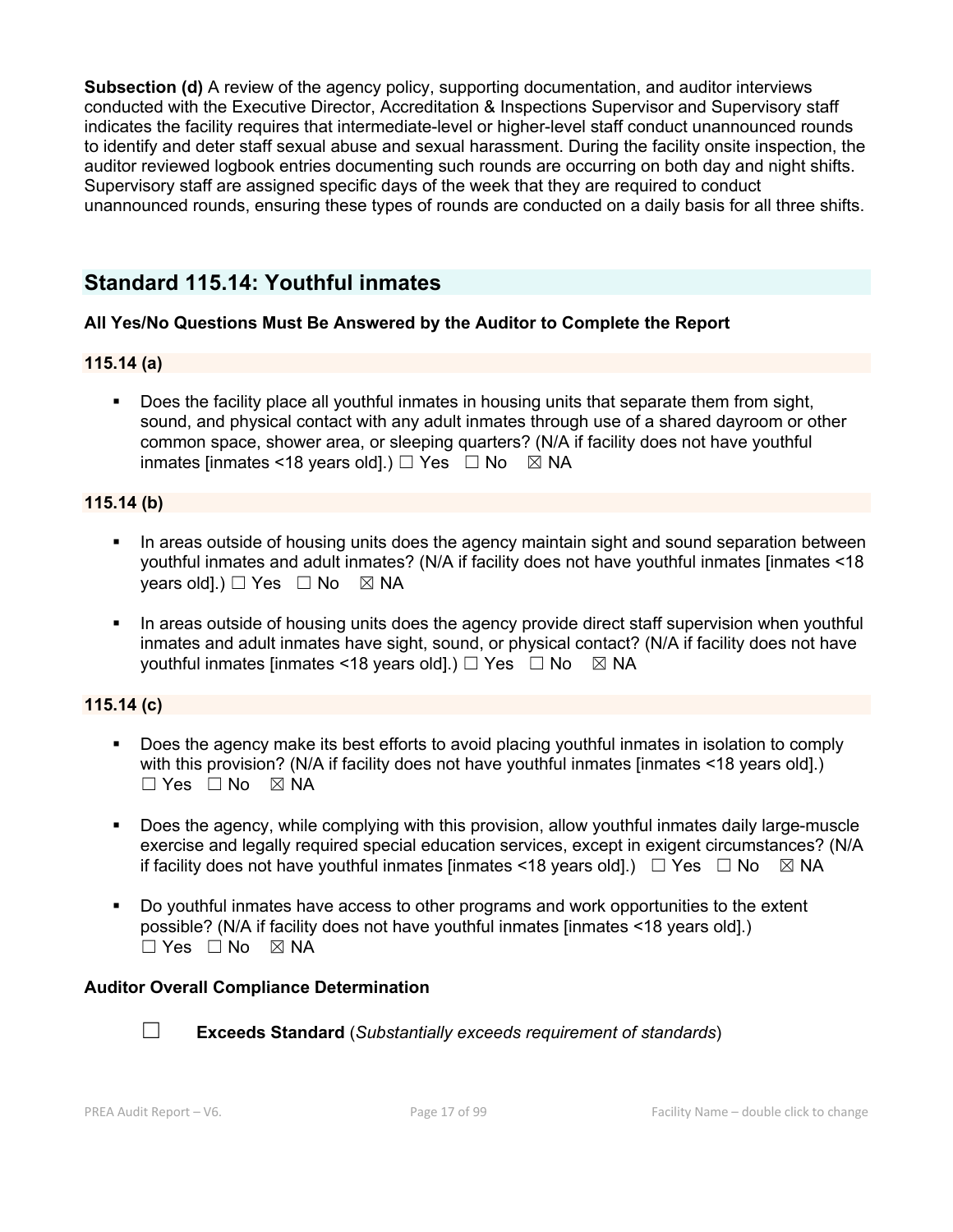**Subsection (d)** A review of the agency policy, supporting documentation, and auditor interviews conducted with the Executive Director, Accreditation & Inspections Supervisor and Supervisory staff indicates the facility requires that intermediate-level or higher-level staff conduct unannounced rounds to identify and deter staff sexual abuse and sexual harassment. During the facility onsite inspection, the auditor reviewed logbook entries documenting such rounds are occurring on both day and night shifts. Supervisory staff are assigned specific days of the week that they are required to conduct unannounced rounds, ensuring these types of rounds are conducted on a daily basis for all three shifts.

## Standard 115.14: Youthful inmates

**All Yes/No Questions Must Be Answered by the Auditor to Complete the Report**

**115.14 (a)**

- Does the facility place all youthful inmates in housing units that separate them from sight, sound, and physical contact with any adult inmates through use of a shared dayroom or other common space, shower area, or sleeping quarters? (N/A if facility does not have youthful inmates [inmates <18 years old].) ☐ Yes ☐ No ☒ NA

**115.14 (b)**

- In areas outside of housing units does the agency maintain sight and sound separation between youthful inmates and adult inmates? (N/A if facility does not have youthful inmates [inmates <18 years old].) ☐ Yes ☐ No ☒ NA
- In areas outside of housing units does the agency provide direct staff supervision when youthful inmates and adult inmates have sight, sound, or physical contact? (N/A if facility does not have youthful inmates [inmates <18 years old].) ☐ Yes ☐ No ☒ NA

**115.14 (c)**

- Does the agency make its best efforts to avoid placing youthful inmates in isolation to comply with this provision? (N/A if facility does not have youthful inmates [inmates <18 years old].) ☐ Yes ☐ No ☒ NA
- Does the agency, while complying with this provision, allow youthful inmates daily large-muscle exercise and legally required special education services, except in exigent circumstances? (N/A if facility does not have youthful inmates [inmates <18 years old].) ☐ Yes ☐ No ☒ NA
- Do youthful inmates have access to other programs and work opportunities to the extent possible? (N/A if facility does not have youthful inmates [inmates <18 years old].) ☐ Yes ☐ No ☒ NA

**Auditor Overall Compliance Determination**

☐ **Exceeds Standard** (*Substantially exceeds requirement of standards*)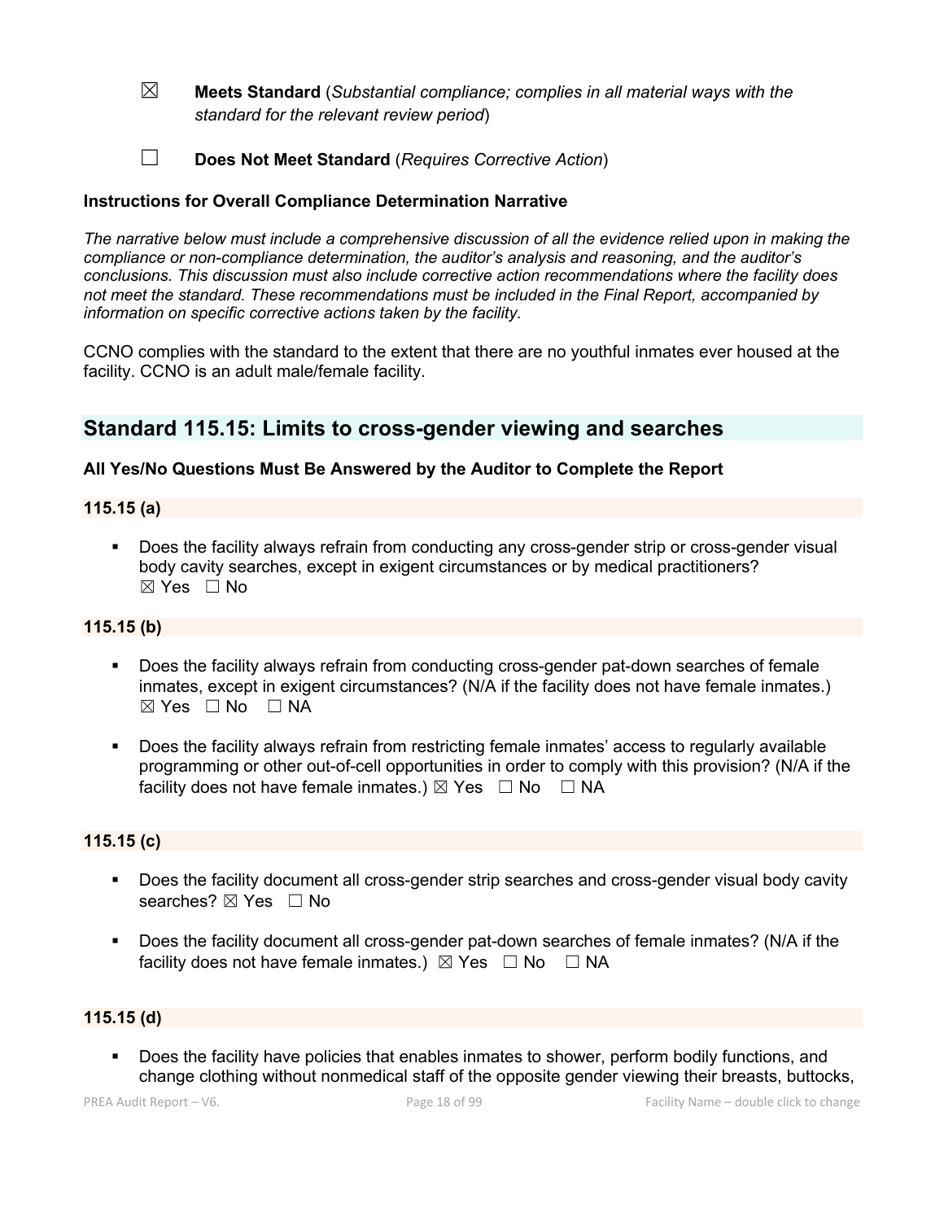☒ **Meets Standard** (*Substantial compliance; complies in all material ways with the standard for the relevant review period*)

☐ **Does Not Meet Standard** (*Requires Corrective Action*)

**Instructions for Overall Compliance Determination Narrative**

*The narrative below must include a comprehensive discussion of all the evidence relied upon in making the compliance or non-compliance determination, the auditor's analysis and reasoning, and the auditor's conclusions. This discussion must also include corrective action recommendations where the facility does not meet the standard. These recommendations must be included in the Final Report, accompanied by information on specific corrective actions taken by the facility.*

CCNO complies with the standard to the extent that there are no youthful inmates ever housed at the facility. CCNO is an adult male/female facility.

## Standard 115.15: Limits to cross-gender viewing and searches

**All Yes/No Questions Must Be Answered by the Auditor to Complete the Report**

### 115.15 (a)

- Does the facility always refrain from conducting any cross-gender strip or cross-gender visual body cavity searches, except in exigent circumstances or by medical practitioners? ☒ Yes ☐ No

### 115.15 (b)

- Does the facility always refrain from conducting cross-gender pat-down searches of female inmates, except in exigent circumstances? (N/A if the facility does not have female inmates.) ☒ Yes ☐ No ☐ NA
- Does the facility always refrain from restricting female inmates' access to regularly available programming or other out-of-cell opportunities in order to comply with this provision? (N/A if the facility does not have female inmates.) ☒ Yes ☐ No ☐ NA

### 115.15 (c)

- Does the facility document all cross-gender strip searches and cross-gender visual body cavity searches? ☒ Yes ☐ No
- Does the facility document all cross-gender pat-down searches of female inmates? (N/A if the facility does not have female inmates.) ☒ Yes ☐ No ☐ NA

### 115.15 (d)

- Does the facility have policies that enables inmates to shower, perform bodily functions, and change clothing without nonmedical staff of the opposite gender viewing their breasts, buttocks,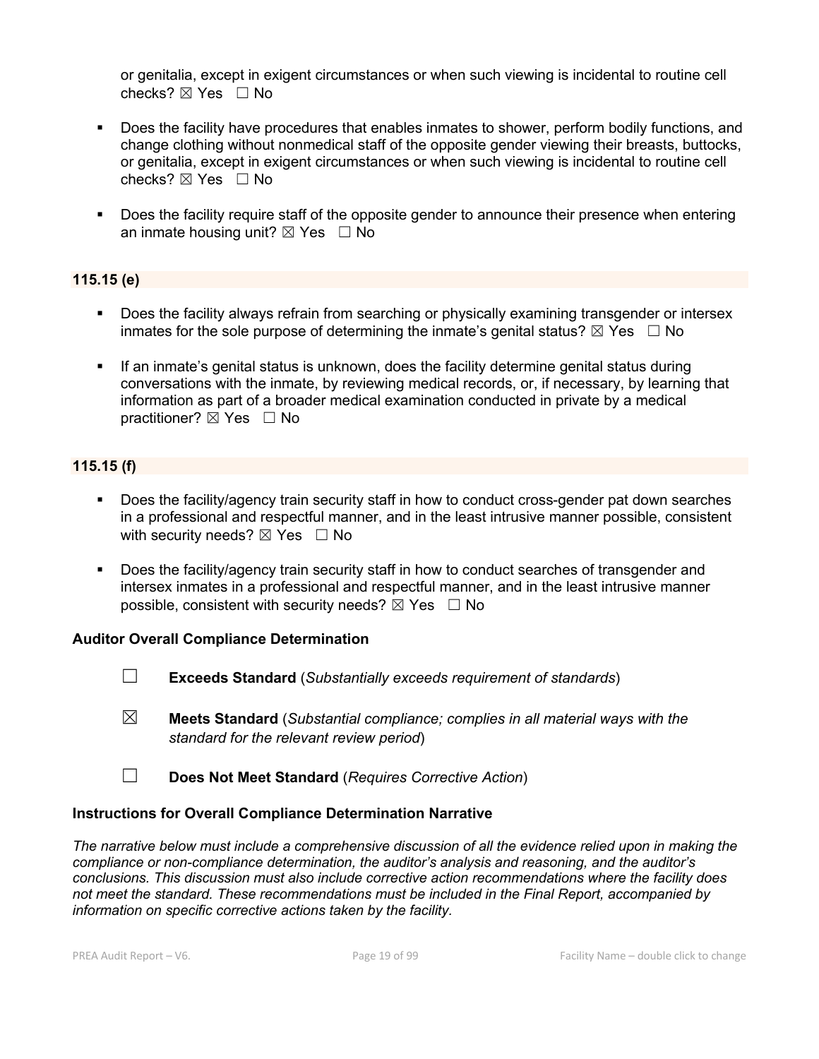or genitalia, except in exigent circumstances or when such viewing is incidental to routine cell checks? ☒ Yes ☐ No

- Does the facility have procedures that enables inmates to shower, perform bodily functions, and change clothing without nonmedical staff of the opposite gender viewing their breasts, buttocks, or genitalia, except in exigent circumstances or when such viewing is incidental to routine cell checks? ☒ Yes ☐ No

- Does the facility require staff of the opposite gender to announce their presence when entering an inmate housing unit? ☒ Yes ☐ No

### 115.15 (e)

- Does the facility always refrain from searching or physically examining transgender or intersex inmates for the sole purpose of determining the inmate's genital status? ☒ Yes ☐ No

- If an inmate's genital status is unknown, does the facility determine genital status during conversations with the inmate, by reviewing medical records, or, if necessary, by learning that information as part of a broader medical examination conducted in private by a medical practitioner? ☒ Yes ☐ No

### 115.15 (f)

- Does the facility/agency train security staff in how to conduct cross-gender pat down searches in a professional and respectful manner, and in the least intrusive manner possible, consistent with security needs? ☒ Yes ☐ No

- Does the facility/agency train security staff in how to conduct searches of transgender and intersex inmates in a professional and respectful manner, and in the least intrusive manner possible, consistent with security needs? ☒ Yes ☐ No

### Auditor Overall Compliance Determination

☐ **Exceeds Standard** (*Substantially exceeds requirement of standards*)

☒ **Meets Standard** (*Substantial compliance; complies in all material ways with the standard for the relevant review period*)

☐ **Does Not Meet Standard** (*Requires Corrective Action*)

### Instructions for Overall Compliance Determination Narrative

*The narrative below must include a comprehensive discussion of all the evidence relied upon in making the compliance or non-compliance determination, the auditor's analysis and reasoning, and the auditor's conclusions. This discussion must also include corrective action recommendations where the facility does not meet the standard. These recommendations must be included in the Final Report, accompanied by information on specific corrective actions taken by the facility.*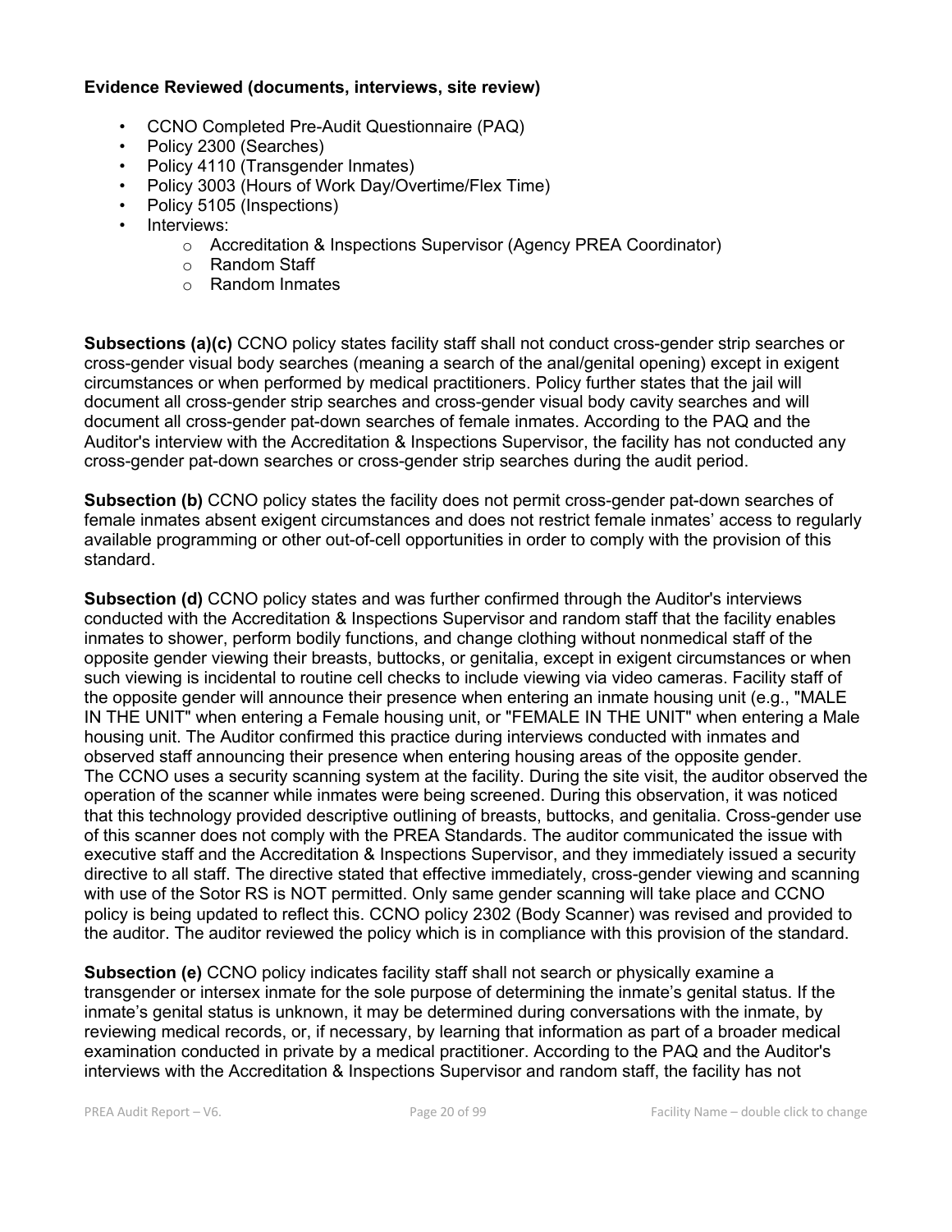**Evidence Reviewed (documents, interviews, site review)**

- CCNO Completed Pre-Audit Questionnaire (PAQ)
- Policy 2300 (Searches)
- Policy 4110 (Transgender Inmates)
- Policy 3003 (Hours of Work Day/Overtime/Flex Time)
- Policy 5105 (Inspections)
- Interviews:
  - Accreditation & Inspections Supervisor (Agency PREA Coordinator)
  - Random Staff
  - Random Inmates

**Subsections (a)(c)** CCNO policy states facility staff shall not conduct cross-gender strip searches or cross-gender visual body searches (meaning a search of the anal/genital opening) except in exigent circumstances or when performed by medical practitioners. Policy further states that the jail will document all cross-gender strip searches and cross-gender visual body cavity searches and will document all cross-gender pat-down searches of female inmates. According to the PAQ and the Auditor's interview with the Accreditation & Inspections Supervisor, the facility has not conducted any cross-gender pat-down searches or cross-gender strip searches during the audit period.

**Subsection (b)** CCNO policy states the facility does not permit cross-gender pat-down searches of female inmates absent exigent circumstances and does not restrict female inmates' access to regularly available programming or other out-of-cell opportunities in order to comply with the provision of this standard.

**Subsection (d)** CCNO policy states and was further confirmed through the Auditor's interviews conducted with the Accreditation & Inspections Supervisor and random staff that the facility enables inmates to shower, perform bodily functions, and change clothing without nonmedical staff of the opposite gender viewing their breasts, buttocks, or genitalia, except in exigent circumstances or when such viewing is incidental to routine cell checks to include viewing via video cameras. Facility staff of the opposite gender will announce their presence when entering an inmate housing unit (e.g., "MALE IN THE UNIT" when entering a Female housing unit, or "FEMALE IN THE UNIT" when entering a Male housing unit. The Auditor confirmed this practice during interviews conducted with inmates and observed staff announcing their presence when entering housing areas of the opposite gender. The CCNO uses a security scanning system at the facility. During the site visit, the auditor observed the operation of the scanner while inmates were being screened. During this observation, it was noticed that this technology provided descriptive outlining of breasts, buttocks, and genitalia. Cross-gender use of this scanner does not comply with the PREA Standards. The auditor communicated the issue with executive staff and the Accreditation & Inspections Supervisor, and they immediately issued a security directive to all staff. The directive stated that effective immediately, cross-gender viewing and scanning with use of the Sotor RS is NOT permitted. Only same gender scanning will take place and CCNO policy is being updated to reflect this. CCNO policy 2302 (Body Scanner) was revised and provided to the auditor. The auditor reviewed the policy which is in compliance with this provision of the standard.

**Subsection (e)** CCNO policy indicates facility staff shall not search or physically examine a transgender or intersex inmate for the sole purpose of determining the inmate's genital status. If the inmate's genital status is unknown, it may be determined during conversations with the inmate, by reviewing medical records, or, if necessary, by learning that information as part of a broader medical examination conducted in private by a medical practitioner. According to the PAQ and the Auditor's interviews with the Accreditation & Inspections Supervisor and random staff, the facility has not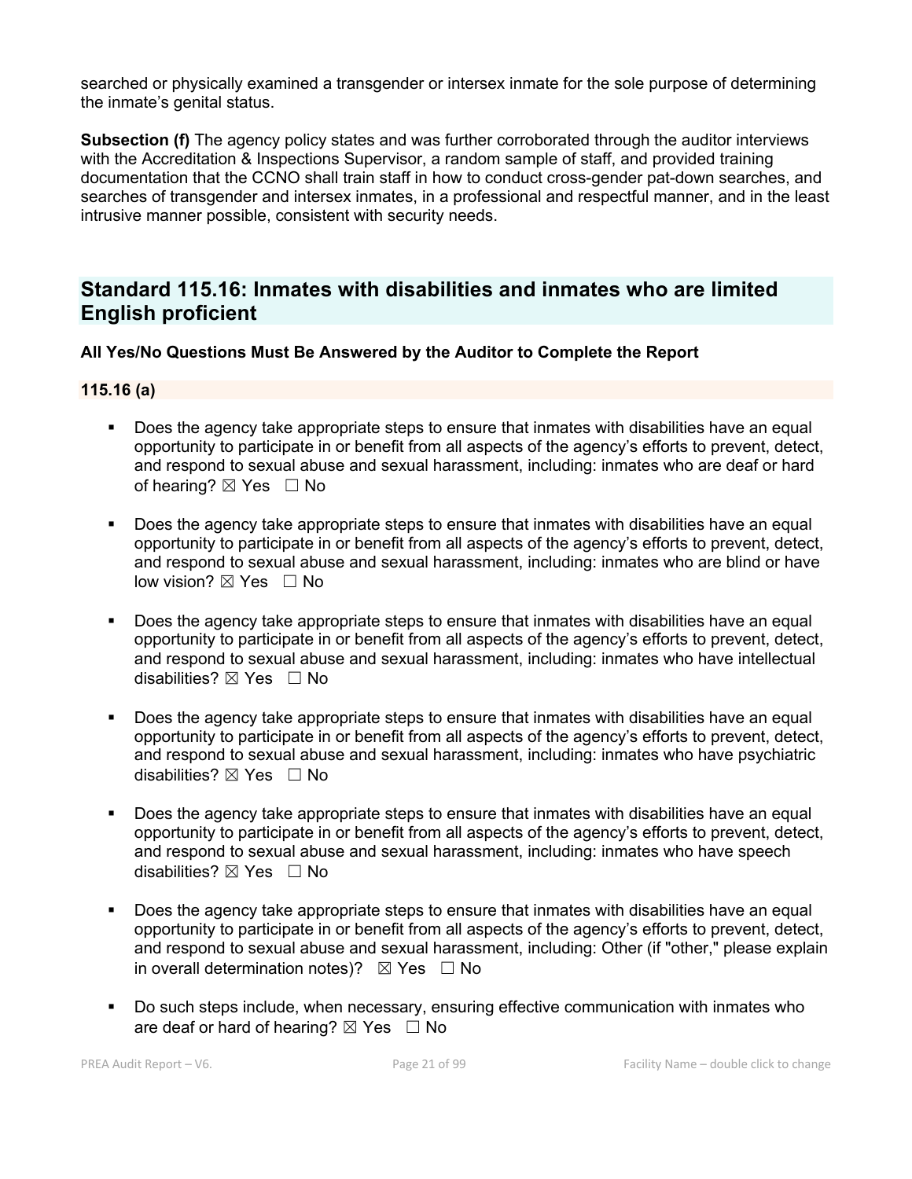searched or physically examined a transgender or intersex inmate for the sole purpose of determining the inmate's genital status.

**Subsection (f)** The agency policy states and was further corroborated through the auditor interviews with the Accreditation & Inspections Supervisor, a random sample of staff, and provided training documentation that the CCNO shall train staff in how to conduct cross-gender pat-down searches, and searches of transgender and intersex inmates, in a professional and respectful manner, and in the least intrusive manner possible, consistent with security needs.

## Standard 115.16: Inmates with disabilities and inmates who are limited English proficient

**All Yes/No Questions Must Be Answered by the Auditor to Complete the Report**

### 115.16 (a)

- Does the agency take appropriate steps to ensure that inmates with disabilities have an equal opportunity to participate in or benefit from all aspects of the agency's efforts to prevent, detect, and respond to sexual abuse and sexual harassment, including: inmates who are deaf or hard of hearing? ☒ Yes ☐ No
- Does the agency take appropriate steps to ensure that inmates with disabilities have an equal opportunity to participate in or benefit from all aspects of the agency's efforts to prevent, detect, and respond to sexual abuse and sexual harassment, including: inmates who are blind or have low vision? ☒ Yes ☐ No
- Does the agency take appropriate steps to ensure that inmates with disabilities have an equal opportunity to participate in or benefit from all aspects of the agency's efforts to prevent, detect, and respond to sexual abuse and sexual harassment, including: inmates who have intellectual disabilities? ☒ Yes ☐ No
- Does the agency take appropriate steps to ensure that inmates with disabilities have an equal opportunity to participate in or benefit from all aspects of the agency's efforts to prevent, detect, and respond to sexual abuse and sexual harassment, including: inmates who have psychiatric disabilities? ☒ Yes ☐ No
- Does the agency take appropriate steps to ensure that inmates with disabilities have an equal opportunity to participate in or benefit from all aspects of the agency's efforts to prevent, detect, and respond to sexual abuse and sexual harassment, including: inmates who have speech disabilities? ☒ Yes ☐ No
- Does the agency take appropriate steps to ensure that inmates with disabilities have an equal opportunity to participate in or benefit from all aspects of the agency's efforts to prevent, detect, and respond to sexual abuse and sexual harassment, including: Other (if "other," please explain in overall determination notes)? ☒ Yes ☐ No
- Do such steps include, when necessary, ensuring effective communication with inmates who are deaf or hard of hearing? ☒ Yes ☐ No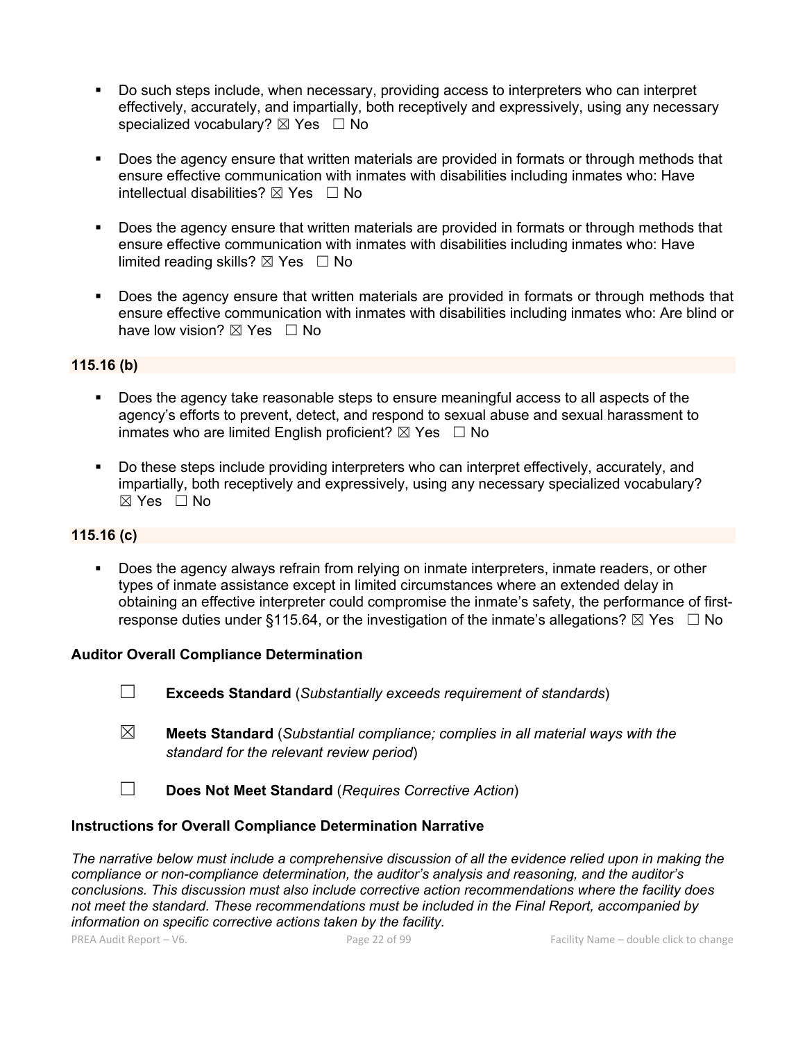- Do such steps include, when necessary, providing access to interpreters who can interpret effectively, accurately, and impartially, both receptively and expressively, using any necessary specialized vocabulary? ☒ Yes ☐ No

- Does the agency ensure that written materials are provided in formats or through methods that ensure effective communication with inmates with disabilities including inmates who: Have intellectual disabilities? ☒ Yes ☐ No

- Does the agency ensure that written materials are provided in formats or through methods that ensure effective communication with inmates with disabilities including inmates who: Have limited reading skills? ☒ Yes ☐ No

- Does the agency ensure that written materials are provided in formats or through methods that ensure effective communication with inmates with disabilities including inmates who: Are blind or have low vision? ☒ Yes ☐ No

**115.16 (b)**

- Does the agency take reasonable steps to ensure meaningful access to all aspects of the agency's efforts to prevent, detect, and respond to sexual abuse and sexual harassment to inmates who are limited English proficient? ☒ Yes ☐ No

- Do these steps include providing interpreters who can interpret effectively, accurately, and impartially, both receptively and expressively, using any necessary specialized vocabulary? ☒ Yes ☐ No

**115.16 (c)**

- Does the agency always refrain from relying on inmate interpreters, inmate readers, or other types of inmate assistance except in limited circumstances where an extended delay in obtaining an effective interpreter could compromise the inmate's safety, the performance of first-response duties under §115.64, or the investigation of the inmate's allegations? ☒ Yes ☐ No

**Auditor Overall Compliance Determination**

☐ **Exceeds Standard** (*Substantially exceeds requirement of standards*)

☒ **Meets Standard** (*Substantial compliance; complies in all material ways with the standard for the relevant review period*)

☐ **Does Not Meet Standard** (*Requires Corrective Action*)

**Instructions for Overall Compliance Determination Narrative**

*The narrative below must include a comprehensive discussion of all the evidence relied upon in making the compliance or non-compliance determination, the auditor's analysis and reasoning, and the auditor's conclusions. This discussion must also include corrective action recommendations where the facility does not meet the standard. These recommendations must be included in the Final Report, accompanied by information on specific corrective actions taken by the facility.*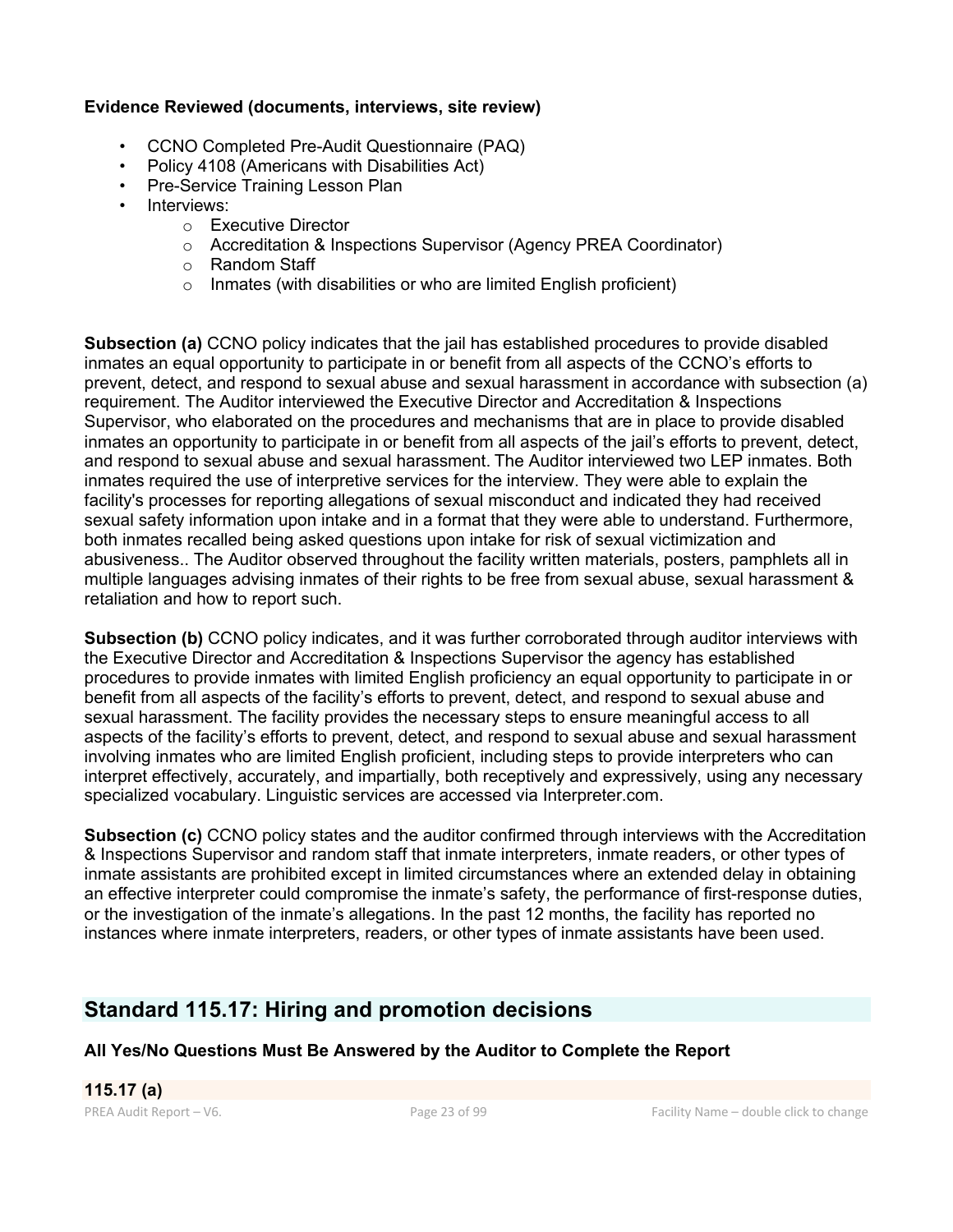**Evidence Reviewed (documents, interviews, site review)**

- CCNO Completed Pre-Audit Questionnaire (PAQ)
- Policy 4108 (Americans with Disabilities Act)
- Pre-Service Training Lesson Plan
- Interviews:
    - Executive Director
    - Accreditation & Inspections Supervisor (Agency PREA Coordinator)
    - Random Staff
    - Inmates (with disabilities or who are limited English proficient)

**Subsection (a)** CCNO policy indicates that the jail has established procedures to provide disabled inmates an equal opportunity to participate in or benefit from all aspects of the CCNO's efforts to prevent, detect, and respond to sexual abuse and sexual harassment in accordance with subsection (a) requirement. The Auditor interviewed the Executive Director and Accreditation & Inspections Supervisor, who elaborated on the procedures and mechanisms that are in place to provide disabled inmates an opportunity to participate in or benefit from all aspects of the jail's efforts to prevent, detect, and respond to sexual abuse and sexual harassment. The Auditor interviewed two LEP inmates. Both inmates required the use of interpretive services for the interview. They were able to explain the facility's processes for reporting allegations of sexual misconduct and indicated they had received sexual safety information upon intake and in a format that they were able to understand. Furthermore, both inmates recalled being asked questions upon intake for risk of sexual victimization and abusiveness.. The Auditor observed throughout the facility written materials, posters, pamphlets all in multiple languages advising inmates of their rights to be free from sexual abuse, sexual harassment & retaliation and how to report such.

**Subsection (b)** CCNO policy indicates, and it was further corroborated through auditor interviews with the Executive Director and Accreditation & Inspections Supervisor the agency has established procedures to provide inmates with limited English proficiency an equal opportunity to participate in or benefit from all aspects of the facility's efforts to prevent, detect, and respond to sexual abuse and sexual harassment. The facility provides the necessary steps to ensure meaningful access to all aspects of the facility's efforts to prevent, detect, and respond to sexual abuse and sexual harassment involving inmates who are limited English proficient, including steps to provide interpreters who can interpret effectively, accurately, and impartially, both receptively and expressively, using any necessary specialized vocabulary. Linguistic services are accessed via Interpreter.com.

**Subsection (c)** CCNO policy states and the auditor confirmed through interviews with the Accreditation & Inspections Supervisor and random staff that inmate interpreters, inmate readers, or other types of inmate assistants are prohibited except in limited circumstances where an extended delay in obtaining an effective interpreter could compromise the inmate's safety, the performance of first-response duties, or the investigation of the inmate's allegations. In the past 12 months, the facility has reported no instances where inmate interpreters, readers, or other types of inmate assistants have been used.

## Standard 115.17: Hiring and promotion decisions

**All Yes/No Questions Must Be Answered by the Auditor to Complete the Report**

**115.17 (a)**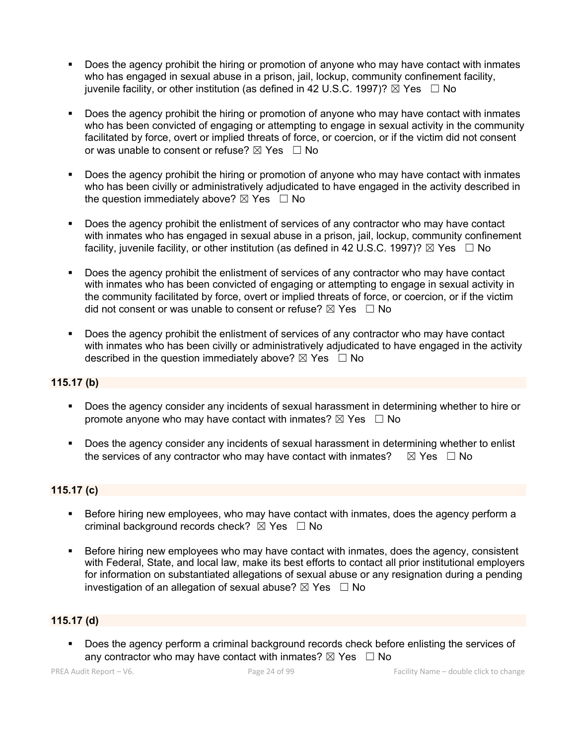- Does the agency prohibit the hiring or promotion of anyone who may have contact with inmates who has engaged in sexual abuse in a prison, jail, lockup, community confinement facility, juvenile facility, or other institution (as defined in 42 U.S.C. 1997)? ☒ Yes ☐ No

- Does the agency prohibit the hiring or promotion of anyone who may have contact with inmates who has been convicted of engaging or attempting to engage in sexual activity in the community facilitated by force, overt or implied threats of force, or coercion, or if the victim did not consent or was unable to consent or refuse? ☒ Yes ☐ No

- Does the agency prohibit the hiring or promotion of anyone who may have contact with inmates who has been civilly or administratively adjudicated to have engaged in the activity described in the question immediately above? ☒ Yes ☐ No

- Does the agency prohibit the enlistment of services of any contractor who may have contact with inmates who has engaged in sexual abuse in a prison, jail, lockup, community confinement facility, juvenile facility, or other institution (as defined in 42 U.S.C. 1997)? ☒ Yes ☐ No

- Does the agency prohibit the enlistment of services of any contractor who may have contact with inmates who has been convicted of engaging or attempting to engage in sexual activity in the community facilitated by force, overt or implied threats of force, or coercion, or if the victim did not consent or was unable to consent or refuse? ☒ Yes ☐ No

- Does the agency prohibit the enlistment of services of any contractor who may have contact with inmates who has been civilly or administratively adjudicated to have engaged in the activity described in the question immediately above? ☒ Yes ☐ No

**115.17 (b)**

- Does the agency consider any incidents of sexual harassment in determining whether to hire or promote anyone who may have contact with inmates? ☒ Yes ☐ No

- Does the agency consider any incidents of sexual harassment in determining whether to enlist the services of any contractor who may have contact with inmates? ☒ Yes ☐ No

**115.17 (c)**

- Before hiring new employees, who may have contact with inmates, does the agency perform a criminal background records check? ☒ Yes ☐ No

- Before hiring new employees who may have contact with inmates, does the agency, consistent with Federal, State, and local law, make its best efforts to contact all prior institutional employers for information on substantiated allegations of sexual abuse or any resignation during a pending investigation of an allegation of sexual abuse? ☒ Yes ☐ No

**115.17 (d)**

- Does the agency perform a criminal background records check before enlisting the services of any contractor who may have contact with inmates? ☒ Yes ☐ No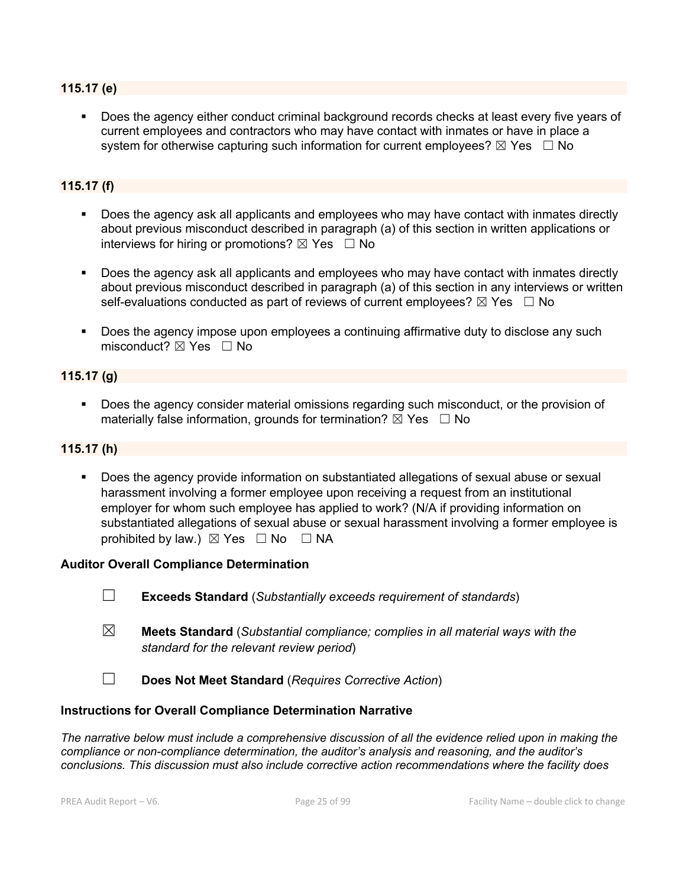### 115.17 (e)

- Does the agency either conduct criminal background records checks at least every five years of current employees and contractors who may have contact with inmates or have in place a system for otherwise capturing such information for current employees? ☒ Yes ☐ No

### 115.17 (f)

- Does the agency ask all applicants and employees who may have contact with inmates directly about previous misconduct described in paragraph (a) of this section in written applications or interviews for hiring or promotions? ☒ Yes ☐ No

- Does the agency ask all applicants and employees who may have contact with inmates directly about previous misconduct described in paragraph (a) of this section in any interviews or written self-evaluations conducted as part of reviews of current employees? ☒ Yes ☐ No

- Does the agency impose upon employees a continuing affirmative duty to disclose any such misconduct? ☒ Yes ☐ No

### 115.17 (g)

- Does the agency consider material omissions regarding such misconduct, or the provision of materially false information, grounds for termination? ☒ Yes ☐ No

### 115.17 (h)

- Does the agency provide information on substantiated allegations of sexual abuse or sexual harassment involving a former employee upon receiving a request from an institutional employer for whom such employee has applied to work? (N/A if providing information on substantiated allegations of sexual abuse or sexual harassment involving a former employee is prohibited by law.) ☒ Yes ☐ No ☐ NA

### Auditor Overall Compliance Determination

☐ **Exceeds Standard** (*Substantially exceeds requirement of standards*)

☒ **Meets Standard** (*Substantial compliance; complies in all material ways with the standard for the relevant review period*)

☐ **Does Not Meet Standard** (*Requires Corrective Action*)

### Instructions for Overall Compliance Determination Narrative

*The narrative below must include a comprehensive discussion of all the evidence relied upon in making the compliance or non-compliance determination, the auditor's analysis and reasoning, and the auditor's conclusions. This discussion must also include corrective action recommendations where the facility does*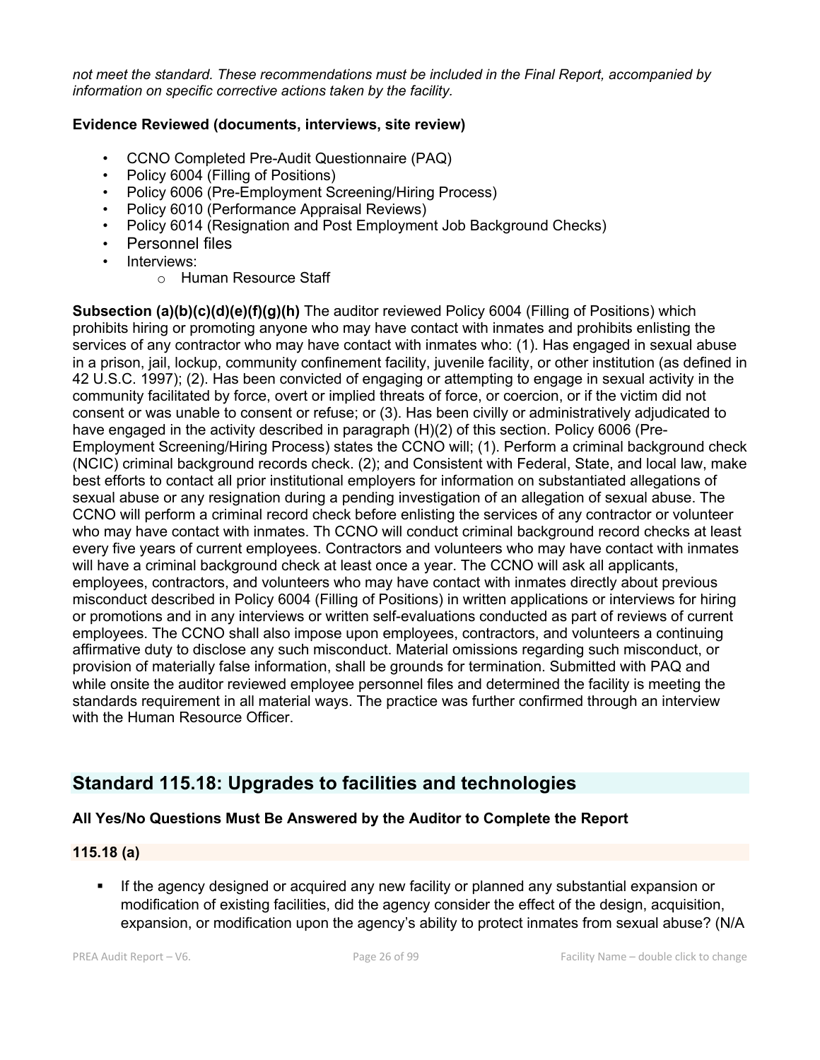*not meet the standard. These recommendations must be included in the Final Report, accompanied by information on specific corrective actions taken by the facility.*

**Evidence Reviewed (documents, interviews, site review)**

- CCNO Completed Pre-Audit Questionnaire (PAQ)
- Policy 6004 (Filling of Positions)
- Policy 6006 (Pre-Employment Screening/Hiring Process)
- Policy 6010 (Performance Appraisal Reviews)
- Policy 6014 (Resignation and Post Employment Job Background Checks)
- Personnel files
- Interviews:
  - Human Resource Staff

**Subsection (a)(b)(c)(d)(e)(f)(g)(h)** The auditor reviewed Policy 6004 (Filling of Positions) which prohibits hiring or promoting anyone who may have contact with inmates and prohibits enlisting the services of any contractor who may have contact with inmates who: (1). Has engaged in sexual abuse in a prison, jail, lockup, community confinement facility, juvenile facility, or other institution (as defined in 42 U.S.C. 1997); (2). Has been convicted of engaging or attempting to engage in sexual activity in the community facilitated by force, overt or implied threats of force, or coercion, or if the victim did not consent or was unable to consent or refuse; or (3). Has been civilly or administratively adjudicated to have engaged in the activity described in paragraph (H)(2) of this section. Policy 6006 (Pre-Employment Screening/Hiring Process) states the CCNO will; (1). Perform a criminal background check (NCIC) criminal background records check. (2); and Consistent with Federal, State, and local law, make best efforts to contact all prior institutional employers for information on substantiated allegations of sexual abuse or any resignation during a pending investigation of an allegation of sexual abuse. The CCNO will perform a criminal record check before enlisting the services of any contractor or volunteer who may have contact with inmates. Th CCNO will conduct criminal background record checks at least every five years of current employees. Contractors and volunteers who may have contact with inmates will have a criminal background check at least once a year. The CCNO will ask all applicants, employees, contractors, and volunteers who may have contact with inmates directly about previous misconduct described in Policy 6004 (Filling of Positions) in written applications or interviews for hiring or promotions and in any interviews or written self-evaluations conducted as part of reviews of current employees. The CCNO shall also impose upon employees, contractors, and volunteers a continuing affirmative duty to disclose any such misconduct. Material omissions regarding such misconduct, or provision of materially false information, shall be grounds for termination. Submitted with PAQ and while onsite the auditor reviewed employee personnel files and determined the facility is meeting the standards requirement in all material ways. The practice was further confirmed through an interview with the Human Resource Officer.

## Standard 115.18: Upgrades to facilities and technologies

**All Yes/No Questions Must Be Answered by the Auditor to Complete the Report**

**115.18 (a)**

- If the agency designed or acquired any new facility or planned any substantial expansion or modification of existing facilities, did the agency consider the effect of the design, acquisition, expansion, or modification upon the agency's ability to protect inmates from sexual abuse? (N/A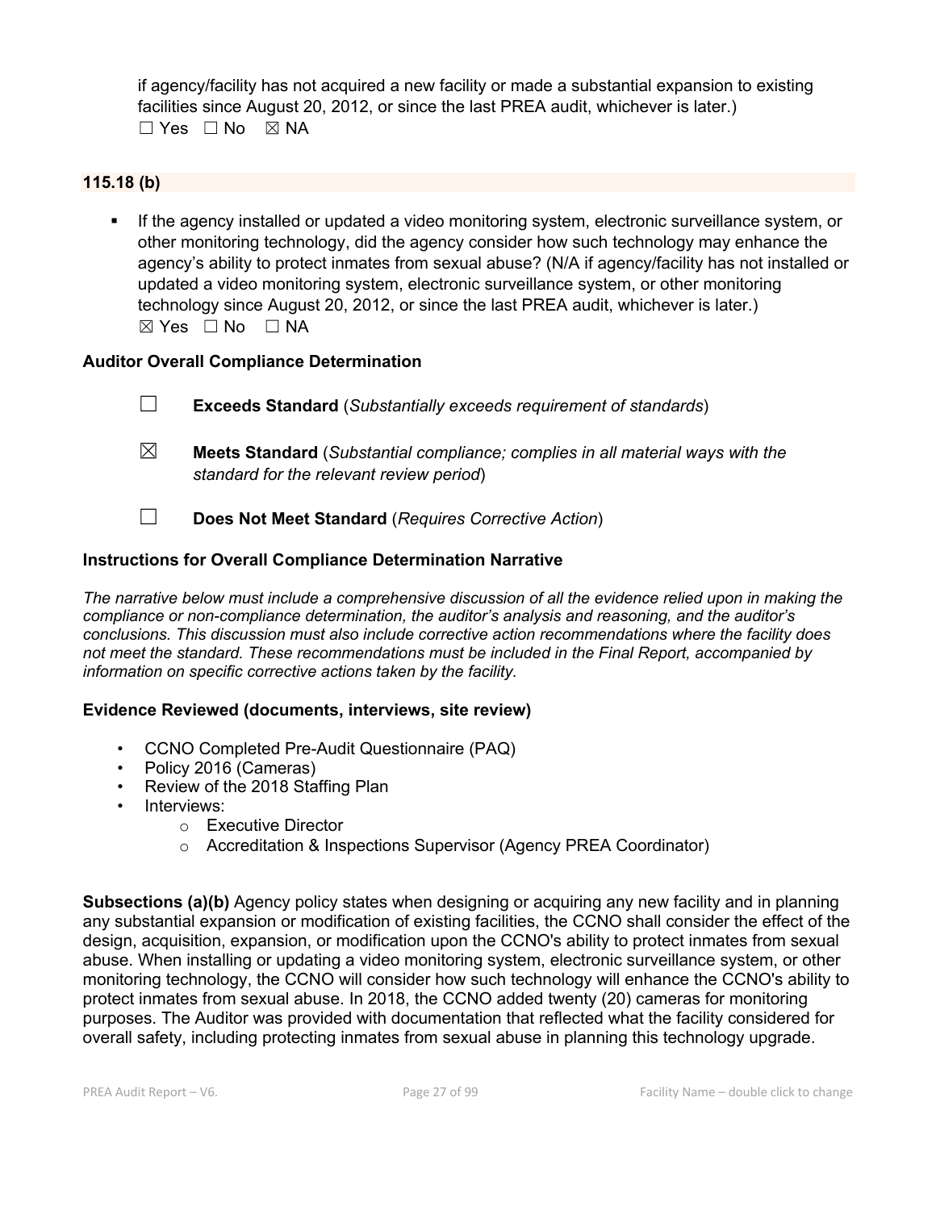if agency/facility has not acquired a new facility or made a substantial expansion to existing facilities since August 20, 2012, or since the last PREA audit, whichever is later.)
☐ Yes ☐ No ☒ NA

### 115.18 (b)

- If the agency installed or updated a video monitoring system, electronic surveillance system, or other monitoring technology, did the agency consider how such technology may enhance the agency's ability to protect inmates from sexual abuse? (N/A if agency/facility has not installed or updated a video monitoring system, electronic surveillance system, or other monitoring technology since August 20, 2012, or since the last PREA audit, whichever is later.)
☒ Yes ☐ No ☐ NA

### Auditor Overall Compliance Determination

☐ **Exceeds Standard** (*Substantially exceeds requirement of standards*)

☒ **Meets Standard** (*Substantial compliance; complies in all material ways with the standard for the relevant review period*)

☐ **Does Not Meet Standard** (*Requires Corrective Action*)

### Instructions for Overall Compliance Determination Narrative

*The narrative below must include a comprehensive discussion of all the evidence relied upon in making the compliance or non-compliance determination, the auditor's analysis and reasoning, and the auditor's conclusions. This discussion must also include corrective action recommendations where the facility does not meet the standard. These recommendations must be included in the Final Report, accompanied by information on specific corrective actions taken by the facility.*

### Evidence Reviewed (documents, interviews, site review)

- CCNO Completed Pre-Audit Questionnaire (PAQ)
- Policy 2016 (Cameras)
- Review of the 2018 Staffing Plan
- Interviews:
  - Executive Director
  - Accreditation & Inspections Supervisor (Agency PREA Coordinator)

**Subsections (a)(b)** Agency policy states when designing or acquiring any new facility and in planning any substantial expansion or modification of existing facilities, the CCNO shall consider the effect of the design, acquisition, expansion, or modification upon the CCNO's ability to protect inmates from sexual abuse. When installing or updating a video monitoring system, electronic surveillance system, or other monitoring technology, the CCNO will consider how such technology will enhance the CCNO's ability to protect inmates from sexual abuse. In 2018, the CCNO added twenty (20) cameras for monitoring purposes. The Auditor was provided with documentation that reflected what the facility considered for overall safety, including protecting inmates from sexual abuse in planning this technology upgrade.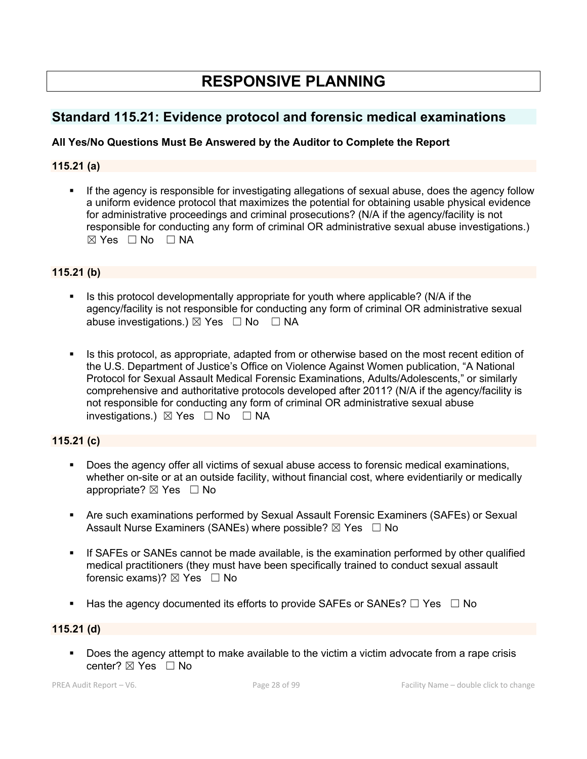# RESPONSIVE PLANNING

## Standard 115.21: Evidence protocol and forensic medical examinations

**All Yes/No Questions Must Be Answered by the Auditor to Complete the Report**

### 115.21 (a)

- If the agency is responsible for investigating allegations of sexual abuse, does the agency follow a uniform evidence protocol that maximizes the potential for obtaining usable physical evidence for administrative proceedings and criminal prosecutions? (N/A if the agency/facility is not responsible for conducting any form of criminal OR administrative sexual abuse investigations.) ☒ Yes ☐ No ☐ NA

### 115.21 (b)

- Is this protocol developmentally appropriate for youth where applicable? (N/A if the agency/facility is not responsible for conducting any form of criminal OR administrative sexual abuse investigations.) ☒ Yes ☐ No ☐ NA

- Is this protocol, as appropriate, adapted from or otherwise based on the most recent edition of the U.S. Department of Justice's Office on Violence Against Women publication, "A National Protocol for Sexual Assault Medical Forensic Examinations, Adults/Adolescents," or similarly comprehensive and authoritative protocols developed after 2011? (N/A if the agency/facility is not responsible for conducting any form of criminal OR administrative sexual abuse investigations.) ☒ Yes ☐ No ☐ NA

### 115.21 (c)

- Does the agency offer all victims of sexual abuse access to forensic medical examinations, whether on-site or at an outside facility, without financial cost, where evidentiarily or medically appropriate? ☒ Yes ☐ No

- Are such examinations performed by Sexual Assault Forensic Examiners (SAFEs) or Sexual Assault Nurse Examiners (SANEs) where possible? ☒ Yes ☐ No

- If SAFEs or SANEs cannot be made available, is the examination performed by other qualified medical practitioners (they must have been specifically trained to conduct sexual assault forensic exams)? ☒ Yes ☐ No

- Has the agency documented its efforts to provide SAFEs or SANEs? ☐ Yes ☐ No

### 115.21 (d)

- Does the agency attempt to make available to the victim a victim advocate from a rape crisis center? ☒ Yes ☐ No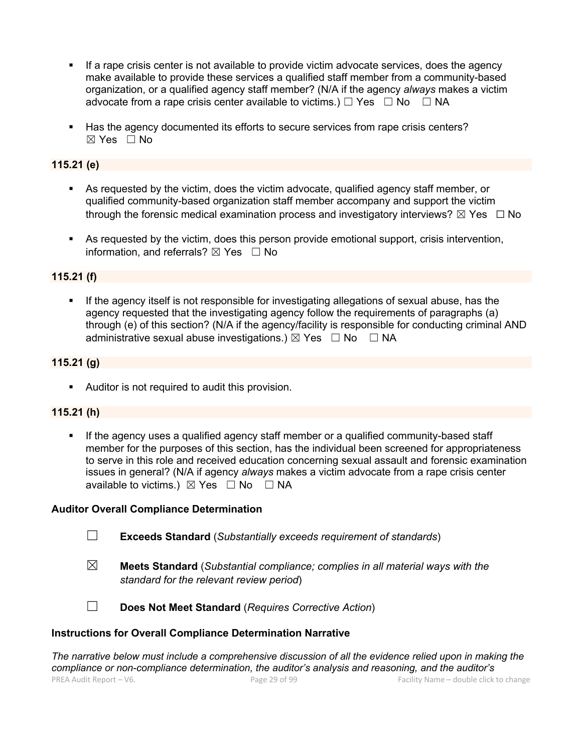- If a rape crisis center is not available to provide victim advocate services, does the agency make available to provide these services a qualified staff member from a community-based organization, or a qualified agency staff member? (N/A if the agency *always* makes a victim advocate from a rape crisis center available to victims.) ☐ Yes ☐ No ☐ NA

- Has the agency documented its efforts to secure services from rape crisis centers? ☒ Yes ☐ No

**115.21 (e)**

- As requested by the victim, does the victim advocate, qualified agency staff member, or qualified community-based organization staff member accompany and support the victim through the forensic medical examination process and investigatory interviews? ☒ Yes ☐ No

- As requested by the victim, does this person provide emotional support, crisis intervention, information, and referrals? ☒ Yes ☐ No

**115.21 (f)**

- If the agency itself is not responsible for investigating allegations of sexual abuse, has the agency requested that the investigating agency follow the requirements of paragraphs (a) through (e) of this section? (N/A if the agency/facility is responsible for conducting criminal AND administrative sexual abuse investigations.) ☒ Yes ☐ No ☐ NA

**115.21 (g)**

- Auditor is not required to audit this provision.

**115.21 (h)**

- If the agency uses a qualified agency staff member or a qualified community-based staff member for the purposes of this section, has the individual been screened for appropriateness to serve in this role and received education concerning sexual assault and forensic examination issues in general? (N/A if agency *always* makes a victim advocate from a rape crisis center available to victims.) ☒ Yes ☐ No ☐ NA

**Auditor Overall Compliance Determination**

☐ **Exceeds Standard** (*Substantially exceeds requirement of standards*)

☒ **Meets Standard** (*Substantial compliance; complies in all material ways with the standard for the relevant review period*)

☐ **Does Not Meet Standard** (*Requires Corrective Action*)

**Instructions for Overall Compliance Determination Narrative**

*The narrative below must include a comprehensive discussion of all the evidence relied upon in making the compliance or non-compliance determination, the auditor's analysis and reasoning, and the auditor's*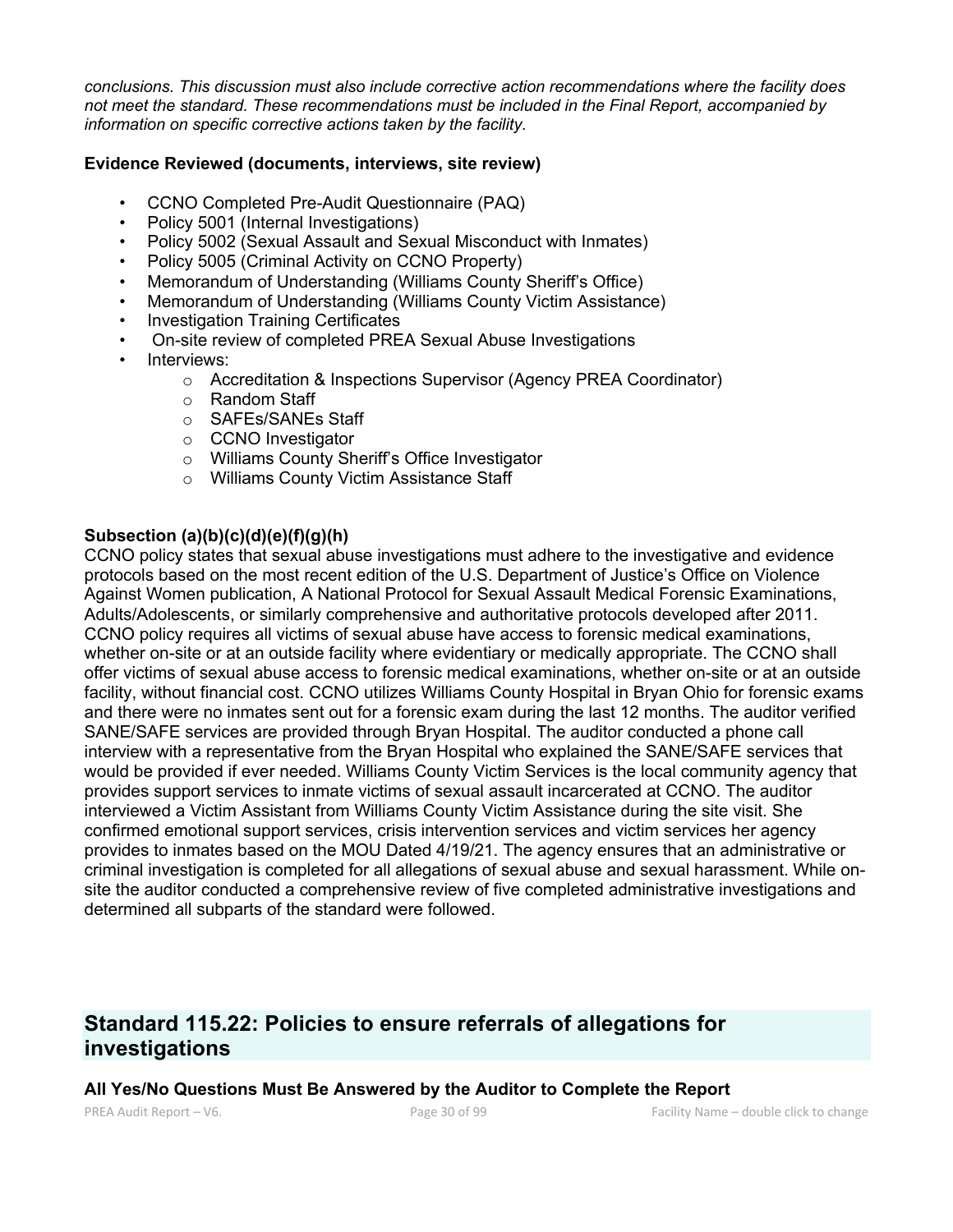*conclusions. This discussion must also include corrective action recommendations where the facility does not meet the standard. These recommendations must be included in the Final Report, accompanied by information on specific corrective actions taken by the facility.*

**Evidence Reviewed (documents, interviews, site review)**

- CCNO Completed Pre-Audit Questionnaire (PAQ)
- Policy 5001 (Internal Investigations)
- Policy 5002 (Sexual Assault and Sexual Misconduct with Inmates)
- Policy 5005 (Criminal Activity on CCNO Property)
- Memorandum of Understanding (Williams County Sheriff's Office)
- Memorandum of Understanding (Williams County Victim Assistance)
- Investigation Training Certificates
- On-site review of completed PREA Sexual Abuse Investigations
- Interviews:
  - Accreditation & Inspections Supervisor (Agency PREA Coordinator)
  - Random Staff
  - SAFEs/SANEs Staff
  - CCNO Investigator
  - Williams County Sheriff's Office Investigator
  - Williams County Victim Assistance Staff

**Subsection (a)(b)(c)(d)(e)(f)(g)(h)**

CCNO policy states that sexual abuse investigations must adhere to the investigative and evidence protocols based on the most recent edition of the U.S. Department of Justice's Office on Violence Against Women publication, A National Protocol for Sexual Assault Medical Forensic Examinations, Adults/Adolescents, or similarly comprehensive and authoritative protocols developed after 2011. CCNO policy requires all victims of sexual abuse have access to forensic medical examinations, whether on-site or at an outside facility where evidentiary or medically appropriate. The CCNO shall offer victims of sexual abuse access to forensic medical examinations, whether on-site or at an outside facility, without financial cost. CCNO utilizes Williams County Hospital in Bryan Ohio for forensic exams and there were no inmates sent out for a forensic exam during the last 12 months. The auditor verified SANE/SAFE services are provided through Bryan Hospital. The auditor conducted a phone call interview with a representative from the Bryan Hospital who explained the SANE/SAFE services that would be provided if ever needed. Williams County Victim Services is the local community agency that provides support services to inmate victims of sexual assault incarcerated at CCNO. The auditor interviewed a Victim Assistant from Williams County Victim Assistance during the site visit. She confirmed emotional support services, crisis intervention services and victim services her agency provides to inmates based on the MOU Dated 4/19/21. The agency ensures that an administrative or criminal investigation is completed for all allegations of sexual abuse and sexual harassment. While on-site the auditor conducted a comprehensive review of five completed administrative investigations and determined all subparts of the standard were followed.

## Standard 115.22: Policies to ensure referrals of allegations for investigations

**All Yes/No Questions Must Be Answered by the Auditor to Complete the Report**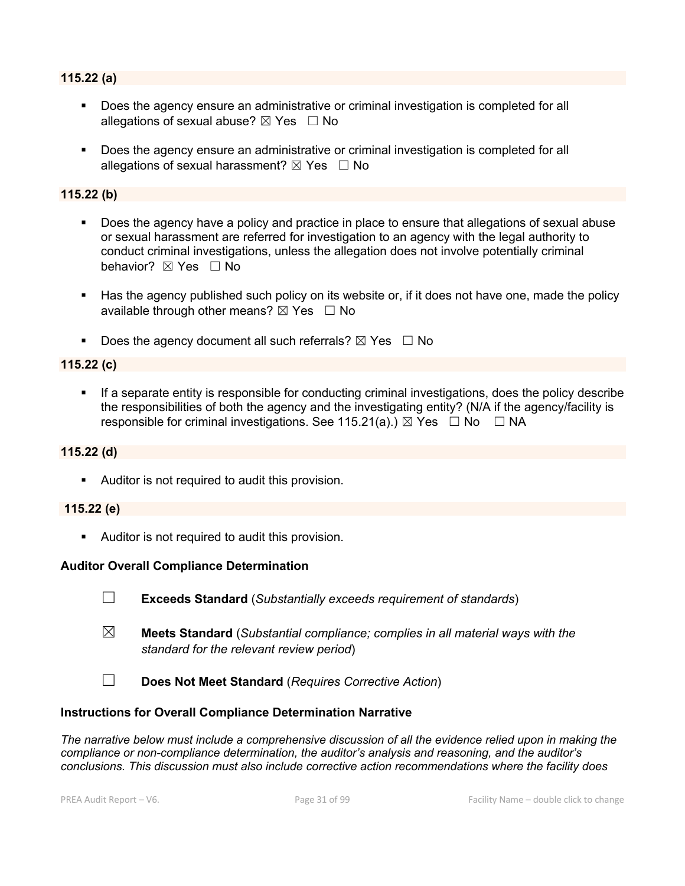**115.22 (a)**

- Does the agency ensure an administrative or criminal investigation is completed for all allegations of sexual abuse? ☒ Yes ☐ No

- Does the agency ensure an administrative or criminal investigation is completed for all allegations of sexual harassment? ☒ Yes ☐ No

**115.22 (b)**

- Does the agency have a policy and practice in place to ensure that allegations of sexual abuse or sexual harassment are referred for investigation to an agency with the legal authority to conduct criminal investigations, unless the allegation does not involve potentially criminal behavior? ☒ Yes ☐ No

- Has the agency published such policy on its website or, if it does not have one, made the policy available through other means? ☒ Yes ☐ No

- Does the agency document all such referrals? ☒ Yes ☐ No

**115.22 (c)**

- If a separate entity is responsible for conducting criminal investigations, does the policy describe the responsibilities of both the agency and the investigating entity? (N/A if the agency/facility is responsible for criminal investigations. See 115.21(a).) ☒ Yes ☐ No ☐ NA

**115.22 (d)**

- Auditor is not required to audit this provision.

**115.22 (e)**

- Auditor is not required to audit this provision.

**Auditor Overall Compliance Determination**

☐ **Exceeds Standard** (*Substantially exceeds requirement of standards*)

☒ **Meets Standard** (*Substantial compliance; complies in all material ways with the standard for the relevant review period*)

☐ **Does Not Meet Standard** (*Requires Corrective Action*)

**Instructions for Overall Compliance Determination Narrative**

*The narrative below must include a comprehensive discussion of all the evidence relied upon in making the compliance or non-compliance determination, the auditor's analysis and reasoning, and the auditor's conclusions. This discussion must also include corrective action recommendations where the facility does*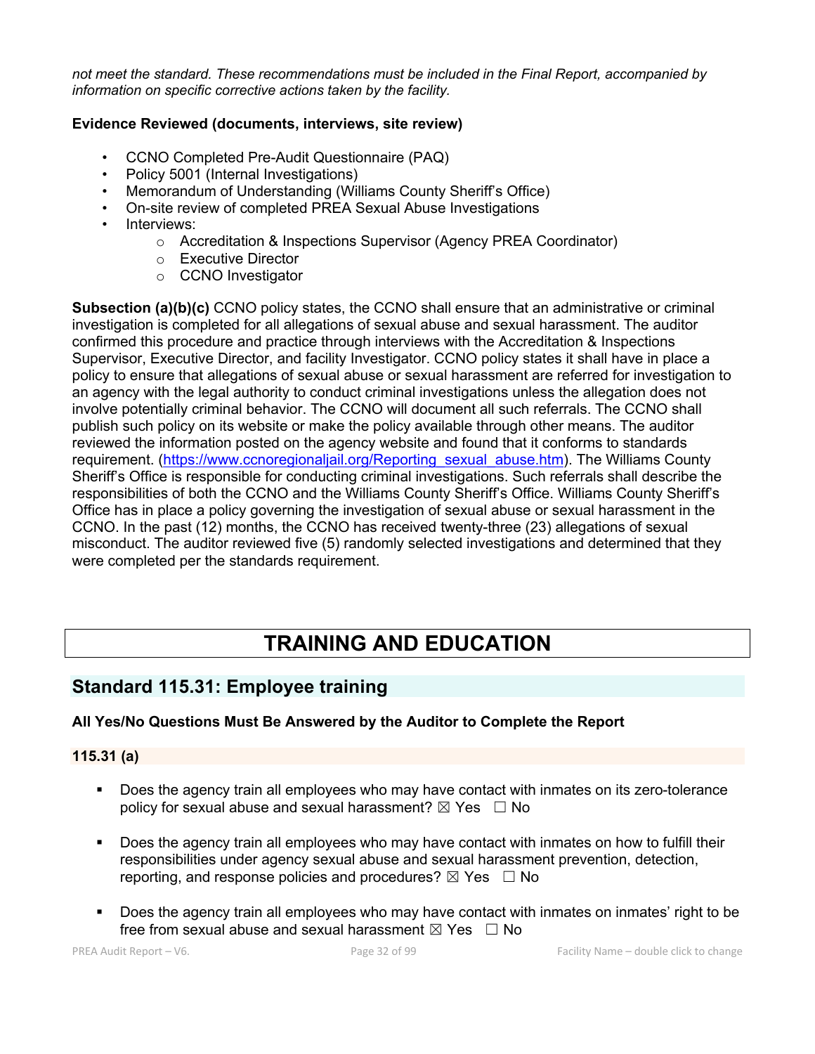*not meet the standard. These recommendations must be included in the Final Report, accompanied by information on specific corrective actions taken by the facility.*

**Evidence Reviewed (documents, interviews, site review)**

- CCNO Completed Pre-Audit Questionnaire (PAQ)
- Policy 5001 (Internal Investigations)
- Memorandum of Understanding (Williams County Sheriff's Office)
- On-site review of completed PREA Sexual Abuse Investigations
- Interviews:
  - Accreditation & Inspections Supervisor (Agency PREA Coordinator)
  - Executive Director
  - CCNO Investigator

**Subsection (a)(b)(c)** CCNO policy states, the CCNO shall ensure that an administrative or criminal investigation is completed for all allegations of sexual abuse and sexual harassment. The auditor confirmed this procedure and practice through interviews with the Accreditation & Inspections Supervisor, Executive Director, and facility Investigator. CCNO policy states it shall have in place a policy to ensure that allegations of sexual abuse or sexual harassment are referred for investigation to an agency with the legal authority to conduct criminal investigations unless the allegation does not involve potentially criminal behavior. The CCNO will document all such referrals. The CCNO shall publish such policy on its website or make the policy available through other means. The auditor reviewed the information posted on the agency website and found that it conforms to standards requirement. (https://www.ccnoregionaljail.org/Reporting_sexual_abuse.htm). The Williams County Sheriff's Office is responsible for conducting criminal investigations. Such referrals shall describe the responsibilities of both the CCNO and the Williams County Sheriff's Office. Williams County Sheriff's Office has in place a policy governing the investigation of sexual abuse or sexual harassment in the CCNO. In the past (12) months, the CCNO has received twenty-three (23) allegations of sexual misconduct. The auditor reviewed five (5) randomly selected investigations and determined that they were completed per the standards requirement.

# TRAINING AND EDUCATION

## Standard 115.31: Employee training

**All Yes/No Questions Must Be Answered by the Auditor to Complete the Report**

### 115.31 (a)

- Does the agency train all employees who may have contact with inmates on its zero-tolerance policy for sexual abuse and sexual harassment? ☒ Yes ☐ No
- Does the agency train all employees who may have contact with inmates on how to fulfill their responsibilities under agency sexual abuse and sexual harassment prevention, detection, reporting, and response policies and procedures? ☒ Yes ☐ No
- Does the agency train all employees who may have contact with inmates on inmates' right to be free from sexual abuse and sexual harassment ☒ Yes ☐ No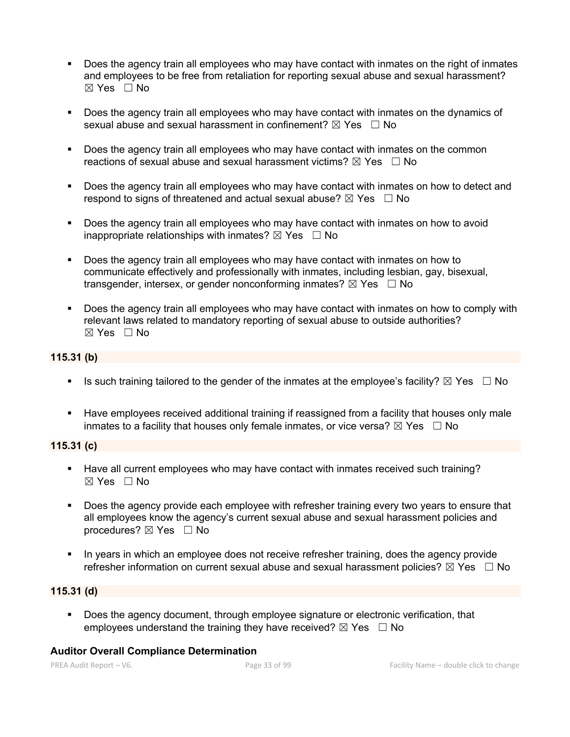- Does the agency train all employees who may have contact with inmates on the right of inmates and employees to be free from retaliation for reporting sexual abuse and sexual harassment? ☒ Yes ☐ No

- Does the agency train all employees who may have contact with inmates on the dynamics of sexual abuse and sexual harassment in confinement? ☒ Yes ☐ No

- Does the agency train all employees who may have contact with inmates on the common reactions of sexual abuse and sexual harassment victims? ☒ Yes ☐ No

- Does the agency train all employees who may have contact with inmates on how to detect and respond to signs of threatened and actual sexual abuse? ☒ Yes ☐ No

- Does the agency train all employees who may have contact with inmates on how to avoid inappropriate relationships with inmates? ☒ Yes ☐ No

- Does the agency train all employees who may have contact with inmates on how to communicate effectively and professionally with inmates, including lesbian, gay, bisexual, transgender, intersex, or gender nonconforming inmates? ☒ Yes ☐ No

- Does the agency train all employees who may have contact with inmates on how to comply with relevant laws related to mandatory reporting of sexual abuse to outside authorities? ☒ Yes ☐ No

**115.31 (b)**

- Is such training tailored to the gender of the inmates at the employee's facility? ☒ Yes ☐ No

- Have employees received additional training if reassigned from a facility that houses only male inmates to a facility that houses only female inmates, or vice versa? ☒ Yes ☐ No

**115.31 (c)**

- Have all current employees who may have contact with inmates received such training? ☒ Yes ☐ No

- Does the agency provide each employee with refresher training every two years to ensure that all employees know the agency's current sexual abuse and sexual harassment policies and procedures? ☒ Yes ☐ No

- In years in which an employee does not receive refresher training, does the agency provide refresher information on current sexual abuse and sexual harassment policies? ☒ Yes ☐ No

**115.31 (d)**

- Does the agency document, through employee signature or electronic verification, that employees understand the training they have received? ☒ Yes ☐ No

**Auditor Overall Compliance Determination**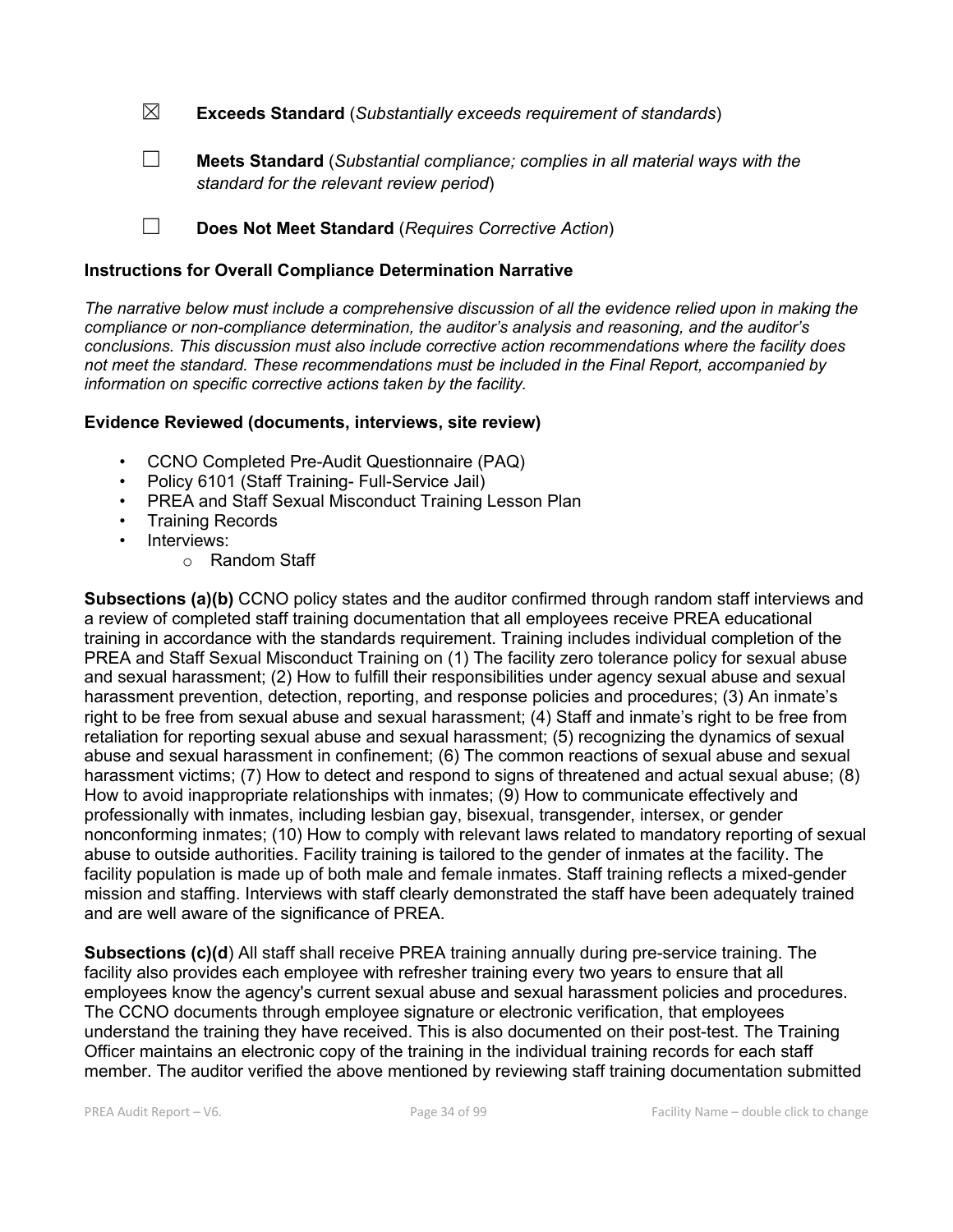☒ **Exceeds Standard** (*Substantially exceeds requirement of standards*)

☐ **Meets Standard** (*Substantial compliance; complies in all material ways with the standard for the relevant review period*)

☐ **Does Not Meet Standard** (*Requires Corrective Action*)

**Instructions for Overall Compliance Determination Narrative**

*The narrative below must include a comprehensive discussion of all the evidence relied upon in making the compliance or non-compliance determination, the auditor's analysis and reasoning, and the auditor's conclusions. This discussion must also include corrective action recommendations where the facility does not meet the standard. These recommendations must be included in the Final Report, accompanied by information on specific corrective actions taken by the facility.*

**Evidence Reviewed (documents, interviews, site review)**

- CCNO Completed Pre-Audit Questionnaire (PAQ)
- Policy 6101 (Staff Training- Full-Service Jail)
- PREA and Staff Sexual Misconduct Training Lesson Plan
- Training Records
- Interviews:
  - Random Staff

**Subsections (a)(b)** CCNO policy states and the auditor confirmed through random staff interviews and a review of completed staff training documentation that all employees receive PREA educational training in accordance with the standards requirement. Training includes individual completion of the PREA and Staff Sexual Misconduct Training on (1) The facility zero tolerance policy for sexual abuse and sexual harassment; (2) How to fulfill their responsibilities under agency sexual abuse and sexual harassment prevention, detection, reporting, and response policies and procedures; (3) An inmate's right to be free from sexual abuse and sexual harassment; (4) Staff and inmate's right to be free from retaliation for reporting sexual abuse and sexual harassment; (5) recognizing the dynamics of sexual abuse and sexual harassment in confinement; (6) The common reactions of sexual abuse and sexual harassment victims; (7) How to detect and respond to signs of threatened and actual sexual abuse; (8) How to avoid inappropriate relationships with inmates; (9) How to communicate effectively and professionally with inmates, including lesbian gay, bisexual, transgender, intersex, or gender nonconforming inmates; (10) How to comply with relevant laws related to mandatory reporting of sexual abuse to outside authorities. Facility training is tailored to the gender of inmates at the facility. The facility population is made up of both male and female inmates. Staff training reflects a mixed-gender mission and staffing. Interviews with staff clearly demonstrated the staff have been adequately trained and are well aware of the significance of PREA.

**Subsections (c)(d**) All staff shall receive PREA training annually during pre-service training. The facility also provides each employee with refresher training every two years to ensure that all employees know the agency's current sexual abuse and sexual harassment policies and procedures. The CCNO documents through employee signature or electronic verification, that employees understand the training they have received. This is also documented on their post-test. The Training Officer maintains an electronic copy of the training in the individual training records for each staff member. The auditor verified the above mentioned by reviewing staff training documentation submitted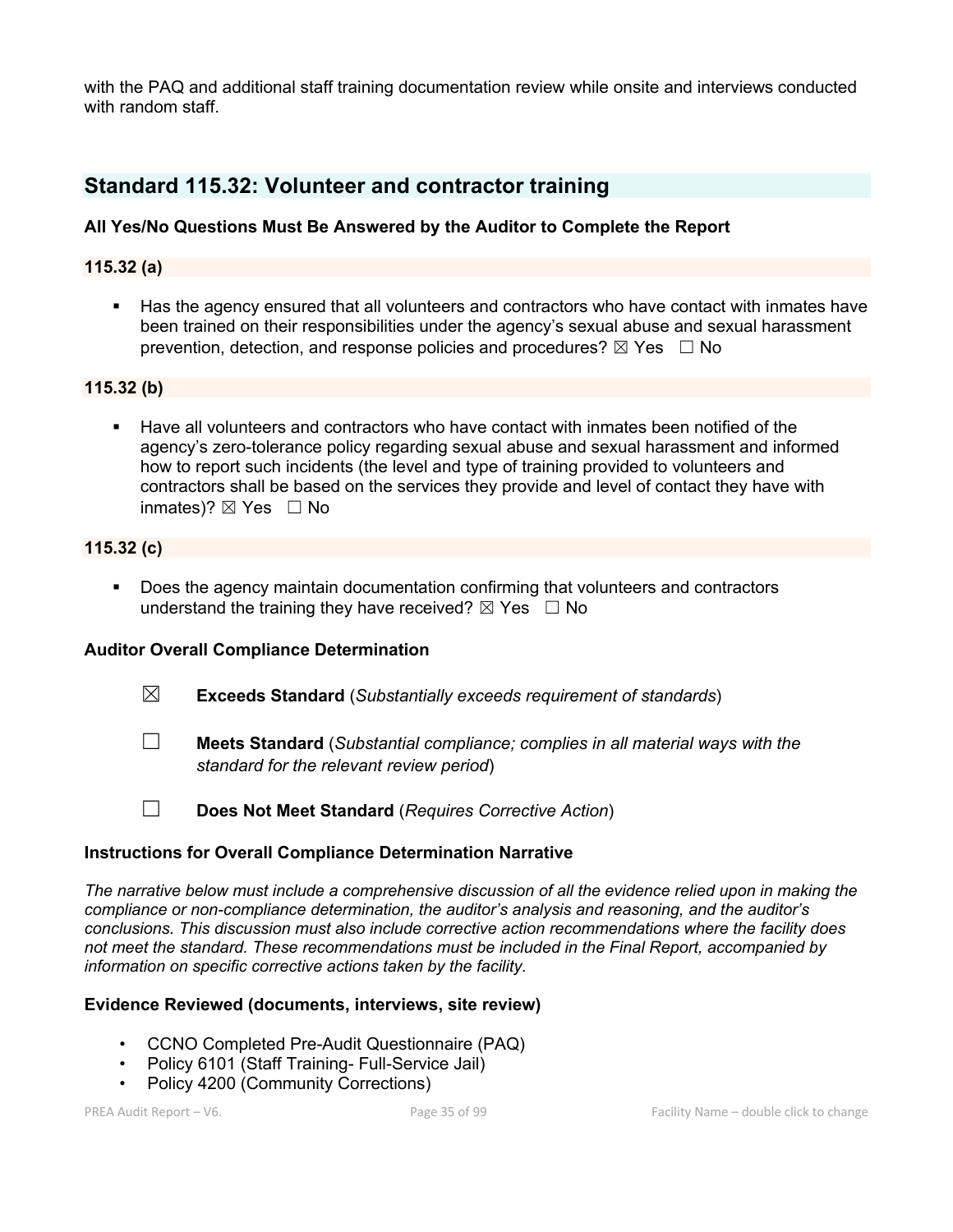with the PAQ and additional staff training documentation review while onsite and interviews conducted with random staff.

## Standard 115.32: Volunteer and contractor training

### All Yes/No Questions Must Be Answered by the Auditor to Complete the Report

### 115.32 (a)

- Has the agency ensured that all volunteers and contractors who have contact with inmates have been trained on their responsibilities under the agency's sexual abuse and sexual harassment prevention, detection, and response policies and procedures? ☒ Yes ☐ No

### 115.32 (b)

- Have all volunteers and contractors who have contact with inmates been notified of the agency's zero-tolerance policy regarding sexual abuse and sexual harassment and informed how to report such incidents (the level and type of training provided to volunteers and contractors shall be based on the services they provide and level of contact they have with inmates)? ☒ Yes ☐ No

### 115.32 (c)

- Does the agency maintain documentation confirming that volunteers and contractors understand the training they have received? ☒ Yes ☐ No

### Auditor Overall Compliance Determination

☒ **Exceeds Standard** (*Substantially exceeds requirement of standards*)

☐ **Meets Standard** (*Substantial compliance; complies in all material ways with the standard for the relevant review period*)

☐ **Does Not Meet Standard** (*Requires Corrective Action*)

### Instructions for Overall Compliance Determination Narrative

*The narrative below must include a comprehensive discussion of all the evidence relied upon in making the compliance or non-compliance determination, the auditor's analysis and reasoning, and the auditor's conclusions. This discussion must also include corrective action recommendations where the facility does not meet the standard. These recommendations must be included in the Final Report, accompanied by information on specific corrective actions taken by the facility.*

### Evidence Reviewed (documents, interviews, site review)

- CCNO Completed Pre-Audit Questionnaire (PAQ)
- Policy 6101 (Staff Training- Full-Service Jail)
- Policy 4200 (Community Corrections)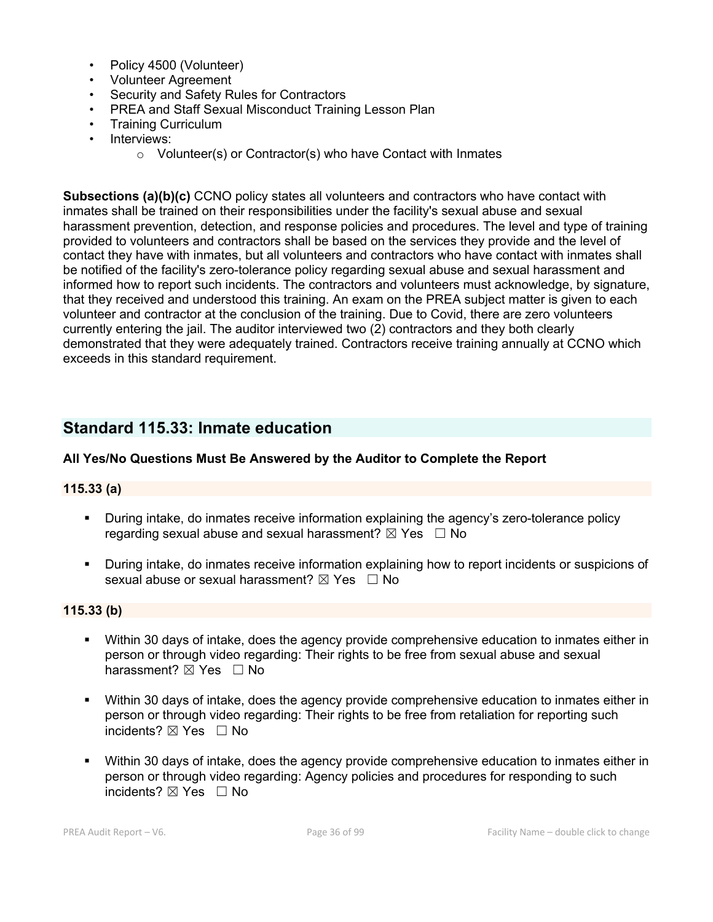- Policy 4500 (Volunteer)
- Volunteer Agreement
- Security and Safety Rules for Contractors
- PREA and Staff Sexual Misconduct Training Lesson Plan
- Training Curriculum
- Interviews:
    - Volunteer(s) or Contractor(s) who have Contact with Inmates

**Subsections (a)(b)(c)** CCNO policy states all volunteers and contractors who have contact with inmates shall be trained on their responsibilities under the facility's sexual abuse and sexual harassment prevention, detection, and response policies and procedures. The level and type of training provided to volunteers and contractors shall be based on the services they provide and the level of contact they have with inmates, but all volunteers and contractors who have contact with inmates shall be notified of the facility's zero-tolerance policy regarding sexual abuse and sexual harassment and informed how to report such incidents. The contractors and volunteers must acknowledge, by signature, that they received and understood this training. An exam on the PREA subject matter is given to each volunteer and contractor at the conclusion of the training. Due to Covid, there are zero volunteers currently entering the jail. The auditor interviewed two (2) contractors and they both clearly demonstrated that they were adequately trained. Contractors receive training annually at CCNO which exceeds in this standard requirement.

## Standard 115.33: Inmate education

**All Yes/No Questions Must Be Answered by the Auditor to Complete the Report**

**115.33 (a)**

- During intake, do inmates receive information explaining the agency's zero-tolerance policy regarding sexual abuse and sexual harassment? ☒ Yes ☐ No
- During intake, do inmates receive information explaining how to report incidents or suspicions of sexual abuse or sexual harassment? ☒ Yes ☐ No

**115.33 (b)**

- Within 30 days of intake, does the agency provide comprehensive education to inmates either in person or through video regarding: Their rights to be free from sexual abuse and sexual harassment? ☒ Yes ☐ No
- Within 30 days of intake, does the agency provide comprehensive education to inmates either in person or through video regarding: Their rights to be free from retaliation for reporting such incidents? ☒ Yes ☐ No
- Within 30 days of intake, does the agency provide comprehensive education to inmates either in person or through video regarding: Agency policies and procedures for responding to such incidents? ☒ Yes ☐ No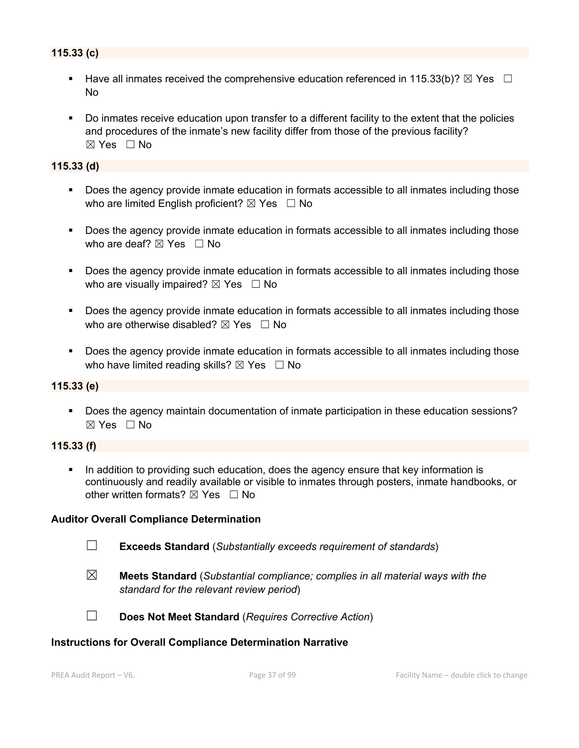**115.33 (c)**

- Have all inmates received the comprehensive education referenced in 115.33(b)? ☒ Yes ☐ No

- Do inmates receive education upon transfer to a different facility to the extent that the policies and procedures of the inmate's new facility differ from those of the previous facility? ☒ Yes ☐ No

**115.33 (d)**

- Does the agency provide inmate education in formats accessible to all inmates including those who are limited English proficient? ☒ Yes ☐ No

- Does the agency provide inmate education in formats accessible to all inmates including those who are deaf? ☒ Yes ☐ No

- Does the agency provide inmate education in formats accessible to all inmates including those who are visually impaired? ☒ Yes ☐ No

- Does the agency provide inmate education in formats accessible to all inmates including those who are otherwise disabled? ☒ Yes ☐ No

- Does the agency provide inmate education in formats accessible to all inmates including those who have limited reading skills? ☒ Yes ☐ No

**115.33 (e)**

- Does the agency maintain documentation of inmate participation in these education sessions? ☒ Yes ☐ No

**115.33 (f)**

- In addition to providing such education, does the agency ensure that key information is continuously and readily available or visible to inmates through posters, inmate handbooks, or other written formats? ☒ Yes ☐ No

**Auditor Overall Compliance Determination**

☐ **Exceeds Standard** (*Substantially exceeds requirement of standards*)

☒ **Meets Standard** (*Substantial compliance; complies in all material ways with the standard for the relevant review period*)

☐ **Does Not Meet Standard** (*Requires Corrective Action*)

**Instructions for Overall Compliance Determination Narrative**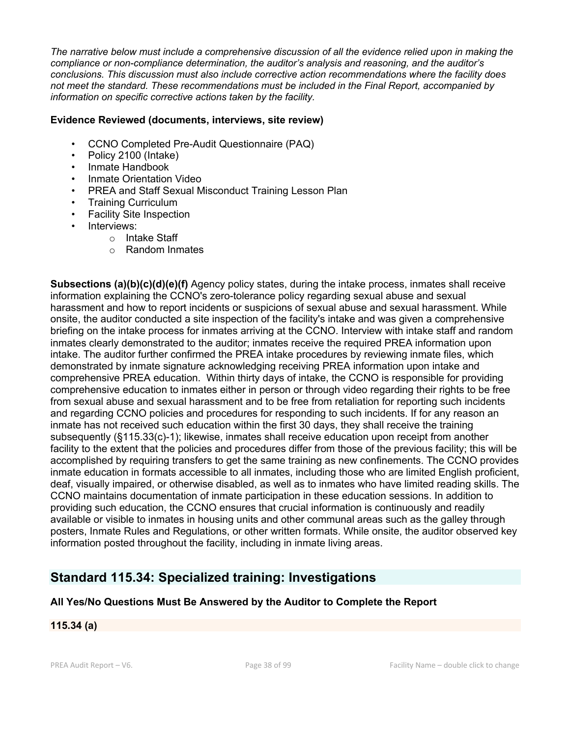*The narrative below must include a comprehensive discussion of all the evidence relied upon in making the compliance or non-compliance determination, the auditor's analysis and reasoning, and the auditor's conclusions. This discussion must also include corrective action recommendations where the facility does not meet the standard. These recommendations must be included in the Final Report, accompanied by information on specific corrective actions taken by the facility.*

**Evidence Reviewed (documents, interviews, site review)**

- CCNO Completed Pre-Audit Questionnaire (PAQ)
- Policy 2100 (Intake)
- Inmate Handbook
- Inmate Orientation Video
- PREA and Staff Sexual Misconduct Training Lesson Plan
- Training Curriculum
- Facility Site Inspection
- Interviews:
  - Intake Staff
  - Random Inmates

**Subsections (a)(b)(c)(d)(e)(f)** Agency policy states, during the intake process, inmates shall receive information explaining the CCNO's zero-tolerance policy regarding sexual abuse and sexual harassment and how to report incidents or suspicions of sexual abuse and sexual harassment. While onsite, the auditor conducted a site inspection of the facility's intake and was given a comprehensive briefing on the intake process for inmates arriving at the CCNO. Interview with intake staff and random inmates clearly demonstrated to the auditor; inmates receive the required PREA information upon intake. The auditor further confirmed the PREA intake procedures by reviewing inmate files, which demonstrated by inmate signature acknowledging receiving PREA information upon intake and comprehensive PREA education. Within thirty days of intake, the CCNO is responsible for providing comprehensive education to inmates either in person or through video regarding their rights to be free from sexual abuse and sexual harassment and to be free from retaliation for reporting such incidents and regarding CCNO policies and procedures for responding to such incidents. If for any reason an inmate has not received such education within the first 30 days, they shall receive the training subsequently (§115.33(c)-1); likewise, inmates shall receive education upon receipt from another facility to the extent that the policies and procedures differ from those of the previous facility; this will be accomplished by requiring transfers to get the same training as new confinements. The CCNO provides inmate education in formats accessible to all inmates, including those who are limited English proficient, deaf, visually impaired, or otherwise disabled, as well as to inmates who have limited reading skills. The CCNO maintains documentation of inmate participation in these education sessions. In addition to providing such education, the CCNO ensures that crucial information is continuously and readily available or visible to inmates in housing units and other communal areas such as the galley through posters, Inmate Rules and Regulations, or other written formats. While onsite, the auditor observed key information posted throughout the facility, including in inmate living areas.

## Standard 115.34: Specialized training: Investigations

**All Yes/No Questions Must Be Answered by the Auditor to Complete the Report**

**115.34 (a)**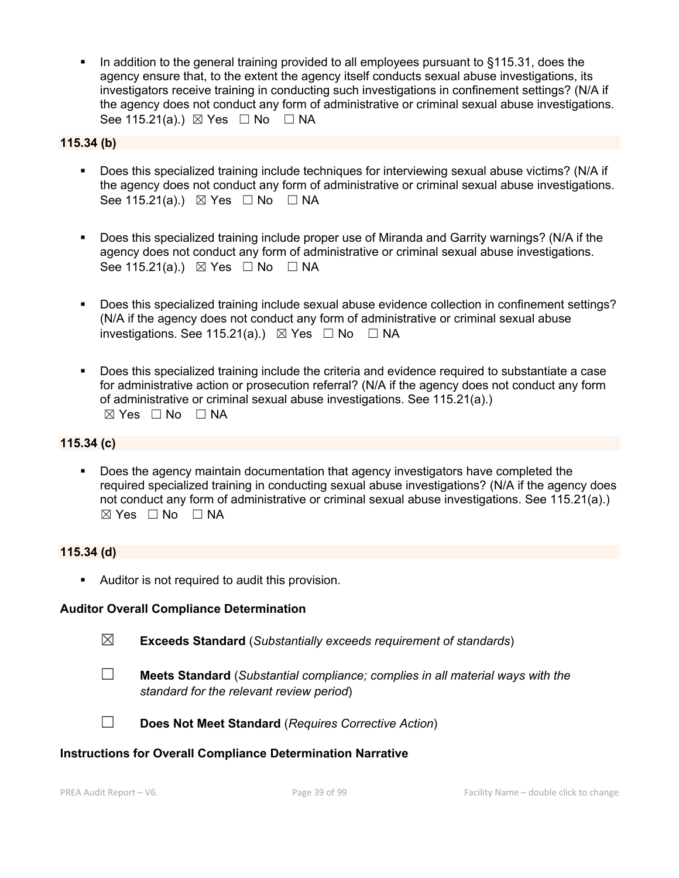- In addition to the general training provided to all employees pursuant to §115.31, does the agency ensure that, to the extent the agency itself conducts sexual abuse investigations, its investigators receive training in conducting such investigations in confinement settings? (N/A if the agency does not conduct any form of administrative or criminal sexual abuse investigations. See 115.21(a).) ☒ Yes ☐ No ☐ NA

**115.34 (b)**

- Does this specialized training include techniques for interviewing sexual abuse victims? (N/A if the agency does not conduct any form of administrative or criminal sexual abuse investigations. See 115.21(a).) ☒ Yes ☐ No ☐ NA

- Does this specialized training include proper use of Miranda and Garrity warnings? (N/A if the agency does not conduct any form of administrative or criminal sexual abuse investigations. See 115.21(a).) ☒ Yes ☐ No ☐ NA

- Does this specialized training include sexual abuse evidence collection in confinement settings? (N/A if the agency does not conduct any form of administrative or criminal sexual abuse investigations. See 115.21(a).) ☒ Yes ☐ No ☐ NA

- Does this specialized training include the criteria and evidence required to substantiate a case for administrative action or prosecution referral? (N/A if the agency does not conduct any form of administrative or criminal sexual abuse investigations. See 115.21(a).) ☒ Yes ☐ No ☐ NA

**115.34 (c)**

- Does the agency maintain documentation that agency investigators have completed the required specialized training in conducting sexual abuse investigations? (N/A if the agency does not conduct any form of administrative or criminal sexual abuse investigations. See 115.21(a).) ☒ Yes ☐ No ☐ NA

**115.34 (d)**

- Auditor is not required to audit this provision.

**Auditor Overall Compliance Determination**

☒ **Exceeds Standard** (*Substantially exceeds requirement of standards*)

☐ **Meets Standard** (*Substantial compliance; complies in all material ways with the standard for the relevant review period*)

☐ **Does Not Meet Standard** (*Requires Corrective Action*)

**Instructions for Overall Compliance Determination Narrative**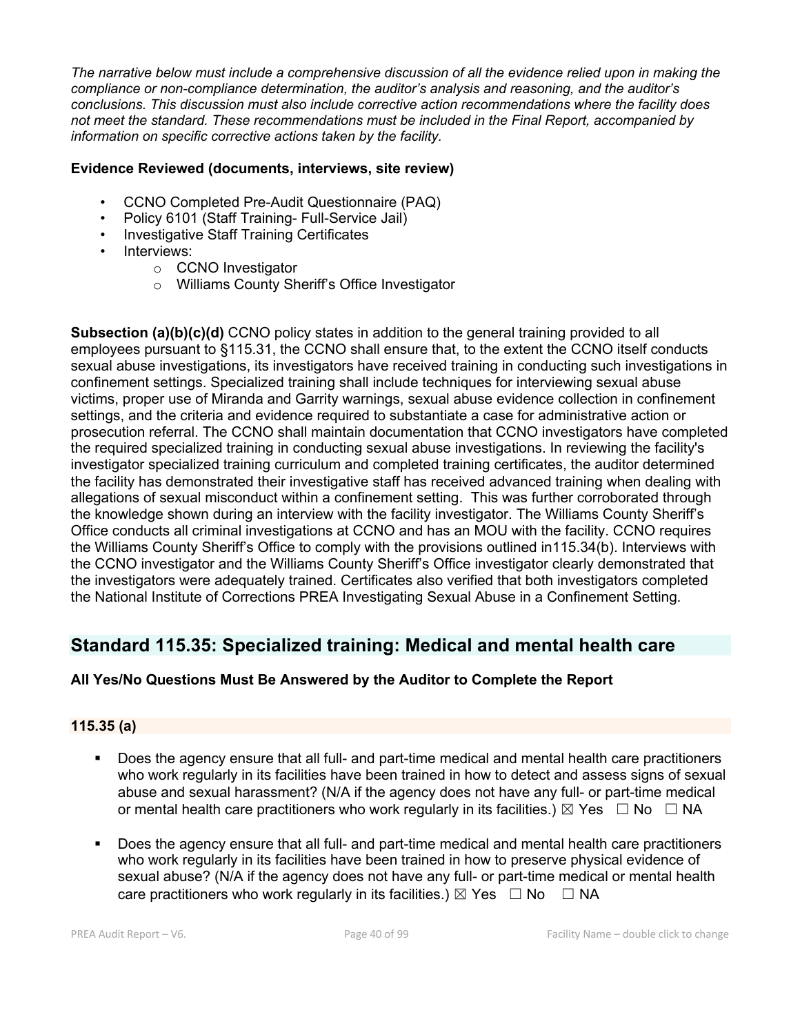*The narrative below must include a comprehensive discussion of all the evidence relied upon in making the compliance or non-compliance determination, the auditor's analysis and reasoning, and the auditor's conclusions. This discussion must also include corrective action recommendations where the facility does not meet the standard. These recommendations must be included in the Final Report, accompanied by information on specific corrective actions taken by the facility.*

**Evidence Reviewed (documents, interviews, site review)**

- CCNO Completed Pre-Audit Questionnaire (PAQ)
- Policy 6101 (Staff Training- Full-Service Jail)
- Investigative Staff Training Certificates
- Interviews:
  - CCNO Investigator
  - Williams County Sheriff's Office Investigator

**Subsection (a)(b)(c)(d)** CCNO policy states in addition to the general training provided to all employees pursuant to §115.31, the CCNO shall ensure that, to the extent the CCNO itself conducts sexual abuse investigations, its investigators have received training in conducting such investigations in confinement settings. Specialized training shall include techniques for interviewing sexual abuse victims, proper use of Miranda and Garrity warnings, sexual abuse evidence collection in confinement settings, and the criteria and evidence required to substantiate a case for administrative action or prosecution referral. The CCNO shall maintain documentation that CCNO investigators have completed the required specialized training in conducting sexual abuse investigations. In reviewing the facility's investigator specialized training curriculum and completed training certificates, the auditor determined the facility has demonstrated their investigative staff has received advanced training when dealing with allegations of sexual misconduct within a confinement setting. This was further corroborated through the knowledge shown during an interview with the facility investigator. The Williams County Sheriff's Office conducts all criminal investigations at CCNO and has an MOU with the facility. CCNO requires the Williams County Sheriff's Office to comply with the provisions outlined in115.34(b). Interviews with the CCNO investigator and the Williams County Sheriff's Office investigator clearly demonstrated that the investigators were adequately trained. Certificates also verified that both investigators completed the National Institute of Corrections PREA Investigating Sexual Abuse in a Confinement Setting.

## Standard 115.35: Specialized training: Medical and mental health care

**All Yes/No Questions Must Be Answered by the Auditor to Complete the Report**

### 115.35 (a)

- Does the agency ensure that all full- and part-time medical and mental health care practitioners who work regularly in its facilities have been trained in how to detect and assess signs of sexual abuse and sexual harassment? (N/A if the agency does not have any full- or part-time medical or mental health care practitioners who work regularly in its facilities.) ☒ Yes ☐ No ☐ NA
- Does the agency ensure that all full- and part-time medical and mental health care practitioners who work regularly in its facilities have been trained in how to preserve physical evidence of sexual abuse? (N/A if the agency does not have any full- or part-time medical or mental health care practitioners who work regularly in its facilities.) ☒ Yes ☐ No ☐ NA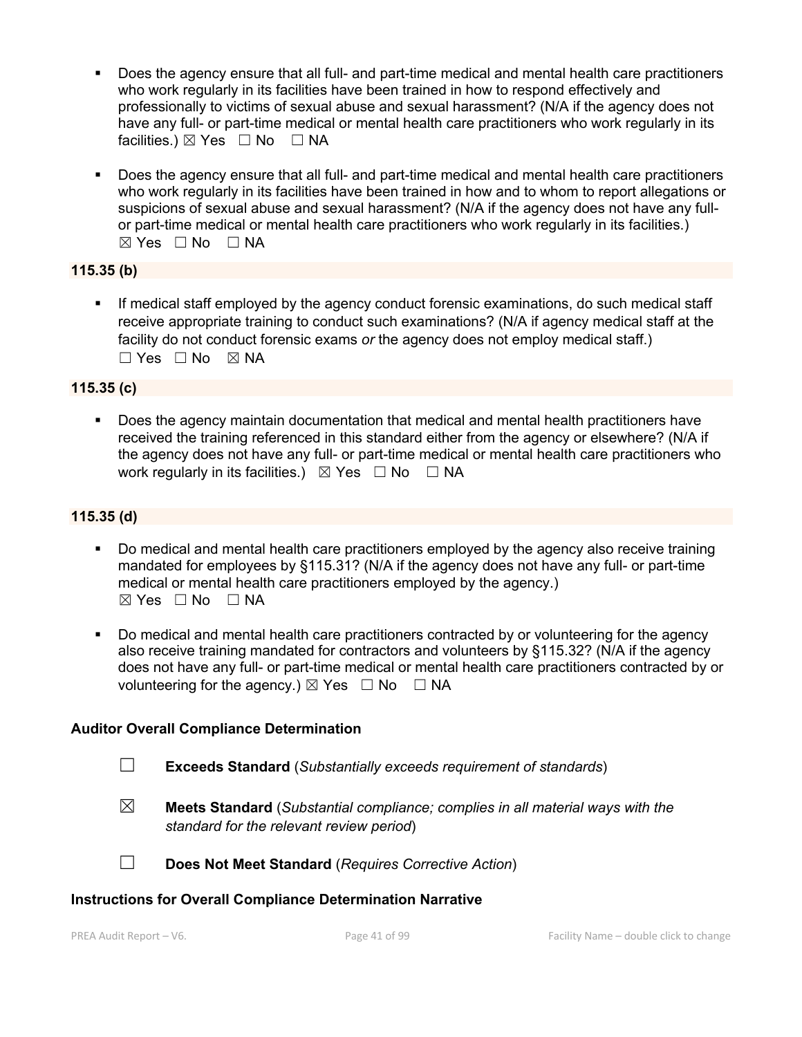- Does the agency ensure that all full- and part-time medical and mental health care practitioners who work regularly in its facilities have been trained in how to respond effectively and professionally to victims of sexual abuse and sexual harassment? (N/A if the agency does not have any full- or part-time medical or mental health care practitioners who work regularly in its facilities.) ☒ Yes ☐ No ☐ NA

- Does the agency ensure that all full- and part-time medical and mental health care practitioners who work regularly in its facilities have been trained in how and to whom to report allegations or suspicions of sexual abuse and sexual harassment? (N/A if the agency does not have any full- or part-time medical or mental health care practitioners who work regularly in its facilities.) ☒ Yes ☐ No ☐ NA

**115.35 (b)**

- If medical staff employed by the agency conduct forensic examinations, do such medical staff receive appropriate training to conduct such examinations? (N/A if agency medical staff at the facility do not conduct forensic exams *or* the agency does not employ medical staff.) ☐ Yes ☐ No ☒ NA

**115.35 (c)**

- Does the agency maintain documentation that medical and mental health practitioners have received the training referenced in this standard either from the agency or elsewhere? (N/A if the agency does not have any full- or part-time medical or mental health care practitioners who work regularly in its facilities.) ☒ Yes ☐ No ☐ NA

**115.35 (d)**

- Do medical and mental health care practitioners employed by the agency also receive training mandated for employees by §115.31? (N/A if the agency does not have any full- or part-time medical or mental health care practitioners employed by the agency.) ☒ Yes ☐ No ☐ NA

- Do medical and mental health care practitioners contracted by or volunteering for the agency also receive training mandated for contractors and volunteers by §115.32? (N/A if the agency does not have any full- or part-time medical or mental health care practitioners contracted by or volunteering for the agency.) ☒ Yes ☐ No ☐ NA

**Auditor Overall Compliance Determination**

☐ **Exceeds Standard** (*Substantially exceeds requirement of standards*)

☒ **Meets Standard** (*Substantial compliance; complies in all material ways with the standard for the relevant review period*)

☐ **Does Not Meet Standard** (*Requires Corrective Action*)

**Instructions for Overall Compliance Determination Narrative**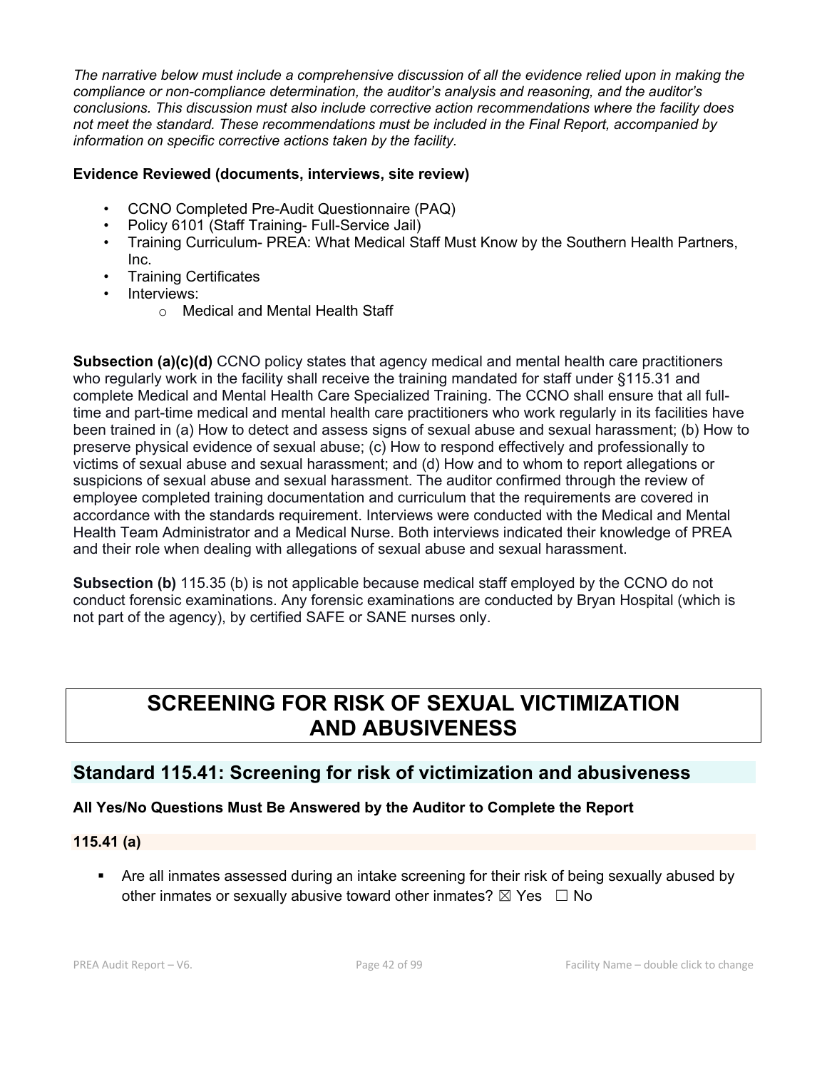*The narrative below must include a comprehensive discussion of all the evidence relied upon in making the compliance or non-compliance determination, the auditor's analysis and reasoning, and the auditor's conclusions. This discussion must also include corrective action recommendations where the facility does not meet the standard. These recommendations must be included in the Final Report, accompanied by information on specific corrective actions taken by the facility.*

**Evidence Reviewed (documents, interviews, site review)**

- CCNO Completed Pre-Audit Questionnaire (PAQ)
- Policy 6101 (Staff Training- Full-Service Jail)
- Training Curriculum- PREA: What Medical Staff Must Know by the Southern Health Partners, Inc.
- Training Certificates
- Interviews:
  - Medical and Mental Health Staff

**Subsection (a)(c)(d)** CCNO policy states that agency medical and mental health care practitioners who regularly work in the facility shall receive the training mandated for staff under §115.31 and complete Medical and Mental Health Care Specialized Training. The CCNO shall ensure that all full-time and part-time medical and mental health care practitioners who work regularly in its facilities have been trained in (a) How to detect and assess signs of sexual abuse and sexual harassment; (b) How to preserve physical evidence of sexual abuse; (c) How to respond effectively and professionally to victims of sexual abuse and sexual harassment; and (d) How and to whom to report allegations or suspicions of sexual abuse and sexual harassment. The auditor confirmed through the review of employee completed training documentation and curriculum that the requirements are covered in accordance with the standards requirement. Interviews were conducted with the Medical and Mental Health Team Administrator and a Medical Nurse. Both interviews indicated their knowledge of PREA and their role when dealing with allegations of sexual abuse and sexual harassment.

**Subsection (b)** 115.35 (b) is not applicable because medical staff employed by the CCNO do not conduct forensic examinations. Any forensic examinations are conducted by Bryan Hospital (which is not part of the agency), by certified SAFE or SANE nurses only.

# SCREENING FOR RISK OF SEXUAL VICTIMIZATION AND ABUSIVENESS

## Standard 115.41: Screening for risk of victimization and abusiveness

**All Yes/No Questions Must Be Answered by the Auditor to Complete the Report**

**115.41 (a)**

- Are all inmates assessed during an intake screening for their risk of being sexually abused by other inmates or sexually abusive toward other inmates? ☒ Yes ☐ No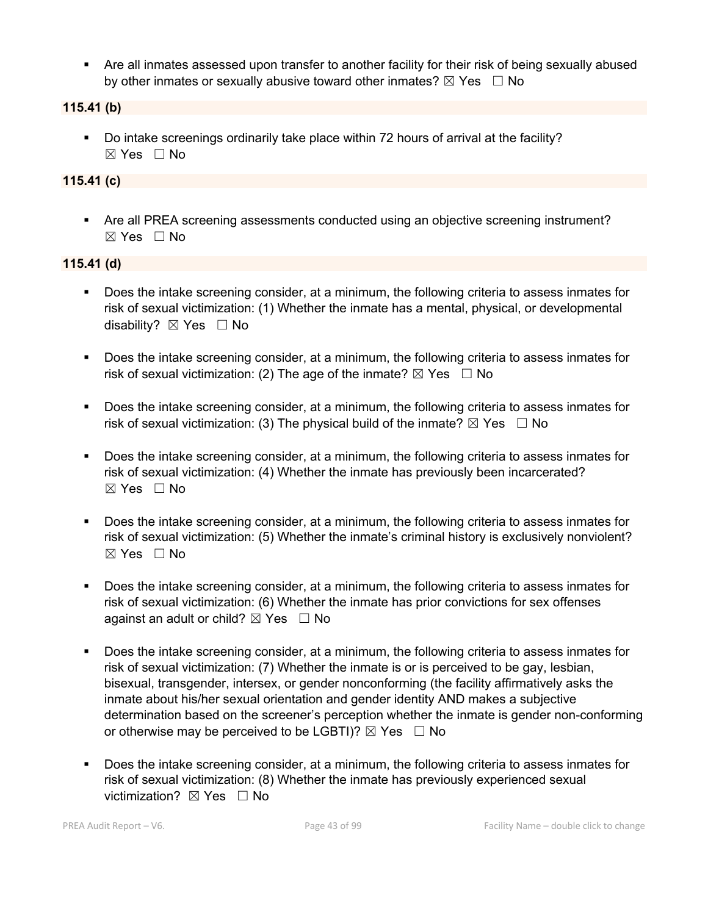- Are all inmates assessed upon transfer to another facility for their risk of being sexually abused by other inmates or sexually abusive toward other inmates? ☒ Yes ☐ No

**115.41 (b)**

- Do intake screenings ordinarily take place within 72 hours of arrival at the facility? ☒ Yes ☐ No

**115.41 (c)**

- Are all PREA screening assessments conducted using an objective screening instrument? ☒ Yes ☐ No

**115.41 (d)**

- Does the intake screening consider, at a minimum, the following criteria to assess inmates for risk of sexual victimization: (1) Whether the inmate has a mental, physical, or developmental disability? ☒ Yes ☐ No

- Does the intake screening consider, at a minimum, the following criteria to assess inmates for risk of sexual victimization: (2) The age of the inmate? ☒ Yes ☐ No

- Does the intake screening consider, at a minimum, the following criteria to assess inmates for risk of sexual victimization: (3) The physical build of the inmate? ☒ Yes ☐ No

- Does the intake screening consider, at a minimum, the following criteria to assess inmates for risk of sexual victimization: (4) Whether the inmate has previously been incarcerated? ☒ Yes ☐ No

- Does the intake screening consider, at a minimum, the following criteria to assess inmates for risk of sexual victimization: (5) Whether the inmate's criminal history is exclusively nonviolent? ☒ Yes ☐ No

- Does the intake screening consider, at a minimum, the following criteria to assess inmates for risk of sexual victimization: (6) Whether the inmate has prior convictions for sex offenses against an adult or child? ☒ Yes ☐ No

- Does the intake screening consider, at a minimum, the following criteria to assess inmates for risk of sexual victimization: (7) Whether the inmate is or is perceived to be gay, lesbian, bisexual, transgender, intersex, or gender nonconforming (the facility affirmatively asks the inmate about his/her sexual orientation and gender identity AND makes a subjective determination based on the screener's perception whether the inmate is gender non-conforming or otherwise may be perceived to be LGBTI)? ☒ Yes ☐ No

- Does the intake screening consider, at a minimum, the following criteria to assess inmates for risk of sexual victimization: (8) Whether the inmate has previously experienced sexual victimization? ☒ Yes ☐ No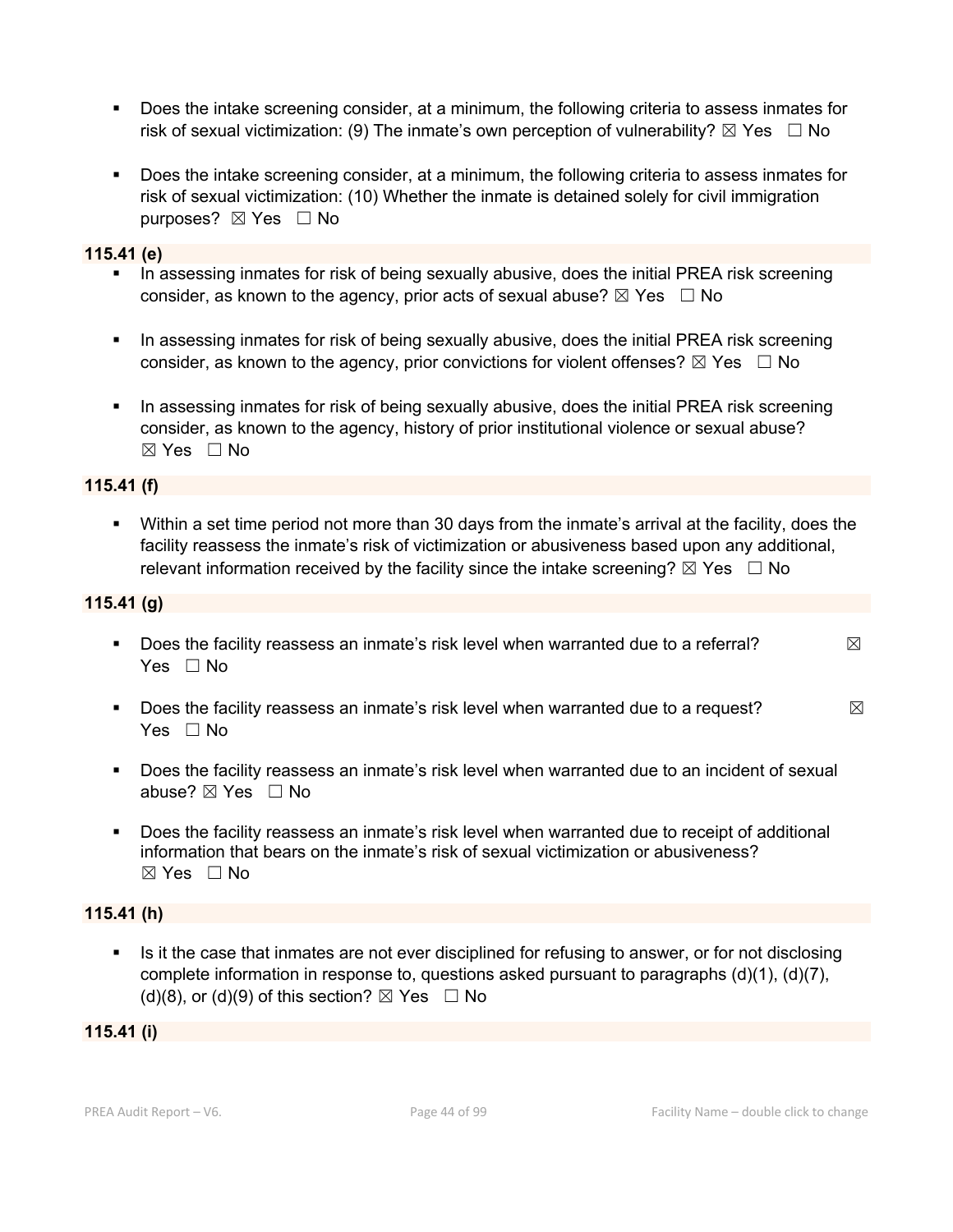- Does the intake screening consider, at a minimum, the following criteria to assess inmates for risk of sexual victimization: (9) The inmate's own perception of vulnerability? ☒ Yes ☐ No

- Does the intake screening consider, at a minimum, the following criteria to assess inmates for risk of sexual victimization: (10) Whether the inmate is detained solely for civil immigration purposes? ☒ Yes ☐ No

**115.41 (e)**

- In assessing inmates for risk of being sexually abusive, does the initial PREA risk screening consider, as known to the agency, prior acts of sexual abuse? ☒ Yes ☐ No

- In assessing inmates for risk of being sexually abusive, does the initial PREA risk screening consider, as known to the agency, prior convictions for violent offenses? ☒ Yes ☐ No

- In assessing inmates for risk of being sexually abusive, does the initial PREA risk screening consider, as known to the agency, history of prior institutional violence or sexual abuse? ☒ Yes ☐ No

**115.41 (f)**

- Within a set time period not more than 30 days from the inmate's arrival at the facility, does the facility reassess the inmate's risk of victimization or abusiveness based upon any additional, relevant information received by the facility since the intake screening? ☒ Yes ☐ No

**115.41 (g)**

- Does the facility reassess an inmate's risk level when warranted due to a referral? ☒ Yes ☐ No

- Does the facility reassess an inmate's risk level when warranted due to a request? ☒ Yes ☐ No

- Does the facility reassess an inmate's risk level when warranted due to an incident of sexual abuse? ☒ Yes ☐ No

- Does the facility reassess an inmate's risk level when warranted due to receipt of additional information that bears on the inmate's risk of sexual victimization or abusiveness? ☒ Yes ☐ No

**115.41 (h)**

- Is it the case that inmates are not ever disciplined for refusing to answer, or for not disclosing complete information in response to, questions asked pursuant to paragraphs (d)(1), (d)(7), (d)(8), or (d)(9) of this section? ☒ Yes ☐ No

**115.41 (i)**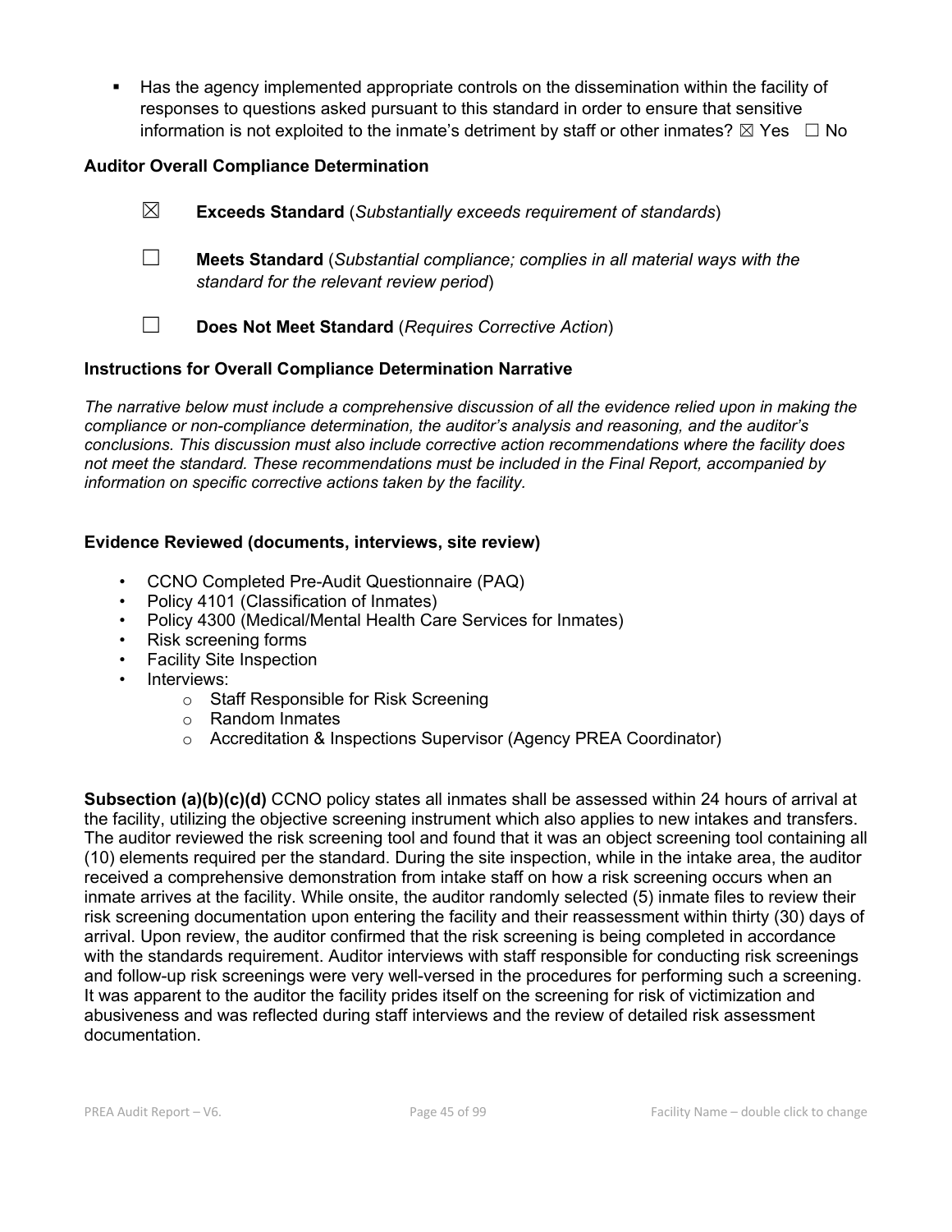- Has the agency implemented appropriate controls on the dissemination within the facility of responses to questions asked pursuant to this standard in order to ensure that sensitive information is not exploited to the inmate's detriment by staff or other inmates? ☒ Yes ☐ No

**Auditor Overall Compliance Determination**

☒ **Exceeds Standard** (*Substantially exceeds requirement of standards*)

☐ **Meets Standard** (*Substantial compliance; complies in all material ways with the standard for the relevant review period*)

☐ **Does Not Meet Standard** (*Requires Corrective Action*)

**Instructions for Overall Compliance Determination Narrative**

*The narrative below must include a comprehensive discussion of all the evidence relied upon in making the compliance or non-compliance determination, the auditor's analysis and reasoning, and the auditor's conclusions. This discussion must also include corrective action recommendations where the facility does not meet the standard. These recommendations must be included in the Final Report, accompanied by information on specific corrective actions taken by the facility.*

**Evidence Reviewed (documents, interviews, site review)**

- CCNO Completed Pre-Audit Questionnaire (PAQ)
- Policy 4101 (Classification of Inmates)
- Policy 4300 (Medical/Mental Health Care Services for Inmates)
- Risk screening forms
- Facility Site Inspection
- Interviews:
  - Staff Responsible for Risk Screening
  - Random Inmates
  - Accreditation & Inspections Supervisor (Agency PREA Coordinator)

**Subsection (a)(b)(c)(d)** CCNO policy states all inmates shall be assessed within 24 hours of arrival at the facility, utilizing the objective screening instrument which also applies to new intakes and transfers. The auditor reviewed the risk screening tool and found that it was an object screening tool containing all (10) elements required per the standard. During the site inspection, while in the intake area, the auditor received a comprehensive demonstration from intake staff on how a risk screening occurs when an inmate arrives at the facility. While onsite, the auditor randomly selected (5) inmate files to review their risk screening documentation upon entering the facility and their reassessment within thirty (30) days of arrival. Upon review, the auditor confirmed that the risk screening is being completed in accordance with the standards requirement. Auditor interviews with staff responsible for conducting risk screenings and follow-up risk screenings were very well-versed in the procedures for performing such a screening. It was apparent to the auditor the facility prides itself on the screening for risk of victimization and abusiveness and was reflected during staff interviews and the review of detailed risk assessment documentation.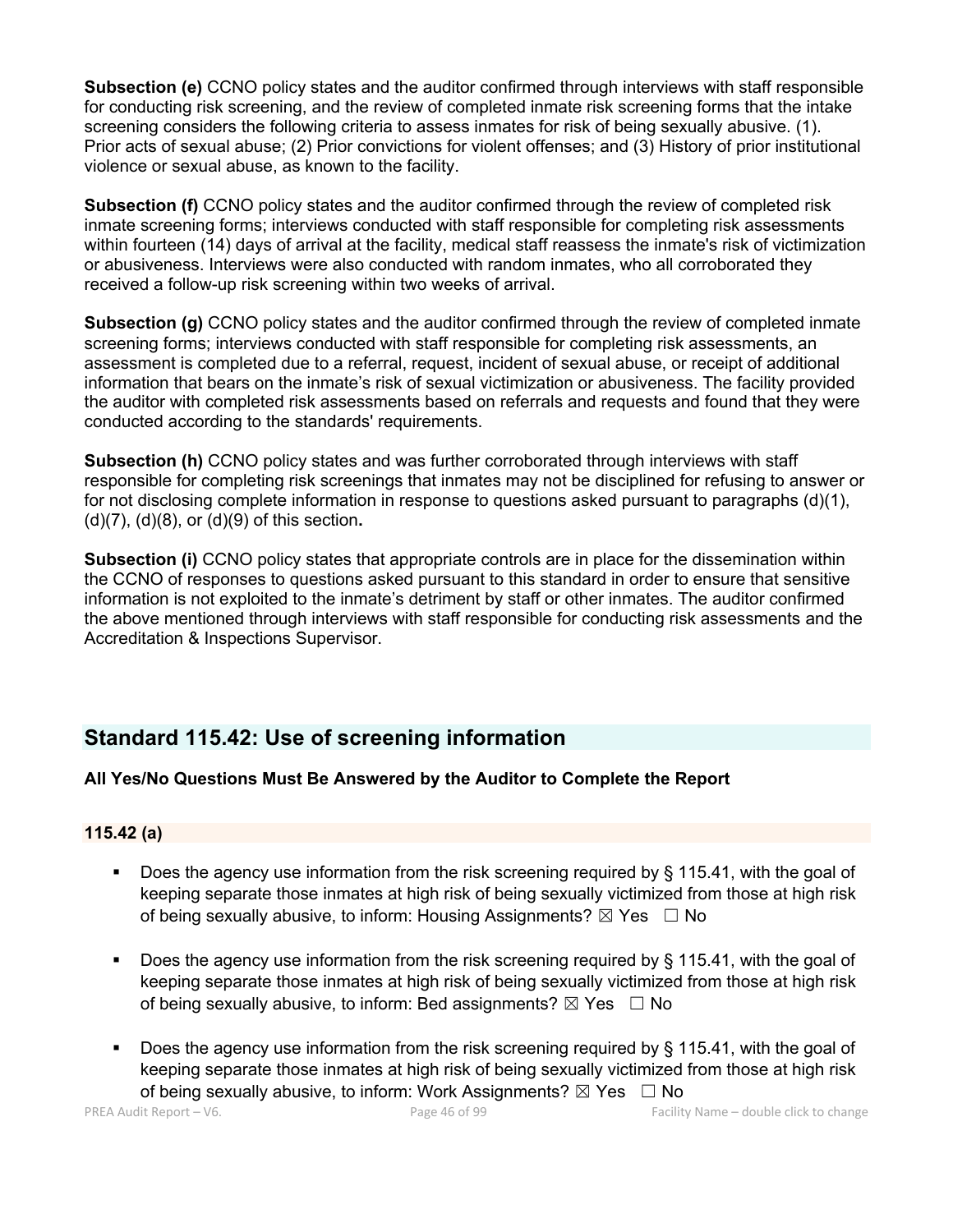**Subsection (e)** CCNO policy states and the auditor confirmed through interviews with staff responsible for conducting risk screening, and the review of completed inmate risk screening forms that the intake screening considers the following criteria to assess inmates for risk of being sexually abusive. (1). Prior acts of sexual abuse; (2) Prior convictions for violent offenses; and (3) History of prior institutional violence or sexual abuse, as known to the facility.

**Subsection (f)** CCNO policy states and the auditor confirmed through the review of completed risk inmate screening forms; interviews conducted with staff responsible for completing risk assessments within fourteen (14) days of arrival at the facility, medical staff reassess the inmate's risk of victimization or abusiveness. Interviews were also conducted with random inmates, who all corroborated they received a follow-up risk screening within two weeks of arrival.

**Subsection (g)** CCNO policy states and the auditor confirmed through the review of completed inmate screening forms; interviews conducted with staff responsible for completing risk assessments, an assessment is completed due to a referral, request, incident of sexual abuse, or receipt of additional information that bears on the inmate's risk of sexual victimization or abusiveness. The facility provided the auditor with completed risk assessments based on referrals and requests and found that they were conducted according to the standards' requirements.

**Subsection (h)** CCNO policy states and was further corroborated through interviews with staff responsible for completing risk screenings that inmates may not be disciplined for refusing to answer or for not disclosing complete information in response to questions asked pursuant to paragraphs (d)(1), (d)(7), (d)(8), or (d)(9) of this section**.**

**Subsection (i)** CCNO policy states that appropriate controls are in place for the dissemination within the CCNO of responses to questions asked pursuant to this standard in order to ensure that sensitive information is not exploited to the inmate's detriment by staff or other inmates. The auditor confirmed the above mentioned through interviews with staff responsible for conducting risk assessments and the Accreditation & Inspections Supervisor.

## Standard 115.42: Use of screening information

**All Yes/No Questions Must Be Answered by the Auditor to Complete the Report**

### 115.42 (a)

- Does the agency use information from the risk screening required by § 115.41, with the goal of keeping separate those inmates at high risk of being sexually victimized from those at high risk of being sexually abusive, to inform: Housing Assignments? ☒ Yes ☐ No

- Does the agency use information from the risk screening required by § 115.41, with the goal of keeping separate those inmates at high risk of being sexually victimized from those at high risk of being sexually abusive, to inform: Bed assignments? ☒ Yes ☐ No

- Does the agency use information from the risk screening required by § 115.41, with the goal of keeping separate those inmates at high risk of being sexually victimized from those at high risk of being sexually abusive, to inform: Work Assignments? ☒ Yes ☐ No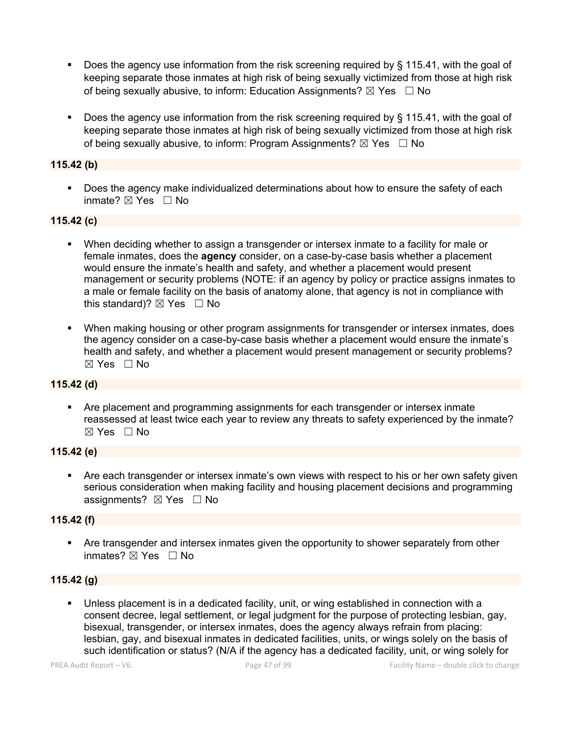- Does the agency use information from the risk screening required by § 115.41, with the goal of keeping separate those inmates at high risk of being sexually victimized from those at high risk of being sexually abusive, to inform: Education Assignments? ☒ Yes ☐ No

- Does the agency use information from the risk screening required by § 115.41, with the goal of keeping separate those inmates at high risk of being sexually victimized from those at high risk of being sexually abusive, to inform: Program Assignments? ☒ Yes ☐ No

**115.42 (b)**

- Does the agency make individualized determinations about how to ensure the safety of each inmate? ☒ Yes ☐ No

**115.42 (c)**

- When deciding whether to assign a transgender or intersex inmate to a facility for male or female inmates, does the **agency** consider, on a case-by-case basis whether a placement would ensure the inmate's health and safety, and whether a placement would present management or security problems (NOTE: if an agency by policy or practice assigns inmates to a male or female facility on the basis of anatomy alone, that agency is not in compliance with this standard)? ☒ Yes ☐ No

- When making housing or other program assignments for transgender or intersex inmates, does the agency consider on a case-by-case basis whether a placement would ensure the inmate's health and safety, and whether a placement would present management or security problems? ☒ Yes ☐ No

**115.42 (d)**

- Are placement and programming assignments for each transgender or intersex inmate reassessed at least twice each year to review any threats to safety experienced by the inmate? ☒ Yes ☐ No

**115.42 (e)**

- Are each transgender or intersex inmate's own views with respect to his or her own safety given serious consideration when making facility and housing placement decisions and programming assignments? ☒ Yes ☐ No

**115.42 (f)**

- Are transgender and intersex inmates given the opportunity to shower separately from other inmates? ☒ Yes ☐ No

**115.42 (g)**

- Unless placement is in a dedicated facility, unit, or wing established in connection with a consent decree, legal settlement, or legal judgment for the purpose of protecting lesbian, gay, bisexual, transgender, or intersex inmates, does the agency always refrain from placing: lesbian, gay, and bisexual inmates in dedicated facilities, units, or wings solely on the basis of such identification or status? (N/A if the agency has a dedicated facility, unit, or wing solely for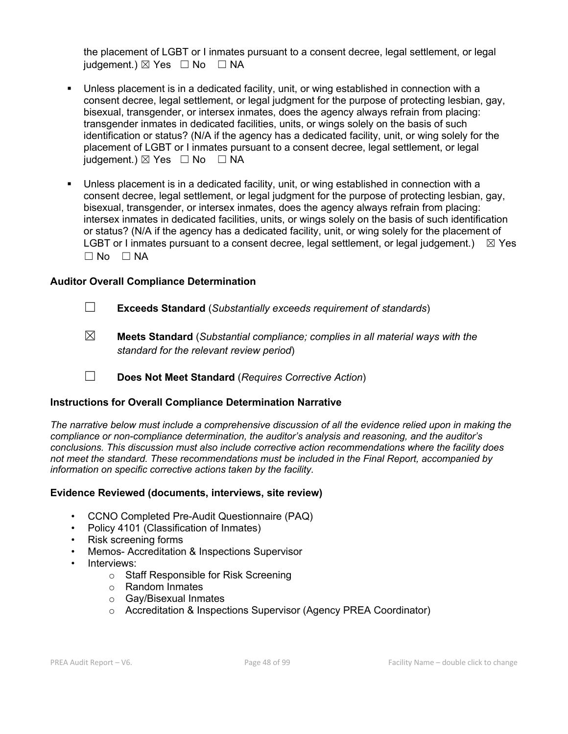the placement of LGBT or I inmates pursuant to a consent decree, legal settlement, or legal judgement.) ☒ Yes ☐ No ☐ NA

- Unless placement is in a dedicated facility, unit, or wing established in connection with a consent decree, legal settlement, or legal judgment for the purpose of protecting lesbian, gay, bisexual, transgender, or intersex inmates, does the agency always refrain from placing: transgender inmates in dedicated facilities, units, or wings solely on the basis of such identification or status? (N/A if the agency has a dedicated facility, unit, or wing solely for the placement of LGBT or I inmates pursuant to a consent decree, legal settlement, or legal judgement.) ☒ Yes ☐ No ☐ NA

- Unless placement is in a dedicated facility, unit, or wing established in connection with a consent decree, legal settlement, or legal judgment for the purpose of protecting lesbian, gay, bisexual, transgender, or intersex inmates, does the agency always refrain from placing: intersex inmates in dedicated facilities, units, or wings solely on the basis of such identification or status? (N/A if the agency has a dedicated facility, unit, or wing solely for the placement of LGBT or I inmates pursuant to a consent decree, legal settlement, or legal judgement.) ☒ Yes ☐ No ☐ NA

### Auditor Overall Compliance Determination

☐ **Exceeds Standard** (*Substantially exceeds requirement of standards*)

☒ **Meets Standard** (*Substantial compliance; complies in all material ways with the standard for the relevant review period*)

☐ **Does Not Meet Standard** (*Requires Corrective Action*)

### Instructions for Overall Compliance Determination Narrative

*The narrative below must include a comprehensive discussion of all the evidence relied upon in making the compliance or non-compliance determination, the auditor's analysis and reasoning, and the auditor's conclusions. This discussion must also include corrective action recommendations where the facility does not meet the standard. These recommendations must be included in the Final Report, accompanied by information on specific corrective actions taken by the facility.*

### Evidence Reviewed (documents, interviews, site review)

- CCNO Completed Pre-Audit Questionnaire (PAQ)
- Policy 4101 (Classification of Inmates)
- Risk screening forms
- Memos- Accreditation & Inspections Supervisor
- Interviews:
  - Staff Responsible for Risk Screening
  - Random Inmates
  - Gay/Bisexual Inmates
  - Accreditation & Inspections Supervisor (Agency PREA Coordinator)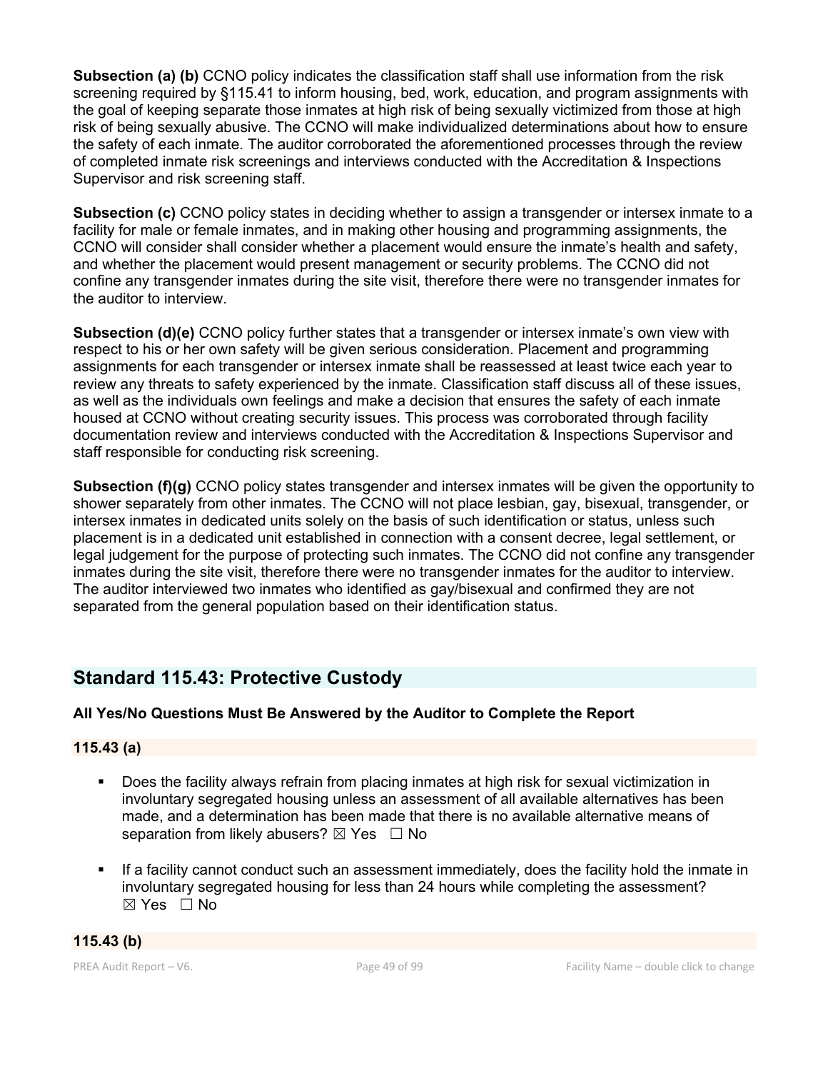**Subsection (a) (b)** CCNO policy indicates the classification staff shall use information from the risk screening required by §115.41 to inform housing, bed, work, education, and program assignments with the goal of keeping separate those inmates at high risk of being sexually victimized from those at high risk of being sexually abusive. The CCNO will make individualized determinations about how to ensure the safety of each inmate. The auditor corroborated the aforementioned processes through the review of completed inmate risk screenings and interviews conducted with the Accreditation & Inspections Supervisor and risk screening staff.

**Subsection (c)** CCNO policy states in deciding whether to assign a transgender or intersex inmate to a facility for male or female inmates, and in making other housing and programming assignments, the CCNO will consider shall consider whether a placement would ensure the inmate's health and safety, and whether the placement would present management or security problems. The CCNO did not confine any transgender inmates during the site visit, therefore there were no transgender inmates for the auditor to interview.

**Subsection (d)(e)** CCNO policy further states that a transgender or intersex inmate's own view with respect to his or her own safety will be given serious consideration. Placement and programming assignments for each transgender or intersex inmate shall be reassessed at least twice each year to review any threats to safety experienced by the inmate. Classification staff discuss all of these issues, as well as the individuals own feelings and make a decision that ensures the safety of each inmate housed at CCNO without creating security issues. This process was corroborated through facility documentation review and interviews conducted with the Accreditation & Inspections Supervisor and staff responsible for conducting risk screening.

**Subsection (f)(g)** CCNO policy states transgender and intersex inmates will be given the opportunity to shower separately from other inmates. The CCNO will not place lesbian, gay, bisexual, transgender, or intersex inmates in dedicated units solely on the basis of such identification or status, unless such placement is in a dedicated unit established in connection with a consent decree, legal settlement, or legal judgement for the purpose of protecting such inmates. The CCNO did not confine any transgender inmates during the site visit, therefore there were no transgender inmates for the auditor to interview. The auditor interviewed two inmates who identified as gay/bisexual and confirmed they are not separated from the general population based on their identification status.

## Standard 115.43: Protective Custody

**All Yes/No Questions Must Be Answered by the Auditor to Complete the Report**

### 115.43 (a)

- Does the facility always refrain from placing inmates at high risk for sexual victimization in involuntary segregated housing unless an assessment of all available alternatives has been made, and a determination has been made that there is no available alternative means of separation from likely abusers? ☒ Yes ☐ No

- If a facility cannot conduct such an assessment immediately, does the facility hold the inmate in involuntary segregated housing for less than 24 hours while completing the assessment? ☒ Yes ☐ No

### 115.43 (b)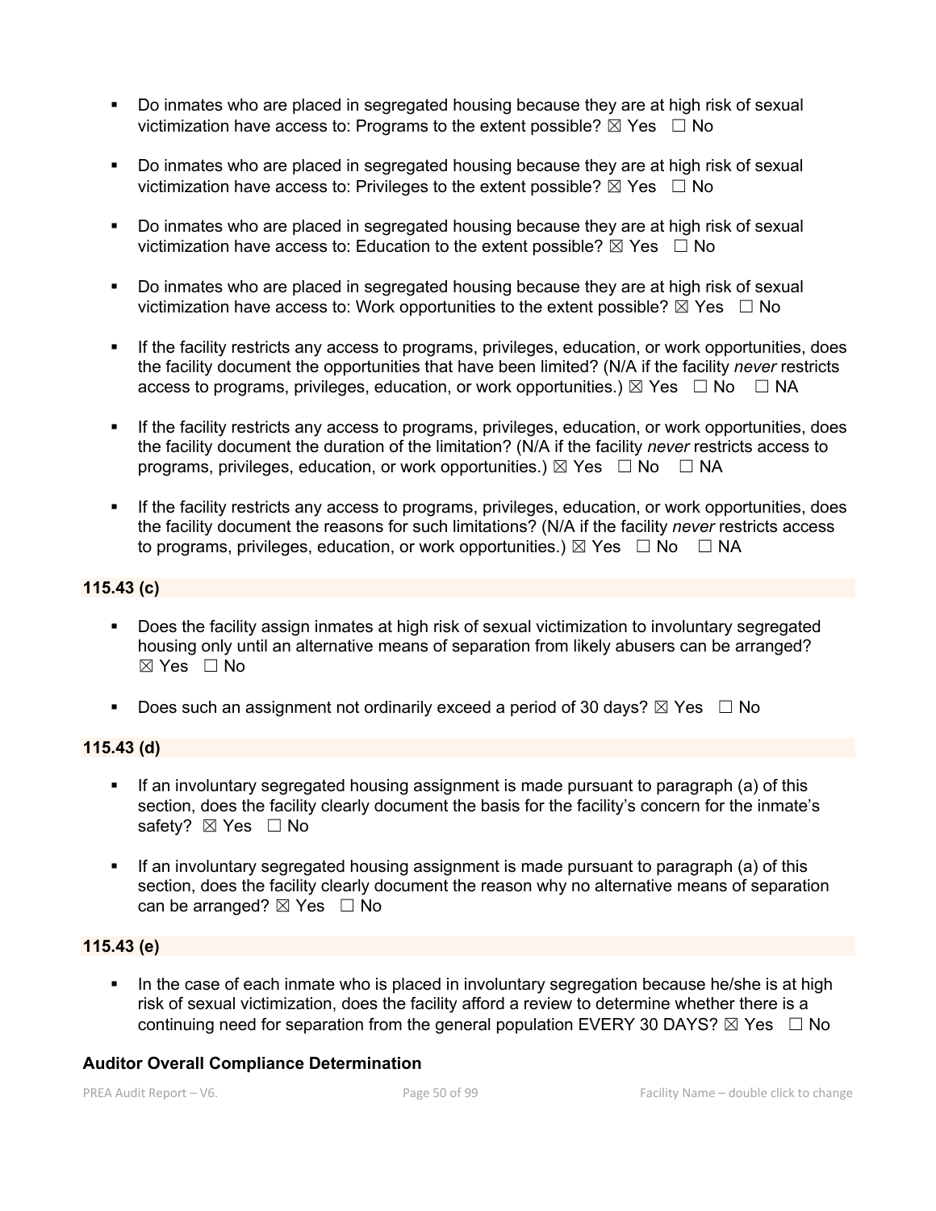- Do inmates who are placed in segregated housing because they are at high risk of sexual victimization have access to: Programs to the extent possible? ☒ Yes ☐ No

- Do inmates who are placed in segregated housing because they are at high risk of sexual victimization have access to: Privileges to the extent possible? ☒ Yes ☐ No

- Do inmates who are placed in segregated housing because they are at high risk of sexual victimization have access to: Education to the extent possible? ☒ Yes ☐ No

- Do inmates who are placed in segregated housing because they are at high risk of sexual victimization have access to: Work opportunities to the extent possible? ☒ Yes ☐ No

- If the facility restricts any access to programs, privileges, education, or work opportunities, does the facility document the opportunities that have been limited? (N/A if the facility *never* restricts access to programs, privileges, education, or work opportunities.) ☒ Yes ☐ No ☐ NA

- If the facility restricts any access to programs, privileges, education, or work opportunities, does the facility document the duration of the limitation? (N/A if the facility *never* restricts access to programs, privileges, education, or work opportunities.) ☒ Yes ☐ No ☐ NA

- If the facility restricts any access to programs, privileges, education, or work opportunities, does the facility document the reasons for such limitations? (N/A if the facility *never* restricts access to programs, privileges, education, or work opportunities.) ☒ Yes ☐ No ☐ NA

**115.43 (c)**

- Does the facility assign inmates at high risk of sexual victimization to involuntary segregated housing only until an alternative means of separation from likely abusers can be arranged? ☒ Yes ☐ No

- Does such an assignment not ordinarily exceed a period of 30 days? ☒ Yes ☐ No

**115.43 (d)**

- If an involuntary segregated housing assignment is made pursuant to paragraph (a) of this section, does the facility clearly document the basis for the facility's concern for the inmate's safety? ☒ Yes ☐ No

- If an involuntary segregated housing assignment is made pursuant to paragraph (a) of this section, does the facility clearly document the reason why no alternative means of separation can be arranged? ☒ Yes ☐ No

**115.43 (e)**

- In the case of each inmate who is placed in involuntary segregation because he/she is at high risk of sexual victimization, does the facility afford a review to determine whether there is a continuing need for separation from the general population EVERY 30 DAYS? ☒ Yes ☐ No

**Auditor Overall Compliance Determination**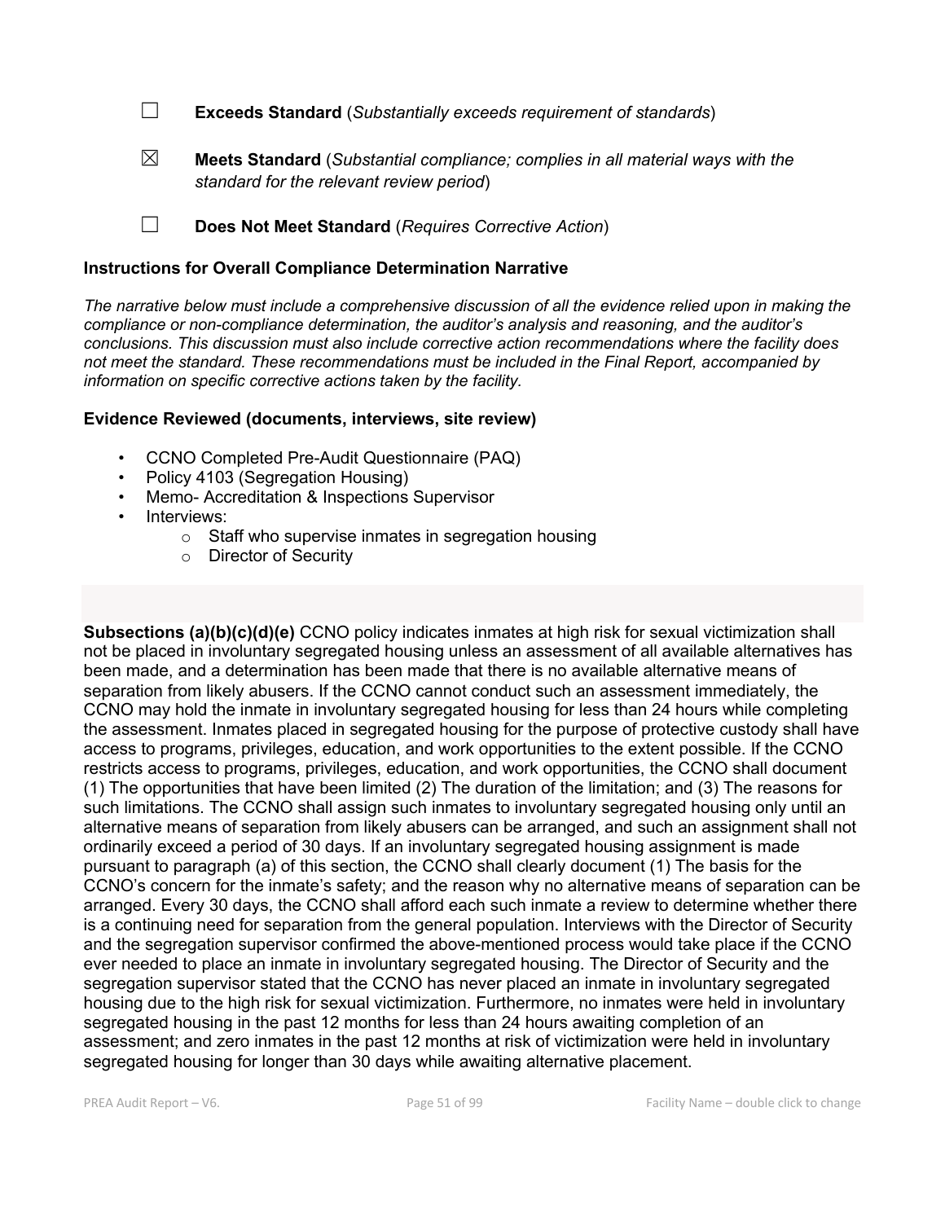☐ **Exceeds Standard** (*Substantially exceeds requirement of standards*)

☒ **Meets Standard** (*Substantial compliance; complies in all material ways with the standard for the relevant review period*)

☐ **Does Not Meet Standard** (*Requires Corrective Action*)

### Instructions for Overall Compliance Determination Narrative

*The narrative below must include a comprehensive discussion of all the evidence relied upon in making the compliance or non-compliance determination, the auditor's analysis and reasoning, and the auditor's conclusions. This discussion must also include corrective action recommendations where the facility does not meet the standard. These recommendations must be included in the Final Report, accompanied by information on specific corrective actions taken by the facility.*

### Evidence Reviewed (documents, interviews, site review)

- CCNO Completed Pre-Audit Questionnaire (PAQ)
- Policy 4103 (Segregation Housing)
- Memo- Accreditation & Inspections Supervisor
- Interviews:
  - Staff who supervise inmates in segregation housing
  - Director of Security

**Subsections (a)(b)(c)(d)(e)** CCNO policy indicates inmates at high risk for sexual victimization shall not be placed in involuntary segregated housing unless an assessment of all available alternatives has been made, and a determination has been made that there is no available alternative means of separation from likely abusers. If the CCNO cannot conduct such an assessment immediately, the CCNO may hold the inmate in involuntary segregated housing for less than 24 hours while completing the assessment. Inmates placed in segregated housing for the purpose of protective custody shall have access to programs, privileges, education, and work opportunities to the extent possible. If the CCNO restricts access to programs, privileges, education, and work opportunities, the CCNO shall document (1) The opportunities that have been limited (2) The duration of the limitation; and (3) The reasons for such limitations. The CCNO shall assign such inmates to involuntary segregated housing only until an alternative means of separation from likely abusers can be arranged, and such an assignment shall not ordinarily exceed a period of 30 days. If an involuntary segregated housing assignment is made pursuant to paragraph (a) of this section, the CCNO shall clearly document (1) The basis for the CCNO's concern for the inmate's safety; and the reason why no alternative means of separation can be arranged. Every 30 days, the CCNO shall afford each such inmate a review to determine whether there is a continuing need for separation from the general population. Interviews with the Director of Security and the segregation supervisor confirmed the above-mentioned process would take place if the CCNO ever needed to place an inmate in involuntary segregated housing. The Director of Security and the segregation supervisor stated that the CCNO has never placed an inmate in involuntary segregated housing due to the high risk for sexual victimization. Furthermore, no inmates were held in involuntary segregated housing in the past 12 months for less than 24 hours awaiting completion of an assessment; and zero inmates in the past 12 months at risk of victimization were held in involuntary segregated housing for longer than 30 days while awaiting alternative placement.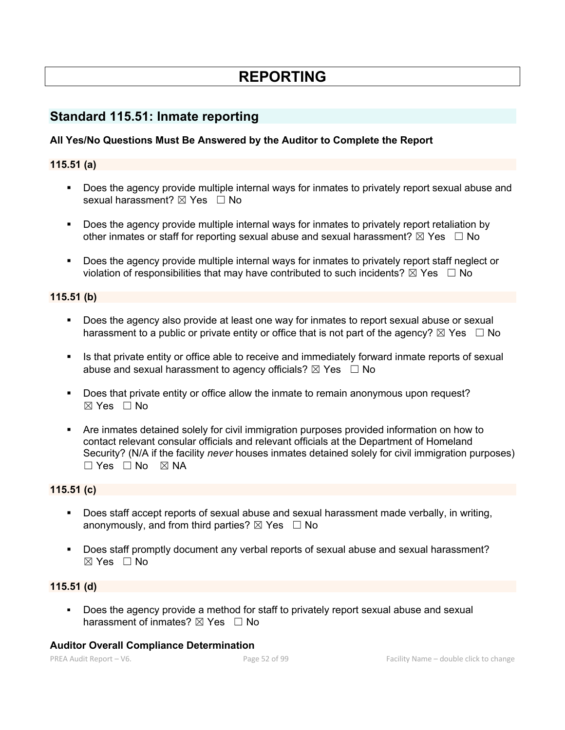# REPORTING

## Standard 115.51: Inmate reporting

**All Yes/No Questions Must Be Answered by the Auditor to Complete the Report**

**115.51 (a)**

- Does the agency provide multiple internal ways for inmates to privately report sexual abuse and sexual harassment? ☒ Yes ☐ No
- Does the agency provide multiple internal ways for inmates to privately report retaliation by other inmates or staff for reporting sexual abuse and sexual harassment? ☒ Yes ☐ No
- Does the agency provide multiple internal ways for inmates to privately report staff neglect or violation of responsibilities that may have contributed to such incidents? ☒ Yes ☐ No

**115.51 (b)**

- Does the agency also provide at least one way for inmates to report sexual abuse or sexual harassment to a public or private entity or office that is not part of the agency? ☒ Yes ☐ No
- Is that private entity or office able to receive and immediately forward inmate reports of sexual abuse and sexual harassment to agency officials? ☒ Yes ☐ No
- Does that private entity or office allow the inmate to remain anonymous upon request? ☒ Yes ☐ No
- Are inmates detained solely for civil immigration purposes provided information on how to contact relevant consular officials and relevant officials at the Department of Homeland Security? (N/A if the facility *never* houses inmates detained solely for civil immigration purposes) ☐ Yes ☐ No ☒ NA

**115.51 (c)**

- Does staff accept reports of sexual abuse and sexual harassment made verbally, in writing, anonymously, and from third parties? ☒ Yes ☐ No
- Does staff promptly document any verbal reports of sexual abuse and sexual harassment? ☒ Yes ☐ No

**115.51 (d)**

- Does the agency provide a method for staff to privately report sexual abuse and sexual harassment of inmates? ☒ Yes ☐ No

**Auditor Overall Compliance Determination**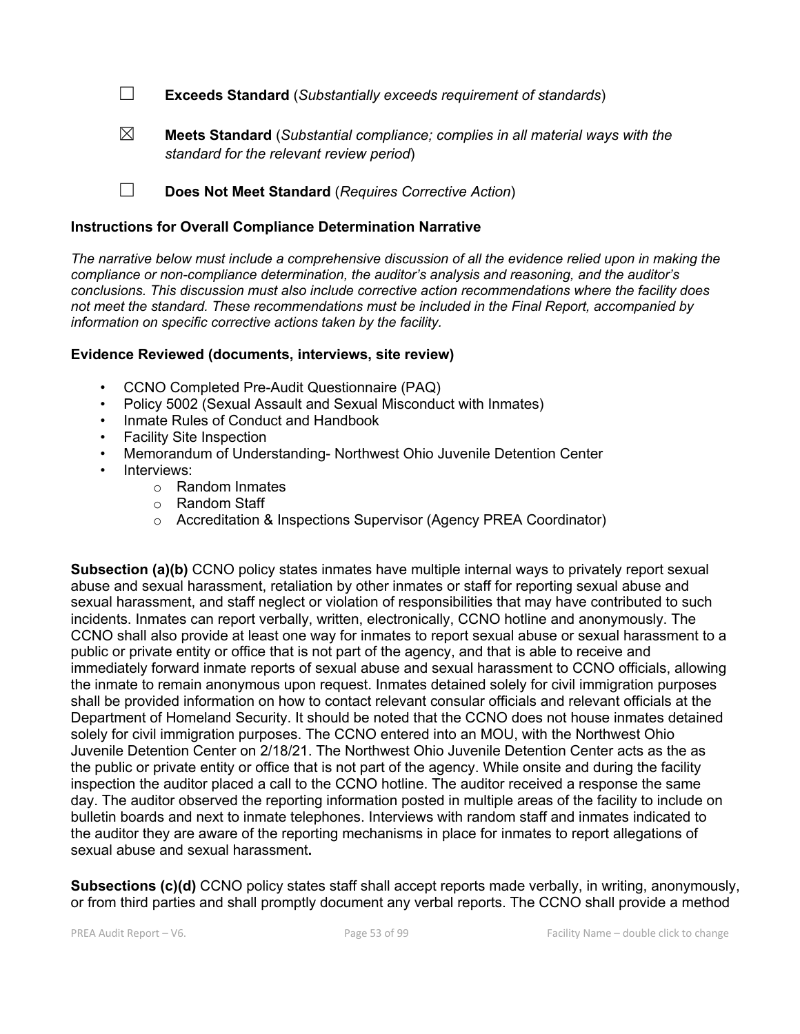☐ **Exceeds Standard** (*Substantially exceeds requirement of standards*)

☒ **Meets Standard** (*Substantial compliance; complies in all material ways with the standard for the relevant review period*)

☐ **Does Not Meet Standard** (*Requires Corrective Action*)

**Instructions for Overall Compliance Determination Narrative**

*The narrative below must include a comprehensive discussion of all the evidence relied upon in making the compliance or non-compliance determination, the auditor's analysis and reasoning, and the auditor's conclusions. This discussion must also include corrective action recommendations where the facility does not meet the standard. These recommendations must be included in the Final Report, accompanied by information on specific corrective actions taken by the facility.*

**Evidence Reviewed (documents, interviews, site review)**

- CCNO Completed Pre-Audit Questionnaire (PAQ)
- Policy 5002 (Sexual Assault and Sexual Misconduct with Inmates)
- Inmate Rules of Conduct and Handbook
- Facility Site Inspection
- Memorandum of Understanding- Northwest Ohio Juvenile Detention Center
- Interviews:
  - Random Inmates
  - Random Staff
  - Accreditation & Inspections Supervisor (Agency PREA Coordinator)

**Subsection (a)(b)** CCNO policy states inmates have multiple internal ways to privately report sexual abuse and sexual harassment, retaliation by other inmates or staff for reporting sexual abuse and sexual harassment, and staff neglect or violation of responsibilities that may have contributed to such incidents. Inmates can report verbally, written, electronically, CCNO hotline and anonymously. The CCNO shall also provide at least one way for inmates to report sexual abuse or sexual harassment to a public or private entity or office that is not part of the agency, and that is able to receive and immediately forward inmate reports of sexual abuse and sexual harassment to CCNO officials, allowing the inmate to remain anonymous upon request. Inmates detained solely for civil immigration purposes shall be provided information on how to contact relevant consular officials and relevant officials at the Department of Homeland Security. It should be noted that the CCNO does not house inmates detained solely for civil immigration purposes. The CCNO entered into an MOU, with the Northwest Ohio Juvenile Detention Center on 2/18/21. The Northwest Ohio Juvenile Detention Center acts as the as the public or private entity or office that is not part of the agency. While onsite and during the facility inspection the auditor placed a call to the CCNO hotline. The auditor received a response the same day. The auditor observed the reporting information posted in multiple areas of the facility to include on bulletin boards and next to inmate telephones. Interviews with random staff and inmates indicated to the auditor they are aware of the reporting mechanisms in place for inmates to report allegations of sexual abuse and sexual harassment**.**

**Subsections (c)(d)** CCNO policy states staff shall accept reports made verbally, in writing, anonymously, or from third parties and shall promptly document any verbal reports. The CCNO shall provide a method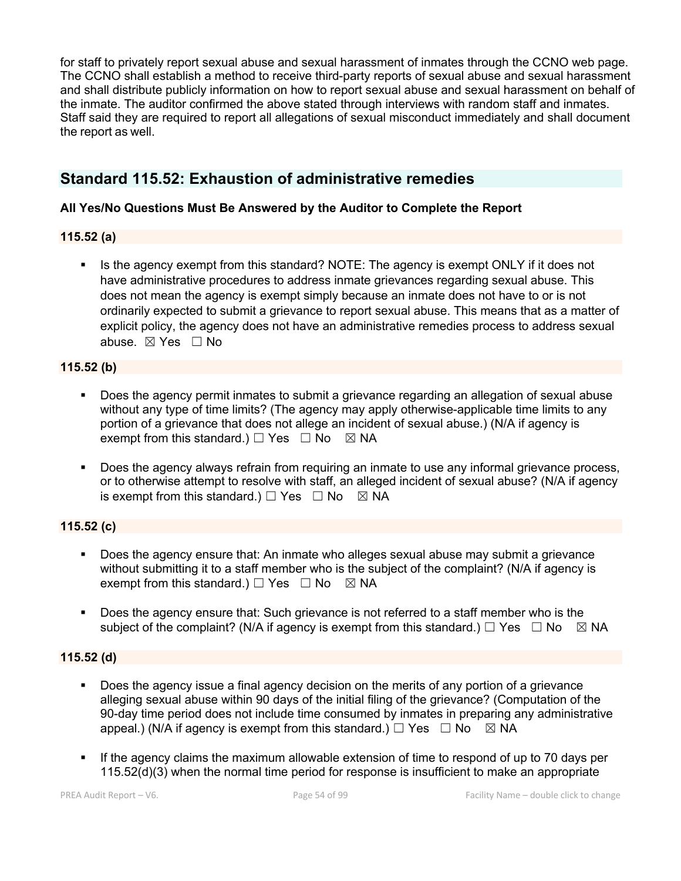for staff to privately report sexual abuse and sexual harassment of inmates through the CCNO web page. The CCNO shall establish a method to receive third-party reports of sexual abuse and sexual harassment and shall distribute publicly information on how to report sexual abuse and sexual harassment on behalf of the inmate. The auditor confirmed the above stated through interviews with random staff and inmates. Staff said they are required to report all allegations of sexual misconduct immediately and shall document the report as well.

## Standard 115.52: Exhaustion of administrative remedies

**All Yes/No Questions Must Be Answered by the Auditor to Complete the Report**

### 115.52 (a)

- Is the agency exempt from this standard? NOTE: The agency is exempt ONLY if it does not have administrative procedures to address inmate grievances regarding sexual abuse. This does not mean the agency is exempt simply because an inmate does not have to or is not ordinarily expected to submit a grievance to report sexual abuse. This means that as a matter of explicit policy, the agency does not have an administrative remedies process to address sexual abuse. ☒ Yes ☐ No

### 115.52 (b)

- Does the agency permit inmates to submit a grievance regarding an allegation of sexual abuse without any type of time limits? (The agency may apply otherwise-applicable time limits to any portion of a grievance that does not allege an incident of sexual abuse.) (N/A if agency is exempt from this standard.) ☐ Yes ☐ No ☒ NA

- Does the agency always refrain from requiring an inmate to use any informal grievance process, or to otherwise attempt to resolve with staff, an alleged incident of sexual abuse? (N/A if agency is exempt from this standard.) ☐ Yes ☐ No ☒ NA

### 115.52 (c)

- Does the agency ensure that: An inmate who alleges sexual abuse may submit a grievance without submitting it to a staff member who is the subject of the complaint? (N/A if agency is exempt from this standard.) ☐ Yes ☐ No ☒ NA

- Does the agency ensure that: Such grievance is not referred to a staff member who is the subject of the complaint? (N/A if agency is exempt from this standard.) ☐ Yes ☐ No ☒ NA

### 115.52 (d)

- Does the agency issue a final agency decision on the merits of any portion of a grievance alleging sexual abuse within 90 days of the initial filing of the grievance? (Computation of the 90-day time period does not include time consumed by inmates in preparing any administrative appeal.) (N/A if agency is exempt from this standard.) ☐ Yes ☐ No ☒ NA

- If the agency claims the maximum allowable extension of time to respond of up to 70 days per 115.52(d)(3) when the normal time period for response is insufficient to make an appropriate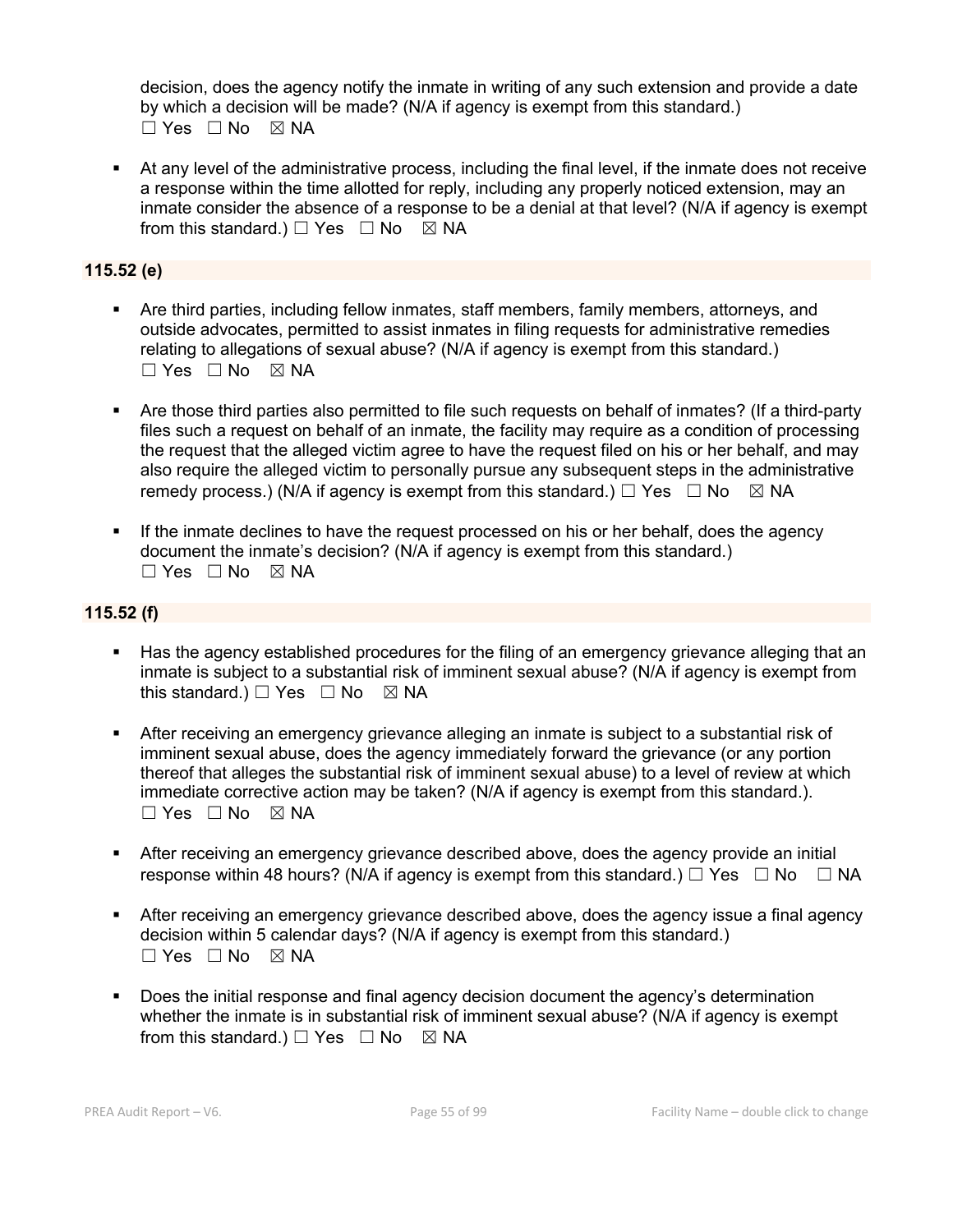decision, does the agency notify the inmate in writing of any such extension and provide a date by which a decision will be made? (N/A if agency is exempt from this standard.)
☐ Yes ☐ No ☒ NA

- At any level of the administrative process, including the final level, if the inmate does not receive a response within the time allotted for reply, including any properly noticed extension, may an inmate consider the absence of a response to be a denial at that level? (N/A if agency is exempt from this standard.) ☐ Yes ☐ No ☒ NA

**115.52 (e)**

- Are third parties, including fellow inmates, staff members, family members, attorneys, and outside advocates, permitted to assist inmates in filing requests for administrative remedies relating to allegations of sexual abuse? (N/A if agency is exempt from this standard.)
☐ Yes ☐ No ☒ NA

- Are those third parties also permitted to file such requests on behalf of inmates? (If a third-party files such a request on behalf of an inmate, the facility may require as a condition of processing the request that the alleged victim agree to have the request filed on his or her behalf, and may also require the alleged victim to personally pursue any subsequent steps in the administrative remedy process.) (N/A if agency is exempt from this standard.) ☐ Yes ☐ No ☒ NA

- If the inmate declines to have the request processed on his or her behalf, does the agency document the inmate's decision? (N/A if agency is exempt from this standard.)
☐ Yes ☐ No ☒ NA

**115.52 (f)**

- Has the agency established procedures for the filing of an emergency grievance alleging that an inmate is subject to a substantial risk of imminent sexual abuse? (N/A if agency is exempt from this standard.) ☐ Yes ☐ No ☒ NA

- After receiving an emergency grievance alleging an inmate is subject to a substantial risk of imminent sexual abuse, does the agency immediately forward the grievance (or any portion thereof that alleges the substantial risk of imminent sexual abuse) to a level of review at which immediate corrective action may be taken? (N/A if agency is exempt from this standard.).
☐ Yes ☐ No ☒ NA

- After receiving an emergency grievance described above, does the agency provide an initial response within 48 hours? (N/A if agency is exempt from this standard.) ☐ Yes ☐ No ☐ NA

- After receiving an emergency grievance described above, does the agency issue a final agency decision within 5 calendar days? (N/A if agency is exempt from this standard.)
☐ Yes ☐ No ☒ NA

- Does the initial response and final agency decision document the agency's determination whether the inmate is in substantial risk of imminent sexual abuse? (N/A if agency is exempt from this standard.) ☐ Yes ☐ No ☒ NA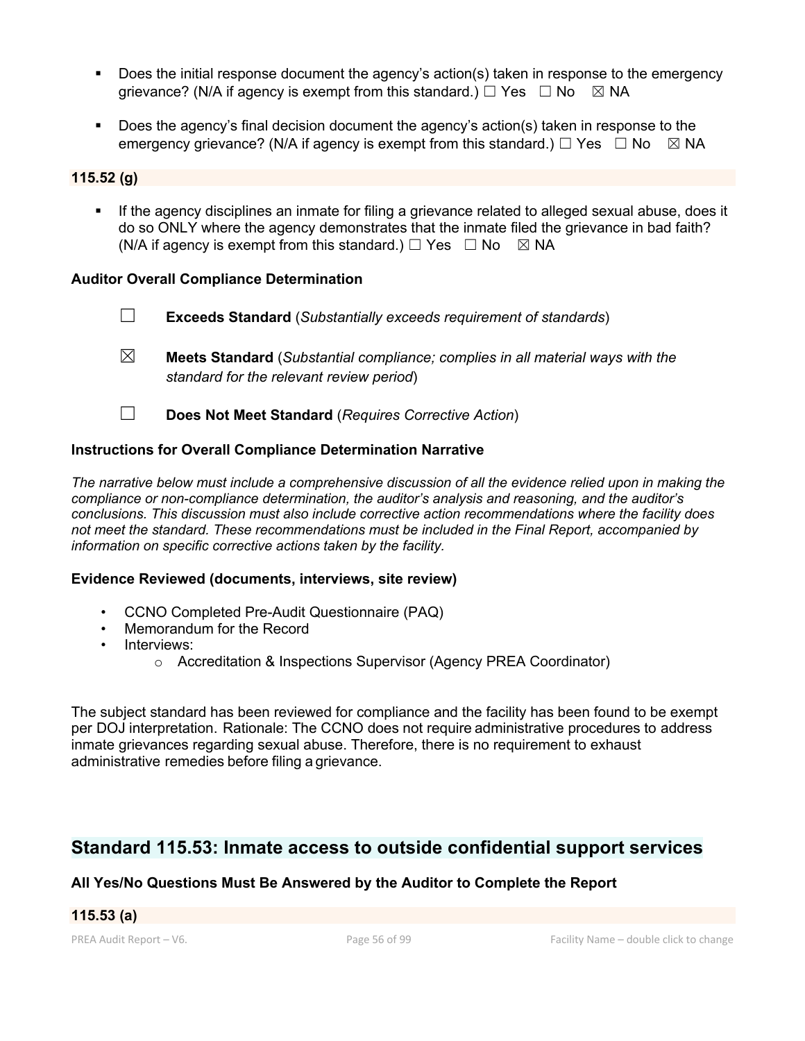- Does the initial response document the agency's action(s) taken in response to the emergency grievance? (N/A if agency is exempt from this standard.) ☐ Yes ☐ No ☒ NA

- Does the agency's final decision document the agency's action(s) taken in response to the emergency grievance? (N/A if agency is exempt from this standard.) ☐ Yes ☐ No ☒ NA

**115.52 (g)**

- If the agency disciplines an inmate for filing a grievance related to alleged sexual abuse, does it do so ONLY where the agency demonstrates that the inmate filed the grievance in bad faith? (N/A if agency is exempt from this standard.) ☐ Yes ☐ No ☒ NA

**Auditor Overall Compliance Determination**

☐ **Exceeds Standard** (*Substantially exceeds requirement of standards*)

☒ **Meets Standard** (*Substantial compliance; complies in all material ways with the standard for the relevant review period*)

☐ **Does Not Meet Standard** (*Requires Corrective Action*)

**Instructions for Overall Compliance Determination Narrative**

*The narrative below must include a comprehensive discussion of all the evidence relied upon in making the compliance or non-compliance determination, the auditor's analysis and reasoning, and the auditor's conclusions. This discussion must also include corrective action recommendations where the facility does not meet the standard. These recommendations must be included in the Final Report, accompanied by information on specific corrective actions taken by the facility.*

**Evidence Reviewed (documents, interviews, site review)**

- CCNO Completed Pre-Audit Questionnaire (PAQ)
- Memorandum for the Record
- Interviews:
    - Accreditation & Inspections Supervisor (Agency PREA Coordinator)

The subject standard has been reviewed for compliance and the facility has been found to be exempt per DOJ interpretation. Rationale: The CCNO does not require administrative procedures to address inmate grievances regarding sexual abuse. Therefore, there is no requirement to exhaust administrative remedies before filing a grievance.

## Standard 115.53: Inmate access to outside confidential support services

**All Yes/No Questions Must Be Answered by the Auditor to Complete the Report**

**115.53 (a)**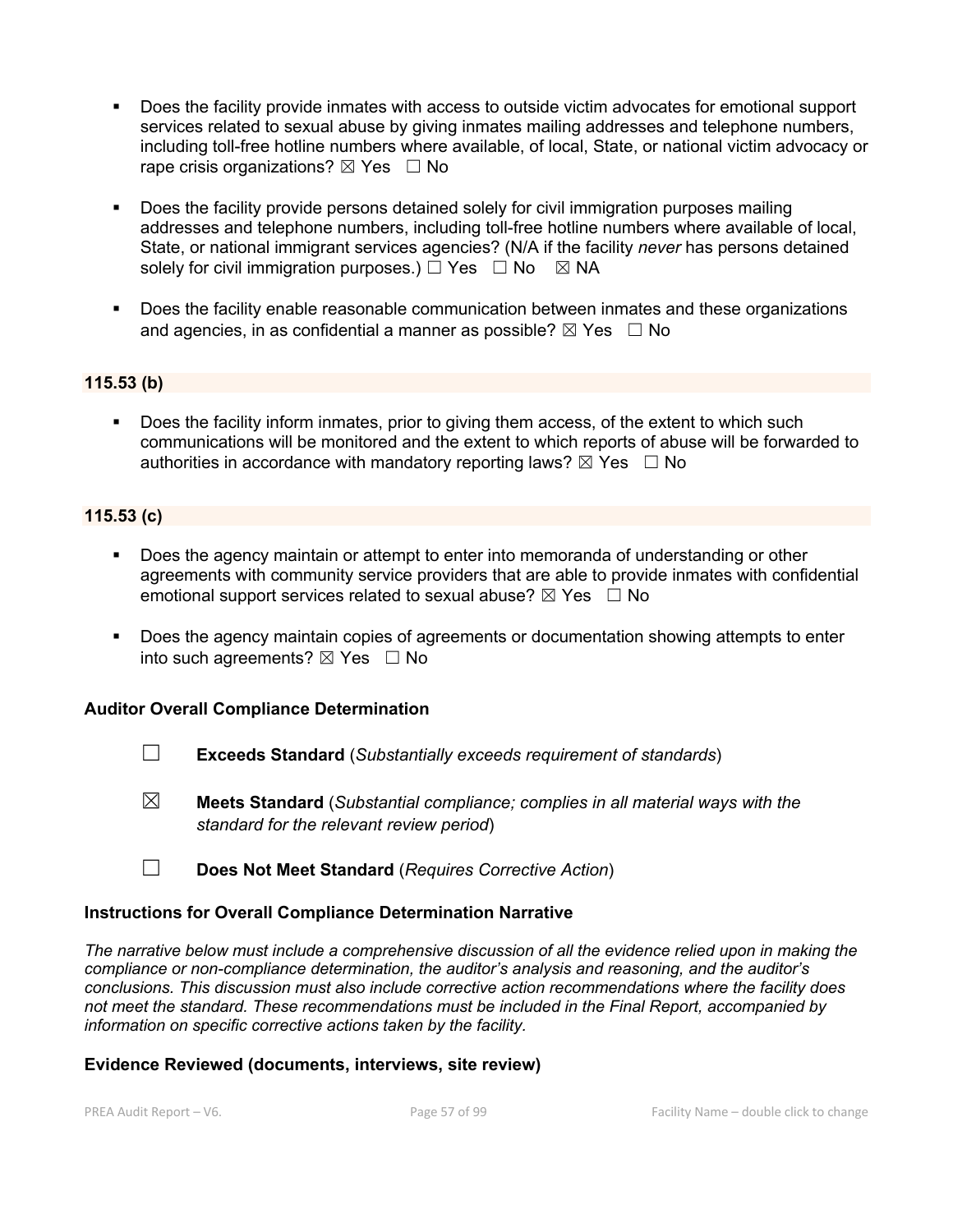- Does the facility provide inmates with access to outside victim advocates for emotional support services related to sexual abuse by giving inmates mailing addresses and telephone numbers, including toll-free hotline numbers where available, of local, State, or national victim advocacy or rape crisis organizations? ☒ Yes ☐ No

- Does the facility provide persons detained solely for civil immigration purposes mailing addresses and telephone numbers, including toll-free hotline numbers where available of local, State, or national immigrant services agencies? (N/A if the facility *never* has persons detained solely for civil immigration purposes.) ☐ Yes ☐ No ☒ NA

- Does the facility enable reasonable communication between inmates and these organizations and agencies, in as confidential a manner as possible? ☒ Yes ☐ No

**115.53 (b)**

- Does the facility inform inmates, prior to giving them access, of the extent to which such communications will be monitored and the extent to which reports of abuse will be forwarded to authorities in accordance with mandatory reporting laws? ☒ Yes ☐ No

**115.53 (c)**

- Does the agency maintain or attempt to enter into memoranda of understanding or other agreements with community service providers that are able to provide inmates with confidential emotional support services related to sexual abuse? ☒ Yes ☐ No

- Does the agency maintain copies of agreements or documentation showing attempts to enter into such agreements? ☒ Yes ☐ No

### Auditor Overall Compliance Determination

☐ **Exceeds Standard** (*Substantially exceeds requirement of standards*)

☒ **Meets Standard** (*Substantial compliance; complies in all material ways with the standard for the relevant review period*)

☐ **Does Not Meet Standard** (*Requires Corrective Action*)

### Instructions for Overall Compliance Determination Narrative

*The narrative below must include a comprehensive discussion of all the evidence relied upon in making the compliance or non-compliance determination, the auditor's analysis and reasoning, and the auditor's conclusions. This discussion must also include corrective action recommendations where the facility does not meet the standard. These recommendations must be included in the Final Report, accompanied by information on specific corrective actions taken by the facility.*

### Evidence Reviewed (documents, interviews, site review)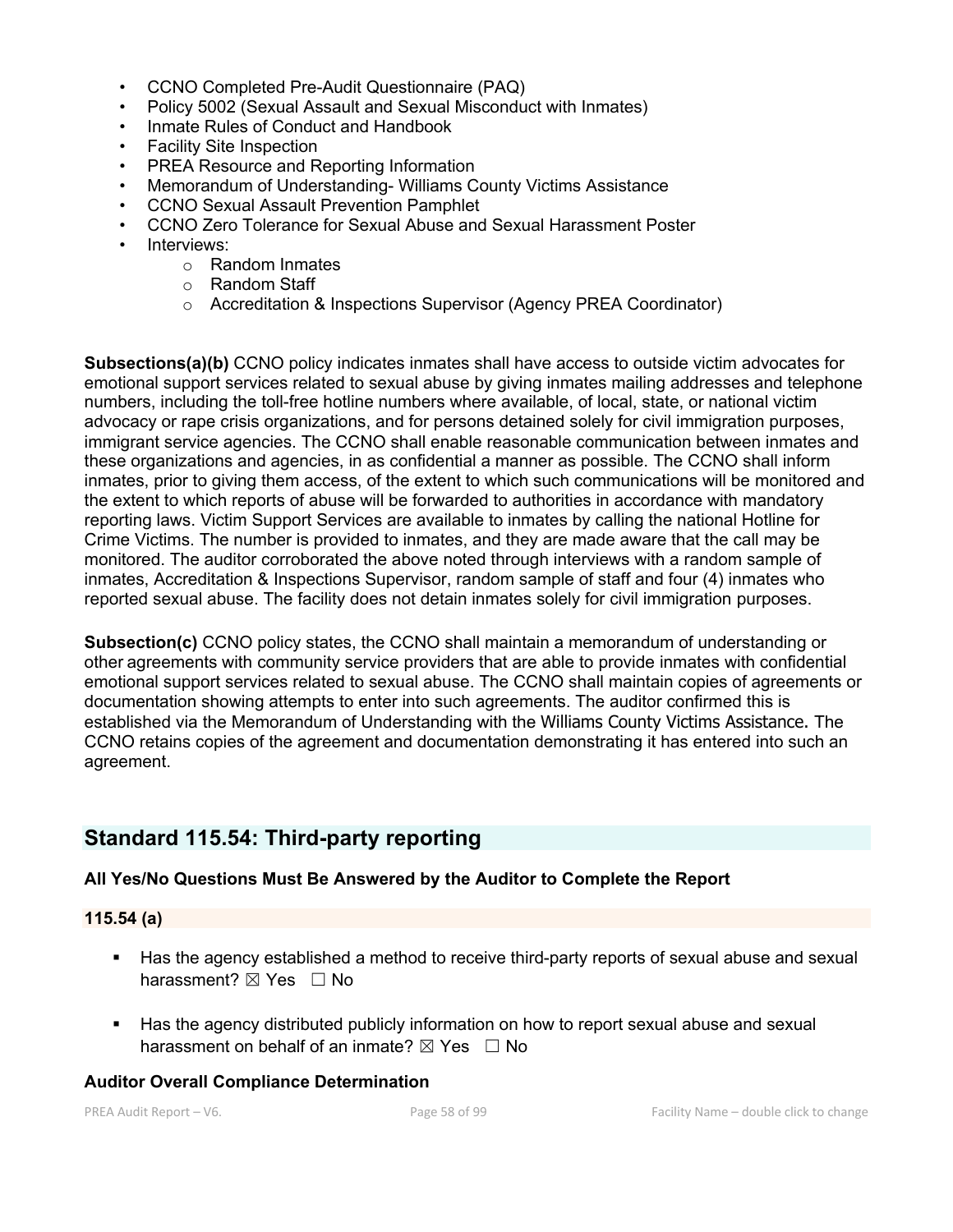- CCNO Completed Pre-Audit Questionnaire (PAQ)
- Policy 5002 (Sexual Assault and Sexual Misconduct with Inmates)
- Inmate Rules of Conduct and Handbook
- Facility Site Inspection
- PREA Resource and Reporting Information
- Memorandum of Understanding- Williams County Victims Assistance
- CCNO Sexual Assault Prevention Pamphlet
- CCNO Zero Tolerance for Sexual Abuse and Sexual Harassment Poster
- Interviews:
    - Random Inmates
    - Random Staff
    - Accreditation & Inspections Supervisor (Agency PREA Coordinator)

**Subsections(a)(b)** CCNO policy indicates inmates shall have access to outside victim advocates for emotional support services related to sexual abuse by giving inmates mailing addresses and telephone numbers, including the toll-free hotline numbers where available, of local, state, or national victim advocacy or rape crisis organizations, and for persons detained solely for civil immigration purposes, immigrant service agencies. The CCNO shall enable reasonable communication between inmates and these organizations and agencies, in as confidential a manner as possible. The CCNO shall inform inmates, prior to giving them access, of the extent to which such communications will be monitored and the extent to which reports of abuse will be forwarded to authorities in accordance with mandatory reporting laws. Victim Support Services are available to inmates by calling the national Hotline for Crime Victims. The number is provided to inmates, and they are made aware that the call may be monitored. The auditor corroborated the above noted through interviews with a random sample of inmates, Accreditation & Inspections Supervisor, random sample of staff and four (4) inmates who reported sexual abuse. The facility does not detain inmates solely for civil immigration purposes.

**Subsection(c)** CCNO policy states, the CCNO shall maintain a memorandum of understanding or other agreements with community service providers that are able to provide inmates with confidential emotional support services related to sexual abuse. The CCNO shall maintain copies of agreements or documentation showing attempts to enter into such agreements. The auditor confirmed this is established via the Memorandum of Understanding with the Williams County Victims Assistance. The CCNO retains copies of the agreement and documentation demonstrating it has entered into such an agreement.

## Standard 115.54: Third-party reporting

**All Yes/No Questions Must Be Answered by the Auditor to Complete the Report**

**115.54 (a)**

- Has the agency established a method to receive third-party reports of sexual abuse and sexual harassment? ☒ Yes ☐ No
- Has the agency distributed publicly information on how to report sexual abuse and sexual harassment on behalf of an inmate? ☒ Yes ☐ No

**Auditor Overall Compliance Determination**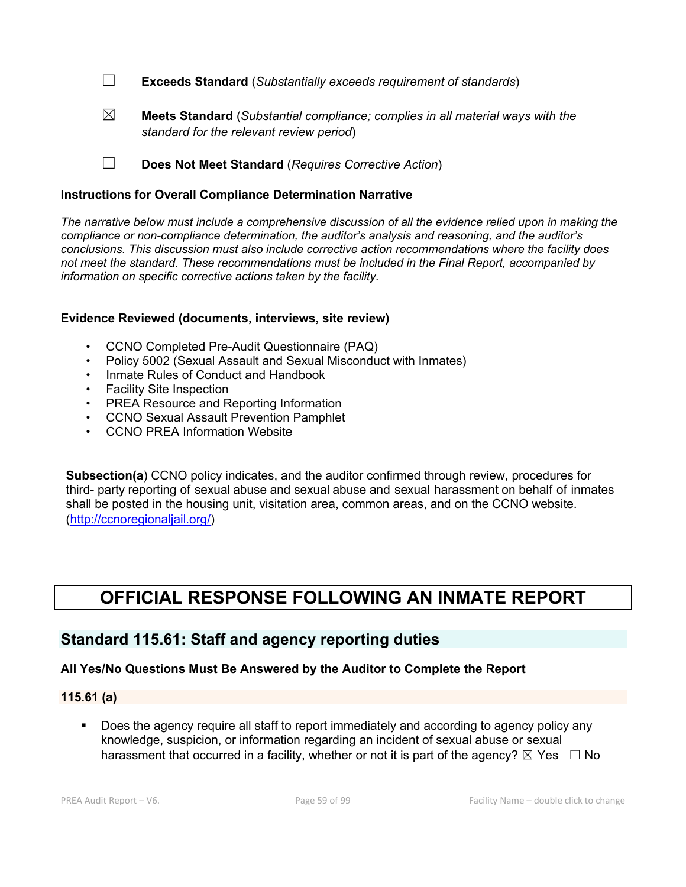☐ **Exceeds Standard** (*Substantially exceeds requirement of standards*)

☒ **Meets Standard** (*Substantial compliance; complies in all material ways with the standard for the relevant review period*)

☐ **Does Not Meet Standard** (*Requires Corrective Action*)

**Instructions for Overall Compliance Determination Narrative**

*The narrative below must include a comprehensive discussion of all the evidence relied upon in making the compliance or non-compliance determination, the auditor's analysis and reasoning, and the auditor's conclusions. This discussion must also include corrective action recommendations where the facility does not meet the standard. These recommendations must be included in the Final Report, accompanied by information on specific corrective actions taken by the facility.*

**Evidence Reviewed (documents, interviews, site review)**

- CCNO Completed Pre-Audit Questionnaire (PAQ)
- Policy 5002 (Sexual Assault and Sexual Misconduct with Inmates)
- Inmate Rules of Conduct and Handbook
- Facility Site Inspection
- PREA Resource and Reporting Information
- CCNO Sexual Assault Prevention Pamphlet
- CCNO PREA Information Website

**Subsection(a**) CCNO policy indicates, and the auditor confirmed through review, procedures for third- party reporting of sexual abuse and sexual abuse and sexual harassment on behalf of inmates shall be posted in the housing unit, visitation area, common areas, and on the CCNO website. (http://ccnoregionaljail.org/)

# OFFICIAL RESPONSE FOLLOWING AN INMATE REPORT

## Standard 115.61: Staff and agency reporting duties

**All Yes/No Questions Must Be Answered by the Auditor to Complete the Report**

### 115.61 (a)

- Does the agency require all staff to report immediately and according to agency policy any knowledge, suspicion, or information regarding an incident of sexual abuse or sexual harassment that occurred in a facility, whether or not it is part of the agency? ☒ Yes ☐ No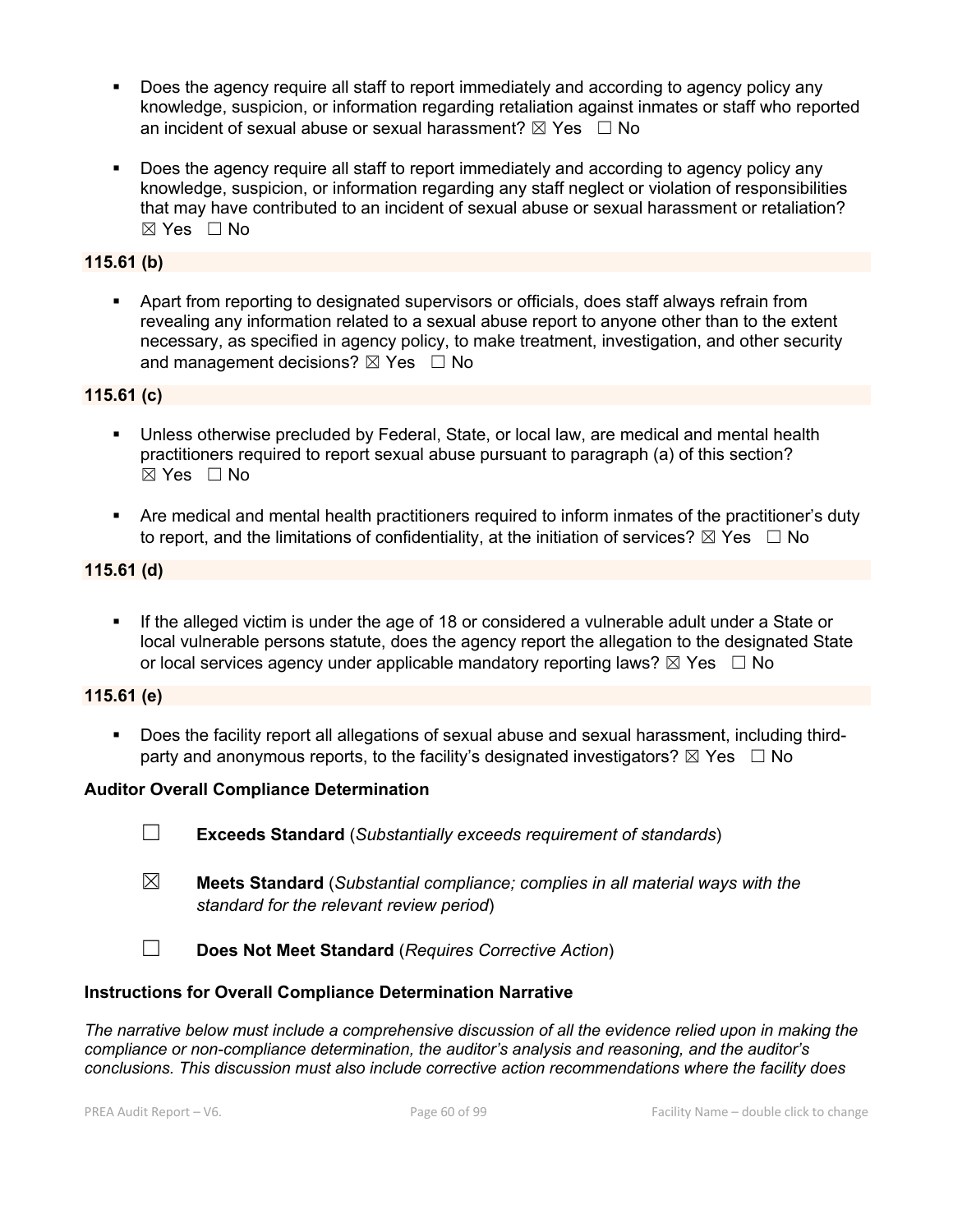- Does the agency require all staff to report immediately and according to agency policy any knowledge, suspicion, or information regarding retaliation against inmates or staff who reported an incident of sexual abuse or sexual harassment? ☒ Yes ☐ No

- Does the agency require all staff to report immediately and according to agency policy any knowledge, suspicion, or information regarding any staff neglect or violation of responsibilities that may have contributed to an incident of sexual abuse or sexual harassment or retaliation? ☒ Yes ☐ No

**115.61 (b)**

- Apart from reporting to designated supervisors or officials, does staff always refrain from revealing any information related to a sexual abuse report to anyone other than to the extent necessary, as specified in agency policy, to make treatment, investigation, and other security and management decisions? ☒ Yes ☐ No

**115.61 (c)**

- Unless otherwise precluded by Federal, State, or local law, are medical and mental health practitioners required to report sexual abuse pursuant to paragraph (a) of this section? ☒ Yes ☐ No

- Are medical and mental health practitioners required to inform inmates of the practitioner's duty to report, and the limitations of confidentiality, at the initiation of services? ☒ Yes ☐ No

**115.61 (d)**

- If the alleged victim is under the age of 18 or considered a vulnerable adult under a State or local vulnerable persons statute, does the agency report the allegation to the designated State or local services agency under applicable mandatory reporting laws? ☒ Yes ☐ No

**115.61 (e)**

- Does the facility report all allegations of sexual abuse and sexual harassment, including third-party and anonymous reports, to the facility's designated investigators? ☒ Yes ☐ No

**Auditor Overall Compliance Determination**

☐ **Exceeds Standard** (*Substantially exceeds requirement of standards*)

☒ **Meets Standard** (*Substantial compliance; complies in all material ways with the standard for the relevant review period*)

☐ **Does Not Meet Standard** (*Requires Corrective Action*)

**Instructions for Overall Compliance Determination Narrative**

*The narrative below must include a comprehensive discussion of all the evidence relied upon in making the compliance or non-compliance determination, the auditor's analysis and reasoning, and the auditor's conclusions. This discussion must also include corrective action recommendations where the facility does*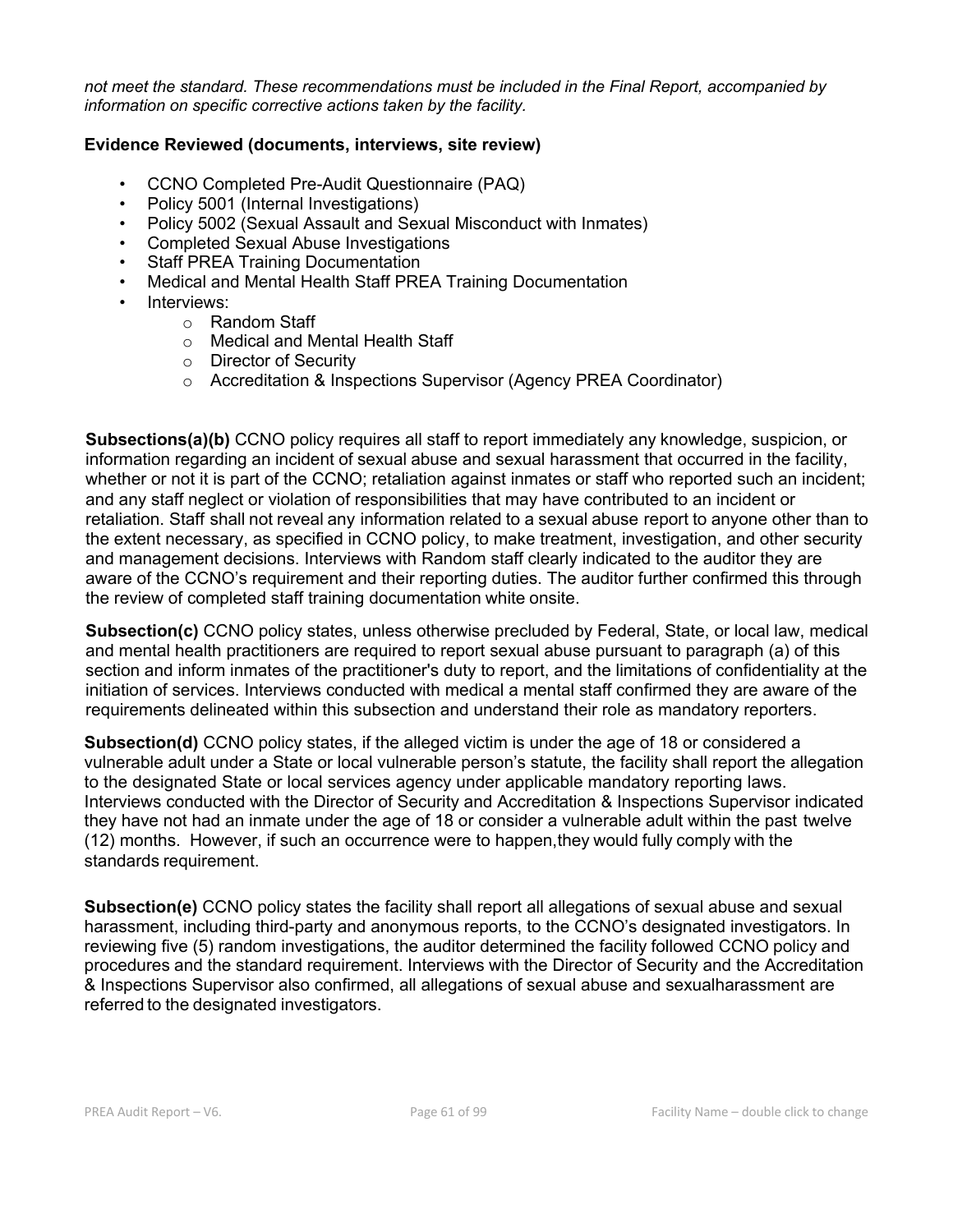*not meet the standard. These recommendations must be included in the Final Report, accompanied by information on specific corrective actions taken by the facility.*

**Evidence Reviewed (documents, interviews, site review)**

- CCNO Completed Pre-Audit Questionnaire (PAQ)
- Policy 5001 (Internal Investigations)
- Policy 5002 (Sexual Assault and Sexual Misconduct with Inmates)
- Completed Sexual Abuse Investigations
- Staff PREA Training Documentation
- Medical and Mental Health Staff PREA Training Documentation
- Interviews:
  - Random Staff
  - Medical and Mental Health Staff
  - Director of Security
  - Accreditation & Inspections Supervisor (Agency PREA Coordinator)

**Subsections(a)(b)** CCNO policy requires all staff to report immediately any knowledge, suspicion, or information regarding an incident of sexual abuse and sexual harassment that occurred in the facility, whether or not it is part of the CCNO; retaliation against inmates or staff who reported such an incident; and any staff neglect or violation of responsibilities that may have contributed to an incident or retaliation. Staff shall not reveal any information related to a sexual abuse report to anyone other than to the extent necessary, as specified in CCNO policy, to make treatment, investigation, and other security and management decisions. Interviews with Random staff clearly indicated to the auditor they are aware of the CCNO's requirement and their reporting duties. The auditor further confirmed this through the review of completed staff training documentation white onsite.

**Subsection(c)** CCNO policy states, unless otherwise precluded by Federal, State, or local law, medical and mental health practitioners are required to report sexual abuse pursuant to paragraph (a) of this section and inform inmates of the practitioner's duty to report, and the limitations of confidentiality at the initiation of services. Interviews conducted with medical a mental staff confirmed they are aware of the requirements delineated within this subsection and understand their role as mandatory reporters.

**Subsection(d)** CCNO policy states, if the alleged victim is under the age of 18 or considered a vulnerable adult under a State or local vulnerable person's statute, the facility shall report the allegation to the designated State or local services agency under applicable mandatory reporting laws. Interviews conducted with the Director of Security and Accreditation & Inspections Supervisor indicated they have not had an inmate under the age of 18 or consider a vulnerable adult within the past twelve (12) months. However, if such an occurrence were to happen,they would fully comply with the standards requirement.

**Subsection(e)** CCNO policy states the facility shall report all allegations of sexual abuse and sexual harassment, including third-party and anonymous reports, to the CCNO's designated investigators. In reviewing five (5) random investigations, the auditor determined the facility followed CCNO policy and procedures and the standard requirement. Interviews with the Director of Security and the Accreditation & Inspections Supervisor also confirmed, all allegations of sexual abuse and sexualharassment are referred to the designated investigators.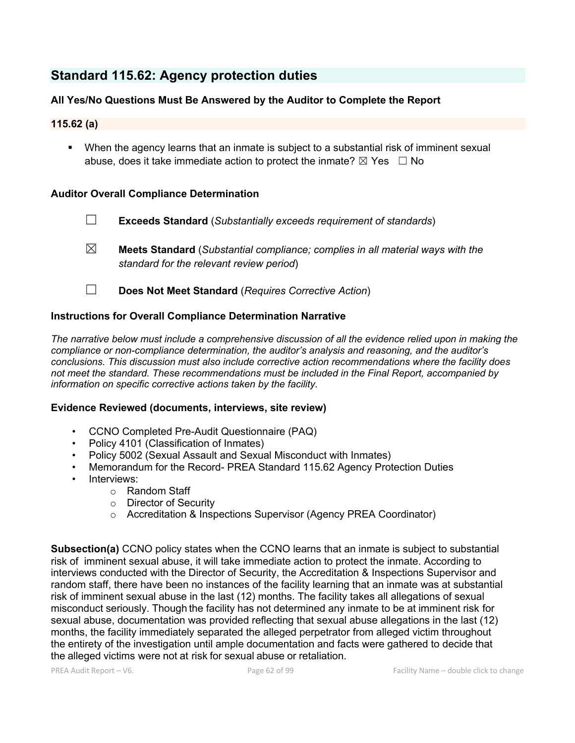## Standard 115.62: Agency protection duties

**All Yes/No Questions Must Be Answered by the Auditor to Complete the Report**

**115.62 (a)**

- When the agency learns that an inmate is subject to a substantial risk of imminent sexual abuse, does it take immediate action to protect the inmate? ☒ Yes ☐ No

**Auditor Overall Compliance Determination**

☐ **Exceeds Standard** (*Substantially exceeds requirement of standards*)

☒ **Meets Standard** (*Substantial compliance; complies in all material ways with the standard for the relevant review period*)

☐ **Does Not Meet Standard** (*Requires Corrective Action*)

**Instructions for Overall Compliance Determination Narrative**

*The narrative below must include a comprehensive discussion of all the evidence relied upon in making the compliance or non-compliance determination, the auditor's analysis and reasoning, and the auditor's conclusions. This discussion must also include corrective action recommendations where the facility does not meet the standard. These recommendations must be included in the Final Report, accompanied by information on specific corrective actions taken by the facility.*

**Evidence Reviewed (documents, interviews, site review)**

- CCNO Completed Pre-Audit Questionnaire (PAQ)
- Policy 4101 (Classification of Inmates)
- Policy 5002 (Sexual Assault and Sexual Misconduct with Inmates)
- Memorandum for the Record- PREA Standard 115.62 Agency Protection Duties
- Interviews:
  - Random Staff
  - Director of Security
  - Accreditation & Inspections Supervisor (Agency PREA Coordinator)

**Subsection(a)** CCNO policy states when the CCNO learns that an inmate is subject to substantial risk of imminent sexual abuse, it will take immediate action to protect the inmate. According to interviews conducted with the Director of Security, the Accreditation & Inspections Supervisor and random staff, there have been no instances of the facility learning that an inmate was at substantial risk of imminent sexual abuse in the last (12) months. The facility takes all allegations of sexual misconduct seriously. Though the facility has not determined any inmate to be at imminent risk for sexual abuse, documentation was provided reflecting that sexual abuse allegations in the last (12) months, the facility immediately separated the alleged perpetrator from alleged victim throughout the entirety of the investigation until ample documentation and facts were gathered to decide that the alleged victims were not at risk for sexual abuse or retaliation.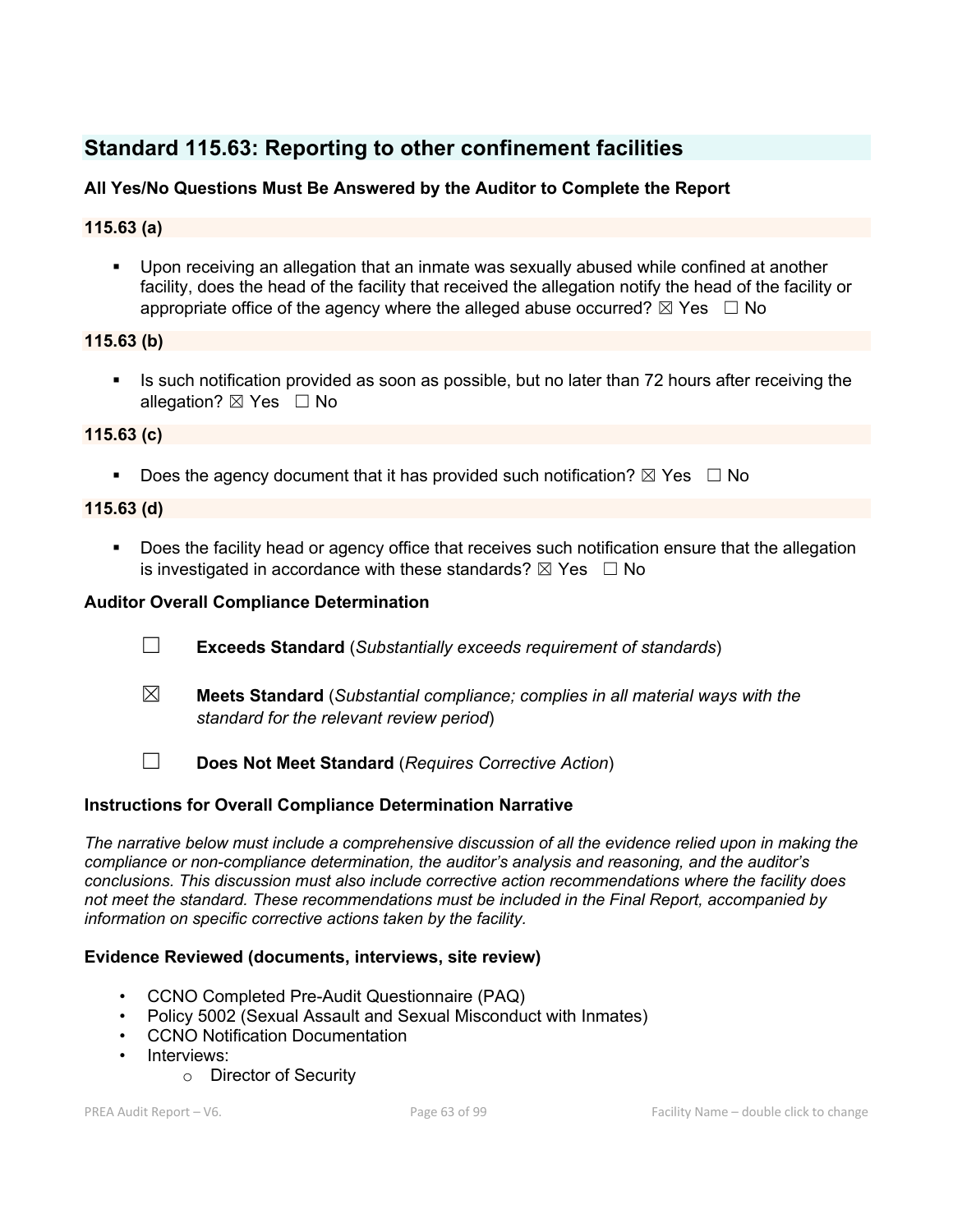## Standard 115.63: Reporting to other confinement facilities

**All Yes/No Questions Must Be Answered by the Auditor to Complete the Report**

**115.63 (a)**

- Upon receiving an allegation that an inmate was sexually abused while confined at another facility, does the head of the facility that received the allegation notify the head of the facility or appropriate office of the agency where the alleged abuse occurred? ☒ Yes ☐ No

**115.63 (b)**

- Is such notification provided as soon as possible, but no later than 72 hours after receiving the allegation? ☒ Yes ☐ No

**115.63 (c)**

- Does the agency document that it has provided such notification? ☒ Yes ☐ No

**115.63 (d)**

- Does the facility head or agency office that receives such notification ensure that the allegation is investigated in accordance with these standards? ☒ Yes ☐ No

**Auditor Overall Compliance Determination**

☐ **Exceeds Standard** (*Substantially exceeds requirement of standards*)

☒ **Meets Standard** (*Substantial compliance; complies in all material ways with the standard for the relevant review period*)

☐ **Does Not Meet Standard** (*Requires Corrective Action*)

**Instructions for Overall Compliance Determination Narrative**

*The narrative below must include a comprehensive discussion of all the evidence relied upon in making the compliance or non-compliance determination, the auditor's analysis and reasoning, and the auditor's conclusions. This discussion must also include corrective action recommendations where the facility does not meet the standard. These recommendations must be included in the Final Report, accompanied by information on specific corrective actions taken by the facility.*

**Evidence Reviewed (documents, interviews, site review)**

- CCNO Completed Pre-Audit Questionnaire (PAQ)
- Policy 5002 (Sexual Assault and Sexual Misconduct with Inmates)
- CCNO Notification Documentation
- Interviews:
  - Director of Security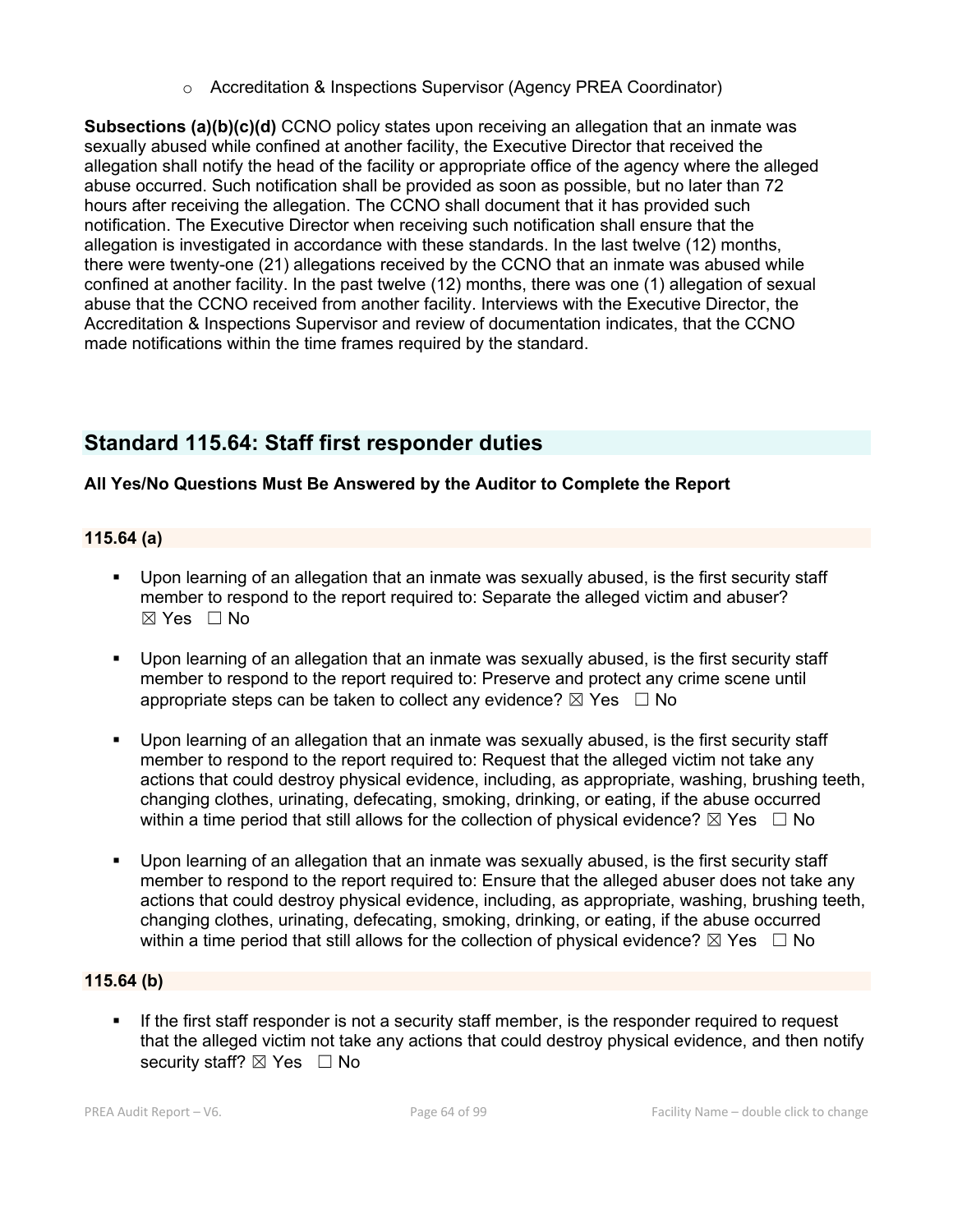- Accreditation & Inspections Supervisor (Agency PREA Coordinator)

**Subsections (a)(b)(c)(d)** CCNO policy states upon receiving an allegation that an inmate was sexually abused while confined at another facility, the Executive Director that received the allegation shall notify the head of the facility or appropriate office of the agency where the alleged abuse occurred. Such notification shall be provided as soon as possible, but no later than 72 hours after receiving the allegation. The CCNO shall document that it has provided such notification. The Executive Director when receiving such notification shall ensure that the allegation is investigated in accordance with these standards. In the last twelve (12) months, there were twenty-one (21) allegations received by the CCNO that an inmate was abused while confined at another facility. In the past twelve (12) months, there was one (1) allegation of sexual abuse that the CCNO received from another facility. Interviews with the Executive Director, the Accreditation & Inspections Supervisor and review of documentation indicates, that the CCNO made notifications within the time frames required by the standard.

## Standard 115.64: Staff first responder duties

**All Yes/No Questions Must Be Answered by the Auditor to Complete the Report**

### 115.64 (a)

- Upon learning of an allegation that an inmate was sexually abused, is the first security staff member to respond to the report required to: Separate the alleged victim and abuser? ☒ Yes ☐ No
- Upon learning of an allegation that an inmate was sexually abused, is the first security staff member to respond to the report required to: Preserve and protect any crime scene until appropriate steps can be taken to collect any evidence? ☒ Yes ☐ No
- Upon learning of an allegation that an inmate was sexually abused, is the first security staff member to respond to the report required to: Request that the alleged victim not take any actions that could destroy physical evidence, including, as appropriate, washing, brushing teeth, changing clothes, urinating, defecating, smoking, drinking, or eating, if the abuse occurred within a time period that still allows for the collection of physical evidence? ☒ Yes ☐ No
- Upon learning of an allegation that an inmate was sexually abused, is the first security staff member to respond to the report required to: Ensure that the alleged abuser does not take any actions that could destroy physical evidence, including, as appropriate, washing, brushing teeth, changing clothes, urinating, defecating, smoking, drinking, or eating, if the abuse occurred within a time period that still allows for the collection of physical evidence? ☒ Yes ☐ No

### 115.64 (b)

- If the first staff responder is not a security staff member, is the responder required to request that the alleged victim not take any actions that could destroy physical evidence, and then notify security staff? ☒ Yes ☐ No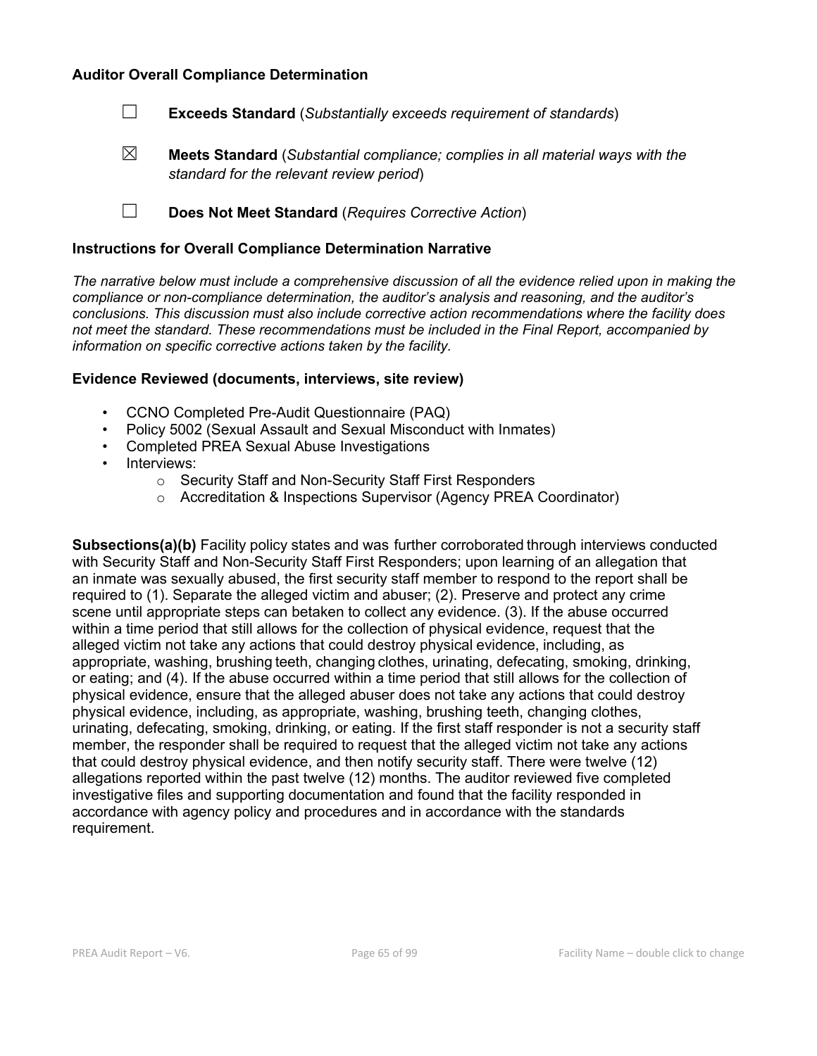**Auditor Overall Compliance Determination**

☐ **Exceeds Standard** (*Substantially exceeds requirement of standards*)

☒ **Meets Standard** (*Substantial compliance; complies in all material ways with the standard for the relevant review period*)

☐ **Does Not Meet Standard** (*Requires Corrective Action*)

**Instructions for Overall Compliance Determination Narrative**

*The narrative below must include a comprehensive discussion of all the evidence relied upon in making the compliance or non-compliance determination, the auditor's analysis and reasoning, and the auditor's conclusions. This discussion must also include corrective action recommendations where the facility does not meet the standard. These recommendations must be included in the Final Report, accompanied by information on specific corrective actions taken by the facility.*

**Evidence Reviewed (documents, interviews, site review)**

- CCNO Completed Pre-Audit Questionnaire (PAQ)
- Policy 5002 (Sexual Assault and Sexual Misconduct with Inmates)
- Completed PREA Sexual Abuse Investigations
- Interviews:
  - Security Staff and Non-Security Staff First Responders
  - Accreditation & Inspections Supervisor (Agency PREA Coordinator)

**Subsections(a)(b)** Facility policy states and was further corroborated through interviews conducted with Security Staff and Non-Security Staff First Responders; upon learning of an allegation that an inmate was sexually abused, the first security staff member to respond to the report shall be required to (1). Separate the alleged victim and abuser; (2). Preserve and protect any crime scene until appropriate steps can betaken to collect any evidence. (3). If the abuse occurred within a time period that still allows for the collection of physical evidence, request that the alleged victim not take any actions that could destroy physical evidence, including, as appropriate, washing, brushing teeth, changing clothes, urinating, defecating, smoking, drinking, or eating; and (4). If the abuse occurred within a time period that still allows for the collection of physical evidence, ensure that the alleged abuser does not take any actions that could destroy physical evidence, including, as appropriate, washing, brushing teeth, changing clothes, urinating, defecating, smoking, drinking, or eating. If the first staff responder is not a security staff member, the responder shall be required to request that the alleged victim not take any actions that could destroy physical evidence, and then notify security staff. There were twelve (12) allegations reported within the past twelve (12) months. The auditor reviewed five completed investigative files and supporting documentation and found that the facility responded in accordance with agency policy and procedures and in accordance with the standards requirement.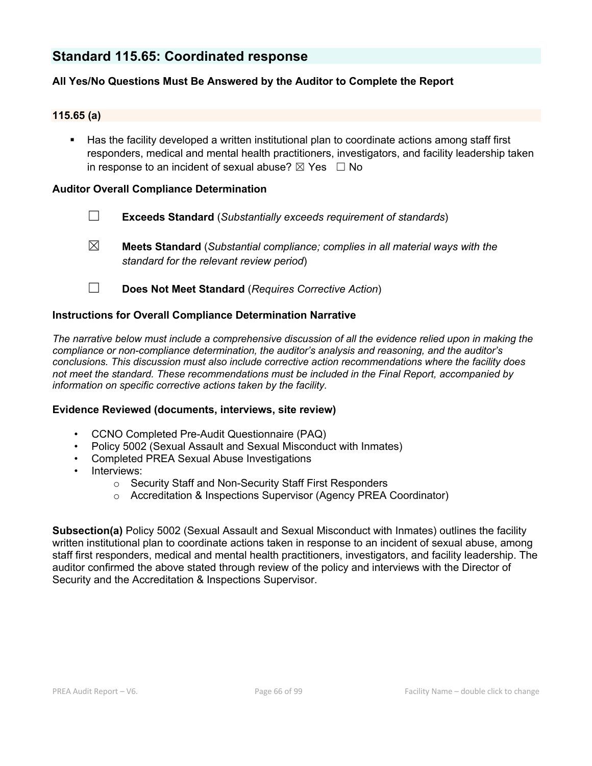## Standard 115.65: Coordinated response

**All Yes/No Questions Must Be Answered by the Auditor to Complete the Report**

### 115.65 (a)

- Has the facility developed a written institutional plan to coordinate actions among staff first responders, medical and mental health practitioners, investigators, and facility leadership taken in response to an incident of sexual abuse? ☒ Yes ☐ No

**Auditor Overall Compliance Determination**

☐ **Exceeds Standard** (*Substantially exceeds requirement of standards*)

☒ **Meets Standard** (*Substantial compliance; complies in all material ways with the standard for the relevant review period*)

☐ **Does Not Meet Standard** (*Requires Corrective Action*)

**Instructions for Overall Compliance Determination Narrative**

*The narrative below must include a comprehensive discussion of all the evidence relied upon in making the compliance or non-compliance determination, the auditor's analysis and reasoning, and the auditor's conclusions. This discussion must also include corrective action recommendations where the facility does not meet the standard. These recommendations must be included in the Final Report, accompanied by information on specific corrective actions taken by the facility.*

**Evidence Reviewed (documents, interviews, site review)**

- CCNO Completed Pre-Audit Questionnaire (PAQ)
- Policy 5002 (Sexual Assault and Sexual Misconduct with Inmates)
- Completed PREA Sexual Abuse Investigations
- Interviews:
  - Security Staff and Non-Security Staff First Responders
  - Accreditation & Inspections Supervisor (Agency PREA Coordinator)

**Subsection(a)** Policy 5002 (Sexual Assault and Sexual Misconduct with Inmates) outlines the facility written institutional plan to coordinate actions taken in response to an incident of sexual abuse, among staff first responders, medical and mental health practitioners, investigators, and facility leadership. The auditor confirmed the above stated through review of the policy and interviews with the Director of Security and the Accreditation & Inspections Supervisor.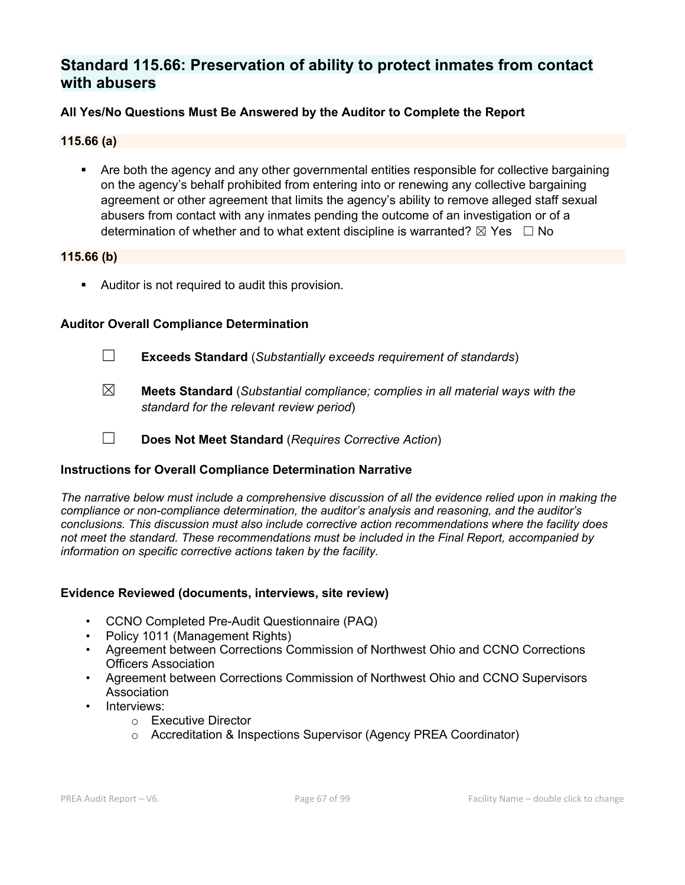## Standard 115.66: Preservation of ability to protect inmates from contact with abusers

**All Yes/No Questions Must Be Answered by the Auditor to Complete the Report**

**115.66 (a)**

- Are both the agency and any other governmental entities responsible for collective bargaining on the agency's behalf prohibited from entering into or renewing any collective bargaining agreement or other agreement that limits the agency's ability to remove alleged staff sexual abusers from contact with any inmates pending the outcome of an investigation or of a determination of whether and to what extent discipline is warranted? ☒ Yes ☐ No

**115.66 (b)**

- Auditor is not required to audit this provision.

**Auditor Overall Compliance Determination**

☐ **Exceeds Standard** (*Substantially exceeds requirement of standards*)

☒ **Meets Standard** (*Substantial compliance; complies in all material ways with the standard for the relevant review period*)

☐ **Does Not Meet Standard** (*Requires Corrective Action*)

**Instructions for Overall Compliance Determination Narrative**

*The narrative below must include a comprehensive discussion of all the evidence relied upon in making the compliance or non-compliance determination, the auditor's analysis and reasoning, and the auditor's conclusions. This discussion must also include corrective action recommendations where the facility does not meet the standard. These recommendations must be included in the Final Report, accompanied by information on specific corrective actions taken by the facility.*

**Evidence Reviewed (documents, interviews, site review)**

- CCNO Completed Pre-Audit Questionnaire (PAQ)
- Policy 1011 (Management Rights)
- Agreement between Corrections Commission of Northwest Ohio and CCNO Corrections Officers Association
- Agreement between Corrections Commission of Northwest Ohio and CCNO Supervisors Association
- Interviews:
  - Executive Director
  - Accreditation & Inspections Supervisor (Agency PREA Coordinator)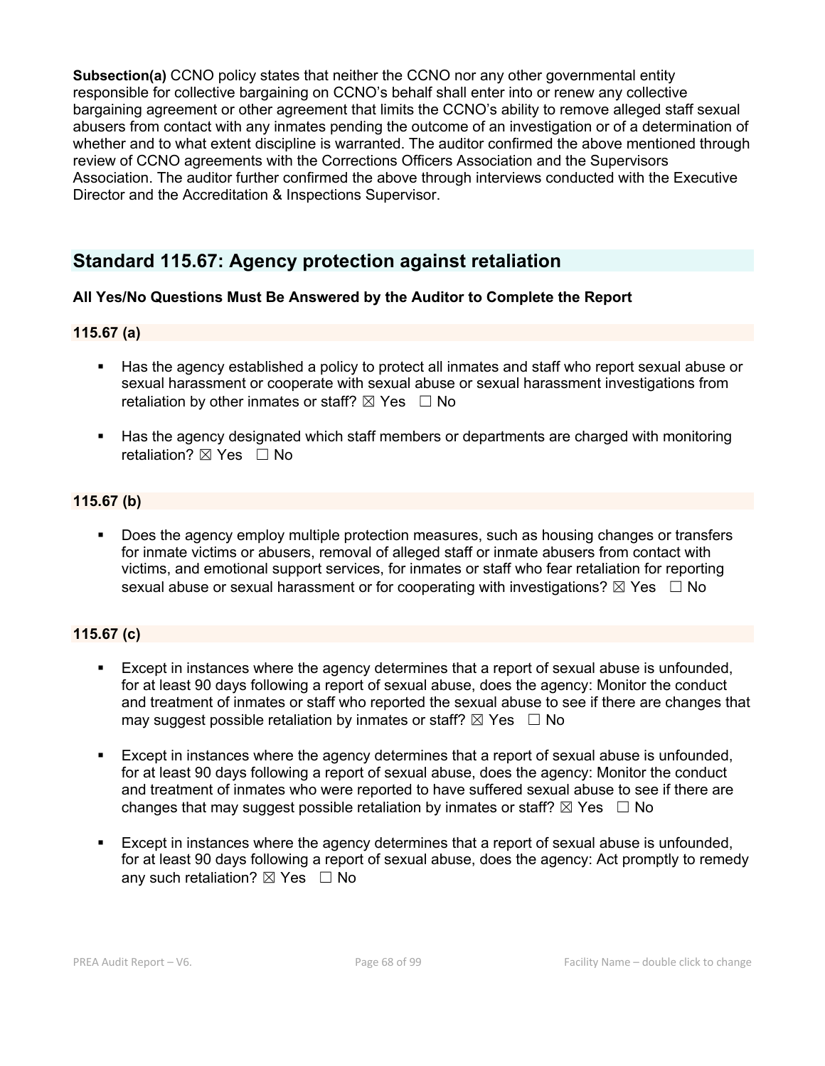**Subsection(a)** CCNO policy states that neither the CCNO nor any other governmental entity responsible for collective bargaining on CCNO's behalf shall enter into or renew any collective bargaining agreement or other agreement that limits the CCNO's ability to remove alleged staff sexual abusers from contact with any inmates pending the outcome of an investigation or of a determination of whether and to what extent discipline is warranted. The auditor confirmed the above mentioned through review of CCNO agreements with the Corrections Officers Association and the Supervisors Association. The auditor further confirmed the above through interviews conducted with the Executive Director and the Accreditation & Inspections Supervisor.

## Standard 115.67: Agency protection against retaliation

**All Yes/No Questions Must Be Answered by the Auditor to Complete the Report**

### 115.67 (a)

- Has the agency established a policy to protect all inmates and staff who report sexual abuse or sexual harassment or cooperate with sexual abuse or sexual harassment investigations from retaliation by other inmates or staff? ☒ Yes ☐ No
- Has the agency designated which staff members or departments are charged with monitoring retaliation? ☒ Yes ☐ No

### 115.67 (b)

- Does the agency employ multiple protection measures, such as housing changes or transfers for inmate victims or abusers, removal of alleged staff or inmate abusers from contact with victims, and emotional support services, for inmates or staff who fear retaliation for reporting sexual abuse or sexual harassment or for cooperating with investigations? ☒ Yes ☐ No

### 115.67 (c)

- Except in instances where the agency determines that a report of sexual abuse is unfounded, for at least 90 days following a report of sexual abuse, does the agency: Monitor the conduct and treatment of inmates or staff who reported the sexual abuse to see if there are changes that may suggest possible retaliation by inmates or staff? ☒ Yes ☐ No
- Except in instances where the agency determines that a report of sexual abuse is unfounded, for at least 90 days following a report of sexual abuse, does the agency: Monitor the conduct and treatment of inmates who were reported to have suffered sexual abuse to see if there are changes that may suggest possible retaliation by inmates or staff? ☒ Yes ☐ No
- Except in instances where the agency determines that a report of sexual abuse is unfounded, for at least 90 days following a report of sexual abuse, does the agency: Act promptly to remedy any such retaliation? ☒ Yes ☐ No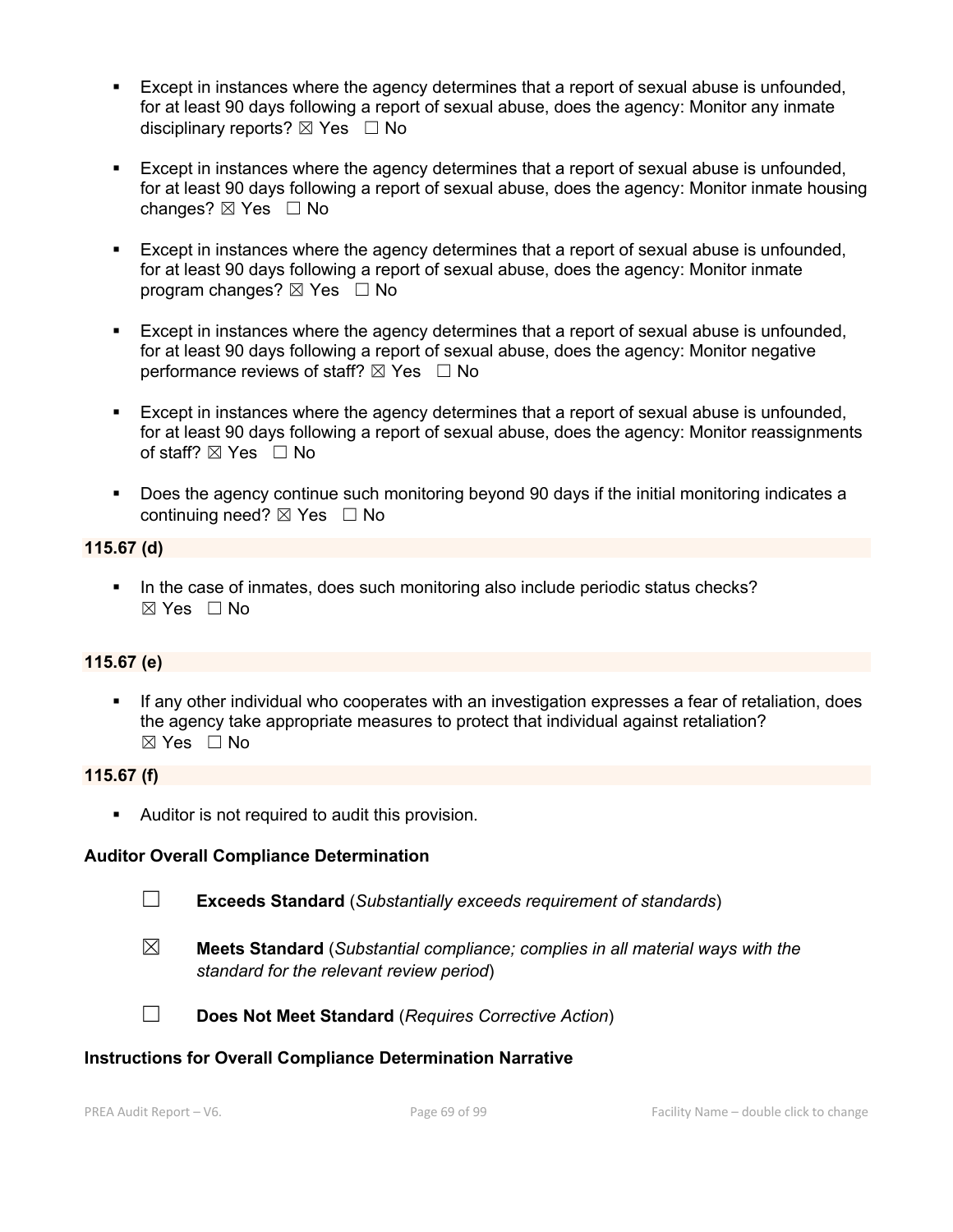- Except in instances where the agency determines that a report of sexual abuse is unfounded, for at least 90 days following a report of sexual abuse, does the agency: Monitor any inmate disciplinary reports? ☒ Yes ☐ No

- Except in instances where the agency determines that a report of sexual abuse is unfounded, for at least 90 days following a report of sexual abuse, does the agency: Monitor inmate housing changes? ☒ Yes ☐ No

- Except in instances where the agency determines that a report of sexual abuse is unfounded, for at least 90 days following a report of sexual abuse, does the agency: Monitor inmate program changes? ☒ Yes ☐ No

- Except in instances where the agency determines that a report of sexual abuse is unfounded, for at least 90 days following a report of sexual abuse, does the agency: Monitor negative performance reviews of staff? ☒ Yes ☐ No

- Except in instances where the agency determines that a report of sexual abuse is unfounded, for at least 90 days following a report of sexual abuse, does the agency: Monitor reassignments of staff? ☒ Yes ☐ No

- Does the agency continue such monitoring beyond 90 days if the initial monitoring indicates a continuing need? ☒ Yes ☐ No

**115.67 (d)**

- In the case of inmates, does such monitoring also include periodic status checks? ☒ Yes ☐ No

**115.67 (e)**

- If any other individual who cooperates with an investigation expresses a fear of retaliation, does the agency take appropriate measures to protect that individual against retaliation? ☒ Yes ☐ No

**115.67 (f)**

- Auditor is not required to audit this provision.

**Auditor Overall Compliance Determination**

☐ **Exceeds Standard** (*Substantially exceeds requirement of standards*)

☒ **Meets Standard** (*Substantial compliance; complies in all material ways with the standard for the relevant review period*)

☐ **Does Not Meet Standard** (*Requires Corrective Action*)

**Instructions for Overall Compliance Determination Narrative**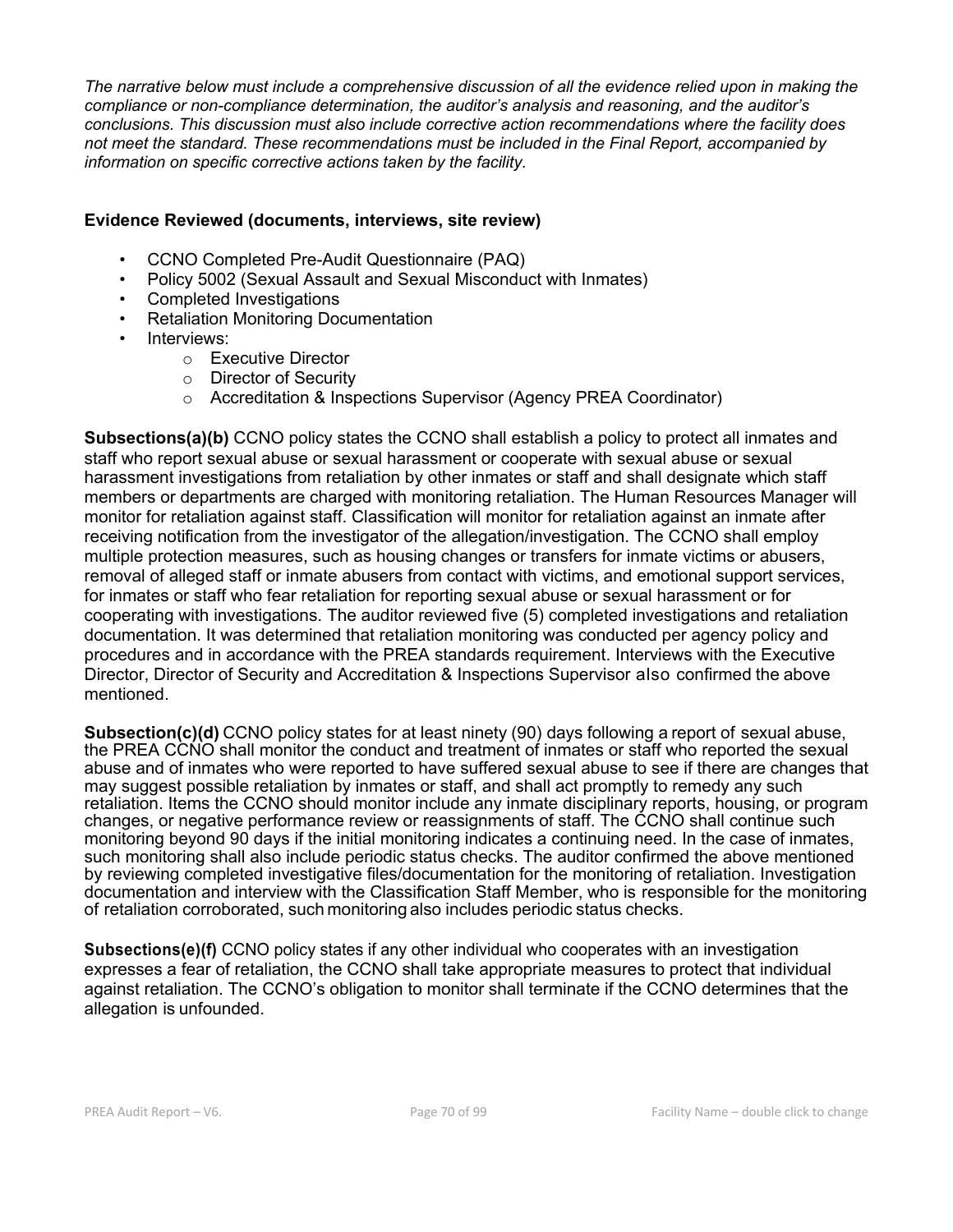*The narrative below must include a comprehensive discussion of all the evidence relied upon in making the compliance or non-compliance determination, the auditor's analysis and reasoning, and the auditor's conclusions. This discussion must also include corrective action recommendations where the facility does not meet the standard. These recommendations must be included in the Final Report, accompanied by information on specific corrective actions taken by the facility.*

**Evidence Reviewed (documents, interviews, site review)**

- CCNO Completed Pre-Audit Questionnaire (PAQ)
- Policy 5002 (Sexual Assault and Sexual Misconduct with Inmates)
- Completed Investigations
- Retaliation Monitoring Documentation
- Interviews:
  - Executive Director
  - Director of Security
  - Accreditation & Inspections Supervisor (Agency PREA Coordinator)

**Subsections(a)(b)** CCNO policy states the CCNO shall establish a policy to protect all inmates and staff who report sexual abuse or sexual harassment or cooperate with sexual abuse or sexual harassment investigations from retaliation by other inmates or staff and shall designate which staff members or departments are charged with monitoring retaliation. The Human Resources Manager will monitor for retaliation against staff. Classification will monitor for retaliation against an inmate after receiving notification from the investigator of the allegation/investigation. The CCNO shall employ multiple protection measures, such as housing changes or transfers for inmate victims or abusers, removal of alleged staff or inmate abusers from contact with victims, and emotional support services, for inmates or staff who fear retaliation for reporting sexual abuse or sexual harassment or for cooperating with investigations. The auditor reviewed five (5) completed investigations and retaliation documentation. It was determined that retaliation monitoring was conducted per agency policy and procedures and in accordance with the PREA standards requirement. Interviews with the Executive Director, Director of Security and Accreditation & Inspections Supervisor also confirmed the above mentioned.

**Subsection(c)(d)** CCNO policy states for at least ninety (90) days following a report of sexual abuse, the PREA CCNO shall monitor the conduct and treatment of inmates or staff who reported the sexual abuse and of inmates who were reported to have suffered sexual abuse to see if there are changes that may suggest possible retaliation by inmates or staff, and shall act promptly to remedy any such retaliation. Items the CCNO should monitor include any inmate disciplinary reports, housing, or program changes, or negative performance review or reassignments of staff. The CCNO shall continue such monitoring beyond 90 days if the initial monitoring indicates a continuing need. In the case of inmates, such monitoring shall also include periodic status checks. The auditor confirmed the above mentioned by reviewing completed investigative files/documentation for the monitoring of retaliation. Investigation documentation and interview with the Classification Staff Member, who is responsible for the monitoring of retaliation corroborated, such monitoring also includes periodic status checks.

**Subsections(e)(f)** CCNO policy states if any other individual who cooperates with an investigation expresses a fear of retaliation, the CCNO shall take appropriate measures to protect that individual against retaliation. The CCNO's obligation to monitor shall terminate if the CCNO determines that the allegation is unfounded.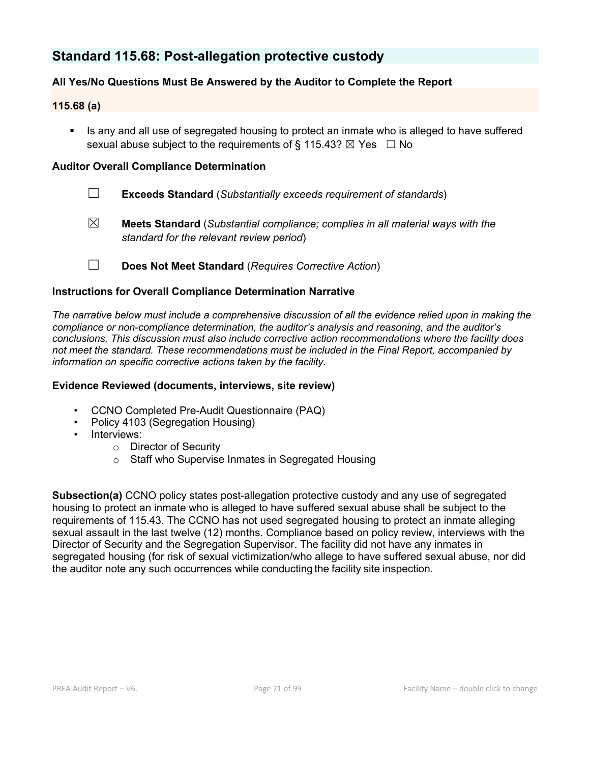## Standard 115.68: Post-allegation protective custody

### All Yes/No Questions Must Be Answered by the Auditor to Complete the Report

### 115.68 (a)

- Is any and all use of segregated housing to protect an inmate who is alleged to have suffered sexual abuse subject to the requirements of § 115.43? ☒ Yes ☐ No

### Auditor Overall Compliance Determination

☐ **Exceeds Standard** (*Substantially exceeds requirement of standards*)

☒ **Meets Standard** (*Substantial compliance; complies in all material ways with the standard for the relevant review period*)

☐ **Does Not Meet Standard** (*Requires Corrective Action*)

### Instructions for Overall Compliance Determination Narrative

*The narrative below must include a comprehensive discussion of all the evidence relied upon in making the compliance or non-compliance determination, the auditor's analysis and reasoning, and the auditor's conclusions. This discussion must also include corrective action recommendations where the facility does not meet the standard. These recommendations must be included in the Final Report, accompanied by information on specific corrective actions taken by the facility.*

### Evidence Reviewed (documents, interviews, site review)

- CCNO Completed Pre-Audit Questionnaire (PAQ)
- Policy 4103 (Segregation Housing)
- Interviews:
  - Director of Security
  - Staff who Supervise Inmates in Segregated Housing

**Subsection(a)** CCNO policy states post-allegation protective custody and any use of segregated housing to protect an inmate who is alleged to have suffered sexual abuse shall be subject to the requirements of 115.43. The CCNO has not used segregated housing to protect an inmate alleging sexual assault in the last twelve (12) months. Compliance based on policy review, interviews with the Director of Security and the Segregation Supervisor. The facility did not have any inmates in segregated housing (for risk of sexual victimization/who allege to have suffered sexual abuse, nor did the auditor note any such occurrences while conducting the facility site inspection.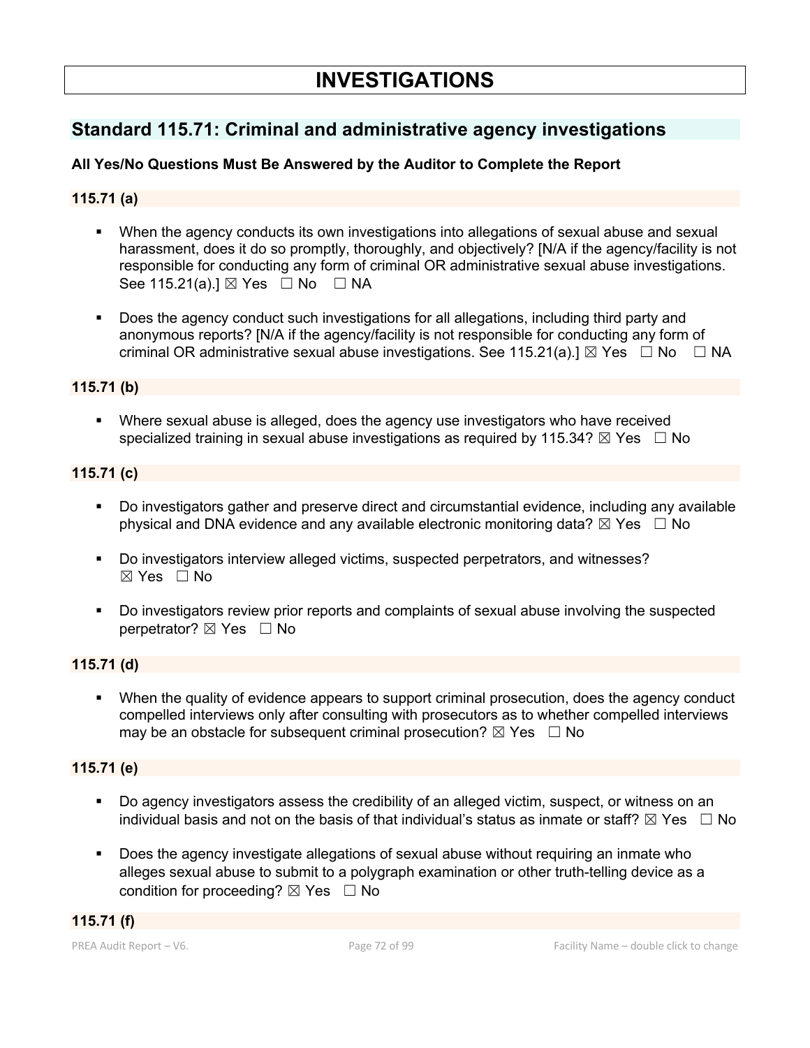# INVESTIGATIONS

## Standard 115.71: Criminal and administrative agency investigations

**All Yes/No Questions Must Be Answered by the Auditor to Complete the Report**

### 115.71 (a)

- When the agency conducts its own investigations into allegations of sexual abuse and sexual harassment, does it do so promptly, thoroughly, and objectively? [N/A if the agency/facility is not responsible for conducting any form of criminal OR administrative sexual abuse investigations. See 115.21(a).] ☒ Yes ☐ No ☐ NA

- Does the agency conduct such investigations for all allegations, including third party and anonymous reports? [N/A if the agency/facility is not responsible for conducting any form of criminal OR administrative sexual abuse investigations. See 115.21(a).] ☒ Yes ☐ No ☐ NA

### 115.71 (b)

- Where sexual abuse is alleged, does the agency use investigators who have received specialized training in sexual abuse investigations as required by 115.34? ☒ Yes ☐ No

### 115.71 (c)

- Do investigators gather and preserve direct and circumstantial evidence, including any available physical and DNA evidence and any available electronic monitoring data? ☒ Yes ☐ No

- Do investigators interview alleged victims, suspected perpetrators, and witnesses? ☒ Yes ☐ No

- Do investigators review prior reports and complaints of sexual abuse involving the suspected perpetrator? ☒ Yes ☐ No

### 115.71 (d)

- When the quality of evidence appears to support criminal prosecution, does the agency conduct compelled interviews only after consulting with prosecutors as to whether compelled interviews may be an obstacle for subsequent criminal prosecution? ☒ Yes ☐ No

### 115.71 (e)

- Do agency investigators assess the credibility of an alleged victim, suspect, or witness on an individual basis and not on the basis of that individual's status as inmate or staff? ☒ Yes ☐ No

- Does the agency investigate allegations of sexual abuse without requiring an inmate who alleges sexual abuse to submit to a polygraph examination or other truth-telling device as a condition for proceeding? ☒ Yes ☐ No

### 115.71 (f)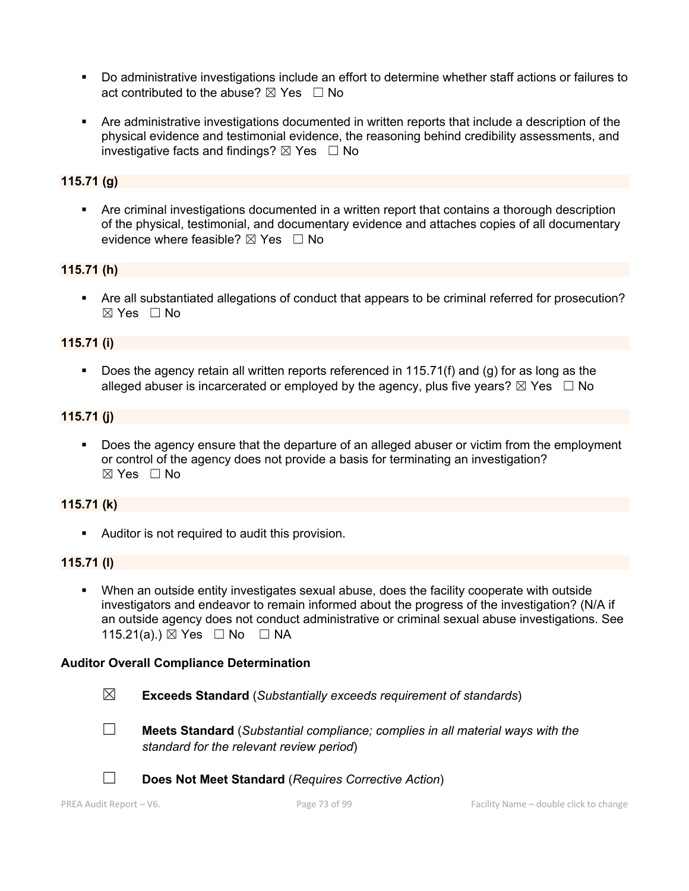- Do administrative investigations include an effort to determine whether staff actions or failures to act contributed to the abuse? ☒ Yes ☐ No

- Are administrative investigations documented in written reports that include a description of the physical evidence and testimonial evidence, the reasoning behind credibility assessments, and investigative facts and findings? ☒ Yes ☐ No

**115.71 (g)**

- Are criminal investigations documented in a written report that contains a thorough description of the physical, testimonial, and documentary evidence and attaches copies of all documentary evidence where feasible? ☒ Yes ☐ No

**115.71 (h)**

- Are all substantiated allegations of conduct that appears to be criminal referred for prosecution? ☒ Yes ☐ No

**115.71 (i)**

- Does the agency retain all written reports referenced in 115.71(f) and (g) for as long as the alleged abuser is incarcerated or employed by the agency, plus five years? ☒ Yes ☐ No

**115.71 (j)**

- Does the agency ensure that the departure of an alleged abuser or victim from the employment or control of the agency does not provide a basis for terminating an investigation? ☒ Yes ☐ No

**115.71 (k)**

- Auditor is not required to audit this provision.

**115.71 (l)**

- When an outside entity investigates sexual abuse, does the facility cooperate with outside investigators and endeavor to remain informed about the progress of the investigation? (N/A if an outside agency does not conduct administrative or criminal sexual abuse investigations. See 115.21(a).) ☒ Yes ☐ No ☐ NA

**Auditor Overall Compliance Determination**

☒ **Exceeds Standard** (*Substantially exceeds requirement of standards*)

☐ **Meets Standard** (*Substantial compliance; complies in all material ways with the standard for the relevant review period*)

☐ **Does Not Meet Standard** (*Requires Corrective Action*)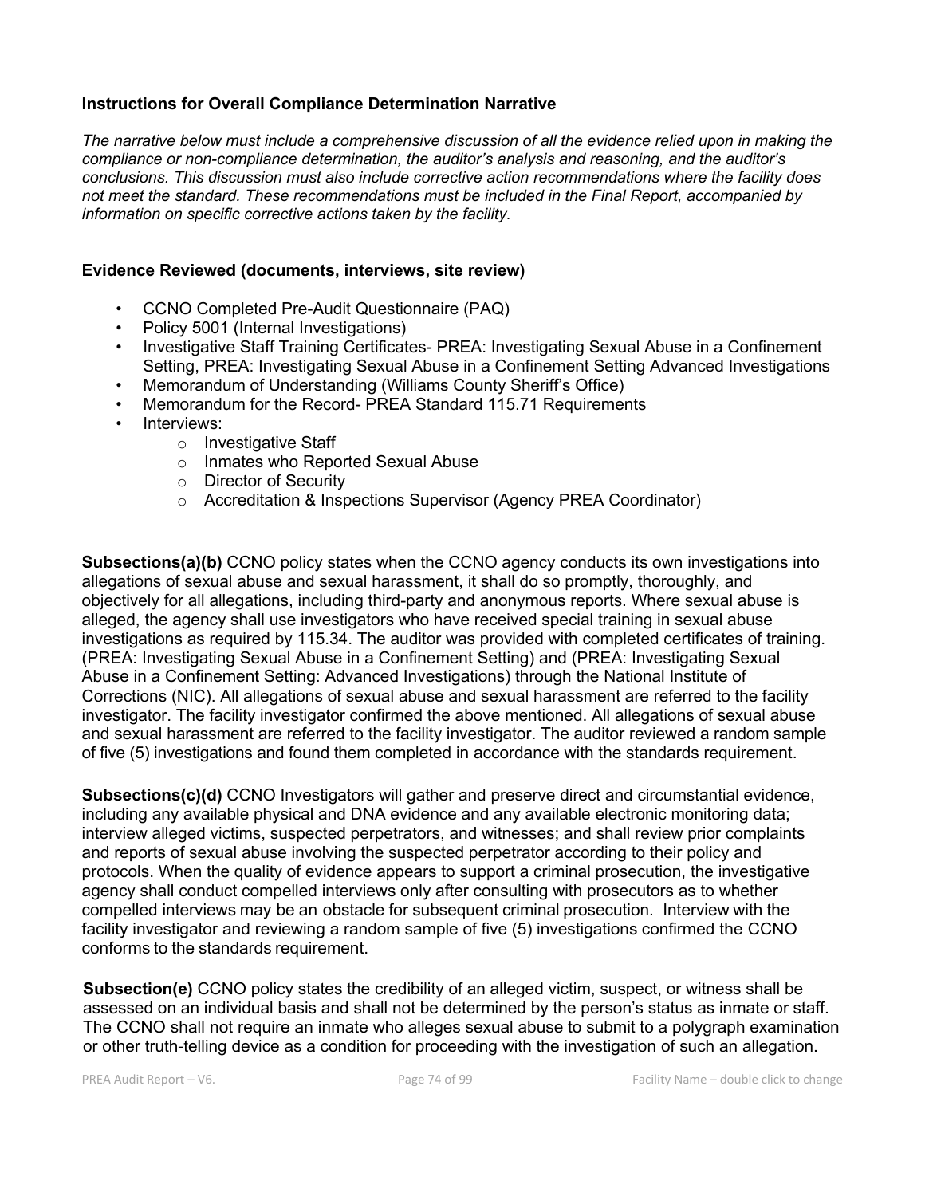### Instructions for Overall Compliance Determination Narrative

*The narrative below must include a comprehensive discussion of all the evidence relied upon in making the compliance or non-compliance determination, the auditor's analysis and reasoning, and the auditor's conclusions. This discussion must also include corrective action recommendations where the facility does not meet the standard. These recommendations must be included in the Final Report, accompanied by information on specific corrective actions taken by the facility*.

### Evidence Reviewed (documents, interviews, site review)

- CCNO Completed Pre-Audit Questionnaire (PAQ)
- Policy 5001 (Internal Investigations)
- Investigative Staff Training Certificates- PREA: Investigating Sexual Abuse in a Confinement Setting, PREA: Investigating Sexual Abuse in a Confinement Setting Advanced Investigations
- Memorandum of Understanding (Williams County Sheriff's Office)
- Memorandum for the Record- PREA Standard 115.71 Requirements
- Interviews:
  - Investigative Staff
  - Inmates who Reported Sexual Abuse
  - Director of Security
  - Accreditation & Inspections Supervisor (Agency PREA Coordinator)

**Subsections(a)(b)** CCNO policy states when the CCNO agency conducts its own investigations into allegations of sexual abuse and sexual harassment, it shall do so promptly, thoroughly, and objectively for all allegations, including third-party and anonymous reports. Where sexual abuse is alleged, the agency shall use investigators who have received special training in sexual abuse investigations as required by 115.34. The auditor was provided with completed certificates of training. (PREA: Investigating Sexual Abuse in a Confinement Setting) and (PREA: Investigating Sexual Abuse in a Confinement Setting: Advanced Investigations) through the National Institute of Corrections (NIC). All allegations of sexual abuse and sexual harassment are referred to the facility investigator. The facility investigator confirmed the above mentioned. All allegations of sexual abuse and sexual harassment are referred to the facility investigator. The auditor reviewed a random sample of five (5) investigations and found them completed in accordance with the standards requirement.

**Subsections(c)(d)** CCNO Investigators will gather and preserve direct and circumstantial evidence, including any available physical and DNA evidence and any available electronic monitoring data; interview alleged victims, suspected perpetrators, and witnesses; and shall review prior complaints and reports of sexual abuse involving the suspected perpetrator according to their policy and protocols. When the quality of evidence appears to support a criminal prosecution, the investigative agency shall conduct compelled interviews only after consulting with prosecutors as to whether compelled interviews may be an obstacle for subsequent criminal prosecution. Interview with the facility investigator and reviewing a random sample of five (5) investigations confirmed the CCNO conforms to the standards requirement.

**Subsection(e)** CCNO policy states the credibility of an alleged victim, suspect, or witness shall be assessed on an individual basis and shall not be determined by the person's status as inmate or staff. The CCNO shall not require an inmate who alleges sexual abuse to submit to a polygraph examination or other truth-telling device as a condition for proceeding with the investigation of such an allegation.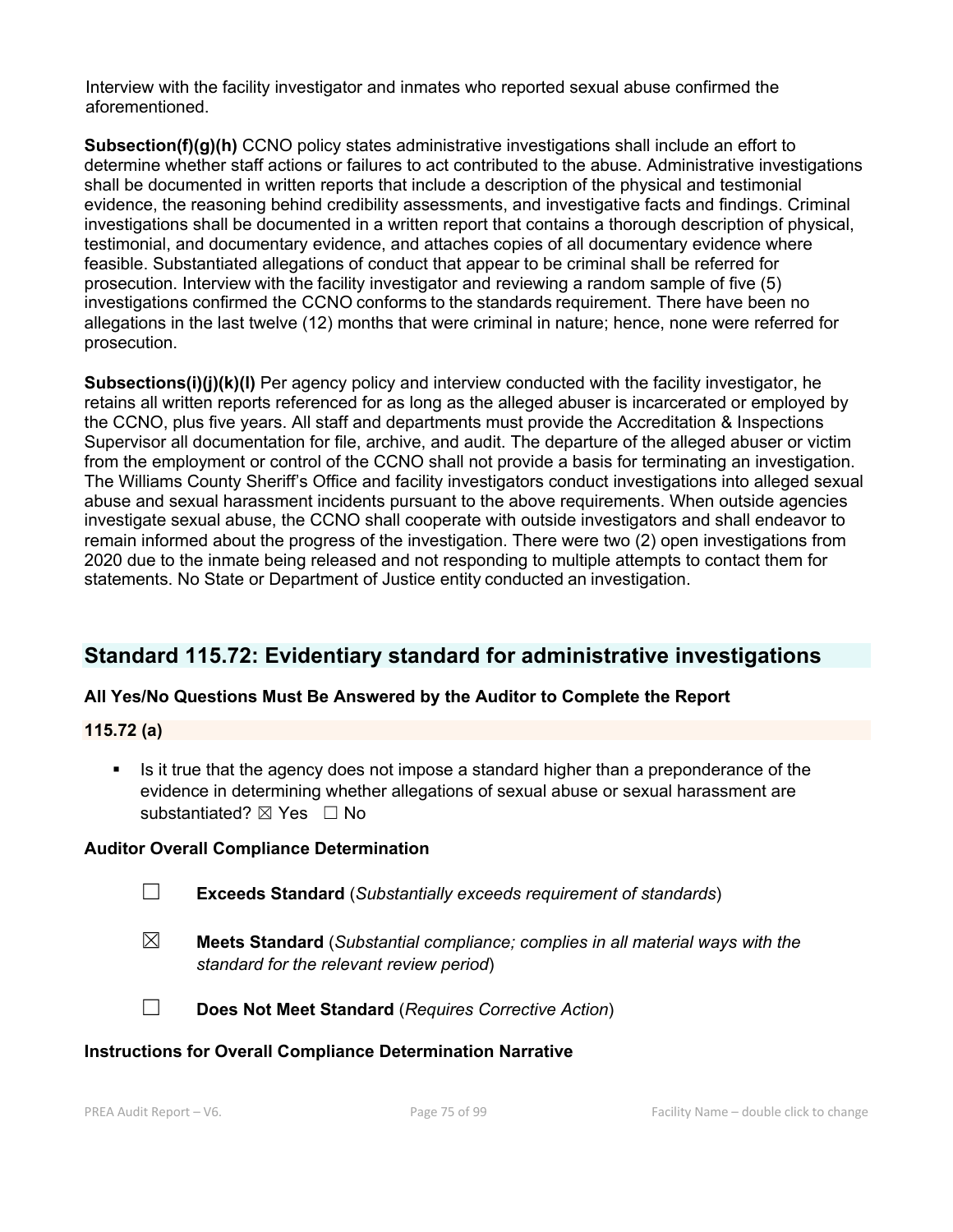Interview with the facility investigator and inmates who reported sexual abuse confirmed the aforementioned.

**Subsection(f)(g)(h)** CCNO policy states administrative investigations shall include an effort to determine whether staff actions or failures to act contributed to the abuse. Administrative investigations shall be documented in written reports that include a description of the physical and testimonial evidence, the reasoning behind credibility assessments, and investigative facts and findings. Criminal investigations shall be documented in a written report that contains a thorough description of physical, testimonial, and documentary evidence, and attaches copies of all documentary evidence where feasible. Substantiated allegations of conduct that appear to be criminal shall be referred for prosecution. Interview with the facility investigator and reviewing a random sample of five (5) investigations confirmed the CCNO conforms to the standards requirement. There have been no allegations in the last twelve (12) months that were criminal in nature; hence, none were referred for prosecution.

**Subsections(i)(j)(k)(l)** Per agency policy and interview conducted with the facility investigator, he retains all written reports referenced for as long as the alleged abuser is incarcerated or employed by the CCNO, plus five years. All staff and departments must provide the Accreditation & Inspections Supervisor all documentation for file, archive, and audit. The departure of the alleged abuser or victim from the employment or control of the CCNO shall not provide a basis for terminating an investigation. The Williams County Sheriff's Office and facility investigators conduct investigations into alleged sexual abuse and sexual harassment incidents pursuant to the above requirements. When outside agencies investigate sexual abuse, the CCNO shall cooperate with outside investigators and shall endeavor to remain informed about the progress of the investigation. There were two (2) open investigations from 2020 due to the inmate being released and not responding to multiple attempts to contact them for statements. No State or Department of Justice entity conducted an investigation.

## Standard 115.72: Evidentiary standard for administrative investigations

**All Yes/No Questions Must Be Answered by the Auditor to Complete the Report**

**115.72 (a)**

- Is it true that the agency does not impose a standard higher than a preponderance of the evidence in determining whether allegations of sexual abuse or sexual harassment are substantiated? ☒ Yes ☐ No

**Auditor Overall Compliance Determination**

☐ **Exceeds Standard** (*Substantially exceeds requirement of standards*)

☒ **Meets Standard** (*Substantial compliance; complies in all material ways with the standard for the relevant review period*)

☐ **Does Not Meet Standard** (*Requires Corrective Action*)

**Instructions for Overall Compliance Determination Narrative**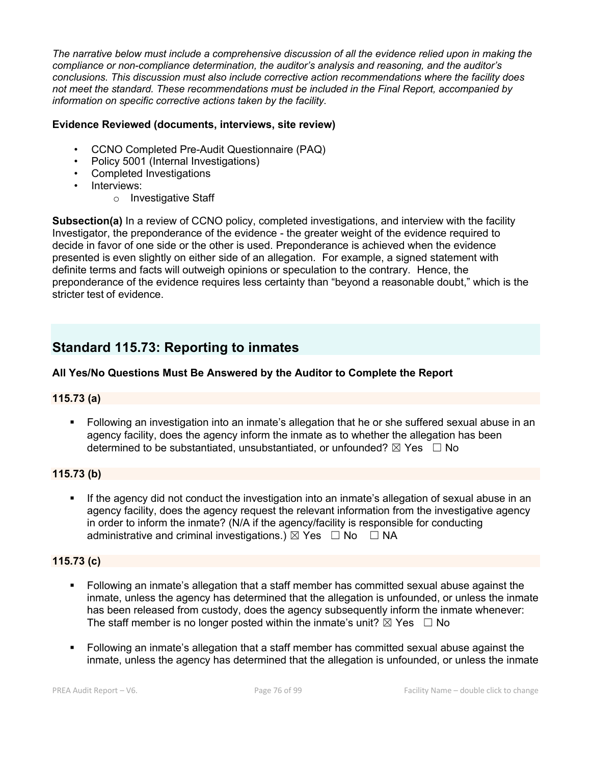*The narrative below must include a comprehensive discussion of all the evidence relied upon in making the compliance or non-compliance determination, the auditor's analysis and reasoning, and the auditor's conclusions. This discussion must also include corrective action recommendations where the facility does not meet the standard. These recommendations must be included in the Final Report, accompanied by information on specific corrective actions taken by the facility.*

**Evidence Reviewed (documents, interviews, site review)**

- CCNO Completed Pre-Audit Questionnaire (PAQ)
- Policy 5001 (Internal Investigations)
- Completed Investigations
- Interviews:
  - Investigative Staff

**Subsection(a)** In a review of CCNO policy, completed investigations, and interview with the facility Investigator, the preponderance of the evidence - the greater weight of the evidence required to decide in favor of one side or the other is used. Preponderance is achieved when the evidence presented is even slightly on either side of an allegation. For example, a signed statement with definite terms and facts will outweigh opinions or speculation to the contrary. Hence, the preponderance of the evidence requires less certainty than "beyond a reasonable doubt," which is the stricter test of evidence.

## Standard 115.73: Reporting to inmates

**All Yes/No Questions Must Be Answered by the Auditor to Complete the Report**

### 115.73 (a)

- Following an investigation into an inmate's allegation that he or she suffered sexual abuse in an agency facility, does the agency inform the inmate as to whether the allegation has been determined to be substantiated, unsubstantiated, or unfounded? ☒ Yes ☐ No

### 115.73 (b)

- If the agency did not conduct the investigation into an inmate's allegation of sexual abuse in an agency facility, does the agency request the relevant information from the investigative agency in order to inform the inmate? (N/A if the agency/facility is responsible for conducting administrative and criminal investigations.) ☒ Yes ☐ No ☐ NA

### 115.73 (c)

- Following an inmate's allegation that a staff member has committed sexual abuse against the inmate, unless the agency has determined that the allegation is unfounded, or unless the inmate has been released from custody, does the agency subsequently inform the inmate whenever: The staff member is no longer posted within the inmate's unit? ☒ Yes ☐ No
- Following an inmate's allegation that a staff member has committed sexual abuse against the inmate, unless the agency has determined that the allegation is unfounded, or unless the inmate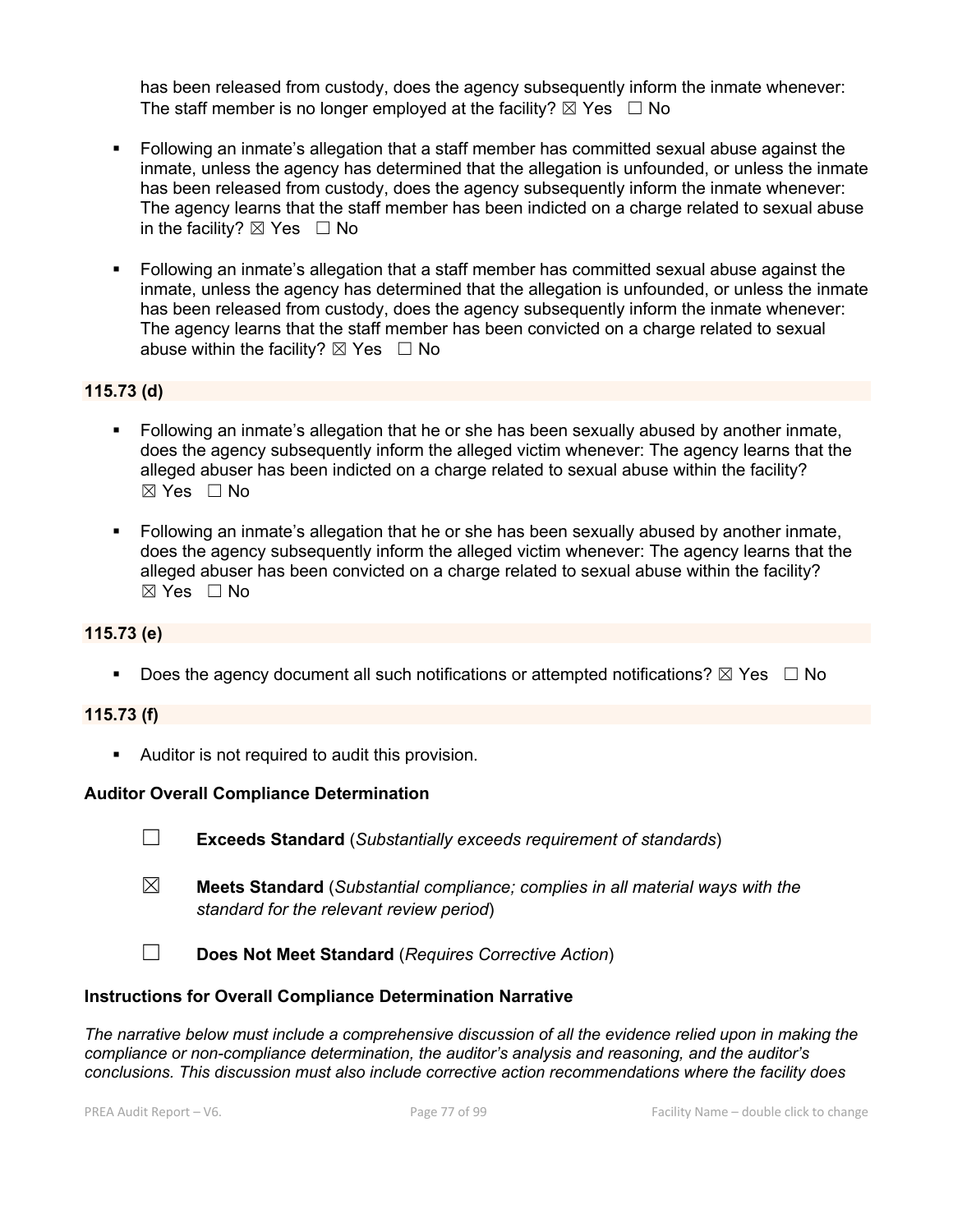has been released from custody, does the agency subsequently inform the inmate whenever: The staff member is no longer employed at the facility? ☒ Yes ☐ No

- Following an inmate's allegation that a staff member has committed sexual abuse against the inmate, unless the agency has determined that the allegation is unfounded, or unless the inmate has been released from custody, does the agency subsequently inform the inmate whenever: The agency learns that the staff member has been indicted on a charge related to sexual abuse in the facility? ☒ Yes ☐ No

- Following an inmate's allegation that a staff member has committed sexual abuse against the inmate, unless the agency has determined that the allegation is unfounded, or unless the inmate has been released from custody, does the agency subsequently inform the inmate whenever: The agency learns that the staff member has been convicted on a charge related to sexual abuse within the facility? ☒ Yes ☐ No

**115.73 (d)**

- Following an inmate's allegation that he or she has been sexually abused by another inmate, does the agency subsequently inform the alleged victim whenever: The agency learns that the alleged abuser has been indicted on a charge related to sexual abuse within the facility? ☒ Yes ☐ No

- Following an inmate's allegation that he or she has been sexually abused by another inmate, does the agency subsequently inform the alleged victim whenever: The agency learns that the alleged abuser has been convicted on a charge related to sexual abuse within the facility? ☒ Yes ☐ No

**115.73 (e)**

- Does the agency document all such notifications or attempted notifications? ☒ Yes ☐ No

**115.73 (f)**

- Auditor is not required to audit this provision.

**Auditor Overall Compliance Determination**

☐ **Exceeds Standard** (*Substantially exceeds requirement of standards*)

☒ **Meets Standard** (*Substantial compliance; complies in all material ways with the standard for the relevant review period*)

☐ **Does Not Meet Standard** (*Requires Corrective Action*)

**Instructions for Overall Compliance Determination Narrative**

*The narrative below must include a comprehensive discussion of all the evidence relied upon in making the compliance or non-compliance determination, the auditor's analysis and reasoning, and the auditor's conclusions. This discussion must also include corrective action recommendations where the facility does*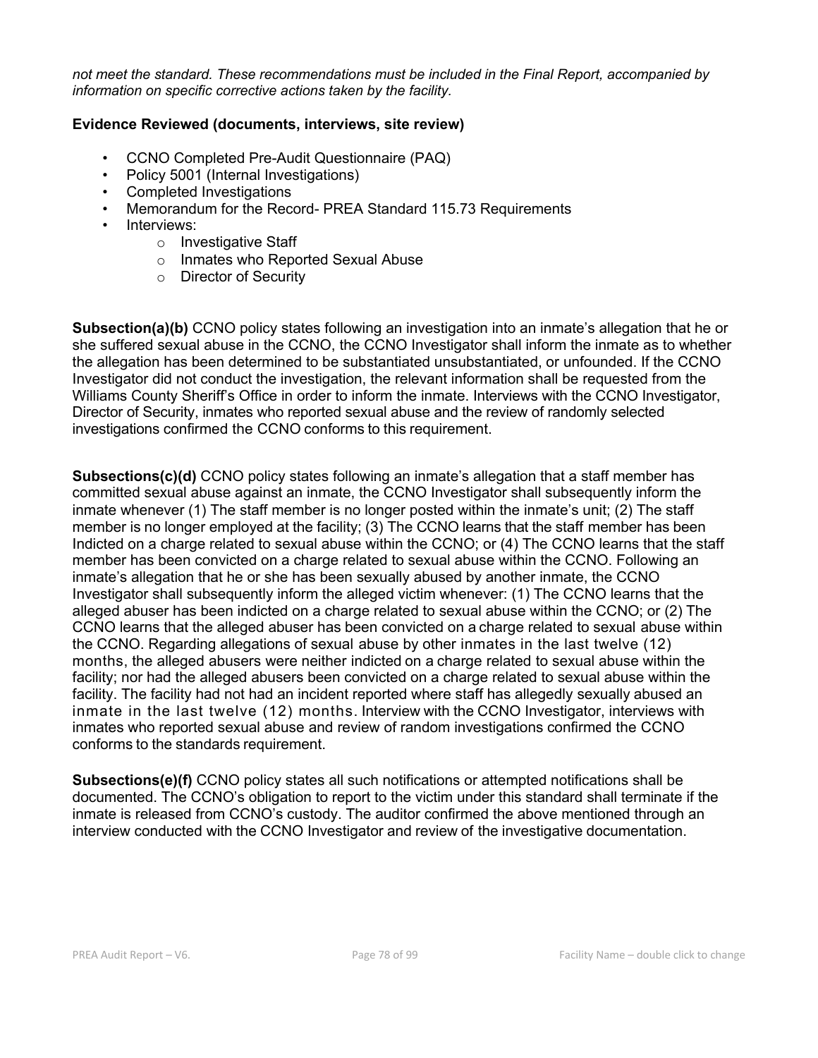*not meet the standard. These recommendations must be included in the Final Report, accompanied by information on specific corrective actions taken by the facility.*

**Evidence Reviewed (documents, interviews, site review)**

- CCNO Completed Pre-Audit Questionnaire (PAQ)
- Policy 5001 (Internal Investigations)
- Completed Investigations
- Memorandum for the Record- PREA Standard 115.73 Requirements
- Interviews:
  - Investigative Staff
  - Inmates who Reported Sexual Abuse
  - Director of Security

**Subsection(a)(b)** CCNO policy states following an investigation into an inmate's allegation that he or she suffered sexual abuse in the CCNO, the CCNO Investigator shall inform the inmate as to whether the allegation has been determined to be substantiated unsubstantiated, or unfounded. If the CCNO Investigator did not conduct the investigation, the relevant information shall be requested from the Williams County Sheriff's Office in order to inform the inmate. Interviews with the CCNO Investigator, Director of Security, inmates who reported sexual abuse and the review of randomly selected investigations confirmed the CCNO conforms to this requirement.

**Subsections(c)(d)** CCNO policy states following an inmate's allegation that a staff member has committed sexual abuse against an inmate, the CCNO Investigator shall subsequently inform the inmate whenever (1) The staff member is no longer posted within the inmate's unit; (2) The staff member is no longer employed at the facility; (3) The CCNO learns that the staff member has been Indicted on a charge related to sexual abuse within the CCNO; or (4) The CCNO learns that the staff member has been convicted on a charge related to sexual abuse within the CCNO. Following an inmate's allegation that he or she has been sexually abused by another inmate, the CCNO Investigator shall subsequently inform the alleged victim whenever: (1) The CCNO learns that the alleged abuser has been indicted on a charge related to sexual abuse within the CCNO; or (2) The CCNO learns that the alleged abuser has been convicted on a charge related to sexual abuse within the CCNO. Regarding allegations of sexual abuse by other inmates in the last twelve (12) months, the alleged abusers were neither indicted on a charge related to sexual abuse within the facility; nor had the alleged abusers been convicted on a charge related to sexual abuse within the facility. The facility had not had an incident reported where staff has allegedly sexually abused an inmate in the last twelve (12) months. Interview with the CCNO Investigator, interviews with inmates who reported sexual abuse and review of random investigations confirmed the CCNO conforms to the standards requirement.

**Subsections(e)(f)** CCNO policy states all such notifications or attempted notifications shall be documented. The CCNO's obligation to report to the victim under this standard shall terminate if the inmate is released from CCNO's custody. The auditor confirmed the above mentioned through an interview conducted with the CCNO Investigator and review of the investigative documentation.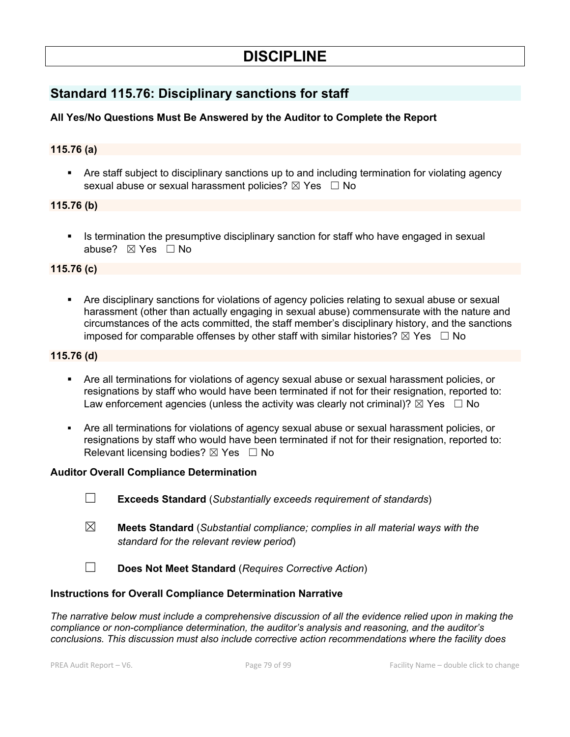# DISCIPLINE

## Standard 115.76: Disciplinary sanctions for staff

**All Yes/No Questions Must Be Answered by the Auditor to Complete the Report**

### 115.76 (a)

- Are staff subject to disciplinary sanctions up to and including termination for violating agency sexual abuse or sexual harassment policies? ☒ Yes ☐ No

### 115.76 (b)

- Is termination the presumptive disciplinary sanction for staff who have engaged in sexual abuse? ☒ Yes ☐ No

### 115.76 (c)

- Are disciplinary sanctions for violations of agency policies relating to sexual abuse or sexual harassment (other than actually engaging in sexual abuse) commensurate with the nature and circumstances of the acts committed, the staff member's disciplinary history, and the sanctions imposed for comparable offenses by other staff with similar histories? ☒ Yes ☐ No

### 115.76 (d)

- Are all terminations for violations of agency sexual abuse or sexual harassment policies, or resignations by staff who would have been terminated if not for their resignation, reported to: Law enforcement agencies (unless the activity was clearly not criminal)? ☒ Yes ☐ No
- Are all terminations for violations of agency sexual abuse or sexual harassment policies, or resignations by staff who would have been terminated if not for their resignation, reported to: Relevant licensing bodies? ☒ Yes ☐ No

**Auditor Overall Compliance Determination**

☐ **Exceeds Standard** (*Substantially exceeds requirement of standards*)

☒ **Meets Standard** (*Substantial compliance; complies in all material ways with the standard for the relevant review period*)

☐ **Does Not Meet Standard** (*Requires Corrective Action*)

**Instructions for Overall Compliance Determination Narrative**

*The narrative below must include a comprehensive discussion of all the evidence relied upon in making the compliance or non-compliance determination, the auditor's analysis and reasoning, and the auditor's conclusions. This discussion must also include corrective action recommendations where the facility does*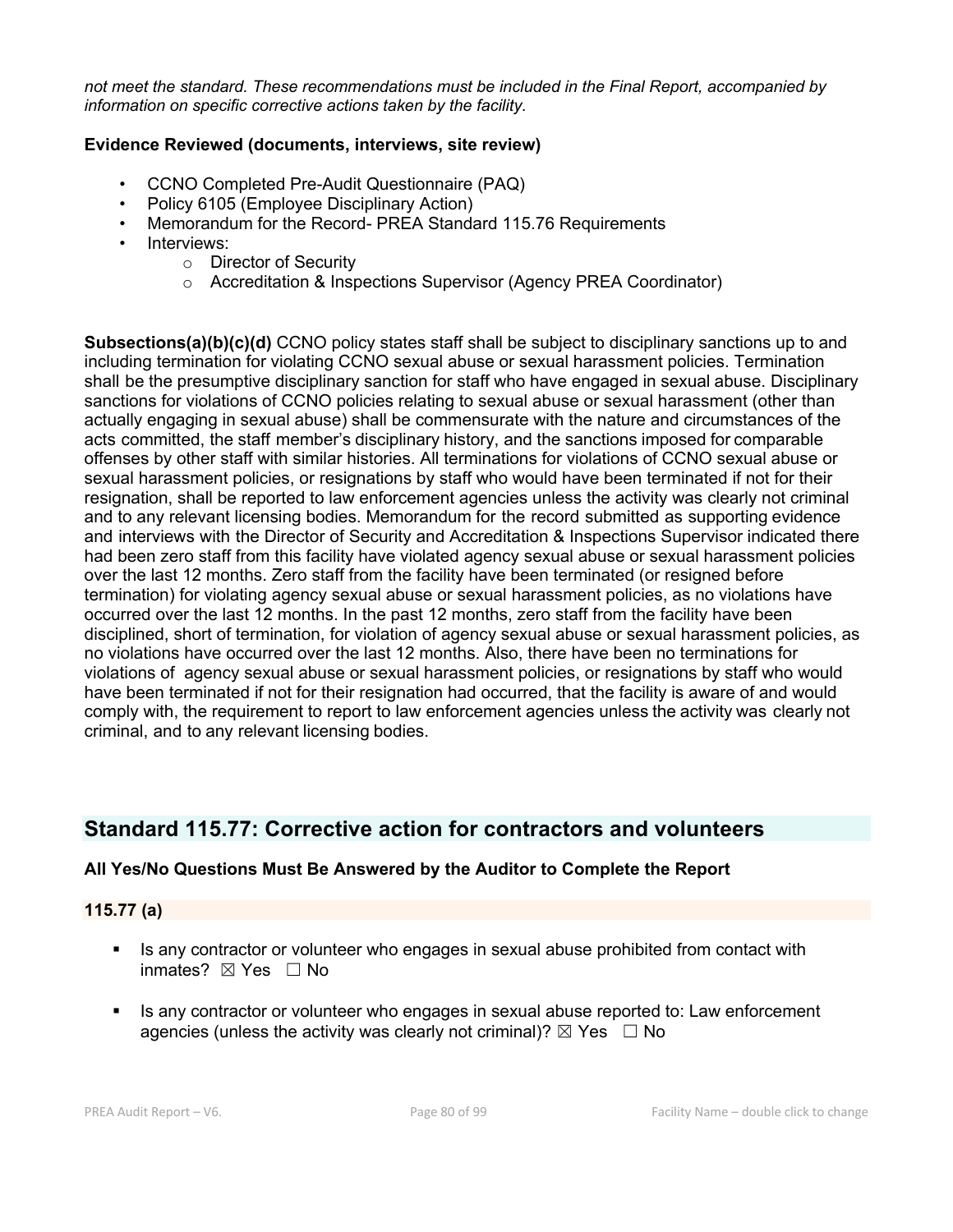*not meet the standard. These recommendations must be included in the Final Report, accompanied by information on specific corrective actions taken by the facility.*

**Evidence Reviewed (documents, interviews, site review)**

- CCNO Completed Pre-Audit Questionnaire (PAQ)
- Policy 6105 (Employee Disciplinary Action)
- Memorandum for the Record- PREA Standard 115.76 Requirements
- Interviews:
  - Director of Security
  - Accreditation & Inspections Supervisor (Agency PREA Coordinator)

**Subsections(a)(b)(c)(d)** CCNO policy states staff shall be subject to disciplinary sanctions up to and including termination for violating CCNO sexual abuse or sexual harassment policies. Termination shall be the presumptive disciplinary sanction for staff who have engaged in sexual abuse. Disciplinary sanctions for violations of CCNO policies relating to sexual abuse or sexual harassment (other than actually engaging in sexual abuse) shall be commensurate with the nature and circumstances of the acts committed, the staff member's disciplinary history, and the sanctions imposed for comparable offenses by other staff with similar histories. All terminations for violations of CCNO sexual abuse or sexual harassment policies, or resignations by staff who would have been terminated if not for their resignation, shall be reported to law enforcement agencies unless the activity was clearly not criminal and to any relevant licensing bodies. Memorandum for the record submitted as supporting evidence and interviews with the Director of Security and Accreditation & Inspections Supervisor indicated there had been zero staff from this facility have violated agency sexual abuse or sexual harassment policies over the last 12 months. Zero staff from the facility have been terminated (or resigned before termination) for violating agency sexual abuse or sexual harassment policies, as no violations have occurred over the last 12 months. In the past 12 months, zero staff from the facility have been disciplined, short of termination, for violation of agency sexual abuse or sexual harassment policies, as no violations have occurred over the last 12 months. Also, there have been no terminations for violations of agency sexual abuse or sexual harassment policies, or resignations by staff who would have been terminated if not for their resignation had occurred, that the facility is aware of and would comply with, the requirement to report to law enforcement agencies unless the activity was clearly not criminal, and to any relevant licensing bodies.

## Standard 115.77: Corrective action for contractors and volunteers

**All Yes/No Questions Must Be Answered by the Auditor to Complete the Report**

### 115.77 (a)

- Is any contractor or volunteer who engages in sexual abuse prohibited from contact with inmates? ☒ Yes ☐ No
- Is any contractor or volunteer who engages in sexual abuse reported to: Law enforcement agencies (unless the activity was clearly not criminal)? ☒ Yes ☐ No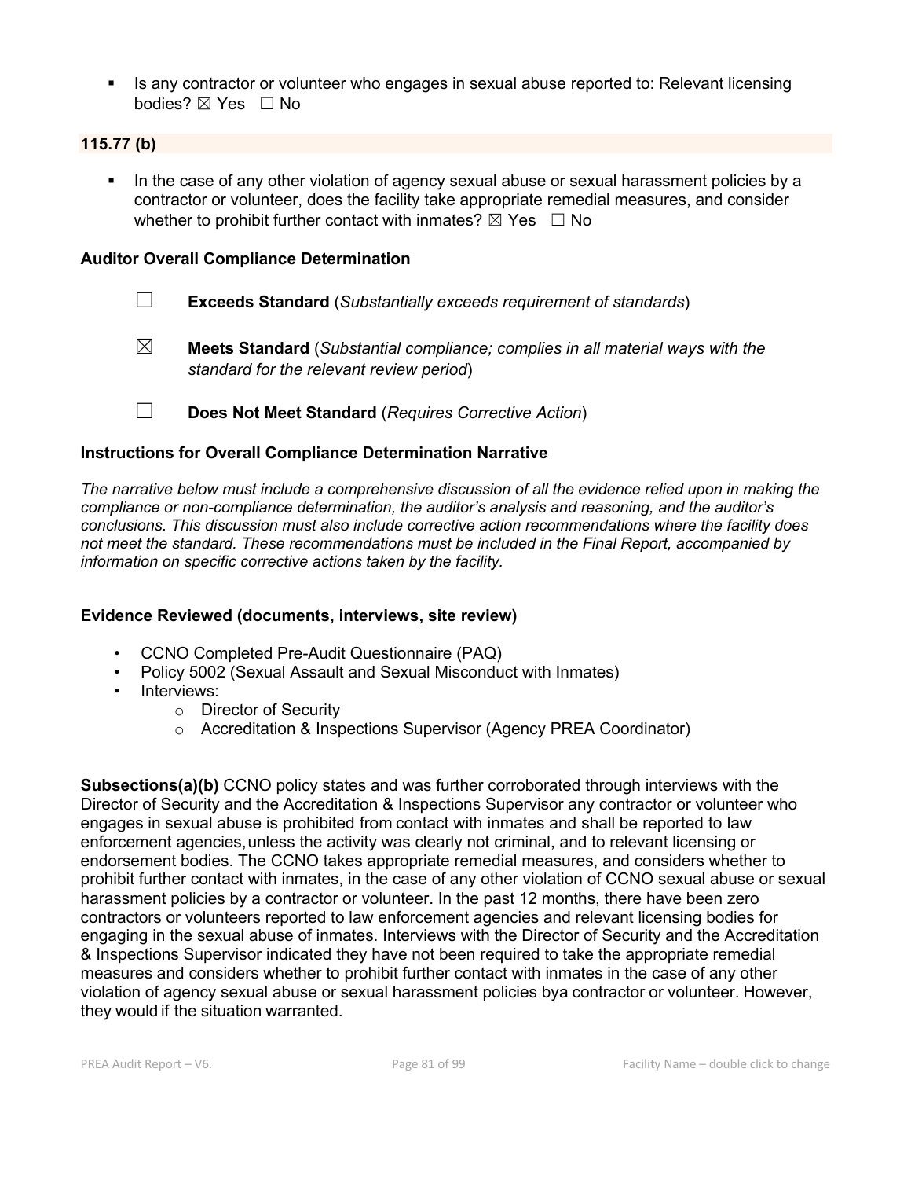- Is any contractor or volunteer who engages in sexual abuse reported to: Relevant licensing bodies? ☒ Yes ☐ No

### 115.77 (b)

- In the case of any other violation of agency sexual abuse or sexual harassment policies by a contractor or volunteer, does the facility take appropriate remedial measures, and consider whether to prohibit further contact with inmates? ☒ Yes ☐ No

### Auditor Overall Compliance Determination

☐ **Exceeds Standard** (*Substantially exceeds requirement of standards*)

☒ **Meets Standard** (*Substantial compliance; complies in all material ways with the standard for the relevant review period*)

☐ **Does Not Meet Standard** (*Requires Corrective Action*)

### Instructions for Overall Compliance Determination Narrative

*The narrative below must include a comprehensive discussion of all the evidence relied upon in making the compliance or non-compliance determination, the auditor's analysis and reasoning, and the auditor's conclusions. This discussion must also include corrective action recommendations where the facility does not meet the standard. These recommendations must be included in the Final Report, accompanied by information on specific corrective actions taken by the facility.*

### Evidence Reviewed (documents, interviews, site review)

- CCNO Completed Pre-Audit Questionnaire (PAQ)
- Policy 5002 (Sexual Assault and Sexual Misconduct with Inmates)
- Interviews:
  - Director of Security
  - Accreditation & Inspections Supervisor (Agency PREA Coordinator)

**Subsections(a)(b)** CCNO policy states and was further corroborated through interviews with the Director of Security and the Accreditation & Inspections Supervisor any contractor or volunteer who engages in sexual abuse is prohibited from contact with inmates and shall be reported to law enforcement agencies, unless the activity was clearly not criminal, and to relevant licensing or endorsement bodies. The CCNO takes appropriate remedial measures, and considers whether to prohibit further contact with inmates, in the case of any other violation of CCNO sexual abuse or sexual harassment policies by a contractor or volunteer. In the past 12 months, there have been zero contractors or volunteers reported to law enforcement agencies and relevant licensing bodies for engaging in the sexual abuse of inmates. Interviews with the Director of Security and the Accreditation & Inspections Supervisor indicated they have not been required to take the appropriate remedial measures and considers whether to prohibit further contact with inmates in the case of any other violation of agency sexual abuse or sexual harassment policies bya contractor or volunteer. However, they would if the situation warranted.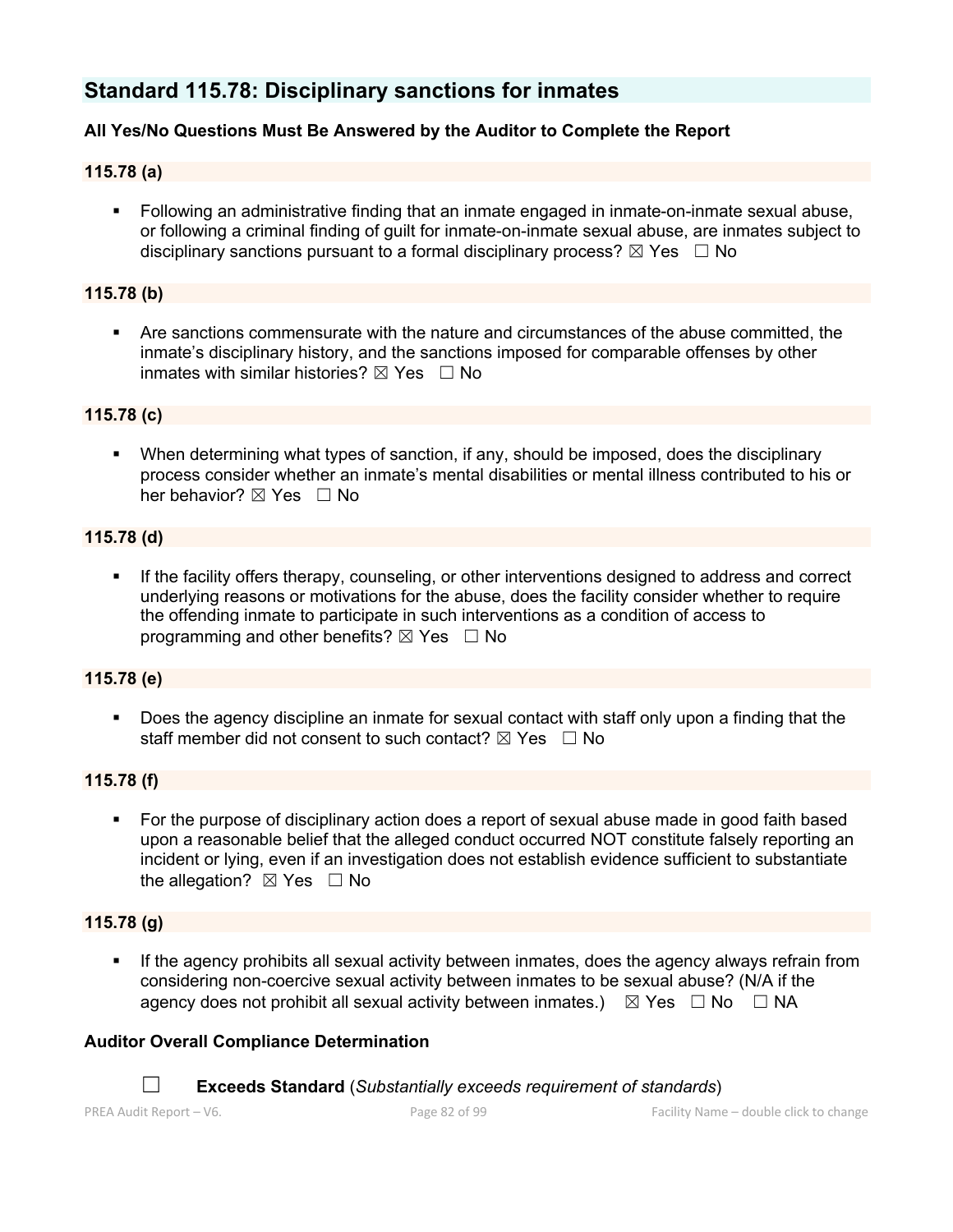## Standard 115.78: Disciplinary sanctions for inmates

**All Yes/No Questions Must Be Answered by the Auditor to Complete the Report**

### 115.78 (a)

- Following an administrative finding that an inmate engaged in inmate-on-inmate sexual abuse, or following a criminal finding of guilt for inmate-on-inmate sexual abuse, are inmates subject to disciplinary sanctions pursuant to a formal disciplinary process? ☒ Yes ☐ No

### 115.78 (b)

- Are sanctions commensurate with the nature and circumstances of the abuse committed, the inmate's disciplinary history, and the sanctions imposed for comparable offenses by other inmates with similar histories? ☒ Yes ☐ No

### 115.78 (c)

- When determining what types of sanction, if any, should be imposed, does the disciplinary process consider whether an inmate's mental disabilities or mental illness contributed to his or her behavior? ☒ Yes ☐ No

### 115.78 (d)

- If the facility offers therapy, counseling, or other interventions designed to address and correct underlying reasons or motivations for the abuse, does the facility consider whether to require the offending inmate to participate in such interventions as a condition of access to programming and other benefits? ☒ Yes ☐ No

### 115.78 (e)

- Does the agency discipline an inmate for sexual contact with staff only upon a finding that the staff member did not consent to such contact? ☒ Yes ☐ No

### 115.78 (f)

- For the purpose of disciplinary action does a report of sexual abuse made in good faith based upon a reasonable belief that the alleged conduct occurred NOT constitute falsely reporting an incident or lying, even if an investigation does not establish evidence sufficient to substantiate the allegation? ☒ Yes ☐ No

### 115.78 (g)

- If the agency prohibits all sexual activity between inmates, does the agency always refrain from considering non-coercive sexual activity between inmates to be sexual abuse? (N/A if the agency does not prohibit all sexual activity between inmates.) ☒ Yes ☐ No ☐ NA

**Auditor Overall Compliance Determination**

☐ **Exceeds Standard** (*Substantially exceeds requirement of standards*)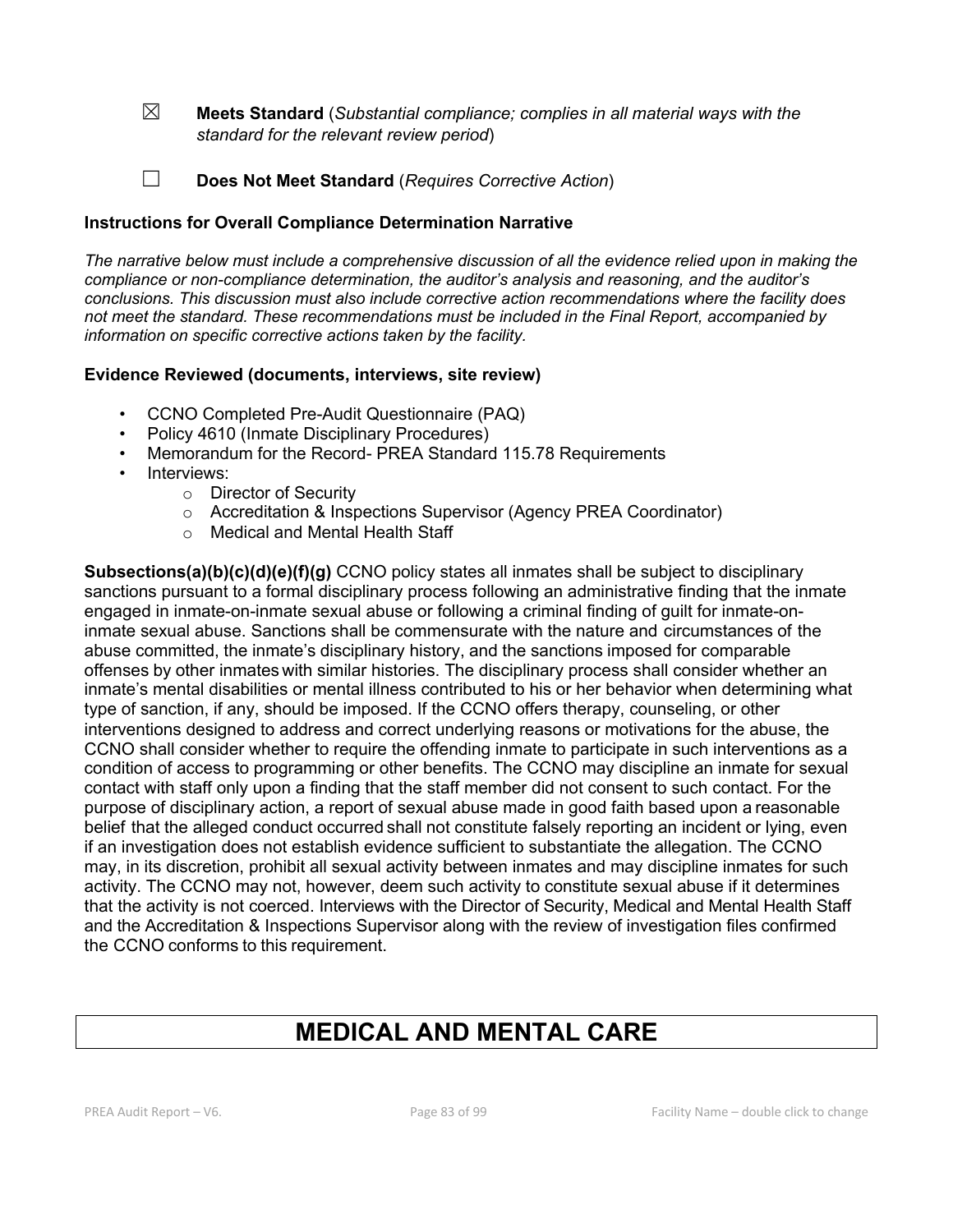☒ **Meets Standard** (*Substantial compliance; complies in all material ways with the standard for the relevant review period*)

☐ **Does Not Meet Standard** (*Requires Corrective Action*)

**Instructions for Overall Compliance Determination Narrative**

*The narrative below must include a comprehensive discussion of all the evidence relied upon in making the compliance or non-compliance determination, the auditor's analysis and reasoning, and the auditor's conclusions. This discussion must also include corrective action recommendations where the facility does not meet the standard. These recommendations must be included in the Final Report, accompanied by information on specific corrective actions taken by the facility.*

**Evidence Reviewed (documents, interviews, site review)**

- CCNO Completed Pre-Audit Questionnaire (PAQ)
- Policy 4610 (Inmate Disciplinary Procedures)
- Memorandum for the Record- PREA Standard 115.78 Requirements
- Interviews:
  - Director of Security
  - Accreditation & Inspections Supervisor (Agency PREA Coordinator)
  - Medical and Mental Health Staff

**Subsections(a)(b)(c)(d)(e)(f)(g)** CCNO policy states all inmates shall be subject to disciplinary sanctions pursuant to a formal disciplinary process following an administrative finding that the inmate engaged in inmate-on-inmate sexual abuse or following a criminal finding of guilt for inmate-on-inmate sexual abuse. Sanctions shall be commensurate with the nature and circumstances of the abuse committed, the inmate's disciplinary history, and the sanctions imposed for comparable offenses by other inmates with similar histories. The disciplinary process shall consider whether an inmate's mental disabilities or mental illness contributed to his or her behavior when determining what type of sanction, if any, should be imposed. If the CCNO offers therapy, counseling, or other interventions designed to address and correct underlying reasons or motivations for the abuse, the CCNO shall consider whether to require the offending inmate to participate in such interventions as a condition of access to programming or other benefits. The CCNO may discipline an inmate for sexual contact with staff only upon a finding that the staff member did not consent to such contact. For the purpose of disciplinary action, a report of sexual abuse made in good faith based upon a reasonable belief that the alleged conduct occurred shall not constitute falsely reporting an incident or lying, even if an investigation does not establish evidence sufficient to substantiate the allegation. The CCNO may, in its discretion, prohibit all sexual activity between inmates and may discipline inmates for such activity. The CCNO may not, however, deem such activity to constitute sexual abuse if it determines that the activity is not coerced. Interviews with the Director of Security, Medical and Mental Health Staff and the Accreditation & Inspections Supervisor along with the review of investigation files confirmed the CCNO conforms to this requirement.

# MEDICAL AND MENTAL CARE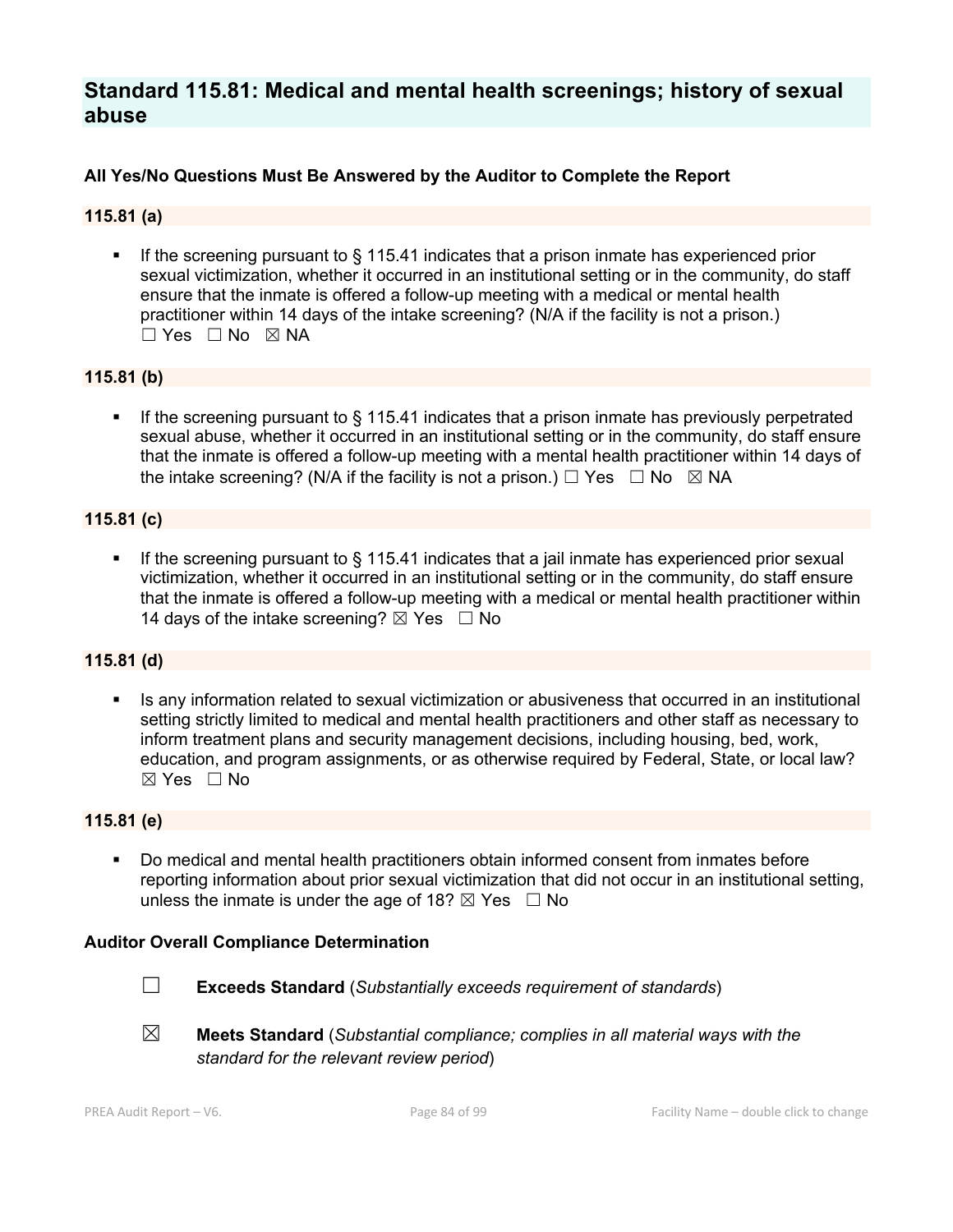## Standard 115.81: Medical and mental health screenings; history of sexual abuse

### All Yes/No Questions Must Be Answered by the Auditor to Complete the Report

### 115.81 (a)

- If the screening pursuant to § 115.41 indicates that a prison inmate has experienced prior sexual victimization, whether it occurred in an institutional setting or in the community, do staff ensure that the inmate is offered a follow-up meeting with a medical or mental health practitioner within 14 days of the intake screening? (N/A if the facility is not a prison.) ☐ Yes ☐ No ☒ NA

### 115.81 (b)

- If the screening pursuant to § 115.41 indicates that a prison inmate has previously perpetrated sexual abuse, whether it occurred in an institutional setting or in the community, do staff ensure that the inmate is offered a follow-up meeting with a mental health practitioner within 14 days of the intake screening? (N/A if the facility is not a prison.) ☐ Yes ☐ No ☒ NA

### 115.81 (c)

- If the screening pursuant to § 115.41 indicates that a jail inmate has experienced prior sexual victimization, whether it occurred in an institutional setting or in the community, do staff ensure that the inmate is offered a follow-up meeting with a medical or mental health practitioner within 14 days of the intake screening? ☒ Yes ☐ No

### 115.81 (d)

- Is any information related to sexual victimization or abusiveness that occurred in an institutional setting strictly limited to medical and mental health practitioners and other staff as necessary to inform treatment plans and security management decisions, including housing, bed, work, education, and program assignments, or as otherwise required by Federal, State, or local law? ☒ Yes ☐ No

### 115.81 (e)

- Do medical and mental health practitioners obtain informed consent from inmates before reporting information about prior sexual victimization that did not occur in an institutional setting, unless the inmate is under the age of 18? ☒ Yes ☐ No

### Auditor Overall Compliance Determination

☐ **Exceeds Standard** (*Substantially exceeds requirement of standards*)

☒ **Meets Standard** (*Substantial compliance; complies in all material ways with the standard for the relevant review period*)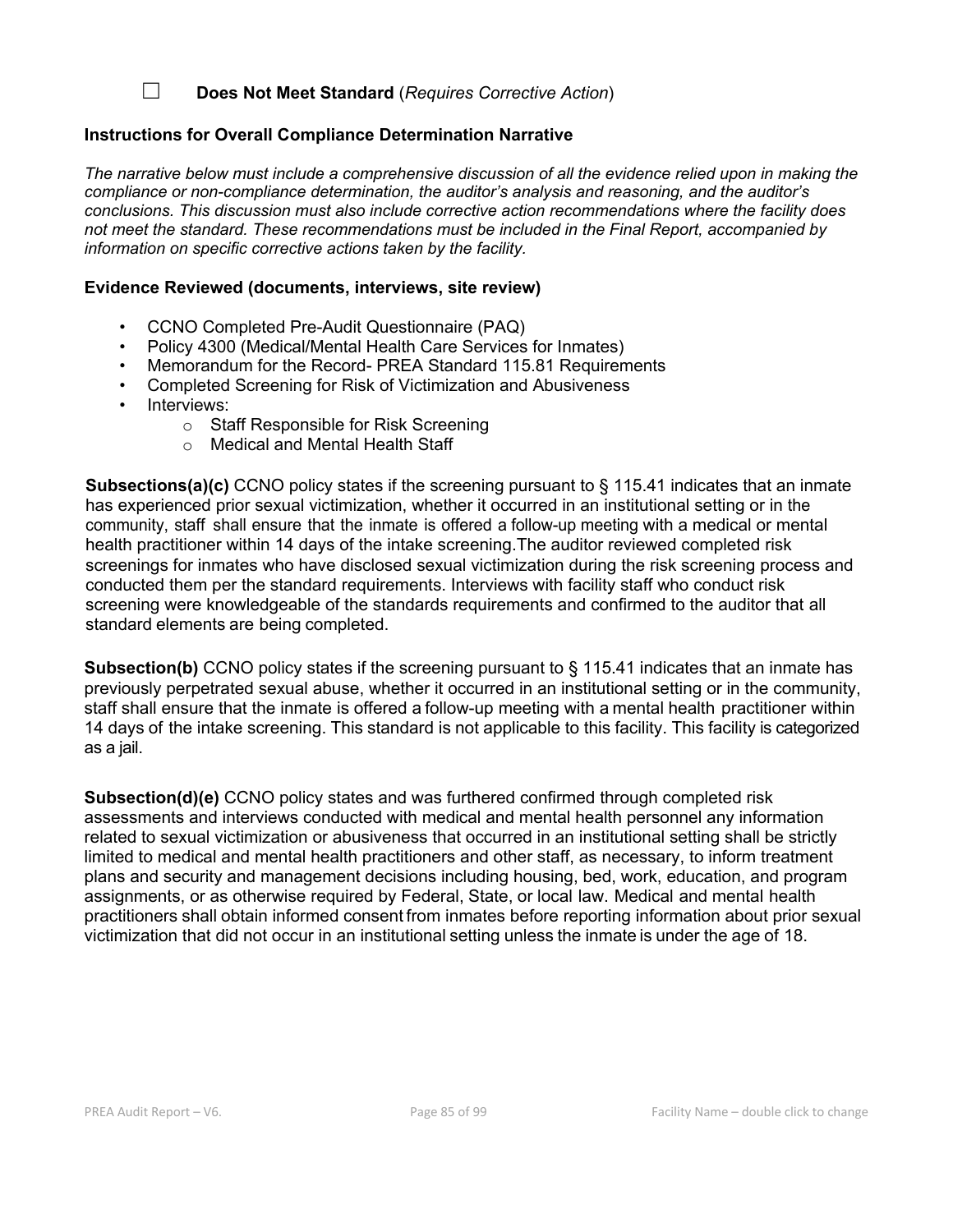☐ **Does Not Meet Standard** (*Requires Corrective Action*)

**Instructions for Overall Compliance Determination Narrative**

*The narrative below must include a comprehensive discussion of all the evidence relied upon in making the compliance or non-compliance determination, the auditor's analysis and reasoning, and the auditor's conclusions. This discussion must also include corrective action recommendations where the facility does not meet the standard. These recommendations must be included in the Final Report, accompanied by information on specific corrective actions taken by the facility.*

**Evidence Reviewed (documents, interviews, site review)**

- CCNO Completed Pre-Audit Questionnaire (PAQ)
- Policy 4300 (Medical/Mental Health Care Services for Inmates)
- Memorandum for the Record- PREA Standard 115.81 Requirements
- Completed Screening for Risk of Victimization and Abusiveness
- Interviews:
  - Staff Responsible for Risk Screening
  - Medical and Mental Health Staff

**Subsections(a)(c)** CCNO policy states if the screening pursuant to § 115.41 indicates that an inmate has experienced prior sexual victimization, whether it occurred in an institutional setting or in the community, staff shall ensure that the inmate is offered a follow-up meeting with a medical or mental health practitioner within 14 days of the intake screening.The auditor reviewed completed risk screenings for inmates who have disclosed sexual victimization during the risk screening process and conducted them per the standard requirements. Interviews with facility staff who conduct risk screening were knowledgeable of the standards requirements and confirmed to the auditor that all standard elements are being completed.

**Subsection(b)** CCNO policy states if the screening pursuant to § 115.41 indicates that an inmate has previously perpetrated sexual abuse, whether it occurred in an institutional setting or in the community, staff shall ensure that the inmate is offered a follow-up meeting with a mental health practitioner within 14 days of the intake screening. This standard is not applicable to this facility. This facility is categorized as a jail.

**Subsection(d)(e)** CCNO policy states and was furthered confirmed through completed risk assessments and interviews conducted with medical and mental health personnel any information related to sexual victimization or abusiveness that occurred in an institutional setting shall be strictly limited to medical and mental health practitioners and other staff, as necessary, to inform treatment plans and security and management decisions including housing, bed, work, education, and program assignments, or as otherwise required by Federal, State, or local law. Medical and mental health practitioners shall obtain informed consent from inmates before reporting information about prior sexual victimization that did not occur in an institutional setting unless the inmate is under the age of 18.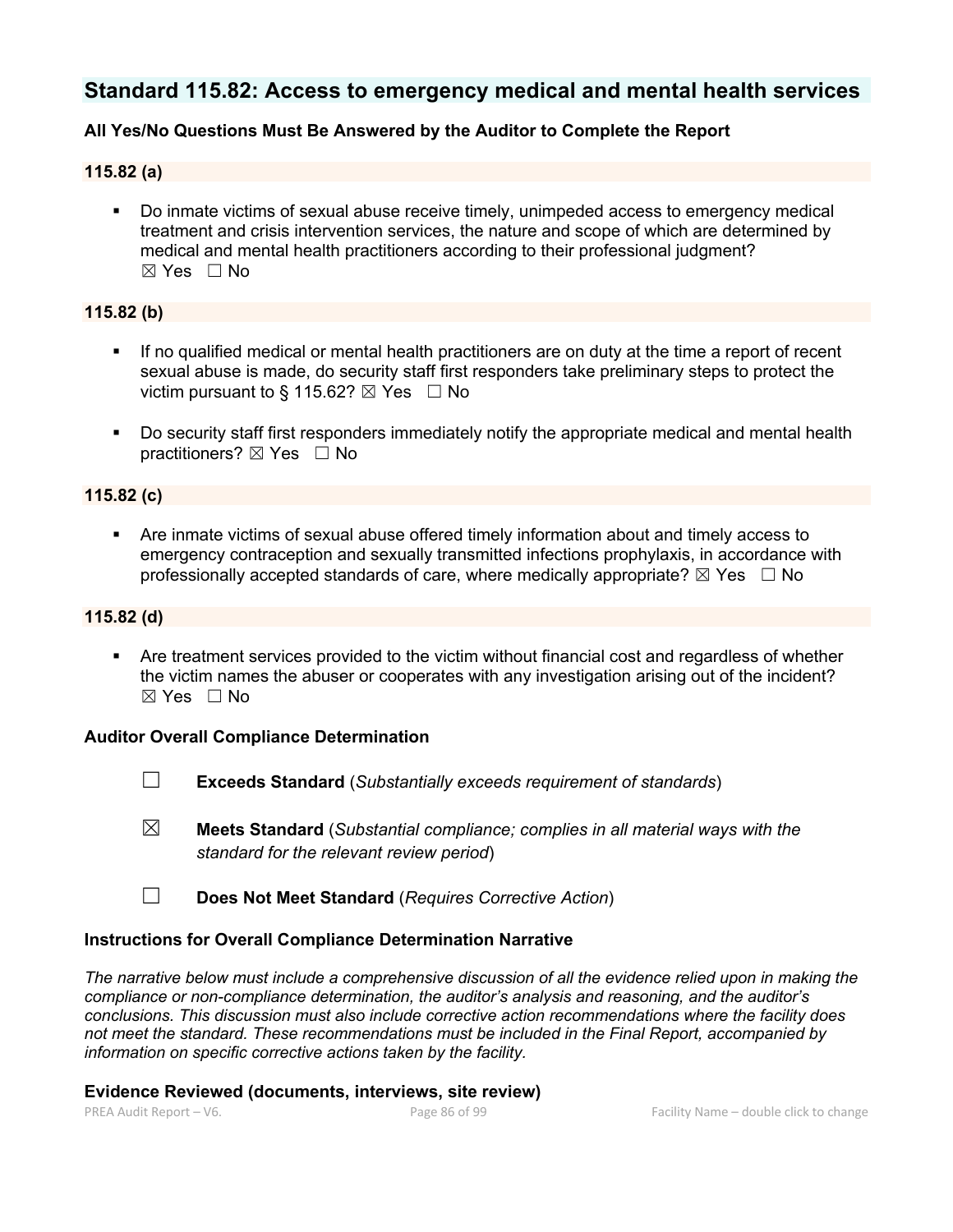## Standard 115.82: Access to emergency medical and mental health services

**All Yes/No Questions Must Be Answered by the Auditor to Complete the Report**

### 115.82 (a)

- Do inmate victims of sexual abuse receive timely, unimpeded access to emergency medical treatment and crisis intervention services, the nature and scope of which are determined by medical and mental health practitioners according to their professional judgment?
☒ Yes ☐ No

### 115.82 (b)

- If no qualified medical or mental health practitioners are on duty at the time a report of recent sexual abuse is made, do security staff first responders take preliminary steps to protect the victim pursuant to § 115.62? ☒ Yes ☐ No

- Do security staff first responders immediately notify the appropriate medical and mental health practitioners? ☒ Yes ☐ No

### 115.82 (c)

- Are inmate victims of sexual abuse offered timely information about and timely access to emergency contraception and sexually transmitted infections prophylaxis, in accordance with professionally accepted standards of care, where medically appropriate? ☒ Yes ☐ No

### 115.82 (d)

- Are treatment services provided to the victim without financial cost and regardless of whether the victim names the abuser or cooperates with any investigation arising out of the incident?
☒ Yes ☐ No

**Auditor Overall Compliance Determination**

☐ **Exceeds Standard** (*Substantially exceeds requirement of standards*)

☒ **Meets Standard** (*Substantial compliance; complies in all material ways with the standard for the relevant review period*)

☐ **Does Not Meet Standard** (*Requires Corrective Action*)

**Instructions for Overall Compliance Determination Narrative**

*The narrative below must include a comprehensive discussion of all the evidence relied upon in making the compliance or non-compliance determination, the auditor's analysis and reasoning, and the auditor's conclusions. This discussion must also include corrective action recommendations where the facility does not meet the standard. These recommendations must be included in the Final Report, accompanied by information on specific corrective actions taken by the facility.*

**Evidence Reviewed (documents, interviews, site review)**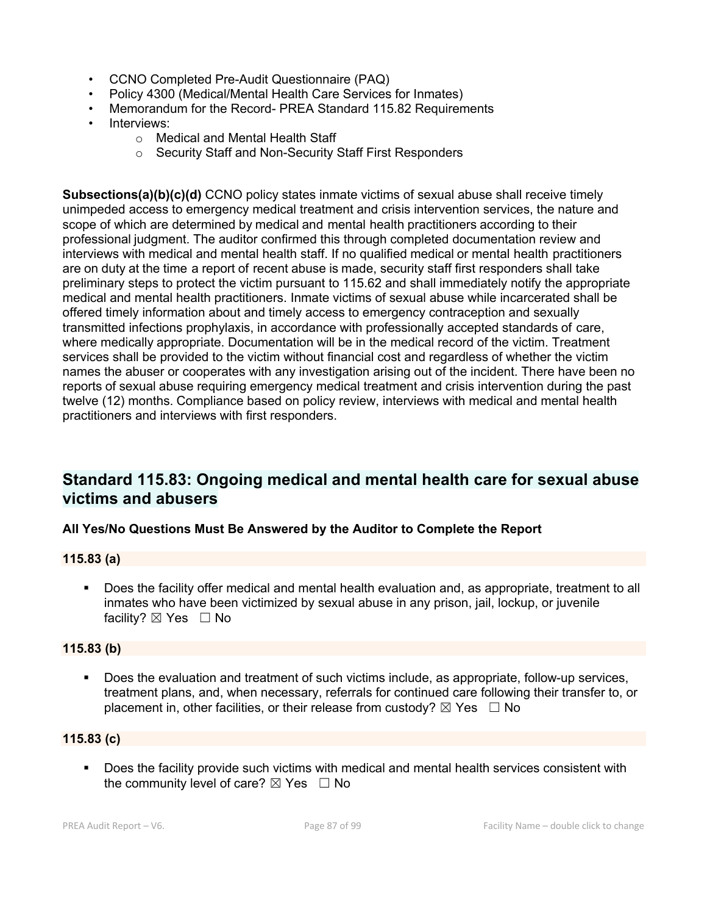- CCNO Completed Pre-Audit Questionnaire (PAQ)
- Policy 4300 (Medical/Mental Health Care Services for Inmates)
- Memorandum for the Record- PREA Standard 115.82 Requirements
- Interviews:
  - Medical and Mental Health Staff
  - Security Staff and Non-Security Staff First Responders

**Subsections(a)(b)(c)(d)** CCNO policy states inmate victims of sexual abuse shall receive timely unimpeded access to emergency medical treatment and crisis intervention services, the nature and scope of which are determined by medical and mental health practitioners according to their professional judgment. The auditor confirmed this through completed documentation review and interviews with medical and mental health staff. If no qualified medical or mental health practitioners are on duty at the time a report of recent abuse is made, security staff first responders shall take preliminary steps to protect the victim pursuant to 115.62 and shall immediately notify the appropriate medical and mental health practitioners. Inmate victims of sexual abuse while incarcerated shall be offered timely information about and timely access to emergency contraception and sexually transmitted infections prophylaxis, in accordance with professionally accepted standards of care, where medically appropriate. Documentation will be in the medical record of the victim. Treatment services shall be provided to the victim without financial cost and regardless of whether the victim names the abuser or cooperates with any investigation arising out of the incident. There have been no reports of sexual abuse requiring emergency medical treatment and crisis intervention during the past twelve (12) months. Compliance based on policy review, interviews with medical and mental health practitioners and interviews with first responders.

## Standard 115.83: Ongoing medical and mental health care for sexual abuse victims and abusers

**All Yes/No Questions Must Be Answered by the Auditor to Complete the Report**

**115.83 (a)**

- Does the facility offer medical and mental health evaluation and, as appropriate, treatment to all inmates who have been victimized by sexual abuse in any prison, jail, lockup, or juvenile facility? ☒ Yes ☐ No

**115.83 (b)**

- Does the evaluation and treatment of such victims include, as appropriate, follow-up services, treatment plans, and, when necessary, referrals for continued care following their transfer to, or placement in, other facilities, or their release from custody? ☒ Yes ☐ No

**115.83 (c)**

- Does the facility provide such victims with medical and mental health services consistent with the community level of care? ☒ Yes ☐ No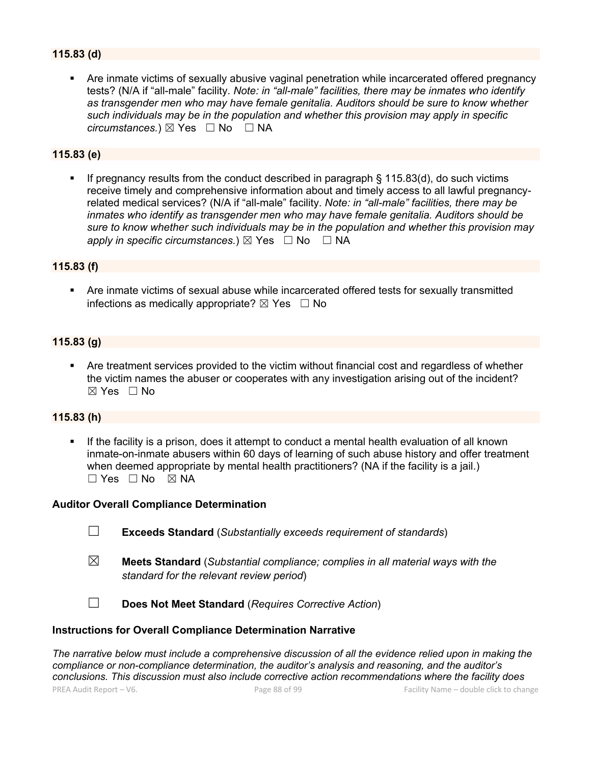### 115.83 (d)

- Are inmate victims of sexually abusive vaginal penetration while incarcerated offered pregnancy tests? (N/A if "all-male" facility. *Note: in "all-male" facilities, there may be inmates who identify as transgender men who may have female genitalia. Auditors should be sure to know whether such individuals may be in the population and whether this provision may apply in specific circumstances.*) ☒ Yes ☐ No ☐ NA

### 115.83 (e)

- If pregnancy results from the conduct described in paragraph § 115.83(d), do such victims receive timely and comprehensive information about and timely access to all lawful pregnancy-related medical services? (N/A if "all-male" facility. *Note: in "all-male" facilities, there may be inmates who identify as transgender men who may have female genitalia. Auditors should be sure to know whether such individuals may be in the population and whether this provision may apply in specific circumstances.*) ☒ Yes ☐ No ☐ NA

### 115.83 (f)

- Are inmate victims of sexual abuse while incarcerated offered tests for sexually transmitted infections as medically appropriate? ☒ Yes ☐ No

### 115.83 (g)

- Are treatment services provided to the victim without financial cost and regardless of whether the victim names the abuser or cooperates with any investigation arising out of the incident? ☒ Yes ☐ No

### 115.83 (h)

- If the facility is a prison, does it attempt to conduct a mental health evaluation of all known inmate-on-inmate abusers within 60 days of learning of such abuse history and offer treatment when deemed appropriate by mental health practitioners? (NA if the facility is a jail.) ☐ Yes ☐ No ☒ NA

**Auditor Overall Compliance Determination**

☐ **Exceeds Standard** (*Substantially exceeds requirement of standards*)

☒ **Meets Standard** (*Substantial compliance; complies in all material ways with the standard for the relevant review period*)

☐ **Does Not Meet Standard** (*Requires Corrective Action*)

**Instructions for Overall Compliance Determination Narrative**

*The narrative below must include a comprehensive discussion of all the evidence relied upon in making the compliance or non-compliance determination, the auditor's analysis and reasoning, and the auditor's conclusions. This discussion must also include corrective action recommendations where the facility does*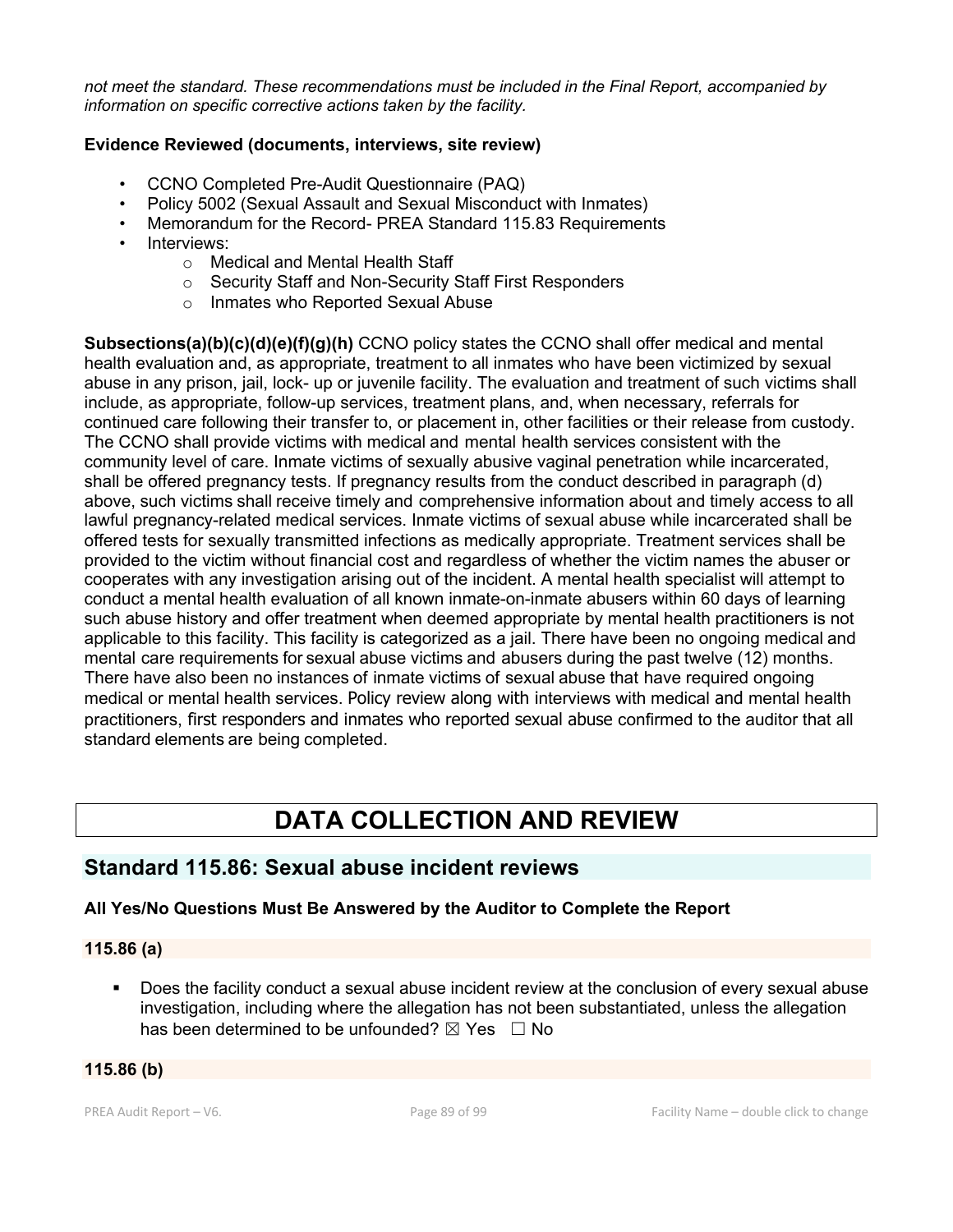*not meet the standard. These recommendations must be included in the Final Report, accompanied by information on specific corrective actions taken by the facility.*

**Evidence Reviewed (documents, interviews, site review)**

- CCNO Completed Pre-Audit Questionnaire (PAQ)
- Policy 5002 (Sexual Assault and Sexual Misconduct with Inmates)
- Memorandum for the Record- PREA Standard 115.83 Requirements
- Interviews:
  - Medical and Mental Health Staff
  - Security Staff and Non-Security Staff First Responders
  - Inmates who Reported Sexual Abuse

**Subsections(a)(b)(c)(d)(e)(f)(g)(h)** CCNO policy states the CCNO shall offer medical and mental health evaluation and, as appropriate, treatment to all inmates who have been victimized by sexual abuse in any prison, jail, lock- up or juvenile facility. The evaluation and treatment of such victims shall include, as appropriate, follow-up services, treatment plans, and, when necessary, referrals for continued care following their transfer to, or placement in, other facilities or their release from custody. The CCNO shall provide victims with medical and mental health services consistent with the community level of care. Inmate victims of sexually abusive vaginal penetration while incarcerated, shall be offered pregnancy tests. If pregnancy results from the conduct described in paragraph (d) above, such victims shall receive timely and comprehensive information about and timely access to all lawful pregnancy-related medical services. Inmate victims of sexual abuse while incarcerated shall be offered tests for sexually transmitted infections as medically appropriate. Treatment services shall be provided to the victim without financial cost and regardless of whether the victim names the abuser or cooperates with any investigation arising out of the incident. A mental health specialist will attempt to conduct a mental health evaluation of all known inmate-on-inmate abusers within 60 days of learning such abuse history and offer treatment when deemed appropriate by mental health practitioners is not applicable to this facility. This facility is categorized as a jail. There have been no ongoing medical and mental care requirements for sexual abuse victims and abusers during the past twelve (12) months. There have also been no instances of inmate victims of sexual abuse that have required ongoing medical or mental health services. Policy review along with interviews with medical and mental health practitioners, first responders and inmates who reported sexual abuse confirmed to the auditor that all standard elements are being completed.

# DATA COLLECTION AND REVIEW

## Standard 115.86: Sexual abuse incident reviews

**All Yes/No Questions Must Be Answered by the Auditor to Complete the Report**

**115.86 (a)**

- Does the facility conduct a sexual abuse incident review at the conclusion of every sexual abuse investigation, including where the allegation has not been substantiated, unless the allegation has been determined to be unfounded? ☒ Yes ☐ No

**115.86 (b)**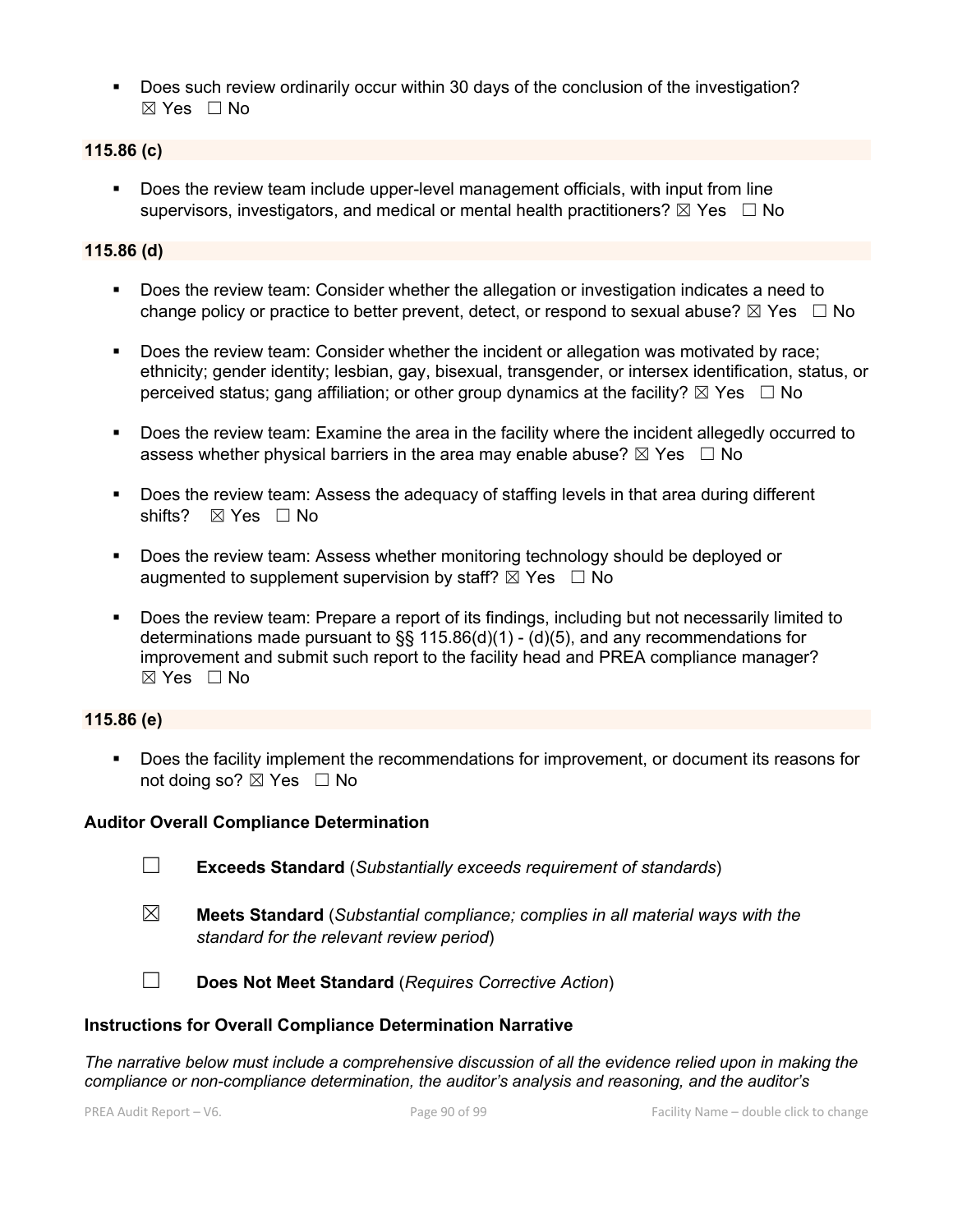- Does such review ordinarily occur within 30 days of the conclusion of the investigation? ☒ Yes ☐ No

**115.86 (c)**

- Does the review team include upper-level management officials, with input from line supervisors, investigators, and medical or mental health practitioners? ☒ Yes ☐ No

**115.86 (d)**

- Does the review team: Consider whether the allegation or investigation indicates a need to change policy or practice to better prevent, detect, or respond to sexual abuse? ☒ Yes ☐ No
- Does the review team: Consider whether the incident or allegation was motivated by race; ethnicity; gender identity; lesbian, gay, bisexual, transgender, or intersex identification, status, or perceived status; gang affiliation; or other group dynamics at the facility? ☒ Yes ☐ No
- Does the review team: Examine the area in the facility where the incident allegedly occurred to assess whether physical barriers in the area may enable abuse? ☒ Yes ☐ No
- Does the review team: Assess the adequacy of staffing levels in that area during different shifts? ☒ Yes ☐ No
- Does the review team: Assess whether monitoring technology should be deployed or augmented to supplement supervision by staff? ☒ Yes ☐ No
- Does the review team: Prepare a report of its findings, including but not necessarily limited to determinations made pursuant to §§ 115.86(d)(1) - (d)(5), and any recommendations for improvement and submit such report to the facility head and PREA compliance manager? ☒ Yes ☐ No

**115.86 (e)**

- Does the facility implement the recommendations for improvement, or document its reasons for not doing so? ☒ Yes ☐ No

**Auditor Overall Compliance Determination**

☐ **Exceeds Standard** (*Substantially exceeds requirement of standards*)

☒ **Meets Standard** (*Substantial compliance; complies in all material ways with the standard for the relevant review period*)

☐ **Does Not Meet Standard** (*Requires Corrective Action*)

**Instructions for Overall Compliance Determination Narrative**

*The narrative below must include a comprehensive discussion of all the evidence relied upon in making the compliance or non-compliance determination, the auditor's analysis and reasoning, and the auditor's*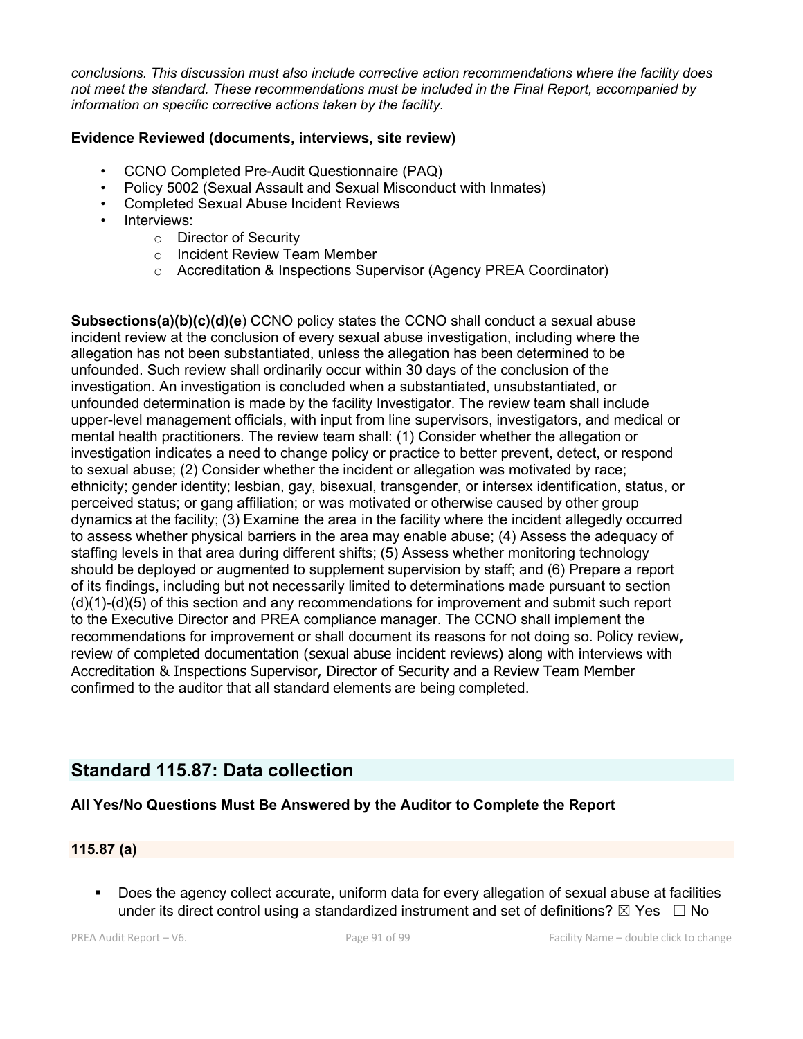*conclusions. This discussion must also include corrective action recommendations where the facility does not meet the standard. These recommendations must be included in the Final Report, accompanied by information on specific corrective actions taken by the facility.*

**Evidence Reviewed (documents, interviews, site review)**

- CCNO Completed Pre-Audit Questionnaire (PAQ)
- Policy 5002 (Sexual Assault and Sexual Misconduct with Inmates)
- Completed Sexual Abuse Incident Reviews
- Interviews:
  - Director of Security
  - Incident Review Team Member
  - Accreditation & Inspections Supervisor (Agency PREA Coordinator)

**Subsections(a)(b)(c)(d)(e**) CCNO policy states the CCNO shall conduct a sexual abuse incident review at the conclusion of every sexual abuse investigation, including where the allegation has not been substantiated, unless the allegation has been determined to be unfounded. Such review shall ordinarily occur within 30 days of the conclusion of the investigation. An investigation is concluded when a substantiated, unsubstantiated, or unfounded determination is made by the facility Investigator. The review team shall include upper-level management officials, with input from line supervisors, investigators, and medical or mental health practitioners. The review team shall: (1) Consider whether the allegation or investigation indicates a need to change policy or practice to better prevent, detect, or respond to sexual abuse; (2) Consider whether the incident or allegation was motivated by race; ethnicity; gender identity; lesbian, gay, bisexual, transgender, or intersex identification, status, or perceived status; or gang affiliation; or was motivated or otherwise caused by other group dynamics at the facility; (3) Examine the area in the facility where the incident allegedly occurred to assess whether physical barriers in the area may enable abuse; (4) Assess the adequacy of staffing levels in that area during different shifts; (5) Assess whether monitoring technology should be deployed or augmented to supplement supervision by staff; and (6) Prepare a report of its findings, including but not necessarily limited to determinations made pursuant to section (d)(1)-(d)(5) of this section and any recommendations for improvement and submit such report to the Executive Director and PREA compliance manager. The CCNO shall implement the recommendations for improvement or shall document its reasons for not doing so. Policy review, review of completed documentation (sexual abuse incident reviews) along with interviews with Accreditation & Inspections Supervisor, Director of Security and a Review Team Member confirmed to the auditor that all standard elements are being completed.

## Standard 115.87: Data collection

**All Yes/No Questions Must Be Answered by the Auditor to Complete the Report**

### 115.87 (a)

- Does the agency collect accurate, uniform data for every allegation of sexual abuse at facilities under its direct control using a standardized instrument and set of definitions? ☒ Yes ☐ No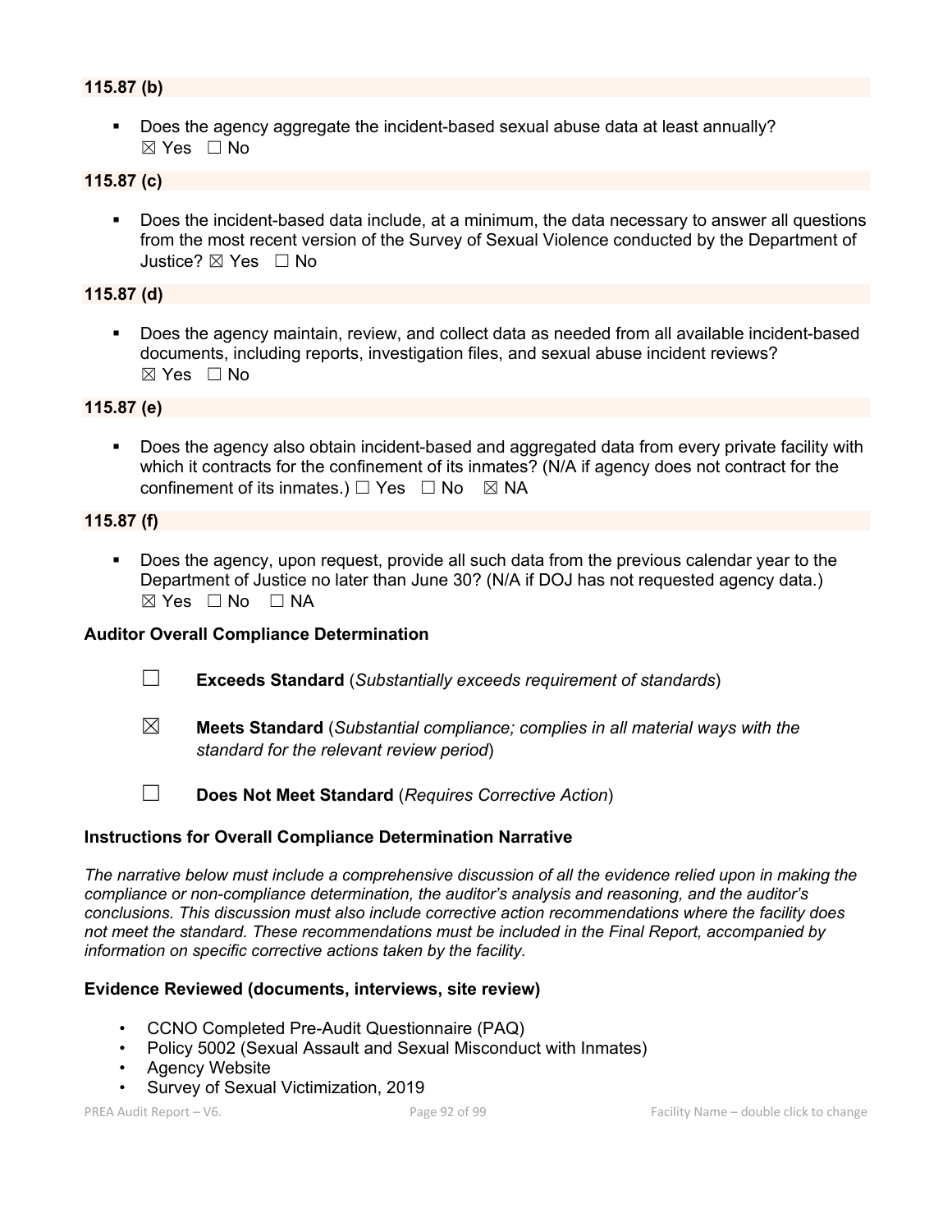### 115.87 (b)

- Does the agency aggregate the incident-based sexual abuse data at least annually? ☒ Yes ☐ No

### 115.87 (c)

- Does the incident-based data include, at a minimum, the data necessary to answer all questions from the most recent version of the Survey of Sexual Violence conducted by the Department of Justice? ☒ Yes ☐ No

### 115.87 (d)

- Does the agency maintain, review, and collect data as needed from all available incident-based documents, including reports, investigation files, and sexual abuse incident reviews? ☒ Yes ☐ No

### 115.87 (e)

- Does the agency also obtain incident-based and aggregated data from every private facility with which it contracts for the confinement of its inmates? (N/A if agency does not contract for the confinement of its inmates.) ☐ Yes ☐ No ☒ NA

### 115.87 (f)

- Does the agency, upon request, provide all such data from the previous calendar year to the Department of Justice no later than June 30? (N/A if DOJ has not requested agency data.) ☒ Yes ☐ No ☐ NA

**Auditor Overall Compliance Determination**

☐ **Exceeds Standard** (*Substantially exceeds requirement of standards*)

☒ **Meets Standard** (*Substantial compliance; complies in all material ways with the standard for the relevant review period*)

☐ **Does Not Meet Standard** (*Requires Corrective Action*)

**Instructions for Overall Compliance Determination Narrative**

*The narrative below must include a comprehensive discussion of all the evidence relied upon in making the compliance or non-compliance determination, the auditor's analysis and reasoning, and the auditor's conclusions. This discussion must also include corrective action recommendations where the facility does not meet the standard. These recommendations must be included in the Final Report, accompanied by information on specific corrective actions taken by the facility.*

**Evidence Reviewed (documents, interviews, site review)**

- CCNO Completed Pre-Audit Questionnaire (PAQ)
- Policy 5002 (Sexual Assault and Sexual Misconduct with Inmates)
- Agency Website
- Survey of Sexual Victimization, 2019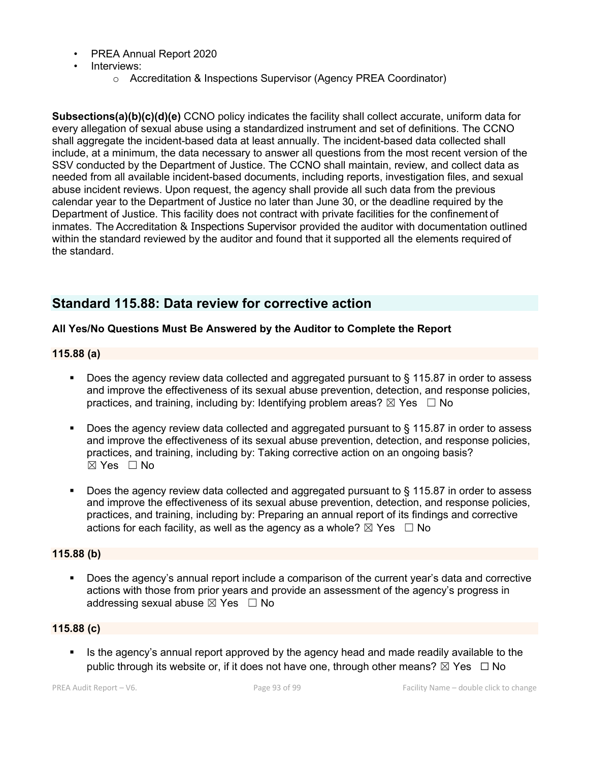- PREA Annual Report 2020
- Interviews:
  - Accreditation & Inspections Supervisor (Agency PREA Coordinator)

**Subsections(a)(b)(c)(d)(e)** CCNO policy indicates the facility shall collect accurate, uniform data for every allegation of sexual abuse using a standardized instrument and set of definitions. The CCNO shall aggregate the incident-based data at least annually. The incident-based data collected shall include, at a minimum, the data necessary to answer all questions from the most recent version of the SSV conducted by the Department of Justice. The CCNO shall maintain, review, and collect data as needed from all available incident-based documents, including reports, investigation files, and sexual abuse incident reviews. Upon request, the agency shall provide all such data from the previous calendar year to the Department of Justice no later than June 30, or the deadline required by the Department of Justice. This facility does not contract with private facilities for the confinement of inmates. The Accreditation & Inspections Supervisor provided the auditor with documentation outlined within the standard reviewed by the auditor and found that it supported all the elements required of the standard.

## Standard 115.88: Data review for corrective action

**All Yes/No Questions Must Be Answered by the Auditor to Complete the Report**

### 115.88 (a)

- Does the agency review data collected and aggregated pursuant to § 115.87 in order to assess and improve the effectiveness of its sexual abuse prevention, detection, and response policies, practices, and training, including by: Identifying problem areas? ☒ Yes ☐ No
- Does the agency review data collected and aggregated pursuant to § 115.87 in order to assess and improve the effectiveness of its sexual abuse prevention, detection, and response policies, practices, and training, including by: Taking corrective action on an ongoing basis? ☒ Yes ☐ No
- Does the agency review data collected and aggregated pursuant to § 115.87 in order to assess and improve the effectiveness of its sexual abuse prevention, detection, and response policies, practices, and training, including by: Preparing an annual report of its findings and corrective actions for each facility, as well as the agency as a whole? ☒ Yes ☐ No

### 115.88 (b)

- Does the agency's annual report include a comparison of the current year's data and corrective actions with those from prior years and provide an assessment of the agency's progress in addressing sexual abuse ☒ Yes ☐ No

### 115.88 (c)

- Is the agency's annual report approved by the agency head and made readily available to the public through its website or, if it does not have one, through other means? ☒ Yes ☐ No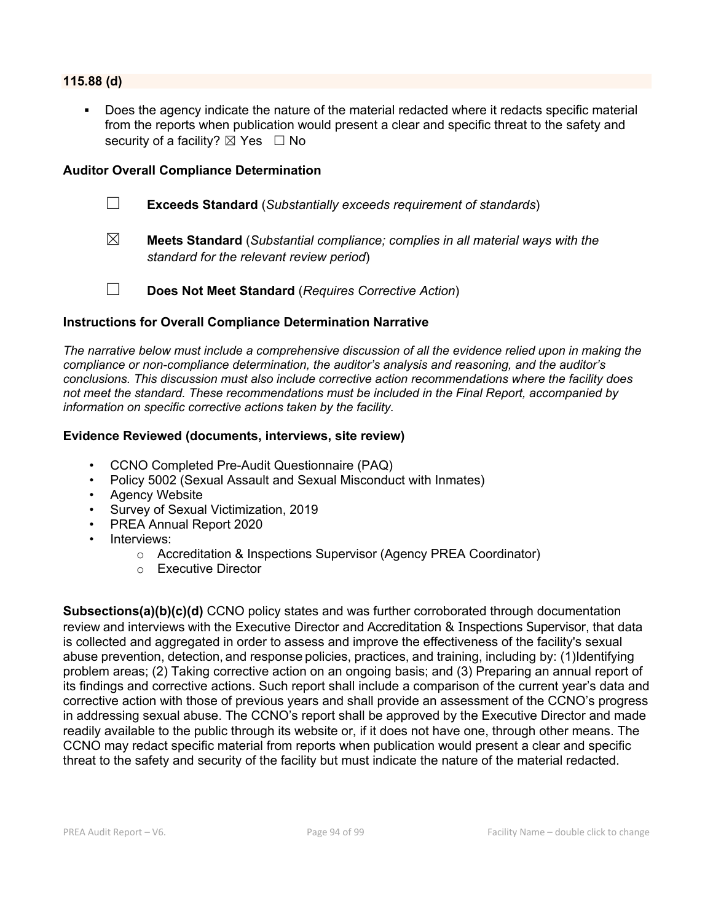**115.88 (d)**

- Does the agency indicate the nature of the material redacted where it redacts specific material from the reports when publication would present a clear and specific threat to the safety and security of a facility? ☒ Yes ☐ No

**Auditor Overall Compliance Determination**

☐ **Exceeds Standard** (*Substantially exceeds requirement of standards*)

☒ **Meets Standard** (*Substantial compliance; complies in all material ways with the standard for the relevant review period*)

☐ **Does Not Meet Standard** (*Requires Corrective Action*)

**Instructions for Overall Compliance Determination Narrative**

*The narrative below must include a comprehensive discussion of all the evidence relied upon in making the compliance or non-compliance determination, the auditor's analysis and reasoning, and the auditor's conclusions. This discussion must also include corrective action recommendations where the facility does not meet the standard. These recommendations must be included in the Final Report, accompanied by information on specific corrective actions taken by the facility.*

**Evidence Reviewed (documents, interviews, site review)**

- CCNO Completed Pre-Audit Questionnaire (PAQ)
- Policy 5002 (Sexual Assault and Sexual Misconduct with Inmates)
- Agency Website
- Survey of Sexual Victimization, 2019
- PREA Annual Report 2020
- Interviews:
    - Accreditation & Inspections Supervisor (Agency PREA Coordinator)
    - Executive Director

**Subsections(a)(b)(c)(d)** CCNO policy states and was further corroborated through documentation review and interviews with the Executive Director and Accreditation & Inspections Supervisor, that data is collected and aggregated in order to assess and improve the effectiveness of the facility's sexual abuse prevention, detection, and response policies, practices, and training, including by: (1)Identifying problem areas; (2) Taking corrective action on an ongoing basis; and (3) Preparing an annual report of its findings and corrective actions. Such report shall include a comparison of the current year's data and corrective action with those of previous years and shall provide an assessment of the CCNO's progress in addressing sexual abuse. The CCNO's report shall be approved by the Executive Director and made readily available to the public through its website or, if it does not have one, through other means. The CCNO may redact specific material from reports when publication would present a clear and specific threat to the safety and security of the facility but must indicate the nature of the material redacted.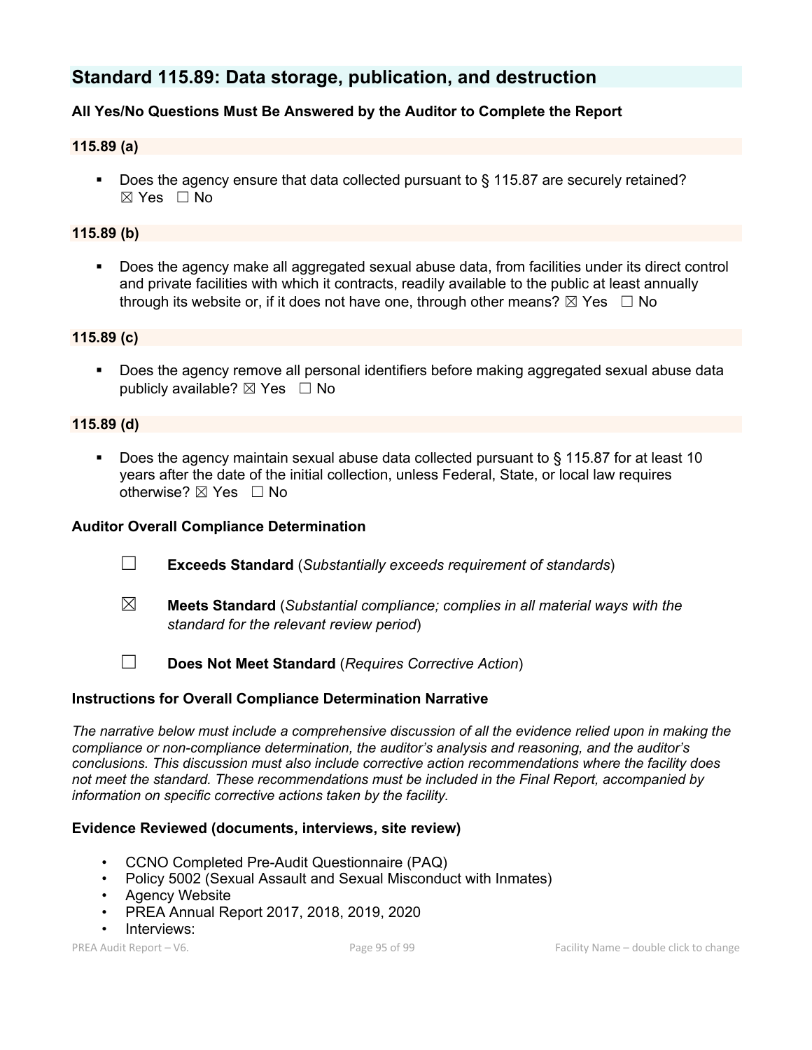## Standard 115.89: Data storage, publication, and destruction

**All Yes/No Questions Must Be Answered by the Auditor to Complete the Report**

**115.89 (a)**

- Does the agency ensure that data collected pursuant to § 115.87 are securely retained? ☒ Yes ☐ No

**115.89 (b)**

- Does the agency make all aggregated sexual abuse data, from facilities under its direct control and private facilities with which it contracts, readily available to the public at least annually through its website or, if it does not have one, through other means? ☒ Yes ☐ No

**115.89 (c)**

- Does the agency remove all personal identifiers before making aggregated sexual abuse data publicly available? ☒ Yes ☐ No

**115.89 (d)**

- Does the agency maintain sexual abuse data collected pursuant to § 115.87 for at least 10 years after the date of the initial collection, unless Federal, State, or local law requires otherwise? ☒ Yes ☐ No

**Auditor Overall Compliance Determination**

☐ **Exceeds Standard** (*Substantially exceeds requirement of standards*)

☒ **Meets Standard** (*Substantial compliance; complies in all material ways with the standard for the relevant review period*)

☐ **Does Not Meet Standard** (*Requires Corrective Action*)

**Instructions for Overall Compliance Determination Narrative**

*The narrative below must include a comprehensive discussion of all the evidence relied upon in making the compliance or non-compliance determination, the auditor's analysis and reasoning, and the auditor's conclusions. This discussion must also include corrective action recommendations where the facility does not meet the standard. These recommendations must be included in the Final Report, accompanied by information on specific corrective actions taken by the facility.*

**Evidence Reviewed (documents, interviews, site review)**

- CCNO Completed Pre-Audit Questionnaire (PAQ)
- Policy 5002 (Sexual Assault and Sexual Misconduct with Inmates)
- Agency Website
- PREA Annual Report 2017, 2018, 2019, 2020
- Interviews: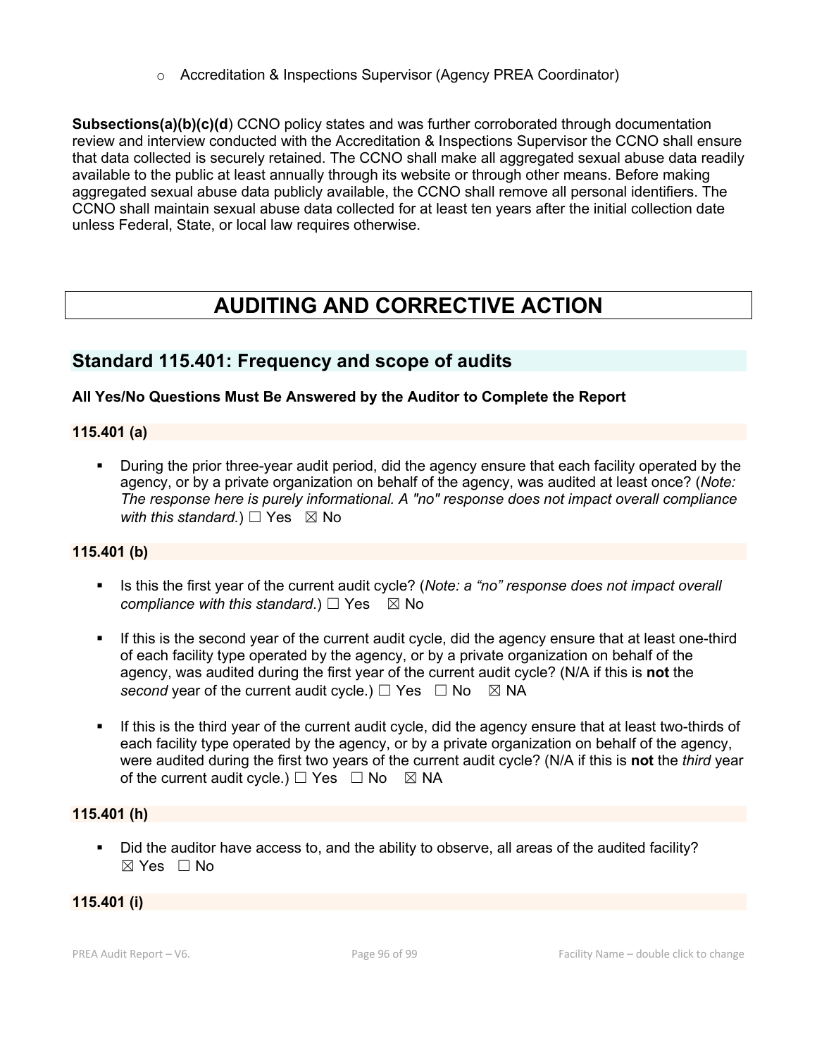- o Accreditation & Inspections Supervisor (Agency PREA Coordinator)

**Subsections(a)(b)(c)(d**) CCNO policy states and was further corroborated through documentation review and interview conducted with the Accreditation & Inspections Supervisor the CCNO shall ensure that data collected is securely retained. The CCNO shall make all aggregated sexual abuse data readily available to the public at least annually through its website or through other means. Before making aggregated sexual abuse data publicly available, the CCNO shall remove all personal identifiers. The CCNO shall maintain sexual abuse data collected for at least ten years after the initial collection date unless Federal, State, or local law requires otherwise.

# AUDITING AND CORRECTIVE ACTION

## Standard 115.401: Frequency and scope of audits

**All Yes/No Questions Must Be Answered by the Auditor to Complete the Report**

**115.401 (a)**

- During the prior three-year audit period, did the agency ensure that each facility operated by the agency, or by a private organization on behalf of the agency, was audited at least once? (*Note: The response here is purely informational. A "no" response does not impact overall compliance with this standard.*) ☐ Yes ☒ No

**115.401 (b)**

- Is this the first year of the current audit cycle? (*Note: a "no" response does not impact overall compliance with this standard*.) ☐ Yes ☒ No
- If this is the second year of the current audit cycle, did the agency ensure that at least one-third of each facility type operated by the agency, or by a private organization on behalf of the agency, was audited during the first year of the current audit cycle? (N/A if this is **not** the *second* year of the current audit cycle.) ☐ Yes ☐ No ☒ NA
- If this is the third year of the current audit cycle, did the agency ensure that at least two-thirds of each facility type operated by the agency, or by a private organization on behalf of the agency, were audited during the first two years of the current audit cycle? (N/A if this is **not** the *third* year of the current audit cycle.) ☐ Yes ☐ No ☒ NA

**115.401 (h)**

- Did the auditor have access to, and the ability to observe, all areas of the audited facility? ☒ Yes ☐ No

**115.401 (i)**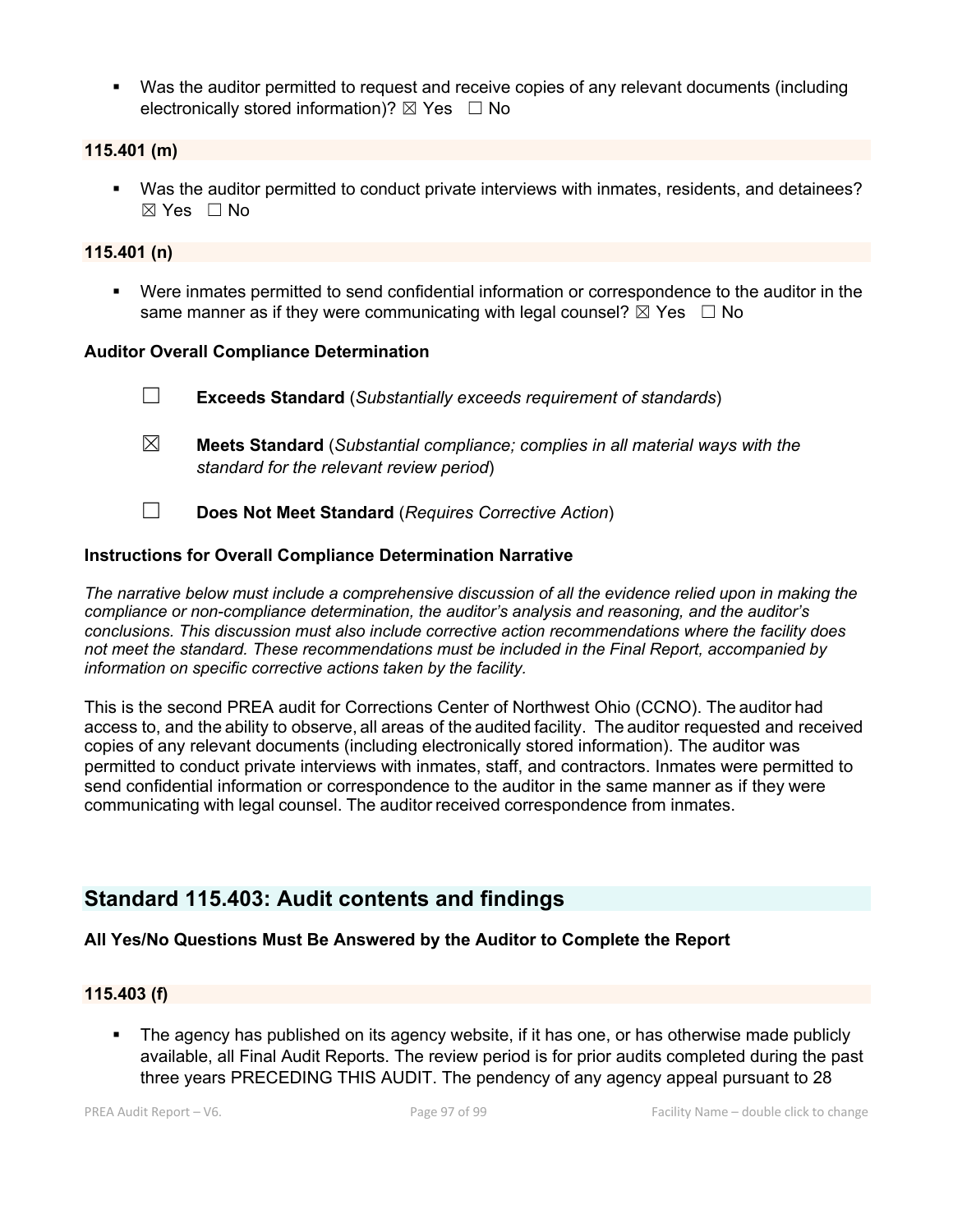- Was the auditor permitted to request and receive copies of any relevant documents (including electronically stored information)? ☒ Yes ☐ No

**115.401 (m)**

- Was the auditor permitted to conduct private interviews with inmates, residents, and detainees? ☒ Yes ☐ No

**115.401 (n)**

- Were inmates permitted to send confidential information or correspondence to the auditor in the same manner as if they were communicating with legal counsel? ☒ Yes ☐ No

**Auditor Overall Compliance Determination**

☐ **Exceeds Standard** (*Substantially exceeds requirement of standards*)

☒ **Meets Standard** (*Substantial compliance; complies in all material ways with the standard for the relevant review period*)

☐ **Does Not Meet Standard** (*Requires Corrective Action*)

**Instructions for Overall Compliance Determination Narrative**

*The narrative below must include a comprehensive discussion of all the evidence relied upon in making the compliance or non-compliance determination, the auditor's analysis and reasoning, and the auditor's conclusions. This discussion must also include corrective action recommendations where the facility does not meet the standard. These recommendations must be included in the Final Report, accompanied by information on specific corrective actions taken by the facility.*

This is the second PREA audit for Corrections Center of Northwest Ohio (CCNO). The auditor had access to, and the ability to observe, all areas of the audited facility. The auditor requested and received copies of any relevant documents (including electronically stored information). The auditor was permitted to conduct private interviews with inmates, staff, and contractors. Inmates were permitted to send confidential information or correspondence to the auditor in the same manner as if they were communicating with legal counsel. The auditor received correspondence from inmates.

## Standard 115.403: Audit contents and findings

**All Yes/No Questions Must Be Answered by the Auditor to Complete the Report**

**115.403 (f)**

- The agency has published on its agency website, if it has one, or has otherwise made publicly available, all Final Audit Reports. The review period is for prior audits completed during the past three years PRECEDING THIS AUDIT. The pendency of any agency appeal pursuant to 28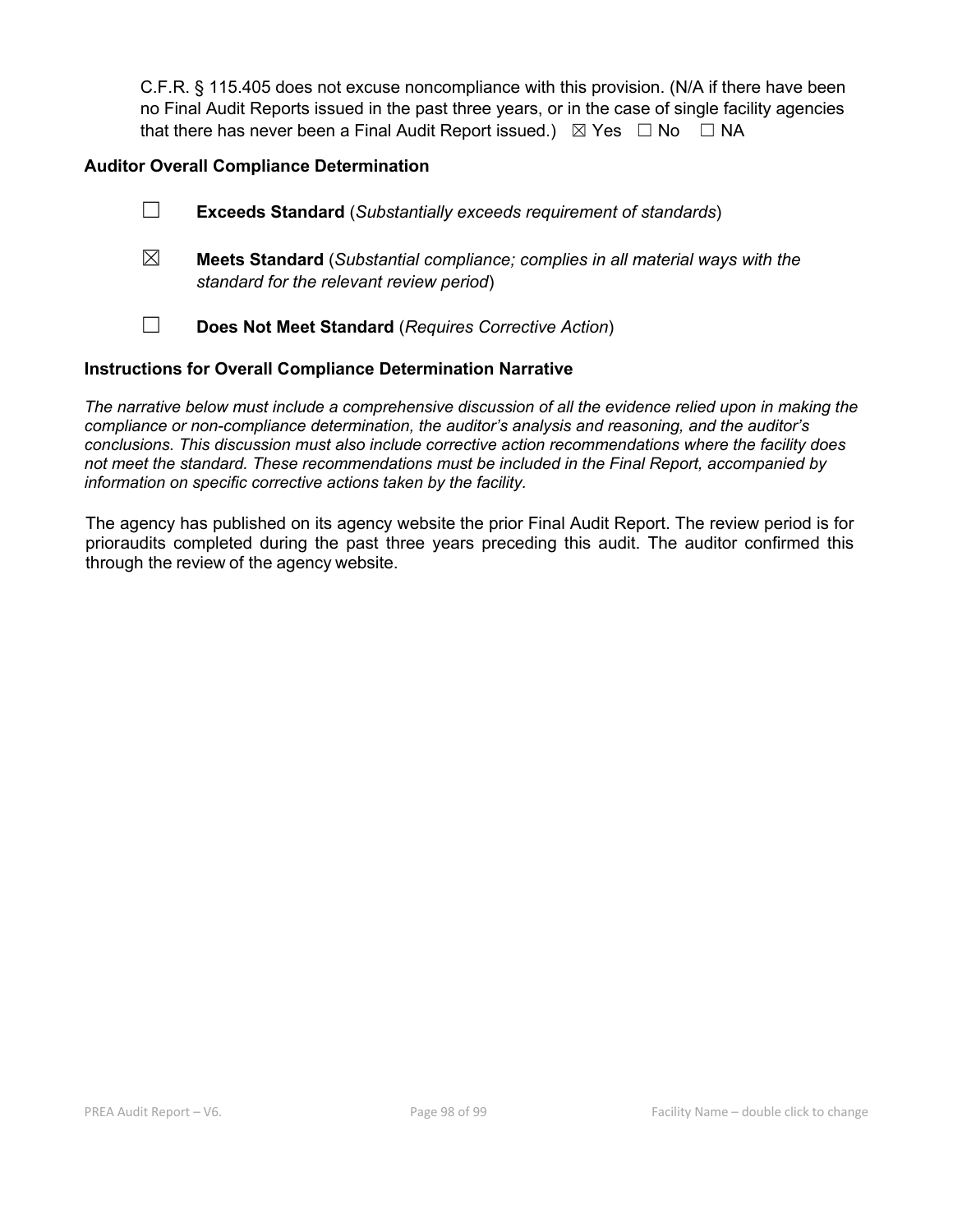C.F.R. § 115.405 does not excuse noncompliance with this provision. (N/A if there have been no Final Audit Reports issued in the past three years, or in the case of single facility agencies that there has never been a Final Audit Report issued.) ☒ Yes ☐ No ☐ NA

### Auditor Overall Compliance Determination

☐ **Exceeds Standard** (*Substantially exceeds requirement of standards*)

☒ **Meets Standard** (*Substantial compliance; complies in all material ways with the standard for the relevant review period*)

☐ **Does Not Meet Standard** (*Requires Corrective Action*)

### Instructions for Overall Compliance Determination Narrative

*The narrative below must include a comprehensive discussion of all the evidence relied upon in making the compliance or non-compliance determination, the auditor's analysis and reasoning, and the auditor's conclusions. This discussion must also include corrective action recommendations where the facility does not meet the standard. These recommendations must be included in the Final Report, accompanied by information on specific corrective actions taken by the facility.*

The agency has published on its agency website the prior Final Audit Report. The review period is for prioraudits completed during the past three years preceding this audit. The auditor confirmed this through the review of the agency website.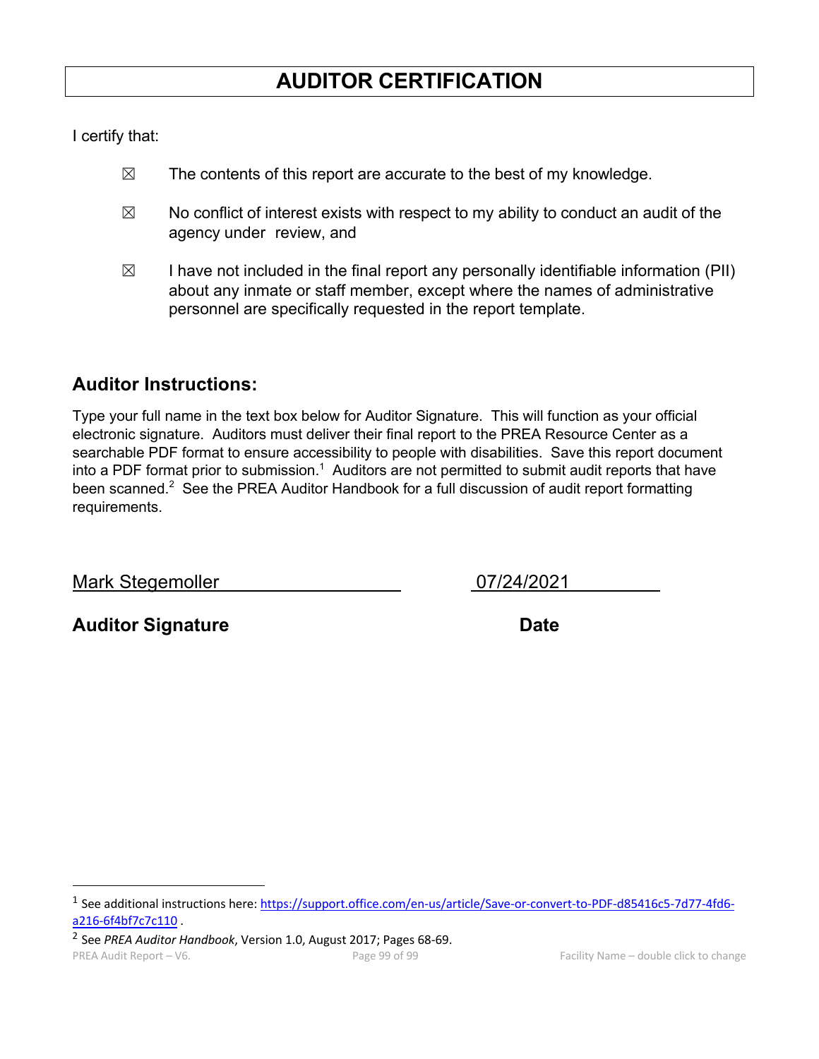# AUDITOR CERTIFICATION

I certify that:

☒ The contents of this report are accurate to the best of my knowledge.

☒ No conflict of interest exists with respect to my ability to conduct an audit of the agency under review, and

☒ I have not included in the final report any personally identifiable information (PII) about any inmate or staff member, except where the names of administrative personnel are specifically requested in the report template.

## Auditor Instructions:

Type your full name in the text box below for Auditor Signature. This will function as your official electronic signature. Auditors must deliver their final report to the PREA Resource Center as a searchable PDF format to ensure accessibility to people with disabilities. Save this report document into a PDF format prior to submission.[1] Auditors are not permitted to submit audit reports that have been scanned.[2] See the PREA Auditor Handbook for a full discussion of audit report formatting requirements.

Mark Stegemoller 07/24/2021

**Auditor Signature** **Date**

---

[1] See additional instructions here: https://support.office.com/en-us/article/Save-or-convert-to-PDF-d85416c5-7d77-4fd6-a216-6f4bf7c7c110 .

[2] See *PREA Auditor Handbook*, Version 1.0, August 2017; Pages 68-69.